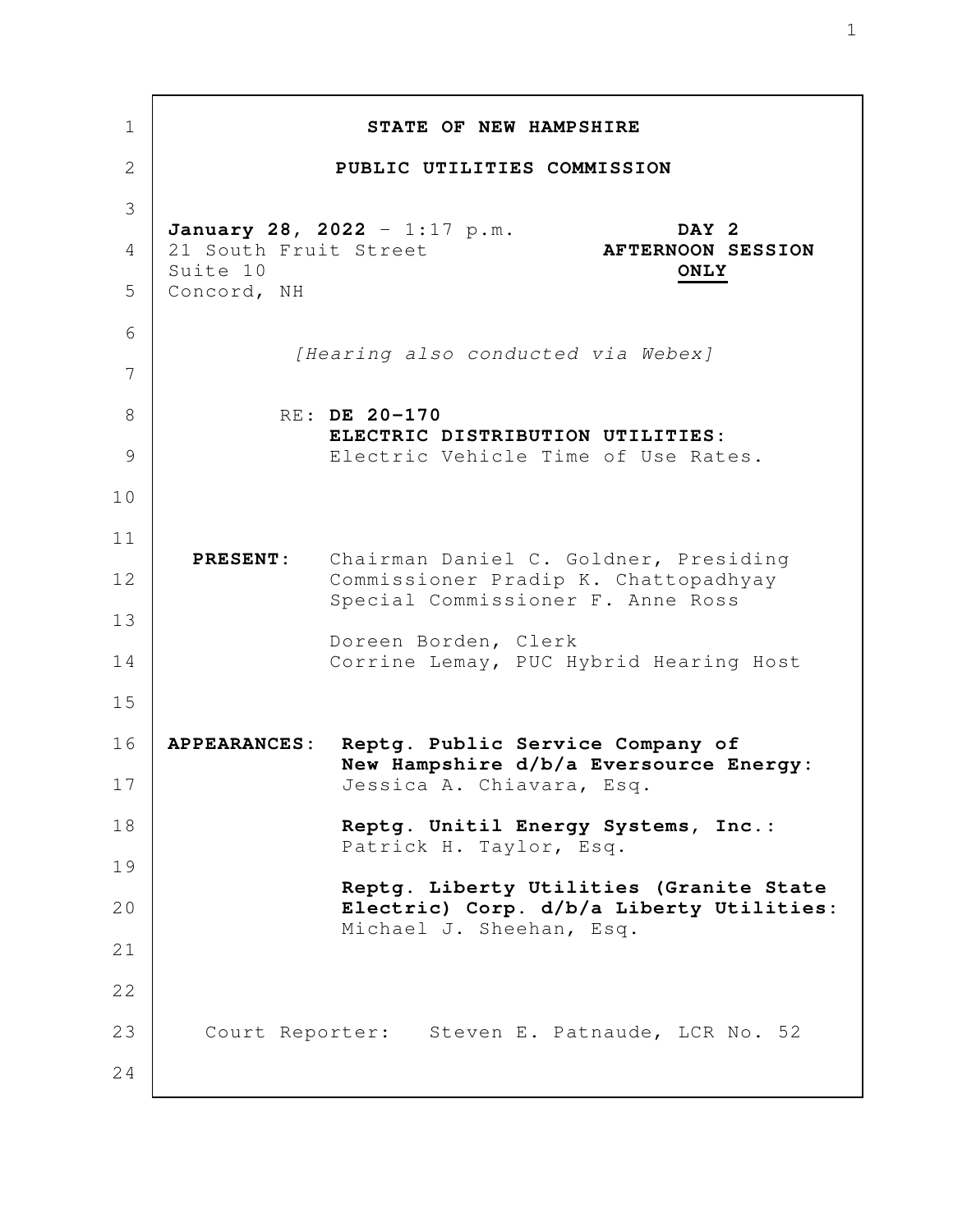**STATE OF NEW HAMPSHIRE**

**PUBLIC UTILITIES COMMISSION**

**January 28, 2022** - 1:17 p.m.
21 South Fruit Street
Suite 10
Concord, NH

**DAY 2**
**AFTERNOON SESSION**
**ONLY**

*[Hearing also conducted via Webex]*

RE: **DE 20-170**
**ELECTRIC DISTRIBUTION UTILITIES:**
Electric Vehicle Time of Use Rates.

**PRESENT:** Chairman Daniel C. Goldner, Presiding
Commissioner Pradip K. Chattopadhyay
Special Commissioner F. Anne Ross

Doreen Borden, Clerk
Corrine Lemay, PUC Hybrid Hearing Host

**APPEARANCES:** **Reptg. Public Service Company of New Hampshire d/b/a Eversource Energy:**
Jessica A. Chiavara, Esq.

**Reptg. Unitil Energy Systems, Inc.:**
Patrick H. Taylor, Esq.

**Reptg. Liberty Utilities (Granite State Electric) Corp. d/b/a Liberty Utilities:**
Michael J. Sheehan, Esq.

Court Reporter: Steven E. Patnaude, LCR No. 52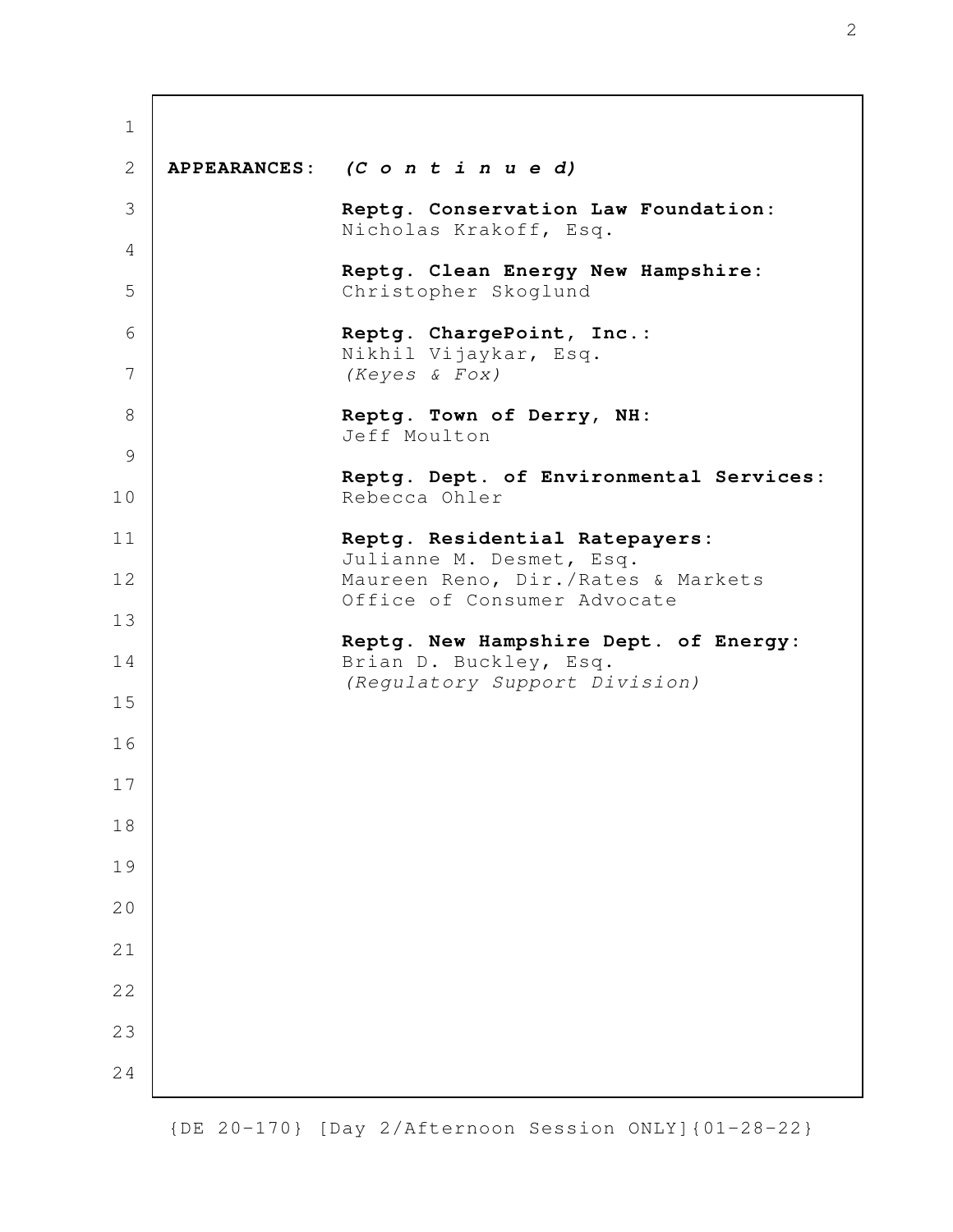**APPEARANCES:** ***(C o n t i n u e d)***

**Reptg. Conservation Law Foundation:**
Nicholas Krakoff, Esq.

**Reptg. Clean Energy New Hampshire:**
Christopher Skoglund

**Reptg. ChargePoint, Inc.:**
Nikhil Vijaykar, Esq.
*(Keyes & Fox)*

**Reptg. Town of Derry, NH:**
Jeff Moulton

**Reptg. Dept. of Environmental Services:**
Rebecca Ohler

**Reptg. Residential Ratepayers:**
Julianne M. Desmet, Esq.
Maureen Reno, Dir./Rates & Markets
Office of Consumer Advocate

**Reptg. New Hampshire Dept. of Energy:**
Brian D. Buckley, Esq.
*(Regulatory Support Division)*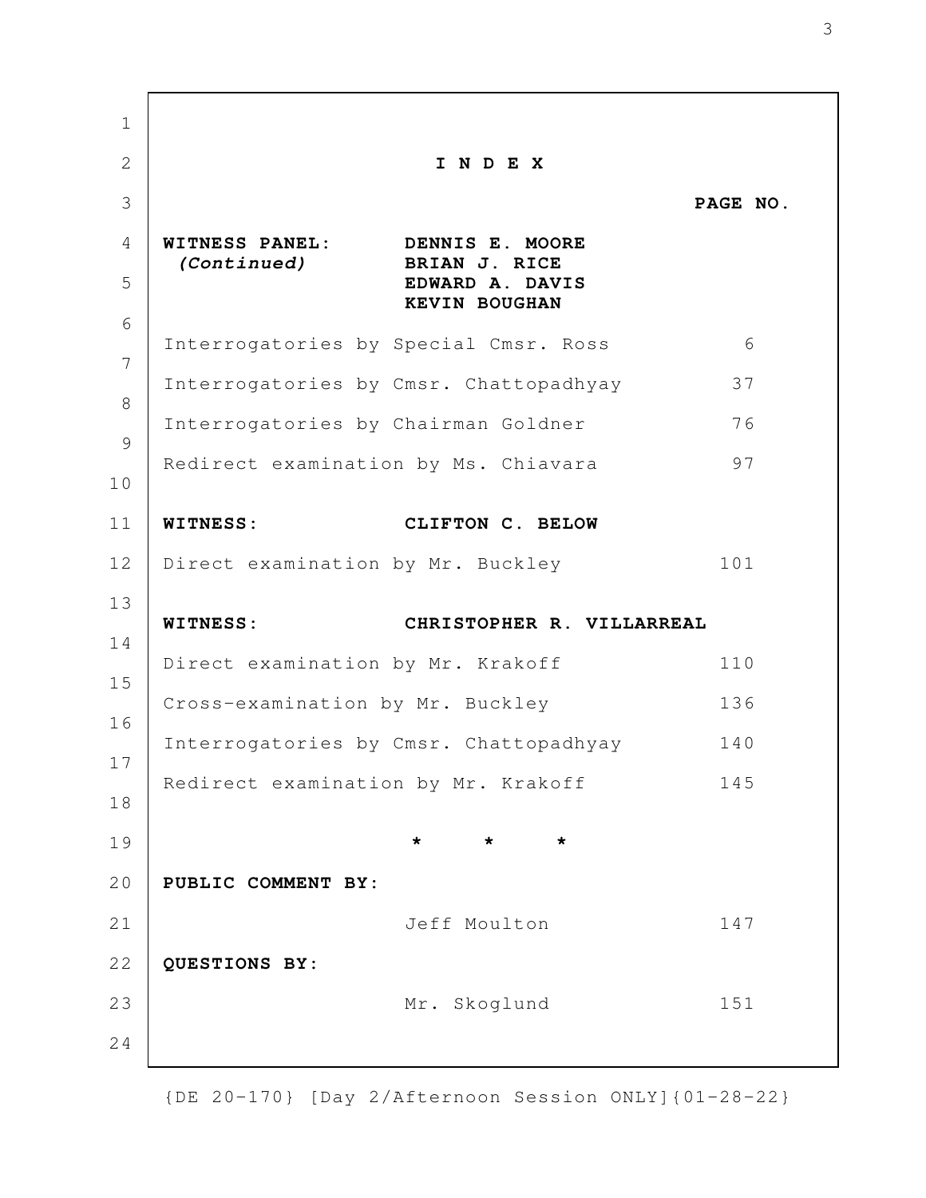# I N D E X

**PAGE NO.**

**WITNESS PANEL:** **DENNIS E. MOORE**
***(Continued)*** **BRIAN J. RICE**
**EDWARD A. DAVIS**
**KEVIN BOUGHAN**

| | |
|---|---|
| Interrogatories by Special Cmsr. Ross | 6 |
| Interrogatories by Cmsr. Chattopadhyay | 37 |
| Interrogatories by Chairman Goldner | 76 |
| Redirect examination by Ms. Chiavara | 97 |

**WITNESS:** **CLIFTON C. BELOW**

| | |
|---|---|
| Direct examination by Mr. Buckley | 101 |

**WITNESS:** **CHRISTOPHER R. VILLARREAL**

| | |
|---|---|
| Direct examination by Mr. Krakoff | 110 |
| Cross-examination by Mr. Buckley | 136 |
| Interrogatories by Cmsr. Chattopadhyay | 140 |
| Redirect examination by Mr. Krakoff | 145 |

* * *

**PUBLIC COMMENT BY:**

| | |
|---|---|
| Jeff Moulton | 147 |

**QUESTIONS BY:**

| | |
|---|---|
| Mr. Skoglund | 151 |

{DE 20-170} [Day 2/Afternoon Session ONLY]{01-28-22}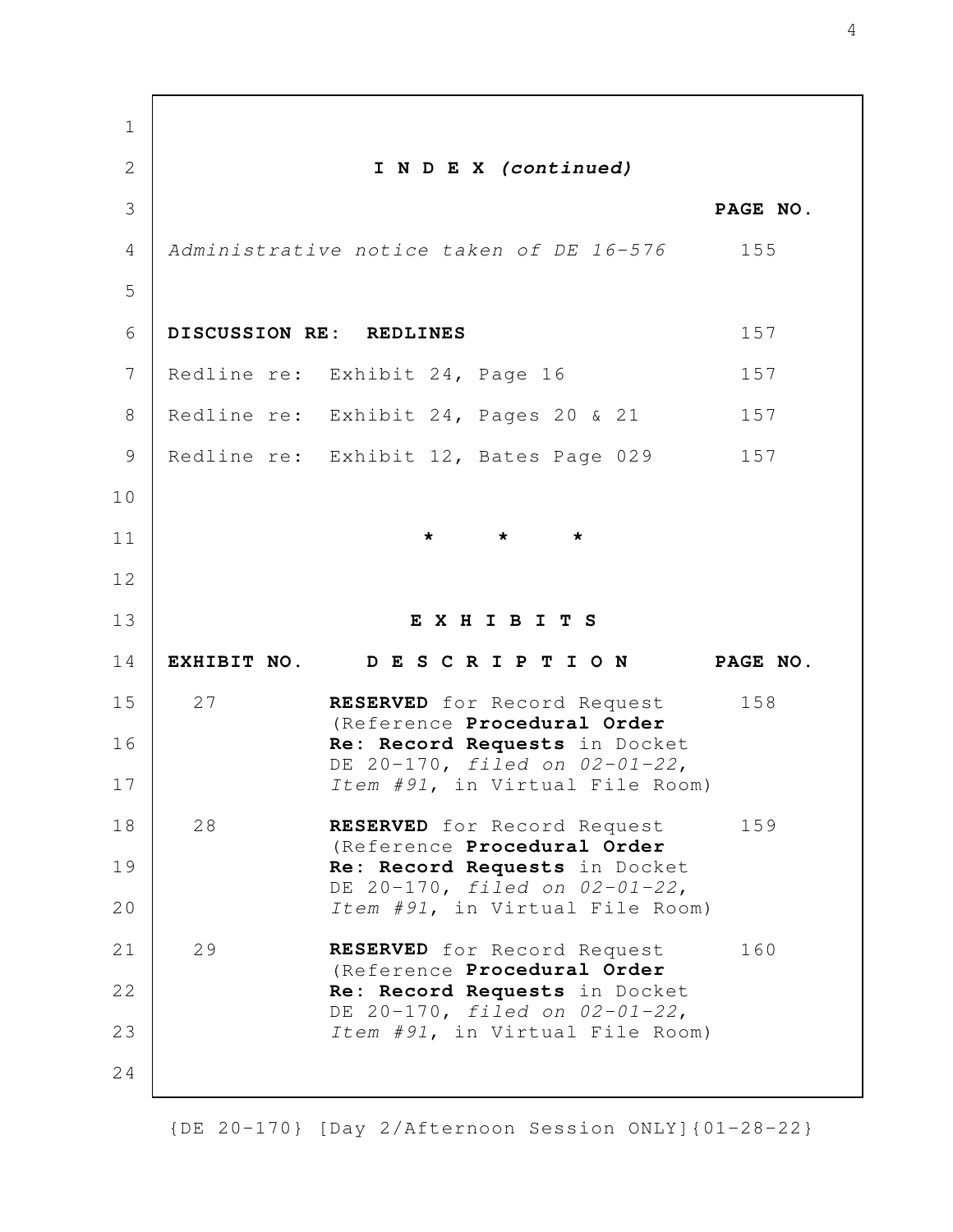## I N D E X *(continued)*

| | PAGE NO. |
|---|---|
| *Administrative notice taken of DE 16-576* | 155 |
| **DISCUSSION RE: REDLINES** | 157 |
| Redline re: Exhibit 24, Page 16 | 157 |
| Redline re: Exhibit 24, Pages 20 & 21 | 157 |
| Redline re: Exhibit 12, Bates Page 029 | 157 |

\* \* \*

## E X H I B I T S

| EXHIBIT NO. | D E S C R I P T I O N | PAGE NO. |
|---|---|---|
| 27 | **RESERVED** for Record Request (Reference **Procedural Order Re: Record Requests** in Docket DE 20-170, *filed on 02-01-22, Item #91*, in Virtual File Room) | 158 |
| 28 | **RESERVED** for Record Request (Reference **Procedural Order Re: Record Requests** in Docket DE 20-170, *filed on 02-01-22, Item #91*, in Virtual File Room) | 159 |
| 29 | **RESERVED** for Record Request (Reference **Procedural Order Re: Record Requests** in Docket DE 20-170, *filed on 02-01-22, Item #91*, in Virtual File Room) | 160 |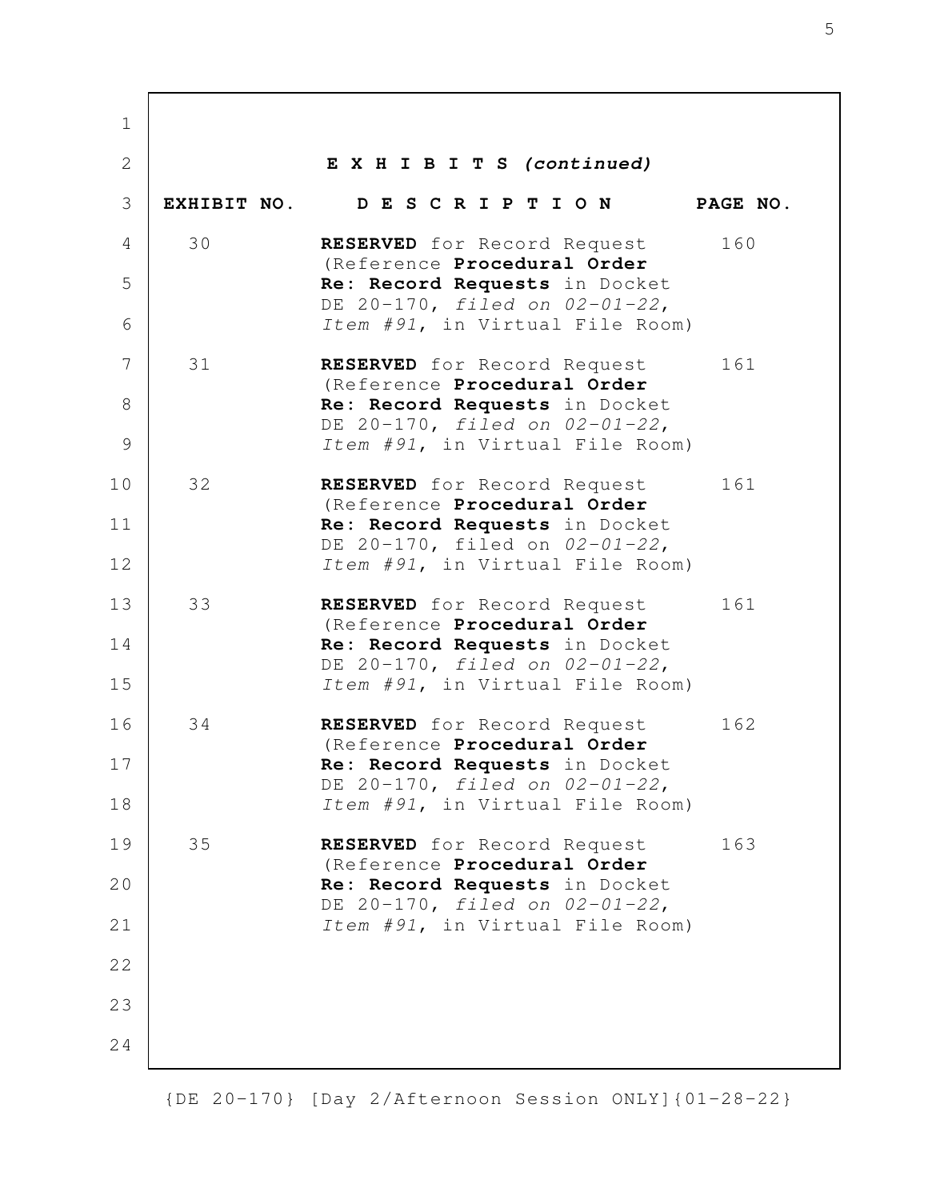**E X H I B I T S *(continued)***

| EXHIBIT NO. | D E S C R I P T I O N | PAGE NO. |
| --- | --- | --- |
| 30 | **RESERVED** for Record Request (Reference **Procedural Order Re: Record Requests** in Docket DE 20-170, *filed on 02-01-22*, *Item #91*, in Virtual File Room) | 160 |
| 31 | **RESERVED** for Record Request (Reference **Procedural Order Re: Record Requests** in Docket DE 20-170, *filed on 02-01-22*, *Item #91*, in Virtual File Room) | 161 |
| 32 | **RESERVED** for Record Request (Reference **Procedural Order Re: Record Requests** in Docket DE 20-170, filed on *02-01-22*, *Item #91*, in Virtual File Room) | 161 |
| 33 | **RESERVED** for Record Request (Reference **Procedural Order Re: Record Requests** in Docket DE 20-170, *filed on 02-01-22*, *Item #91*, in Virtual File Room) | 161 |
| 34 | **RESERVED** for Record Request (Reference **Procedural Order Re: Record Requests** in Docket DE 20-170, *filed on 02-01-22*, *Item #91*, in Virtual File Room) | 162 |
| 35 | **RESERVED** for Record Request (Reference **Procedural Order Re: Record Requests** in Docket DE 20-170, *filed on 02-01-22*, *Item #91*, in Virtual File Room) | 163 |

{DE 20-170} [Day 2/Afternoon Session ONLY]{01-28-22}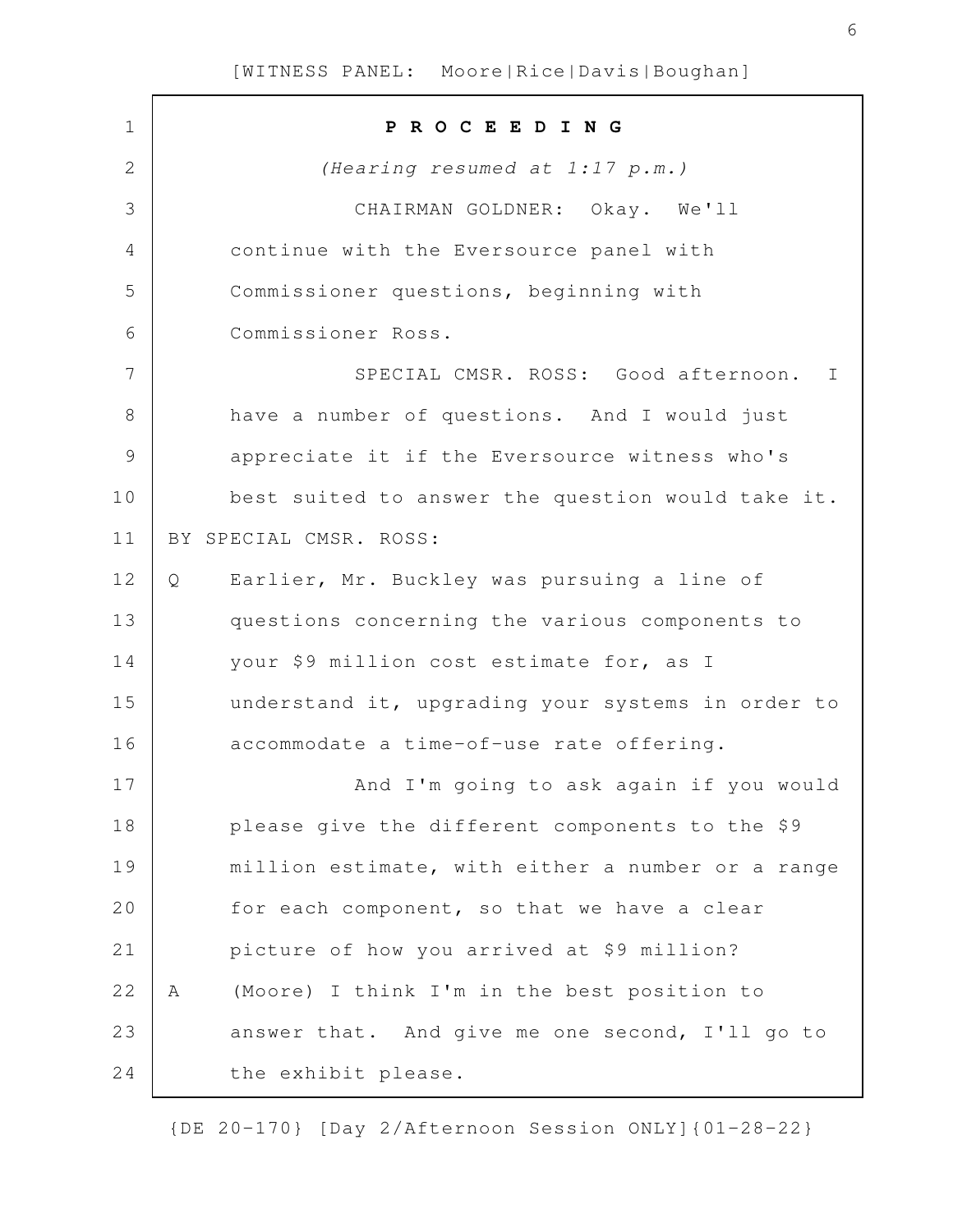**P R O C E E D I N G**

*(Hearing resumed at 1:17 p.m.)*

CHAIRMAN GOLDNER: Okay. We'll continue with the Eversource panel with Commissioner questions, beginning with Commissioner Ross.

SPECIAL CMSR. ROSS: Good afternoon. I have a number of questions. And I would just appreciate it if the Eversource witness who's best suited to answer the question would take it.

BY SPECIAL CMSR. ROSS:

Q Earlier, Mr. Buckley was pursuing a line of questions concerning the various components to your $9 million cost estimate for, as I understand it, upgrading your systems in order to accommodate a time-of-use rate offering.

And I'm going to ask again if you would please give the different components to the $9 million estimate, with either a number or a range for each component, so that we have a clear picture of how you arrived at $9 million?

A (Moore) I think I'm in the best position to answer that. And give me one second, I'll go to the exhibit please.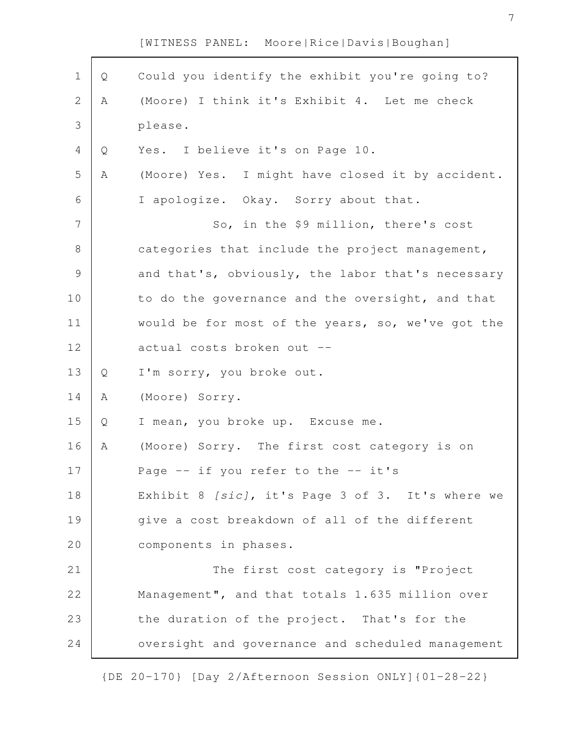Q Could you identify the exhibit you're going to?

A (Moore) I think it's Exhibit 4. Let me check please.

Q Yes. I believe it's on Page 10.

A (Moore) Yes. I might have closed it by accident. I apologize. Okay. Sorry about that.

So, in the $9 million, there's cost categories that include the project management, and that's, obviously, the labor that's necessary to do the governance and the oversight, and that would be for most of the years, so, we've got the actual costs broken out --

Q I'm sorry, you broke out.

A (Moore) Sorry.

Q I mean, you broke up. Excuse me.

A (Moore) Sorry. The first cost category is on Page -- if you refer to the -- it's Exhibit 8 *[sic]*, it's Page 3 of 3. It's where we give a cost breakdown of all of the different components in phases.

The first cost category is "Project Management", and that totals 1.635 million over the duration of the project. That's for the oversight and governance and scheduled management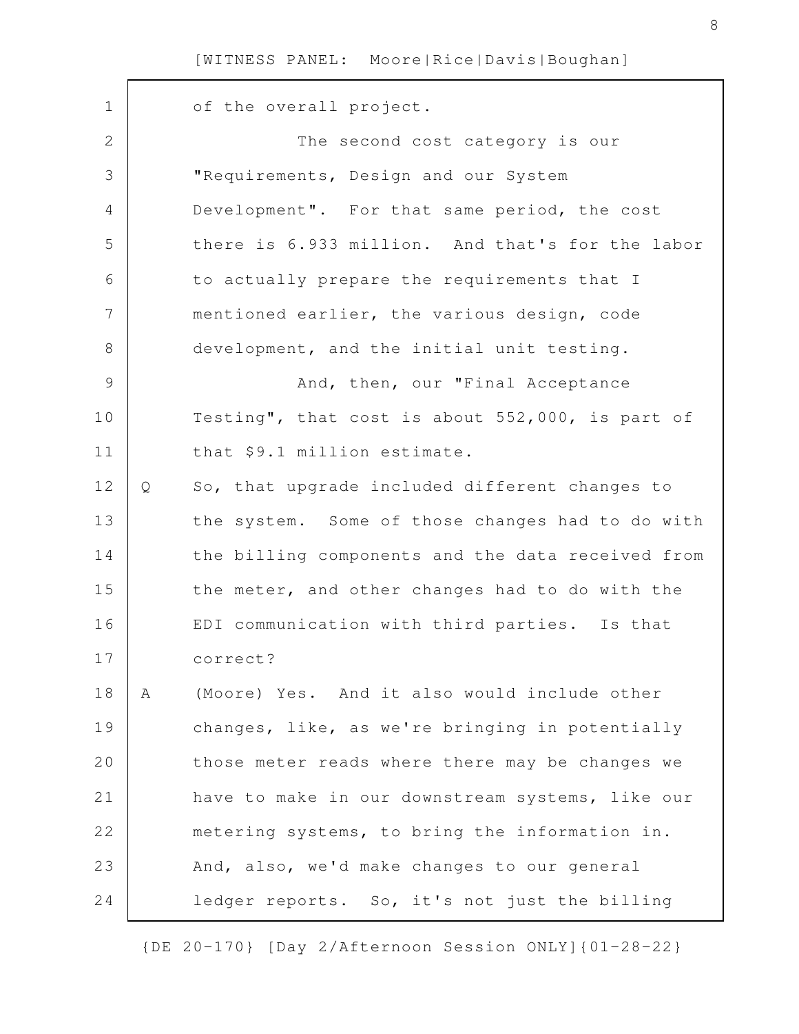of the overall project.

The second cost category is our "Requirements, Design and our System Development". For that same period, the cost there is 6.933 million. And that's for the labor to actually prepare the requirements that I mentioned earlier, the various design, code development, and the initial unit testing.

And, then, our "Final Acceptance Testing", that cost is about 552,000, is part of that $9.1 million estimate.

Q So, that upgrade included different changes to the system. Some of those changes had to do with the billing components and the data received from the meter, and other changes had to do with the EDI communication with third parties. Is that correct?

A (Moore) Yes. And it also would include other changes, like, as we're bringing in potentially those meter reads where there may be changes we have to make in our downstream systems, like our metering systems, to bring the information in. And, also, we'd make changes to our general ledger reports. So, it's not just the billing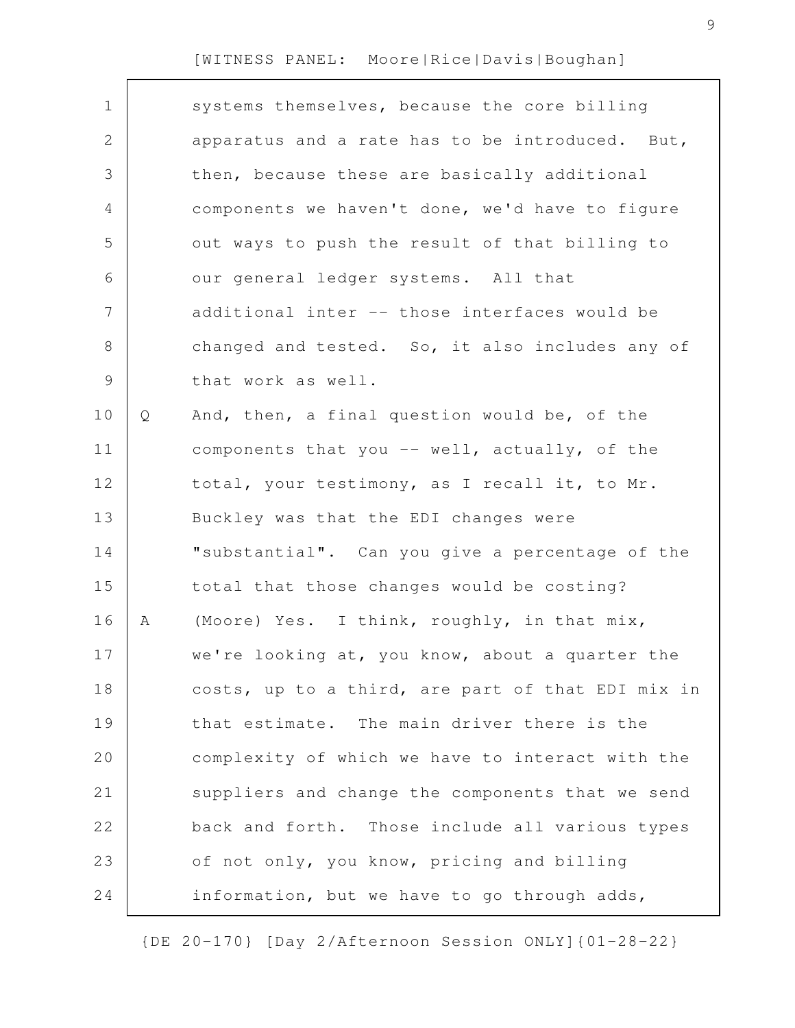systems themselves, because the core billing apparatus and a rate has to be introduced. But, then, because these are basically additional components we haven't done, we'd have to figure out ways to push the result of that billing to our general ledger systems. All that additional inter -- those interfaces would be changed and tested. So, it also includes any of that work as well.

Q And, then, a final question would be, of the components that you -- well, actually, of the total, your testimony, as I recall it, to Mr. Buckley was that the EDI changes were "substantial". Can you give a percentage of the total that those changes would be costing?

A (Moore) Yes. I think, roughly, in that mix, we're looking at, you know, about a quarter the costs, up to a third, are part of that EDI mix in that estimate. The main driver there is the complexity of which we have to interact with the suppliers and change the components that we send back and forth. Those include all various types of not only, you know, pricing and billing information, but we have to go through adds,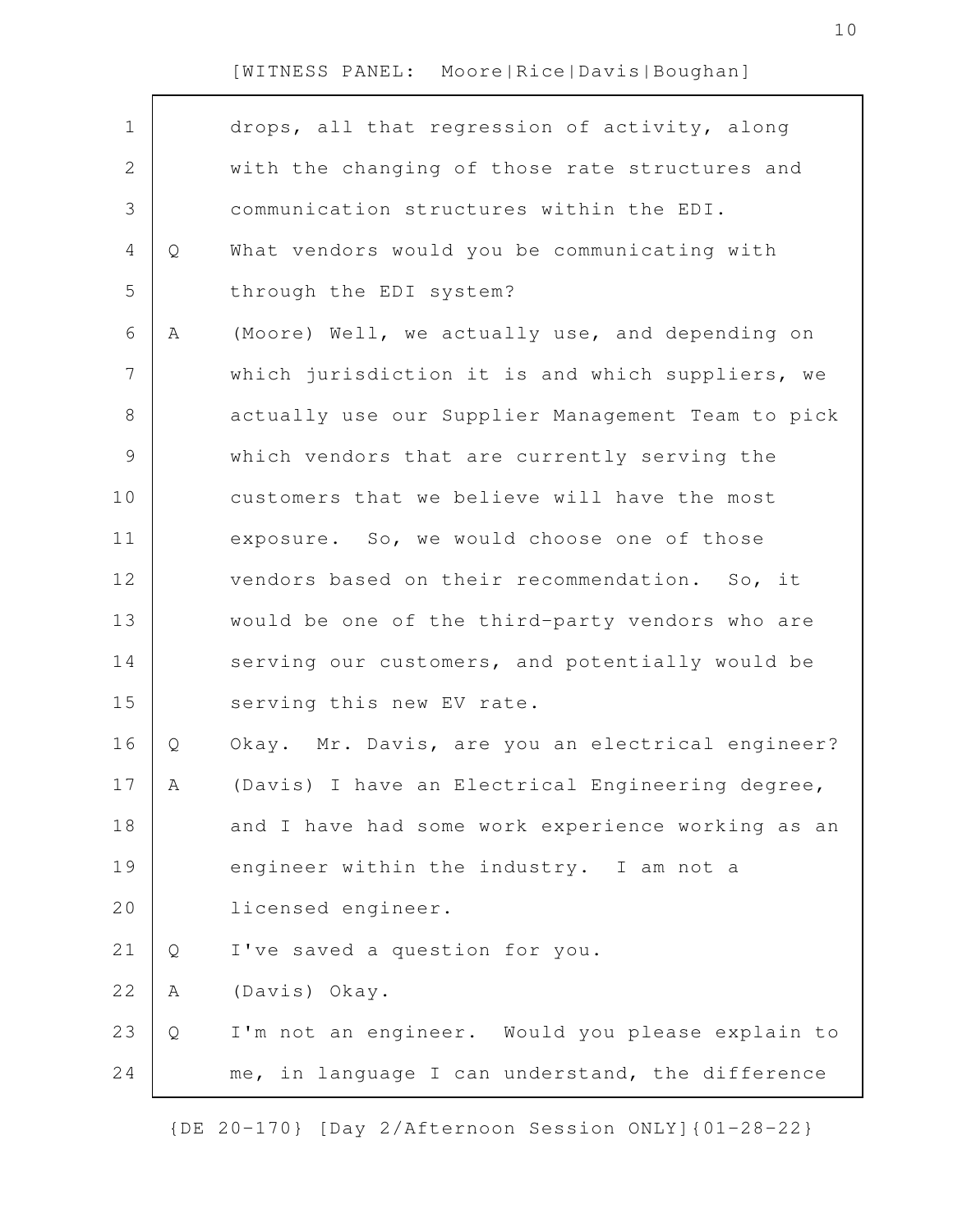drops, all that regression of activity, along with the changing of those rate structures and communication structures within the EDI.

Q What vendors would you be communicating with through the EDI system?

A (Moore) Well, we actually use, and depending on which jurisdiction it is and which suppliers, we actually use our Supplier Management Team to pick which vendors that are currently serving the customers that we believe will have the most exposure. So, we would choose one of those vendors based on their recommendation. So, it would be one of the third-party vendors who are serving our customers, and potentially would be serving this new EV rate.

Q Okay. Mr. Davis, are you an electrical engineer?

A (Davis) I have an Electrical Engineering degree, and I have had some work experience working as an engineer within the industry. I am not a licensed engineer.

Q I've saved a question for you.

A (Davis) Okay.

Q I'm not an engineer. Would you please explain to me, in language I can understand, the difference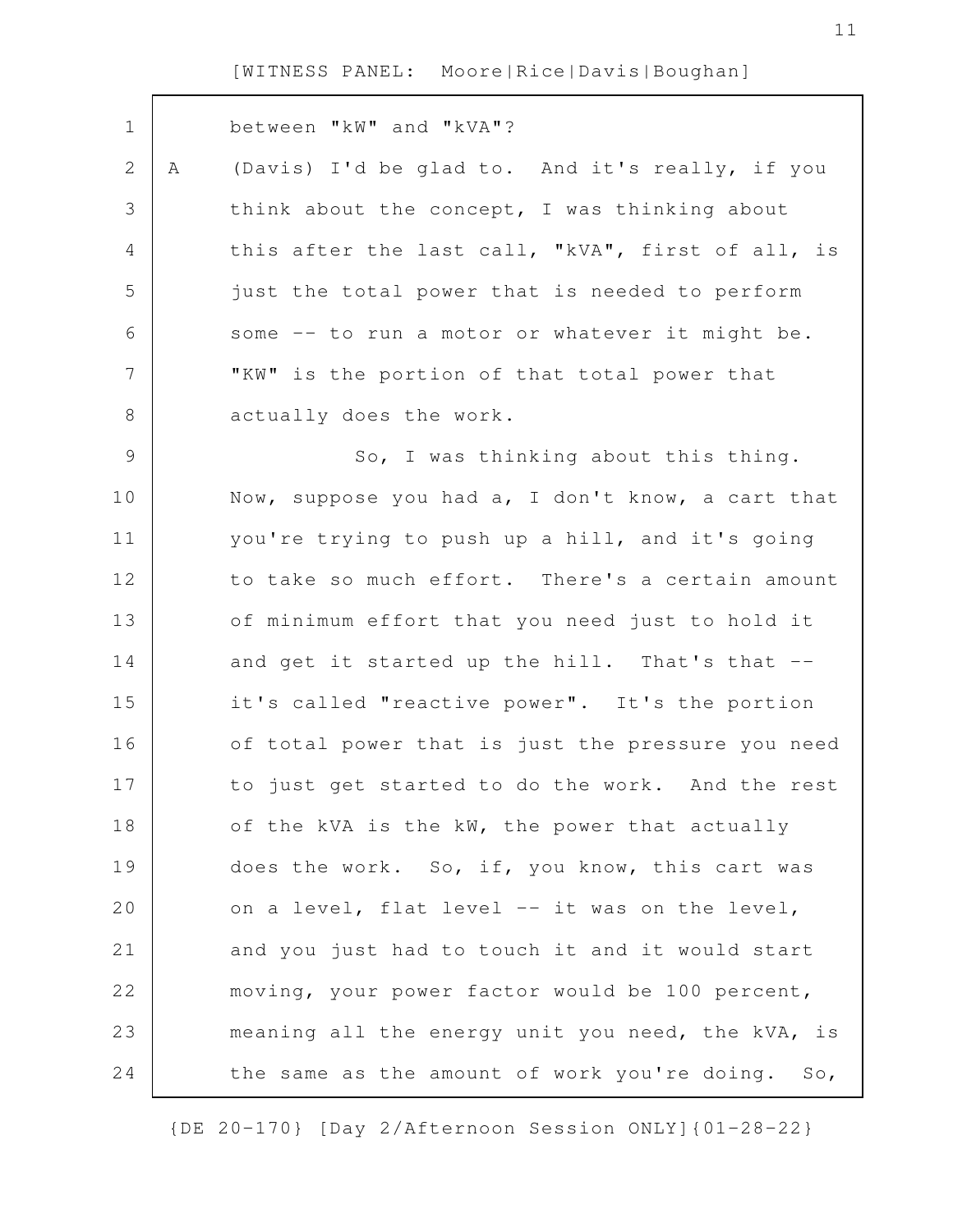between "kW" and "kVA"?

A (Davis) I'd be glad to. And it's really, if you think about the concept, I was thinking about this after the last call, "kVA", first of all, is just the total power that is needed to perform some -- to run a motor or whatever it might be. "KW" is the portion of that total power that actually does the work.

So, I was thinking about this thing. Now, suppose you had a, I don't know, a cart that you're trying to push up a hill, and it's going to take so much effort. There's a certain amount of minimum effort that you need just to hold it and get it started up the hill. That's that -- it's called "reactive power". It's the portion of total power that is just the pressure you need to just get started to do the work. And the rest of the kVA is the kW, the power that actually does the work. So, if, you know, this cart was on a level, flat level -- it was on the level, and you just had to touch it and it would start moving, your power factor would be 100 percent, meaning all the energy unit you need, the kVA, is the same as the amount of work you're doing. So,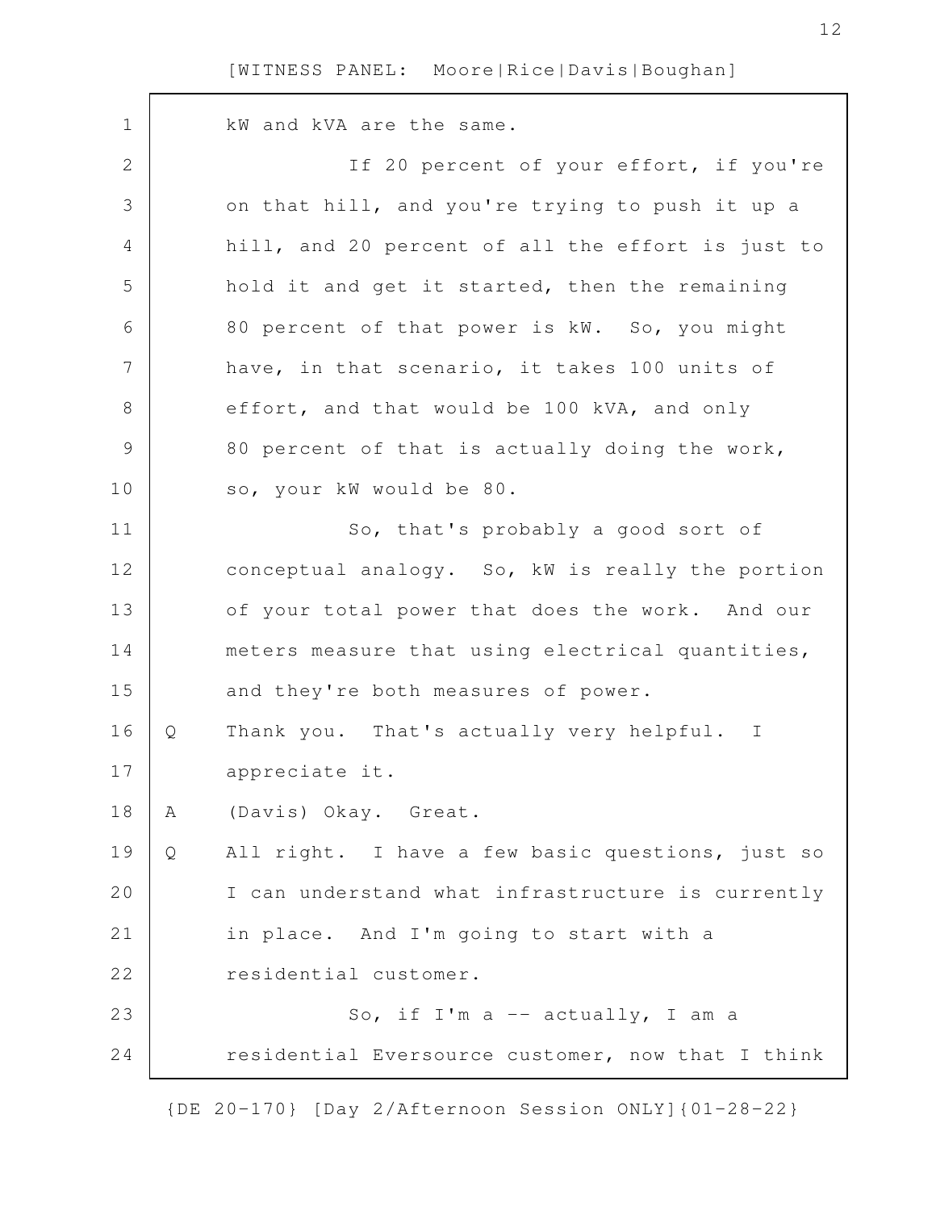kW and kVA are the same.

If 20 percent of your effort, if you're on that hill, and you're trying to push it up a hill, and 20 percent of all the effort is just to hold it and get it started, then the remaining 80 percent of that power is kW. So, you might have, in that scenario, it takes 100 units of effort, and that would be 100 kVA, and only 80 percent of that is actually doing the work, so, your kW would be 80.

So, that's probably a good sort of conceptual analogy. So, kW is really the portion of your total power that does the work. And our meters measure that using electrical quantities, and they're both measures of power.

Q Thank you. That's actually very helpful. I appreciate it.

A (Davis) Okay. Great.

Q All right. I have a few basic questions, just so I can understand what infrastructure is currently in place. And I'm going to start with a residential customer.

So, if I'm a -- actually, I am a residential Eversource customer, now that I think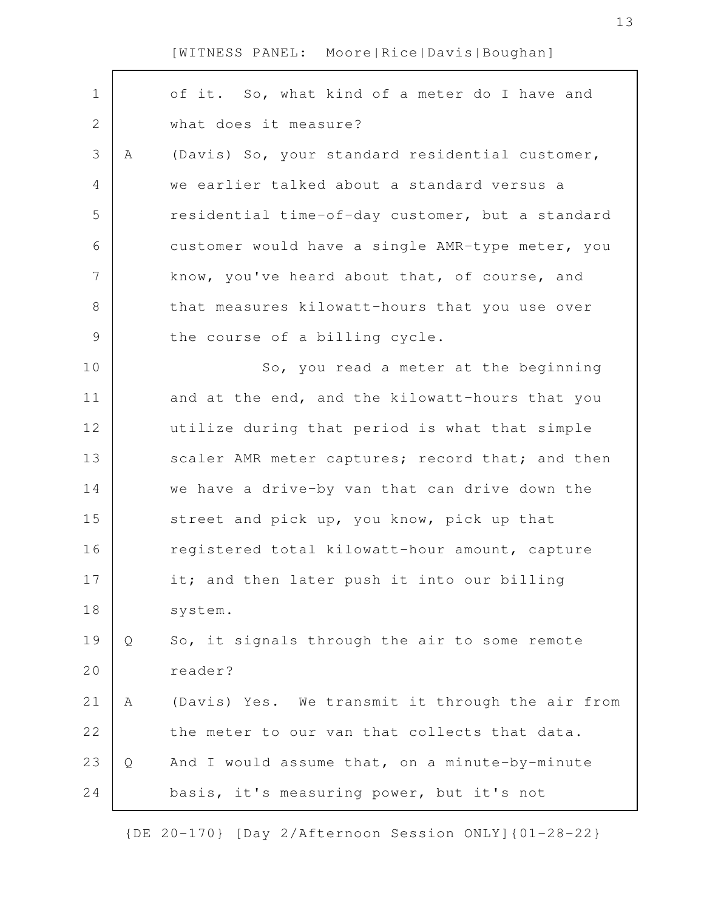of it. So, what kind of a meter do I have and what does it measure?

A (Davis) So, your standard residential customer, we earlier talked about a standard versus a residential time-of-day customer, but a standard customer would have a single AMR-type meter, you know, you've heard about that, of course, and that measures kilowatt-hours that you use over the course of a billing cycle.

So, you read a meter at the beginning and at the end, and the kilowatt-hours that you utilize during that period is what that simple scaler AMR meter captures; record that; and then we have a drive-by van that can drive down the street and pick up, you know, pick up that registered total kilowatt-hour amount, capture it; and then later push it into our billing system.

Q So, it signals through the air to some remote reader?

A (Davis) Yes. We transmit it through the air from the meter to our van that collects that data.

Q And I would assume that, on a minute-by-minute basis, it's measuring power, but it's not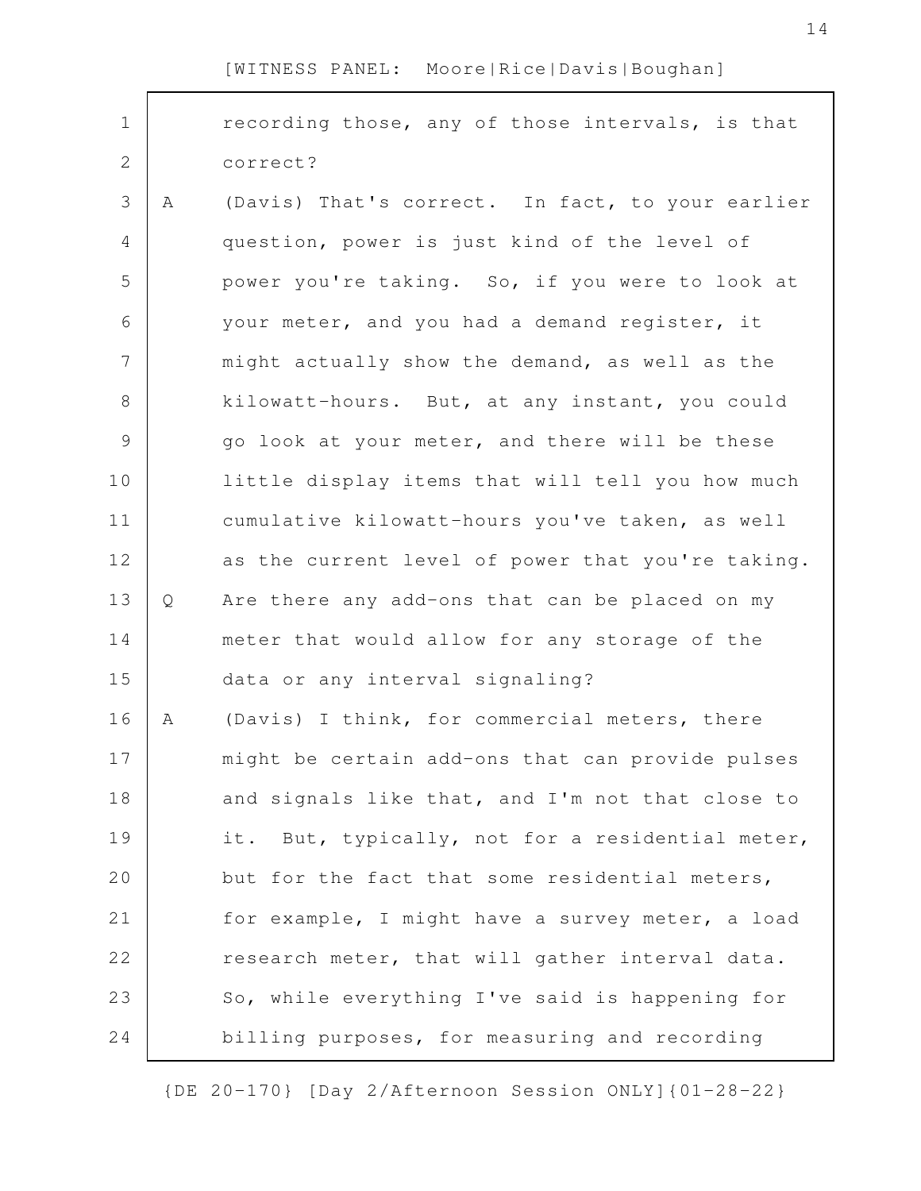recording those, any of those intervals, is that correct?

A (Davis) That's correct. In fact, to your earlier question, power is just kind of the level of power you're taking. So, if you were to look at your meter, and you had a demand register, it might actually show the demand, as well as the kilowatt-hours. But, at any instant, you could go look at your meter, and there will be these little display items that will tell you how much cumulative kilowatt-hours you've taken, as well as the current level of power that you're taking.

Q Are there any add-ons that can be placed on my meter that would allow for any storage of the data or any interval signaling?

A (Davis) I think, for commercial meters, there might be certain add-ons that can provide pulses and signals like that, and I'm not that close to it. But, typically, not for a residential meter, but for the fact that some residential meters, for example, I might have a survey meter, a load research meter, that will gather interval data. So, while everything I've said is happening for billing purposes, for measuring and recording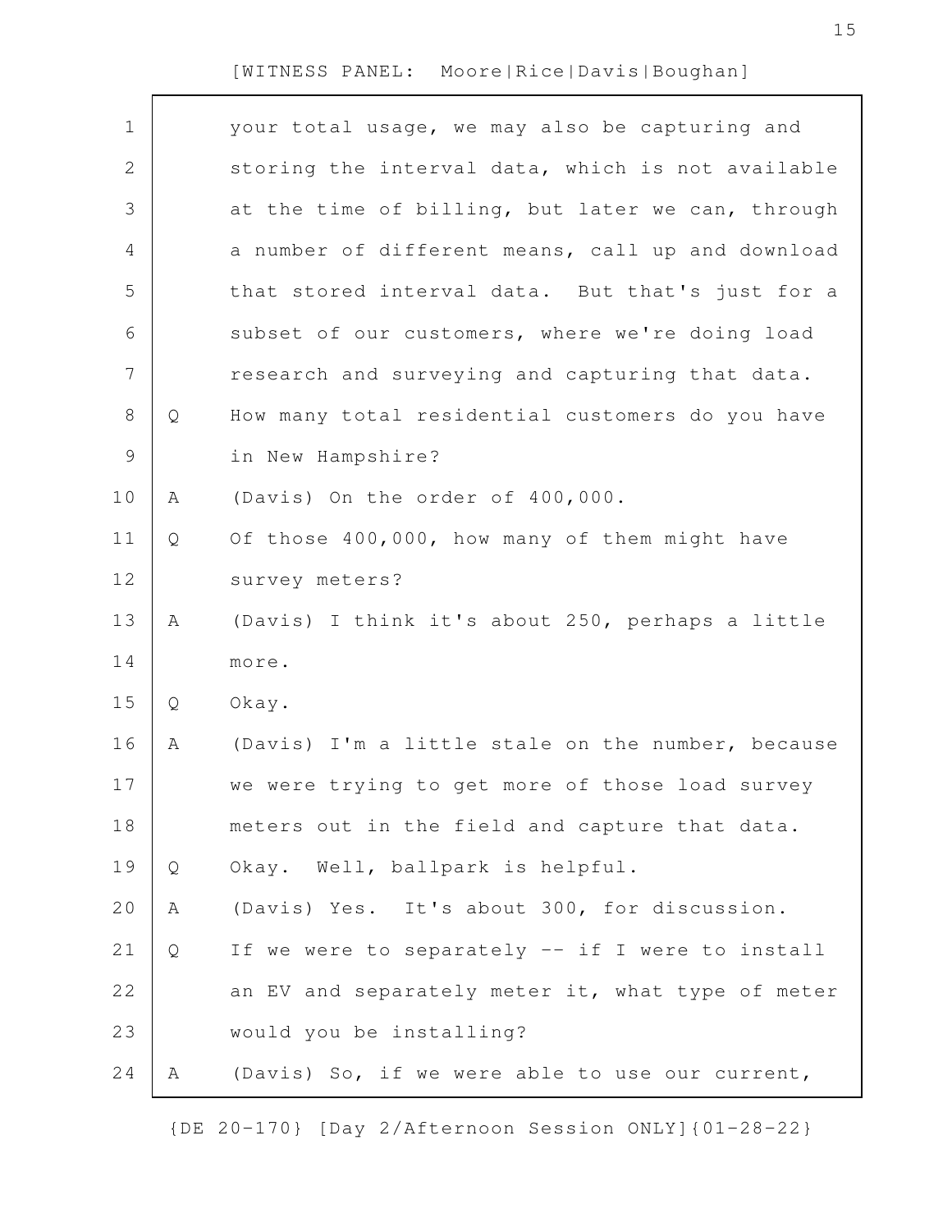your total usage, we may also be capturing and storing the interval data, which is not available at the time of billing, but later we can, through a number of different means, call up and download that stored interval data. But that's just for a subset of our customers, where we're doing load research and surveying and capturing that data.

Q How many total residential customers do you have in New Hampshire?

A (Davis) On the order of 400,000.

Q Of those 400,000, how many of them might have survey meters?

A (Davis) I think it's about 250, perhaps a little more.

Q Okay.

A (Davis) I'm a little stale on the number, because we were trying to get more of those load survey meters out in the field and capture that data.

Q Okay. Well, ballpark is helpful.

A (Davis) Yes. It's about 300, for discussion.

Q If we were to separately -- if I were to install an EV and separately meter it, what type of meter would you be installing?

A (Davis) So, if we were able to use our current,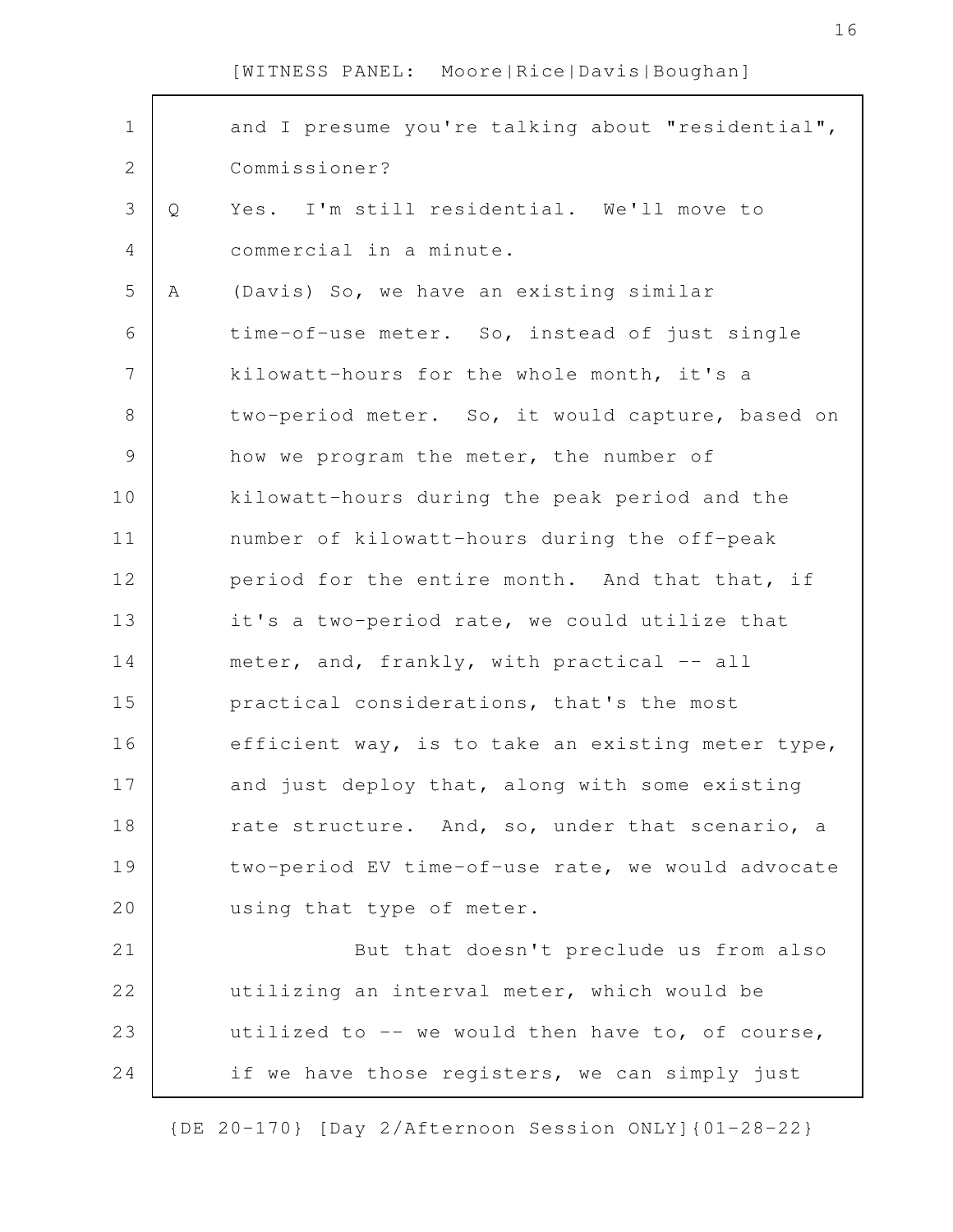and I presume you're talking about "residential", Commissioner?

Q Yes. I'm still residential. We'll move to commercial in a minute.

A (Davis) So, we have an existing similar time-of-use meter. So, instead of just single kilowatt-hours for the whole month, it's a two-period meter. So, it would capture, based on how we program the meter, the number of kilowatt-hours during the peak period and the number of kilowatt-hours during the off-peak period for the entire month. And that that, if it's a two-period rate, we could utilize that meter, and, frankly, with practical -- all practical considerations, that's the most efficient way, is to take an existing meter type, and just deploy that, along with some existing rate structure. And, so, under that scenario, a two-period EV time-of-use rate, we would advocate using that type of meter.

But that doesn't preclude us from also utilizing an interval meter, which would be utilized to -- we would then have to, of course, if we have those registers, we can simply just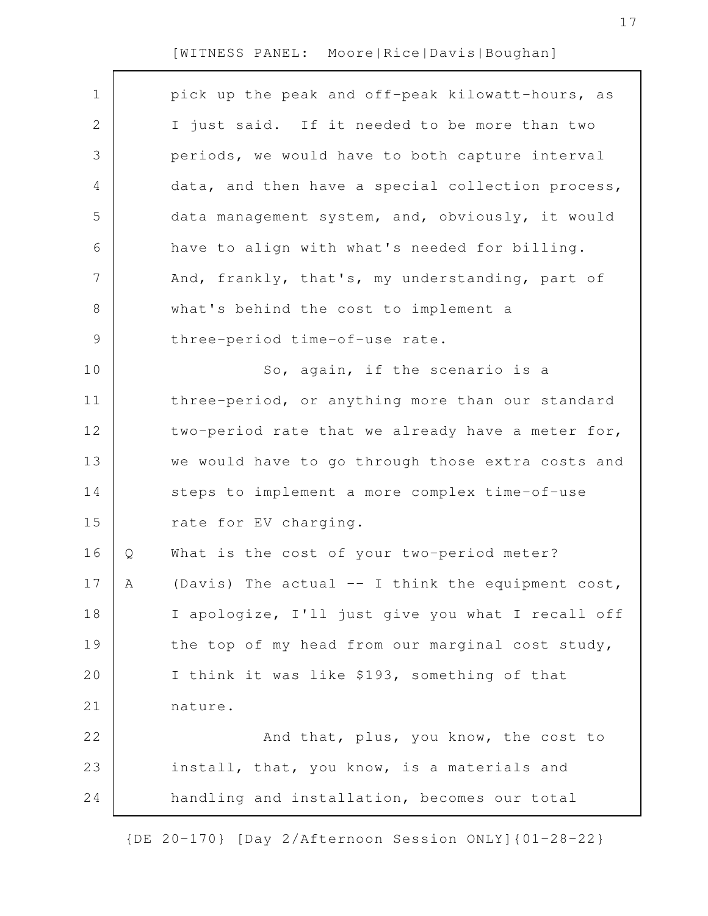pick up the peak and off-peak kilowatt-hours, as I just said. If it needed to be more than two periods, we would have to both capture interval data, and then have a special collection process, data management system, and, obviously, it would have to align with what's needed for billing. And, frankly, that's, my understanding, part of what's behind the cost to implement a three-period time-of-use rate.

So, again, if the scenario is a three-period, or anything more than our standard two-period rate that we already have a meter for, we would have to go through those extra costs and steps to implement a more complex time-of-use rate for EV charging.

Q What is the cost of your two-period meter?

A (Davis) The actual -- I think the equipment cost, I apologize, I'll just give you what I recall off the top of my head from our marginal cost study, I think it was like $193, something of that nature.

And that, plus, you know, the cost to install, that, you know, is a materials and handling and installation, becomes our total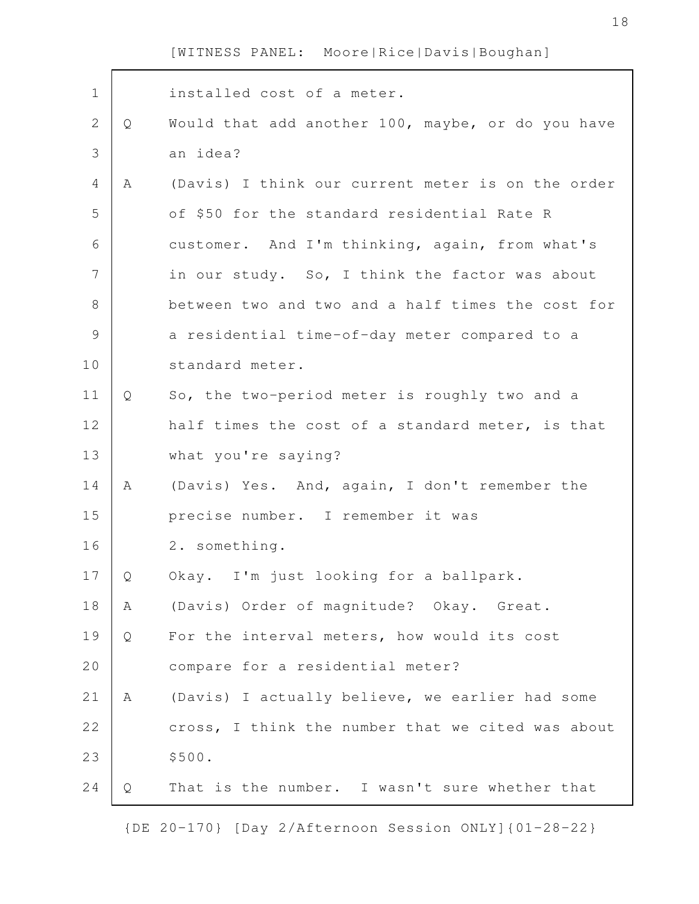installed cost of a meter.

Q Would that add another 100, maybe, or do you have an idea?

A (Davis) I think our current meter is on the order of $50 for the standard residential Rate R customer. And I'm thinking, again, from what's in our study. So, I think the factor was about between two and two and a half times the cost for a residential time-of-day meter compared to a standard meter.

Q So, the two-period meter is roughly two and a half times the cost of a standard meter, is that what you're saying?

A (Davis) Yes. And, again, I don't remember the precise number. I remember it was 2. something.

Q Okay. I'm just looking for a ballpark.

A (Davis) Order of magnitude? Okay. Great.

Q For the interval meters, how would its cost compare for a residential meter?

A (Davis) I actually believe, we earlier had some cross, I think the number that we cited was about $500.

Q That is the number. I wasn't sure whether that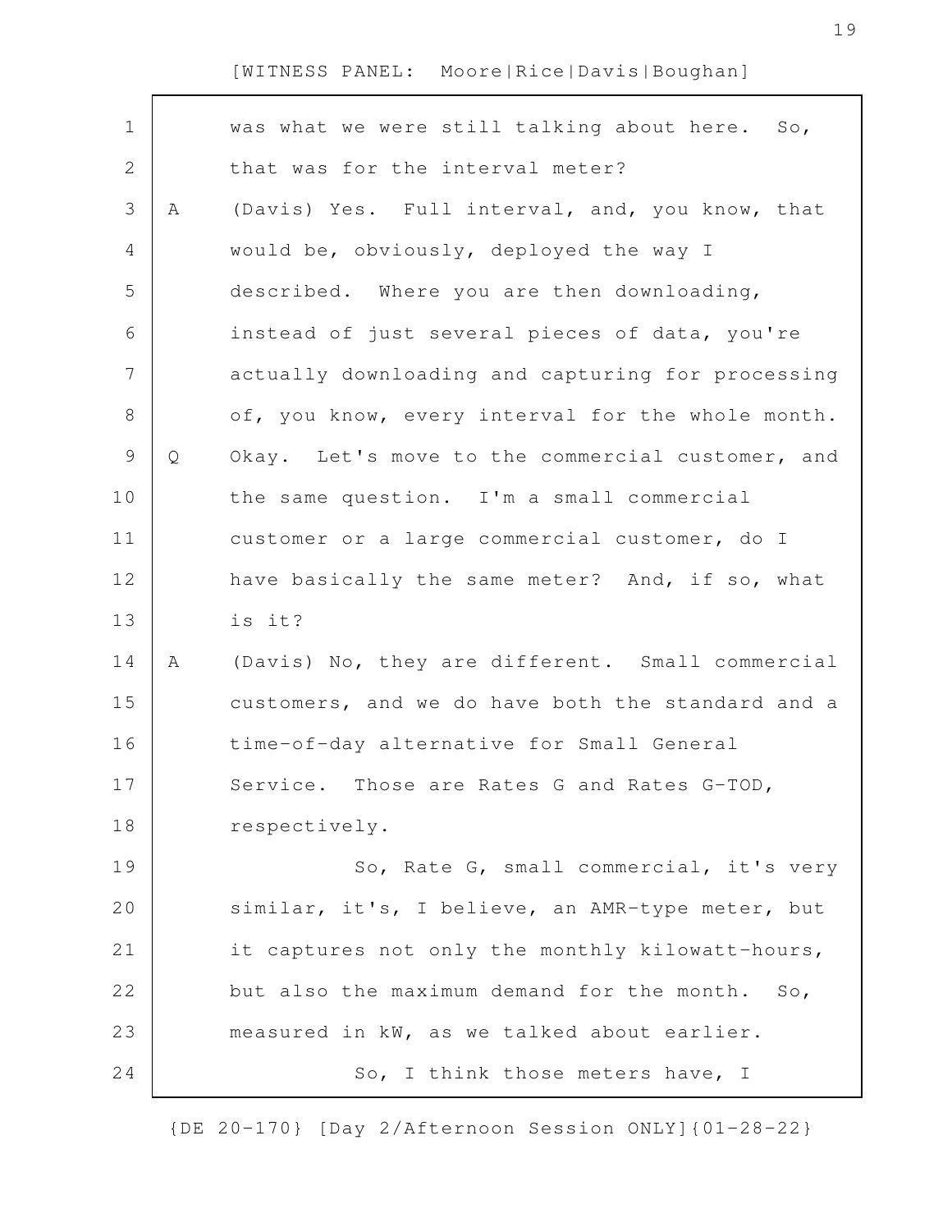was what we were still talking about here. So, that was for the interval meter?

A (Davis) Yes. Full interval, and, you know, that would be, obviously, deployed the way I described. Where you are then downloading, instead of just several pieces of data, you're actually downloading and capturing for processing of, you know, every interval for the whole month.

Q Okay. Let's move to the commercial customer, and the same question. I'm a small commercial customer or a large commercial customer, do I have basically the same meter? And, if so, what is it?

A (Davis) No, they are different. Small commercial customers, and we do have both the standard and a time-of-day alternative for Small General Service. Those are Rates G and Rates G-TOD, respectively.

So, Rate G, small commercial, it's very similar, it's, I believe, an AMR-type meter, but it captures not only the monthly kilowatt-hours, but also the maximum demand for the month. So, measured in kW, as we talked about earlier.

So, I think those meters have, I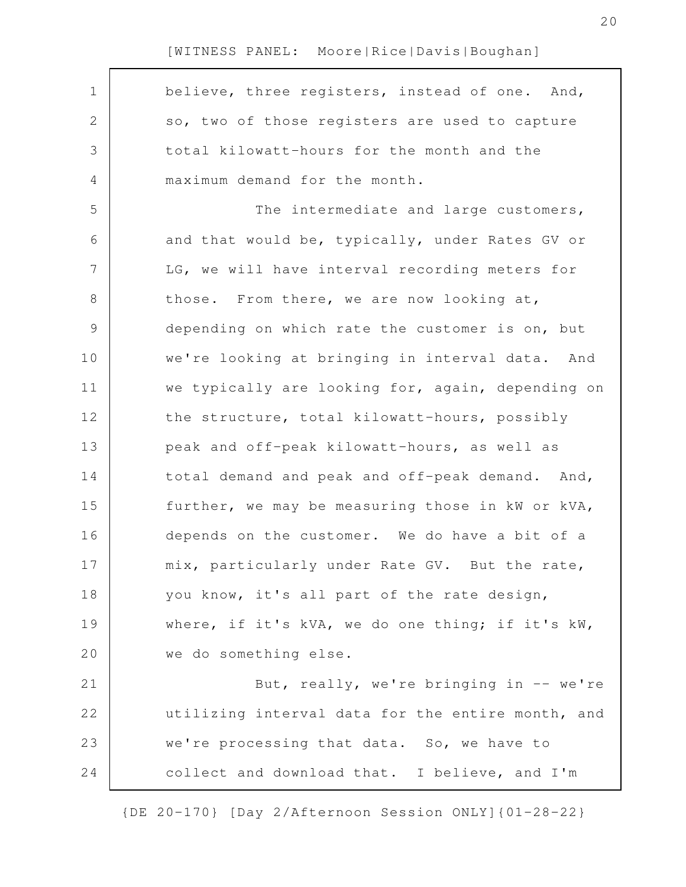believe, three registers, instead of one. And, so, two of those registers are used to capture total kilowatt-hours for the month and the maximum demand for the month.

The intermediate and large customers, and that would be, typically, under Rates GV or LG, we will have interval recording meters for those. From there, we are now looking at, depending on which rate the customer is on, but we're looking at bringing in interval data. And we typically are looking for, again, depending on the structure, total kilowatt-hours, possibly peak and off-peak kilowatt-hours, as well as total demand and peak and off-peak demand. And, further, we may be measuring those in kW or kVA, depends on the customer. We do have a bit of a mix, particularly under Rate GV. But the rate, you know, it's all part of the rate design, where, if it's kVA, we do one thing; if it's kW, we do something else.

But, really, we're bringing in -- we're utilizing interval data for the entire month, and we're processing that data. So, we have to collect and download that. I believe, and I'm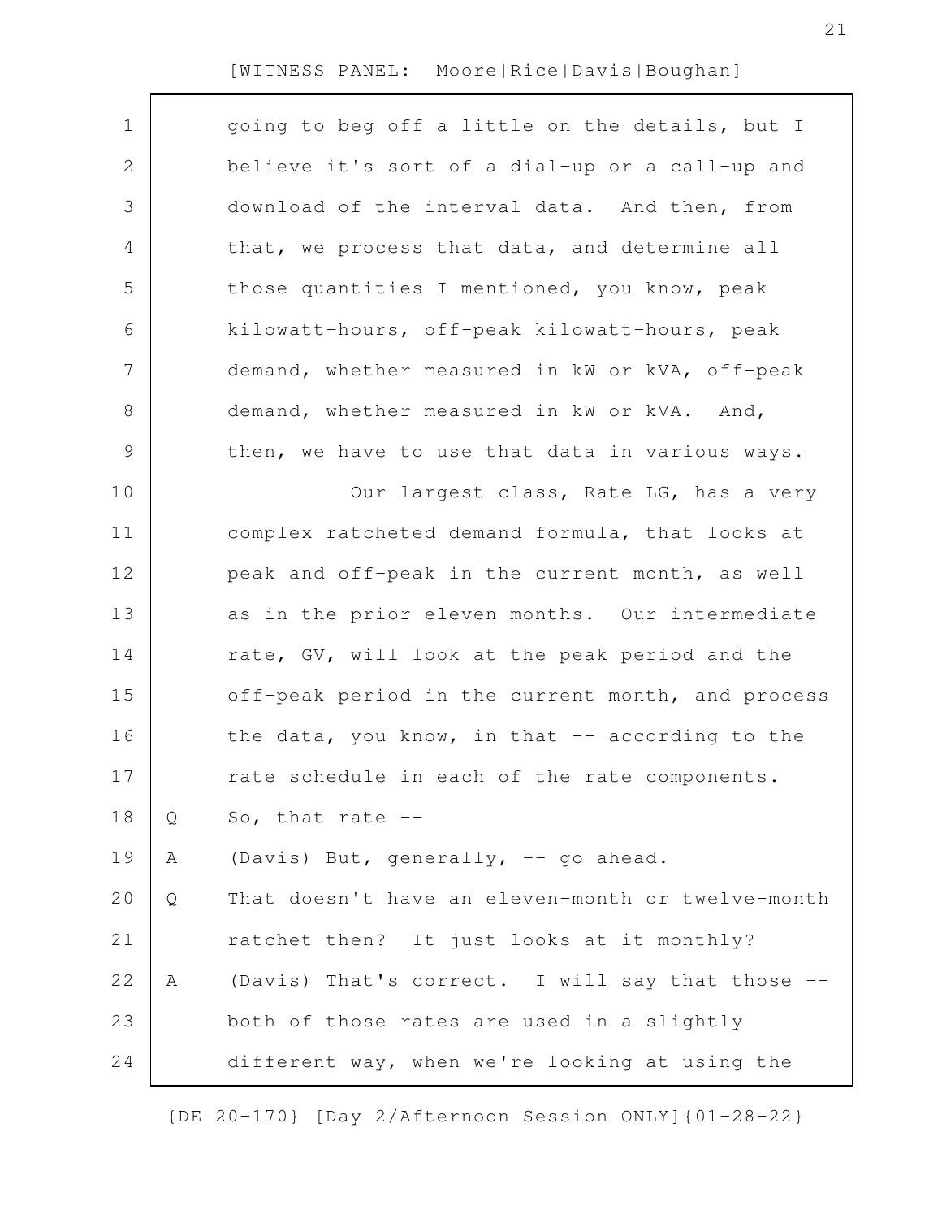going to beg off a little on the details, but I believe it's sort of a dial-up or a call-up and download of the interval data. And then, from that, we process that data, and determine all those quantities I mentioned, you know, peak kilowatt-hours, off-peak kilowatt-hours, peak demand, whether measured in kW or kVA, off-peak demand, whether measured in kW or kVA. And, then, we have to use that data in various ways.

Our largest class, Rate LG, has a very complex ratcheted demand formula, that looks at peak and off-peak in the current month, as well as in the prior eleven months. Our intermediate rate, GV, will look at the peak period and the off-peak period in the current month, and process the data, you know, in that -- according to the rate schedule in each of the rate components.

Q So, that rate --

A (Davis) But, generally, -- go ahead.

Q That doesn't have an eleven-month or twelve-month ratchet then? It just looks at it monthly?

A (Davis) That's correct. I will say that those -- both of those rates are used in a slightly different way, when we're looking at using the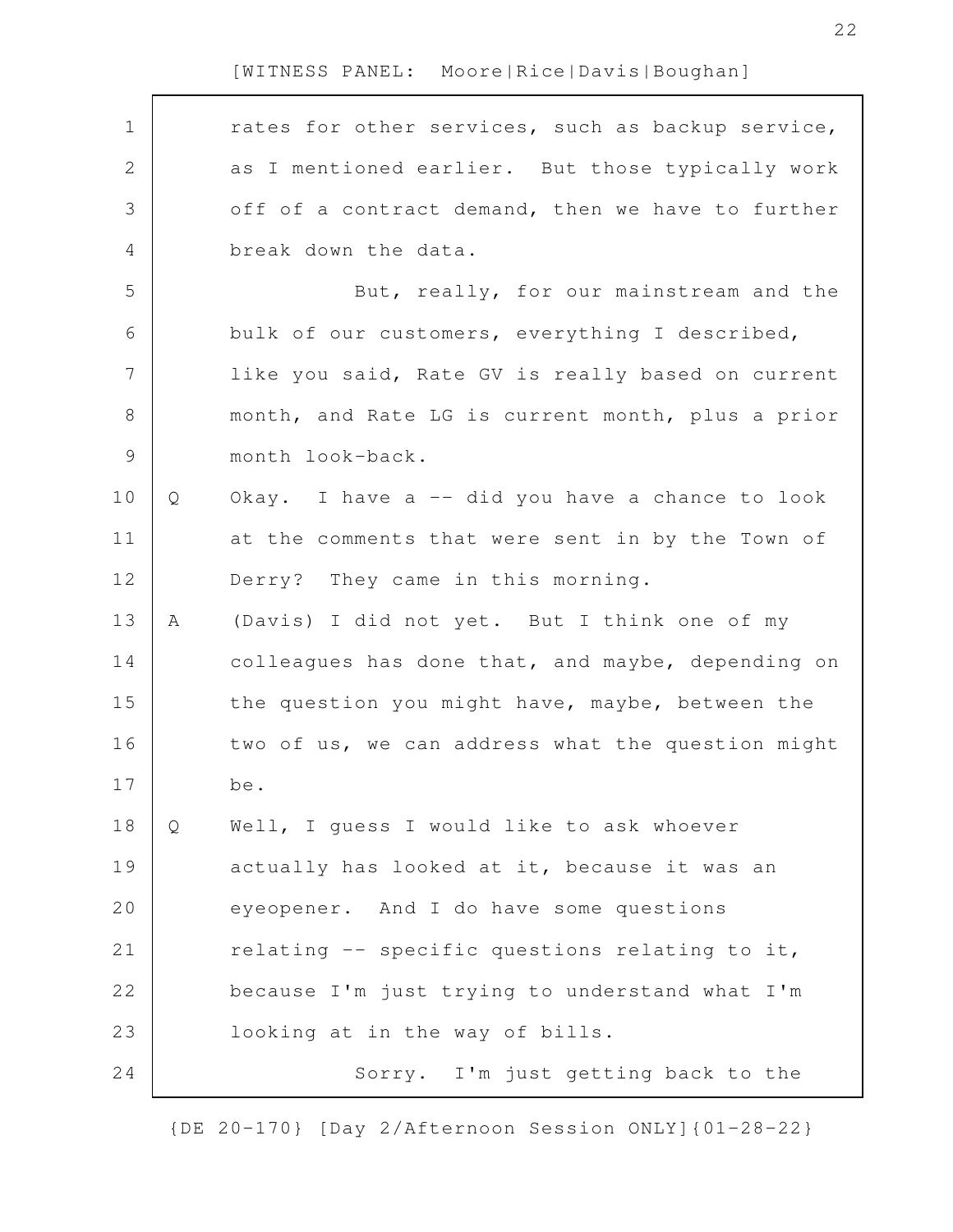rates for other services, such as backup service, as I mentioned earlier. But those typically work off of a contract demand, then we have to further break down the data.

But, really, for our mainstream and the bulk of our customers, everything I described, like you said, Rate GV is really based on current month, and Rate LG is current month, plus a prior month look-back.

Q Okay. I have a -- did you have a chance to look at the comments that were sent in by the Town of Derry? They came in this morning.

A (Davis) I did not yet. But I think one of my colleagues has done that, and maybe, depending on the question you might have, maybe, between the two of us, we can address what the question might be.

Q Well, I guess I would like to ask whoever actually has looked at it, because it was an eyeopener. And I do have some questions relating -- specific questions relating to it, because I'm just trying to understand what I'm looking at in the way of bills.

Sorry. I'm just getting back to the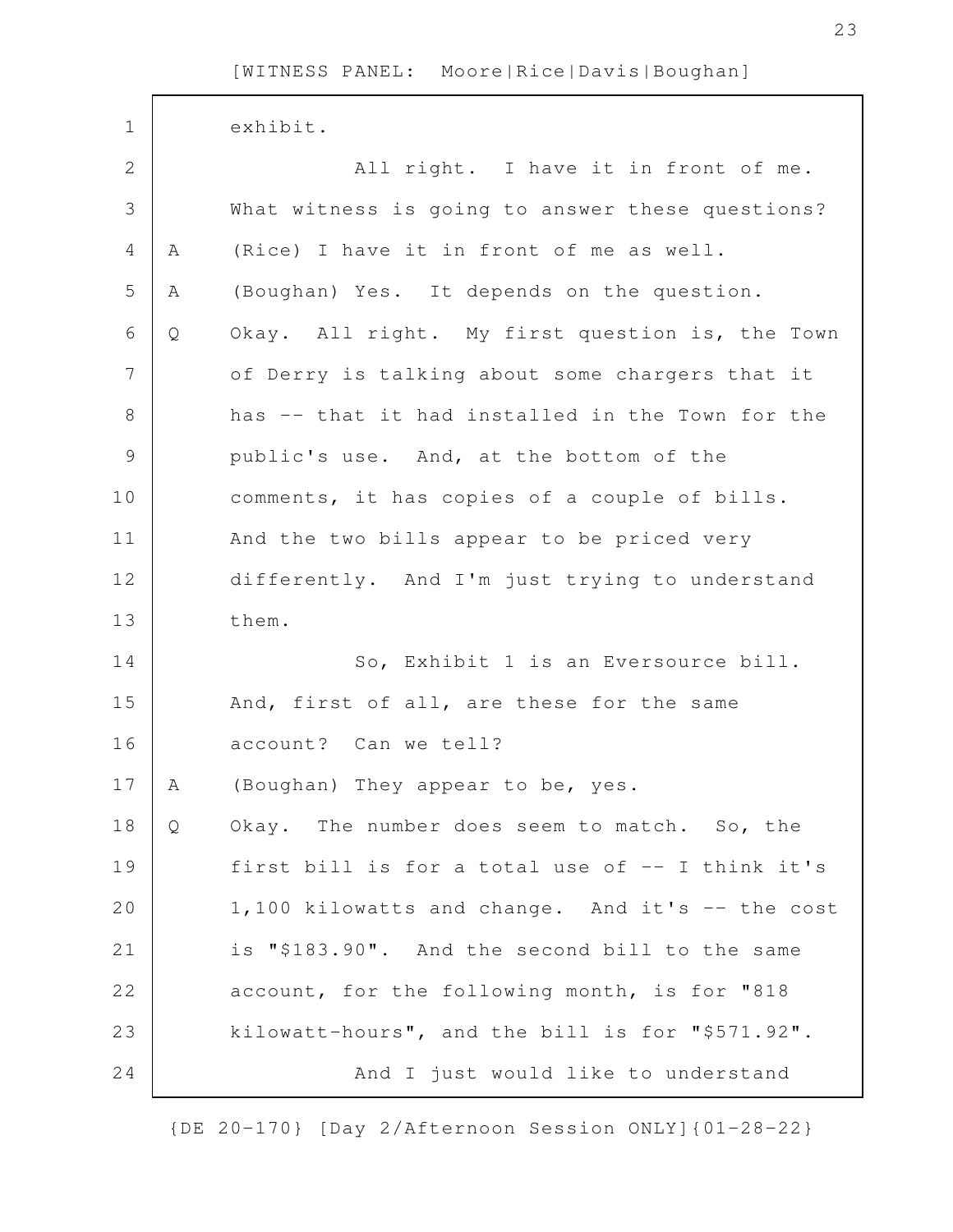exhibit.

All right. I have it in front of me. What witness is going to answer these questions?

A (Rice) I have it in front of me as well.

A (Boughan) Yes. It depends on the question.

Q Okay. All right. My first question is, the Town of Derry is talking about some chargers that it has -- that it had installed in the Town for the public's use. And, at the bottom of the comments, it has copies of a couple of bills. And the two bills appear to be priced very differently. And I'm just trying to understand them.

So, Exhibit 1 is an Eversource bill. And, first of all, are these for the same account? Can we tell?

A (Boughan) They appear to be, yes.

Q Okay. The number does seem to match. So, the first bill is for a total use of -- I think it's 1,100 kilowatts and change. And it's -- the cost is "$183.90". And the second bill to the same account, for the following month, is for "818 kilowatt-hours", and the bill is for "$571.92".

And I just would like to understand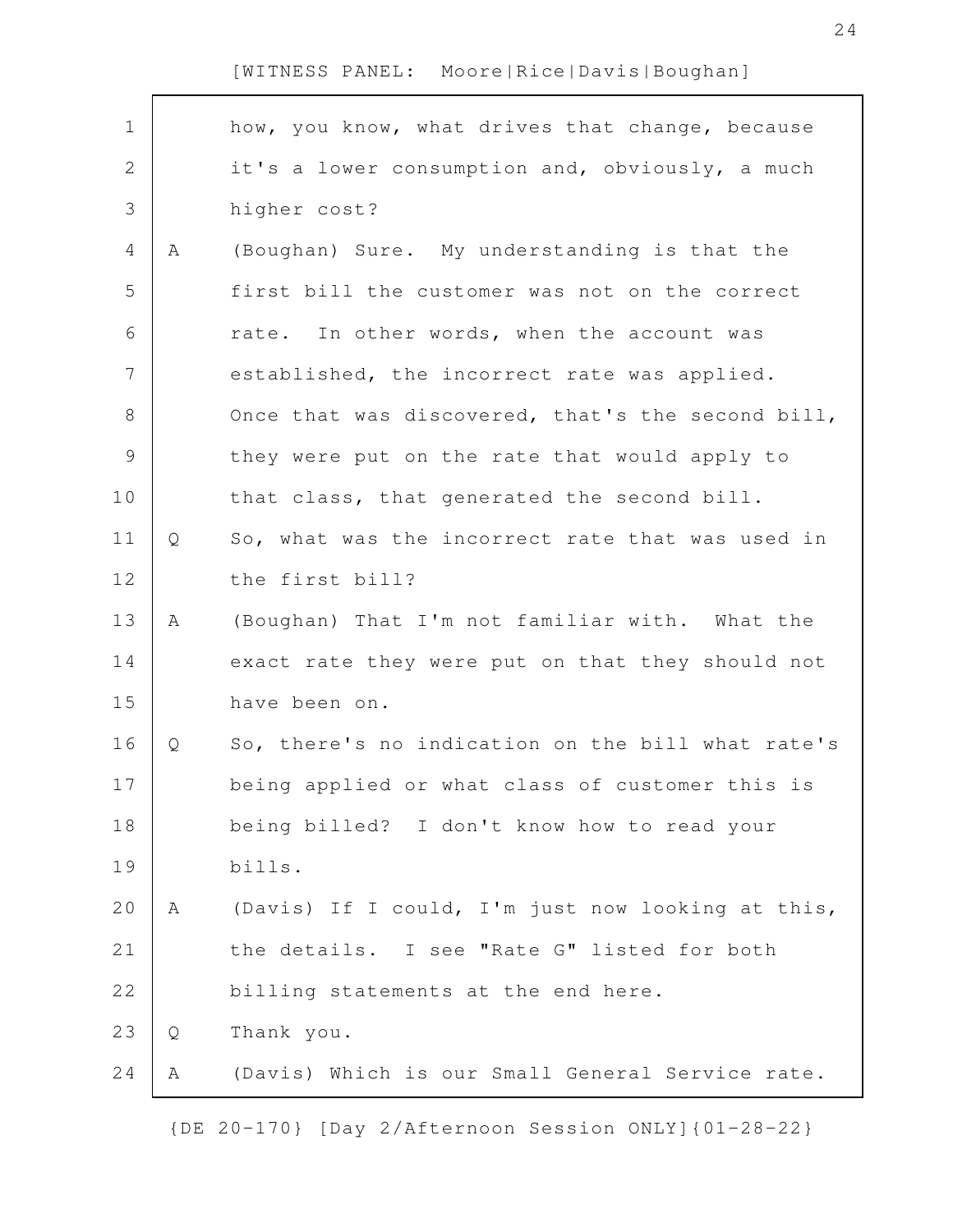how, you know, what drives that change, because it's a lower consumption and, obviously, a much higher cost?

A (Boughan) Sure. My understanding is that the first bill the customer was not on the correct rate. In other words, when the account was established, the incorrect rate was applied. Once that was discovered, that's the second bill, they were put on the rate that would apply to that class, that generated the second bill.

Q So, what was the incorrect rate that was used in the first bill?

A (Boughan) That I'm not familiar with. What the exact rate they were put on that they should not have been on.

Q So, there's no indication on the bill what rate's being applied or what class of customer this is being billed? I don't know how to read your bills.

A (Davis) If I could, I'm just now looking at this, the details. I see "Rate G" listed for both billing statements at the end here.

Q Thank you.

A (Davis) Which is our Small General Service rate.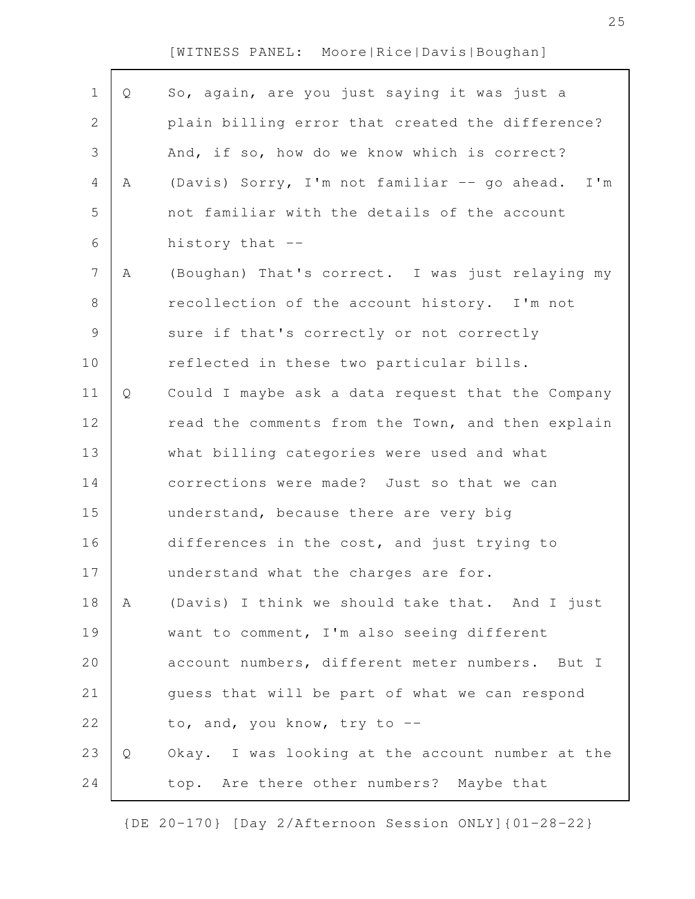Q So, again, are you just saying it was just a plain billing error that created the difference? And, if so, how do we know which is correct?

A (Davis) Sorry, I'm not familiar -- go ahead. I'm not familiar with the details of the account history that --

A (Boughan) That's correct. I was just relaying my recollection of the account history. I'm not sure if that's correctly or not correctly reflected in these two particular bills.

Q Could I maybe ask a data request that the Company read the comments from the Town, and then explain what billing categories were used and what corrections were made? Just so that we can understand, because there are very big differences in the cost, and just trying to understand what the charges are for.

A (Davis) I think we should take that. And I just want to comment, I'm also seeing different account numbers, different meter numbers. But I guess that will be part of what we can respond to, and, you know, try to --

Q Okay. I was looking at the account number at the top. Are there other numbers? Maybe that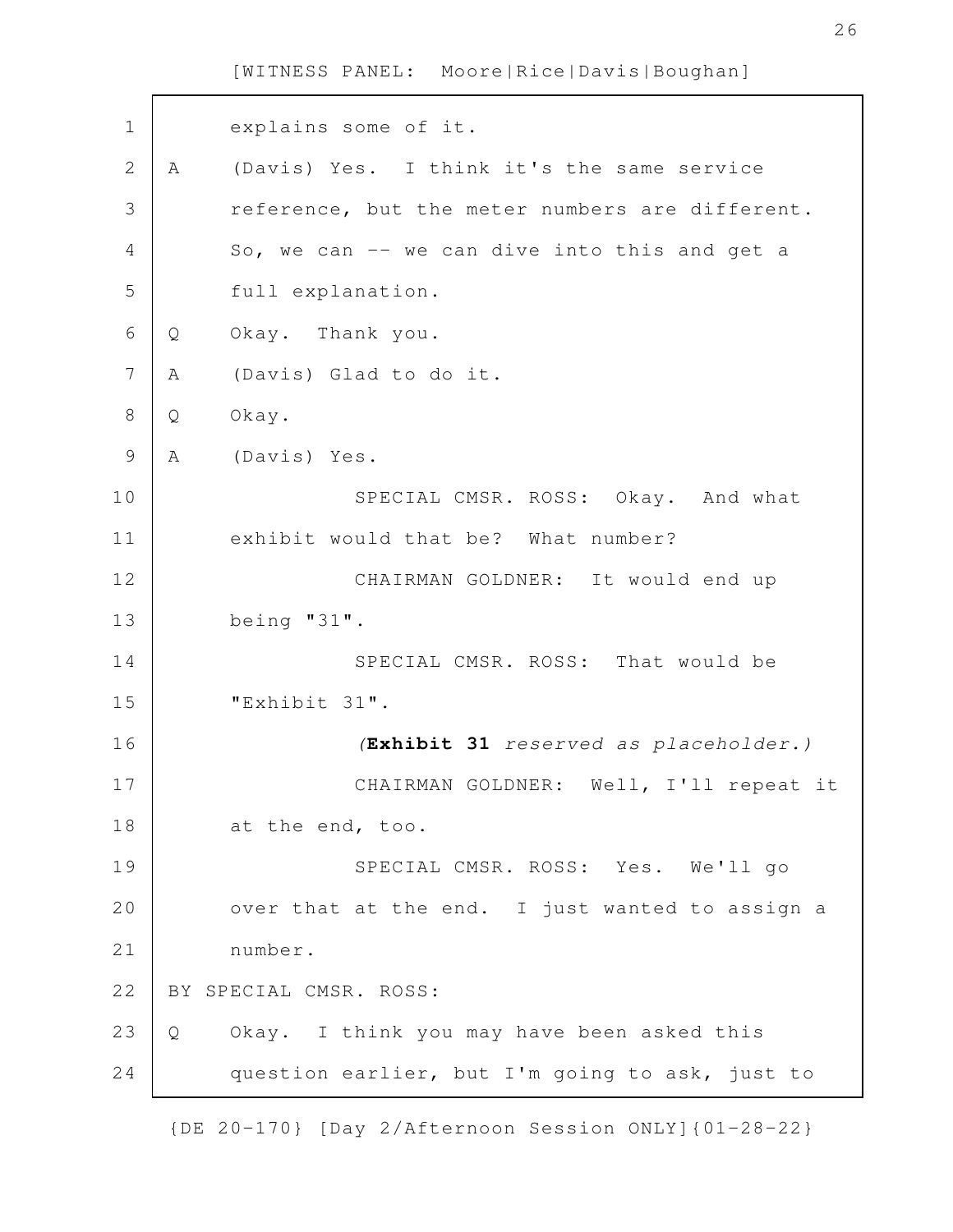explains some of it.

A (Davis) Yes. I think it's the same service reference, but the meter numbers are different. So, we can -- we can dive into this and get a full explanation.

Q Okay. Thank you.

A (Davis) Glad to do it.

Q Okay.

A (Davis) Yes.

SPECIAL CMSR. ROSS: Okay. And what exhibit would that be? What number?

CHAIRMAN GOLDNER: It would end up being "31".

SPECIAL CMSR. ROSS: That would be "Exhibit 31".

*(**Exhibit 31** reserved as placeholder.)*

CHAIRMAN GOLDNER: Well, I'll repeat it at the end, too.

SPECIAL CMSR. ROSS: Yes. We'll go over that at the end. I just wanted to assign a number.

BY SPECIAL CMSR. ROSS:

Q Okay. I think you may have been asked this question earlier, but I'm going to ask, just to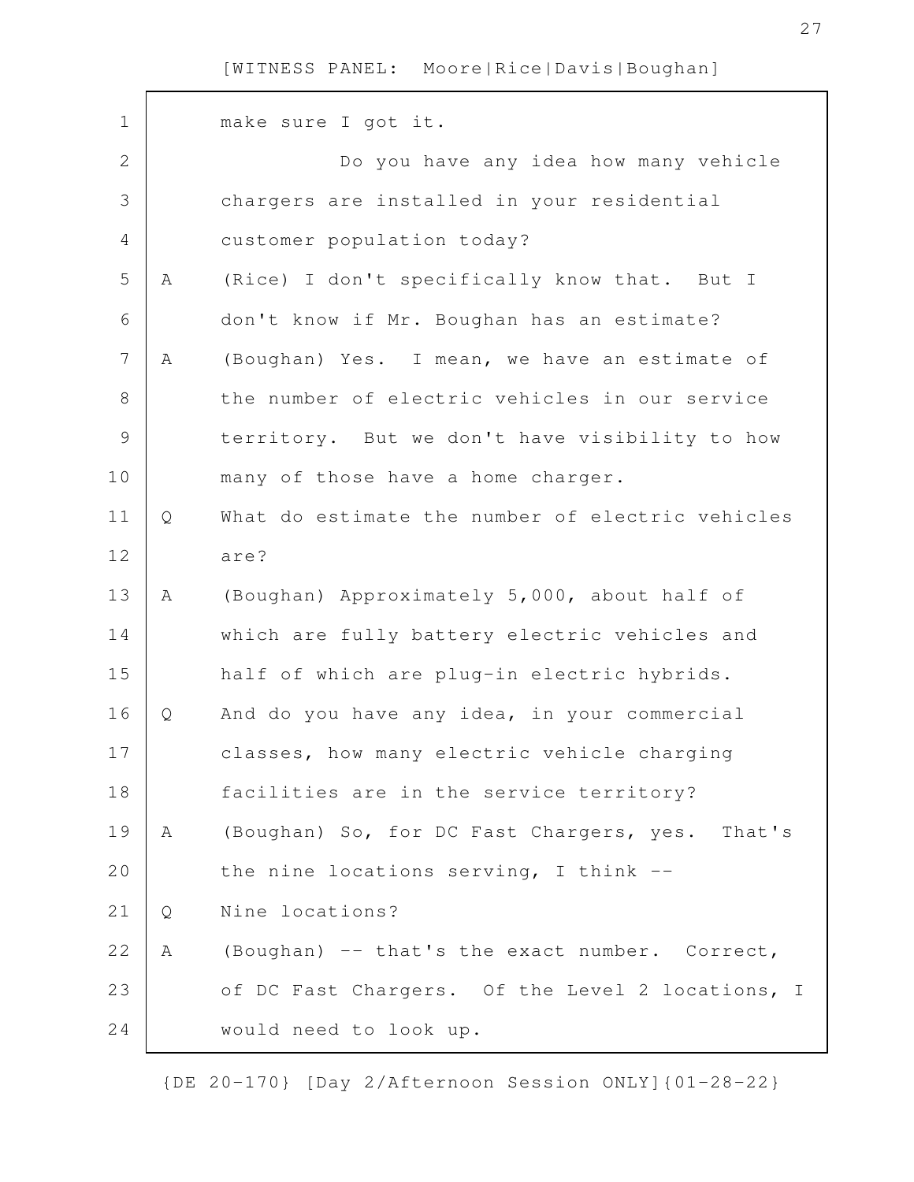make sure I got it.

Do you have any idea how many vehicle chargers are installed in your residential customer population today?

A (Rice) I don't specifically know that. But I don't know if Mr. Boughan has an estimate?

A (Boughan) Yes. I mean, we have an estimate of the number of electric vehicles in our service territory. But we don't have visibility to how many of those have a home charger.

Q What do estimate the number of electric vehicles are?

A (Boughan) Approximately 5,000, about half of which are fully battery electric vehicles and half of which are plug-in electric hybrids.

Q And do you have any idea, in your commercial classes, how many electric vehicle charging facilities are in the service territory?

A (Boughan) So, for DC Fast Chargers, yes. That's the nine locations serving, I think --

Q Nine locations?

A (Boughan) -- that's the exact number. Correct, of DC Fast Chargers. Of the Level 2 locations, I would need to look up.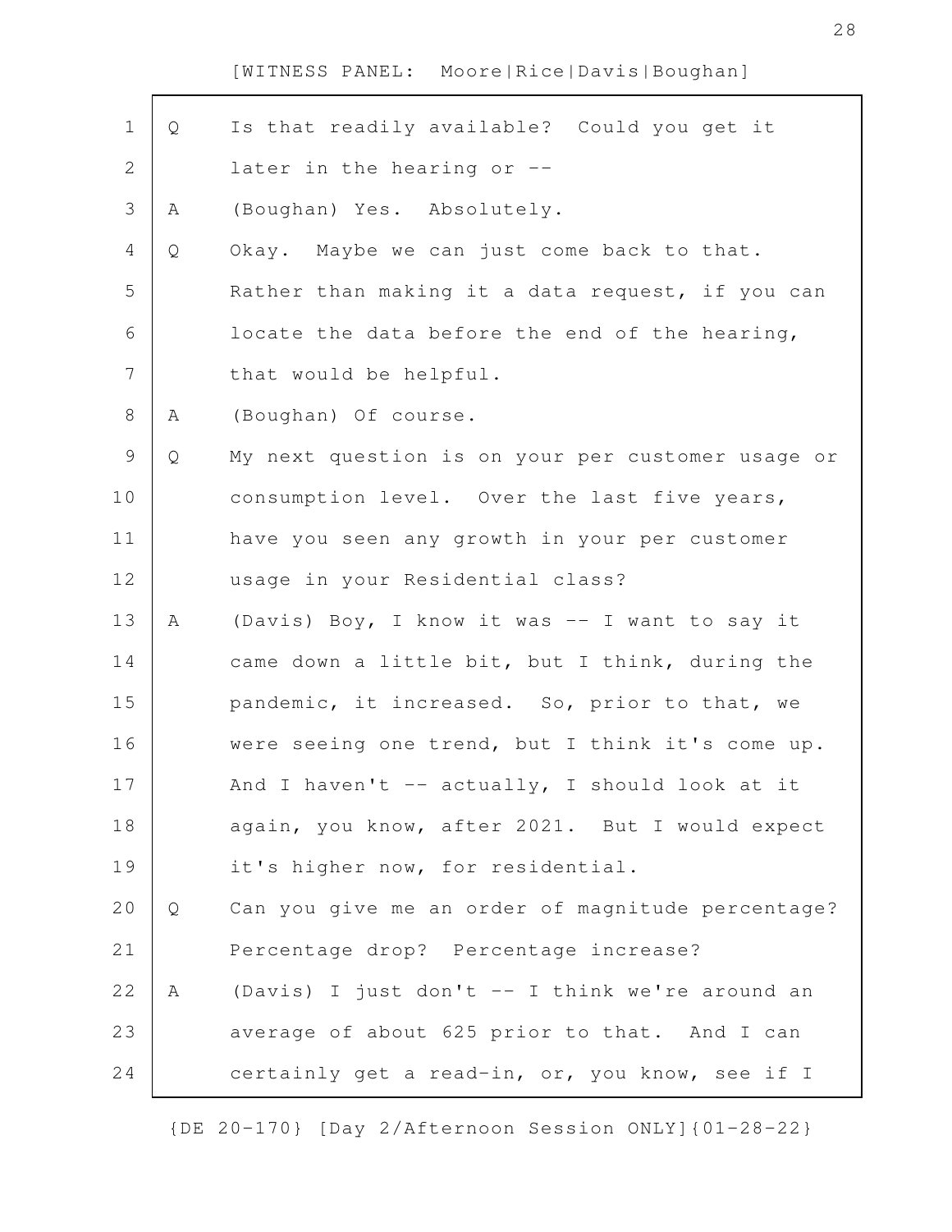Q Is that readily available? Could you get it later in the hearing or --

A (Boughan) Yes. Absolutely.

Q Okay. Maybe we can just come back to that. Rather than making it a data request, if you can locate the data before the end of the hearing, that would be helpful.

A (Boughan) Of course.

Q My next question is on your per customer usage or consumption level. Over the last five years, have you seen any growth in your per customer usage in your Residential class?

A (Davis) Boy, I know it was -- I want to say it came down a little bit, but I think, during the pandemic, it increased. So, prior to that, we were seeing one trend, but I think it's come up. And I haven't -- actually, I should look at it again, you know, after 2021. But I would expect it's higher now, for residential.

Q Can you give me an order of magnitude percentage? Percentage drop? Percentage increase?

A (Davis) I just don't -- I think we're around an average of about 625 prior to that. And I can certainly get a read-in, or, you know, see if I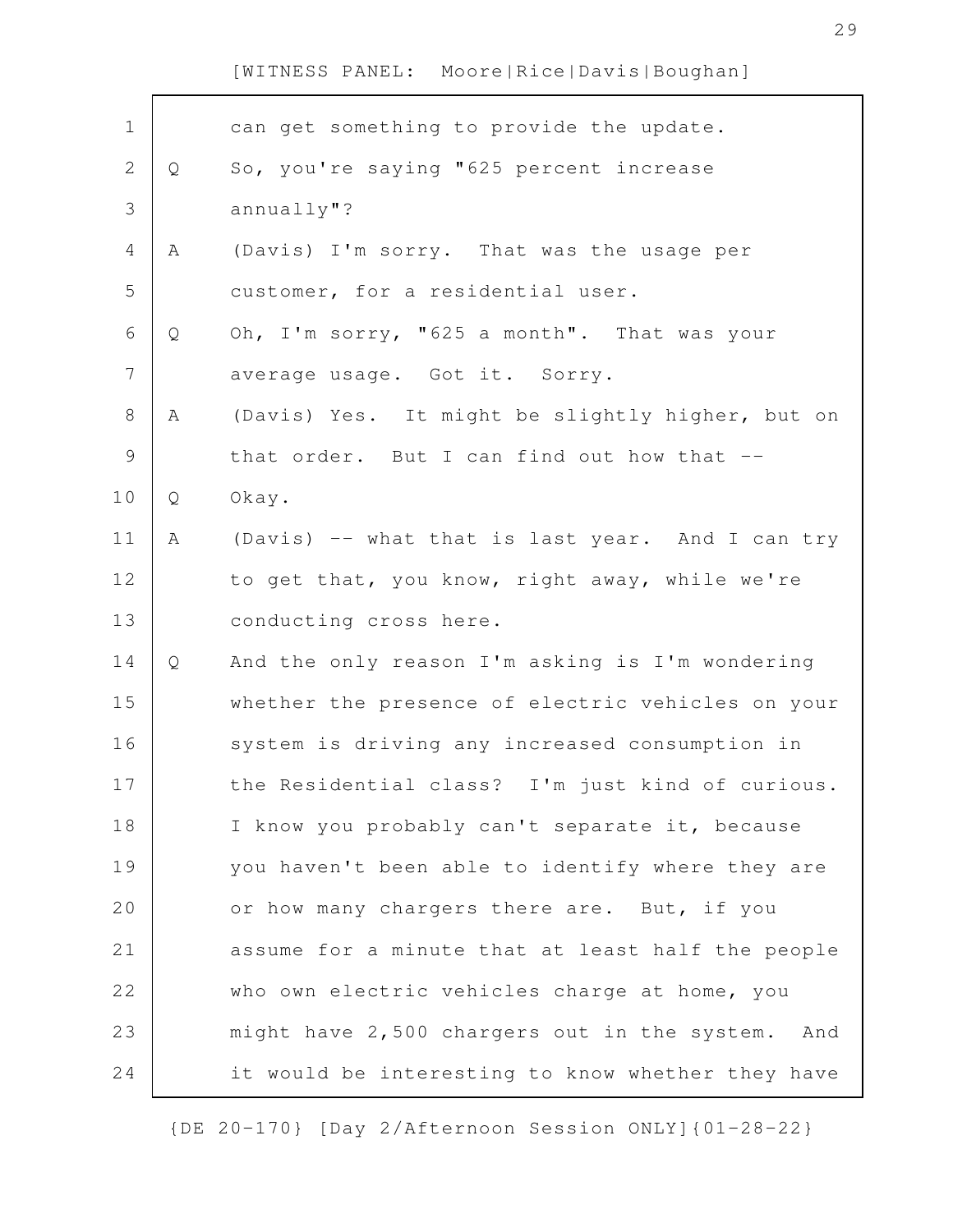can get something to provide the update.

Q So, you're saying "625 percent increase annually"?

A (Davis) I'm sorry. That was the usage per customer, for a residential user.

Q Oh, I'm sorry, "625 a month". That was your average usage. Got it. Sorry.

A (Davis) Yes. It might be slightly higher, but on that order. But I can find out how that --

Q Okay.

A (Davis) -- what that is last year. And I can try to get that, you know, right away, while we're conducting cross here.

Q And the only reason I'm asking is I'm wondering whether the presence of electric vehicles on your system is driving any increased consumption in the Residential class? I'm just kind of curious. I know you probably can't separate it, because you haven't been able to identify where they are or how many chargers there are. But, if you assume for a minute that at least half the people who own electric vehicles charge at home, you might have 2,500 chargers out in the system. And it would be interesting to know whether they have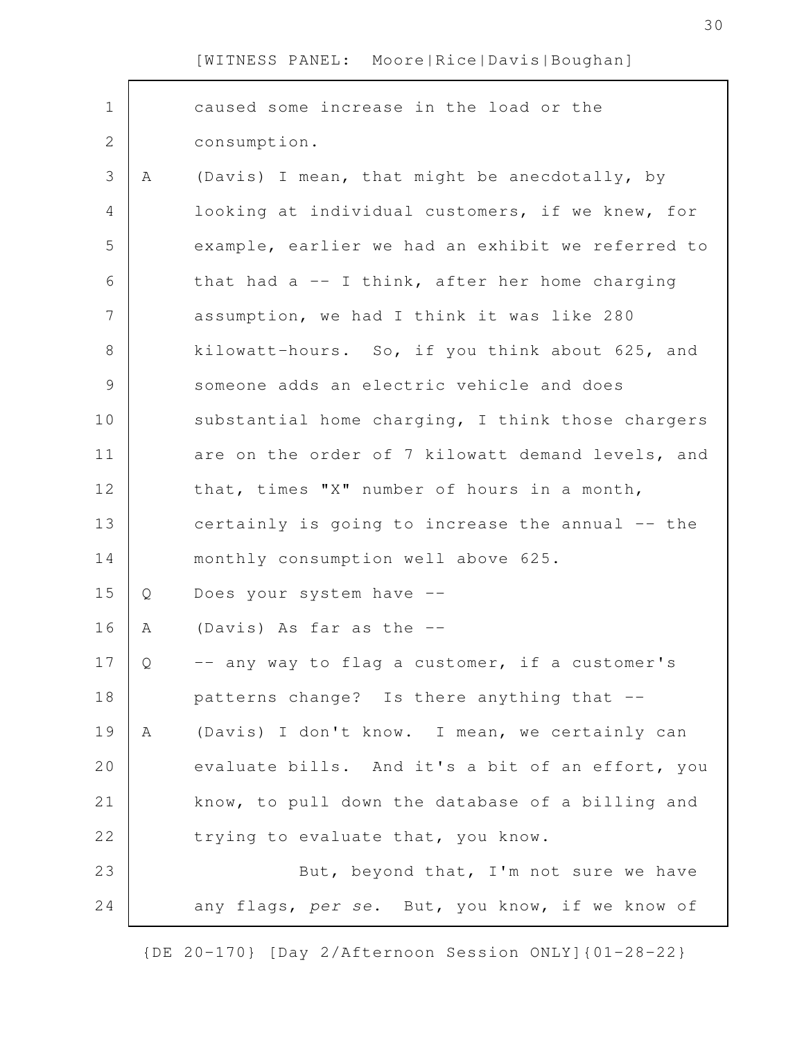caused some increase in the load or the consumption.

A (Davis) I mean, that might be anecdotally, by looking at individual customers, if we knew, for example, earlier we had an exhibit we referred to that had a -- I think, after her home charging assumption, we had I think it was like 280 kilowatt-hours. So, if you think about 625, and someone adds an electric vehicle and does substantial home charging, I think those chargers are on the order of 7 kilowatt demand levels, and that, times "X" number of hours in a month, certainly is going to increase the annual -- the monthly consumption well above 625.

Q Does your system have --

A (Davis) As far as the --

Q -- any way to flag a customer, if a customer's patterns change? Is there anything that --

A (Davis) I don't know. I mean, we certainly can evaluate bills. And it's a bit of an effort, you know, to pull down the database of a billing and trying to evaluate that, you know.

But, beyond that, I'm not sure we have any flags, *per se*. But, you know, if we know of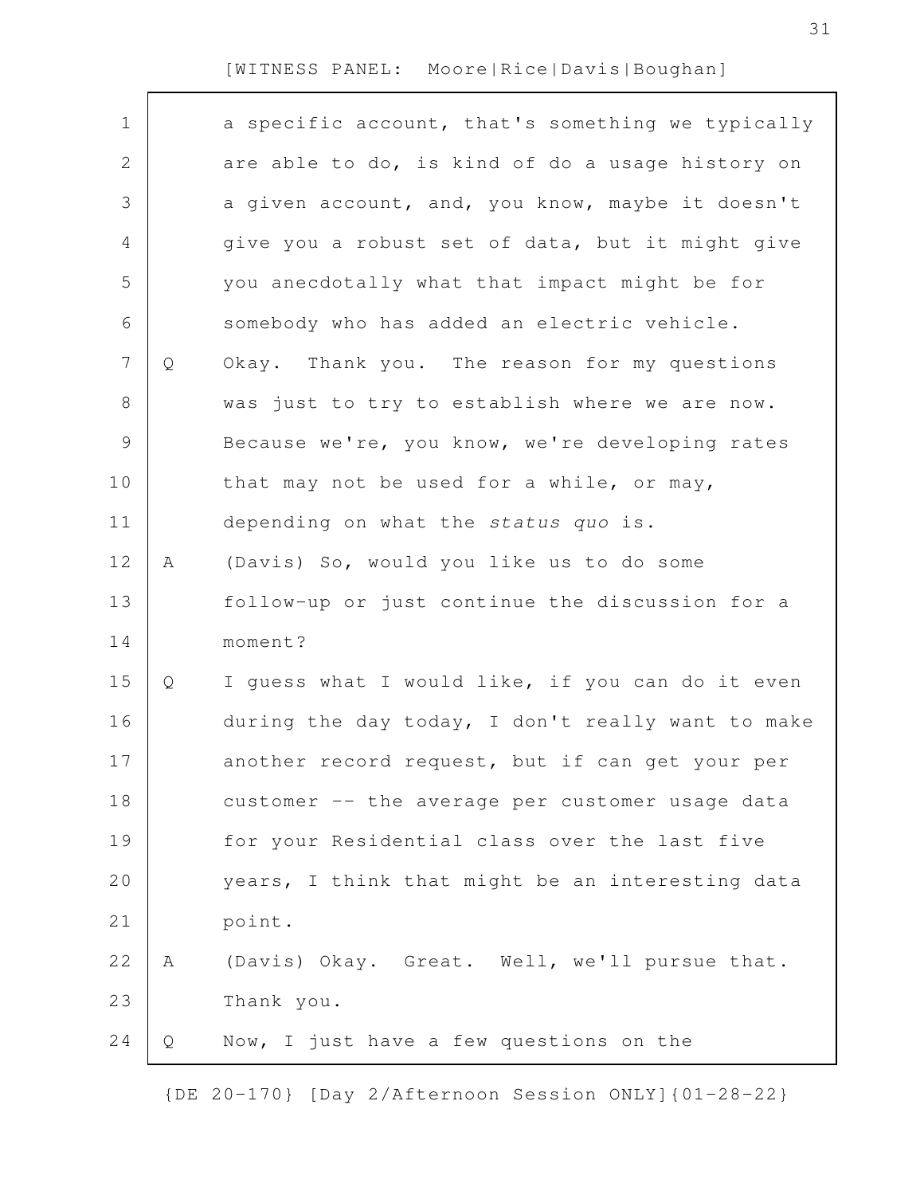a specific account, that's something we typically are able to do, is kind of do a usage history on a given account, and, you know, maybe it doesn't give you a robust set of data, but it might give you anecdotally what that impact might be for somebody who has added an electric vehicle.

Q Okay. Thank you. The reason for my questions was just to try to establish where we are now. Because we're, you know, we're developing rates that may not be used for a while, or may, depending on what the *status quo* is.

A (Davis) So, would you like us to do some follow-up or just continue the discussion for a moment?

Q I guess what I would like, if you can do it even during the day today, I don't really want to make another record request, but if can get your per customer -- the average per customer usage data for your Residential class over the last five years, I think that might be an interesting data point.

A (Davis) Okay. Great. Well, we'll pursue that. Thank you.

Q Now, I just have a few questions on the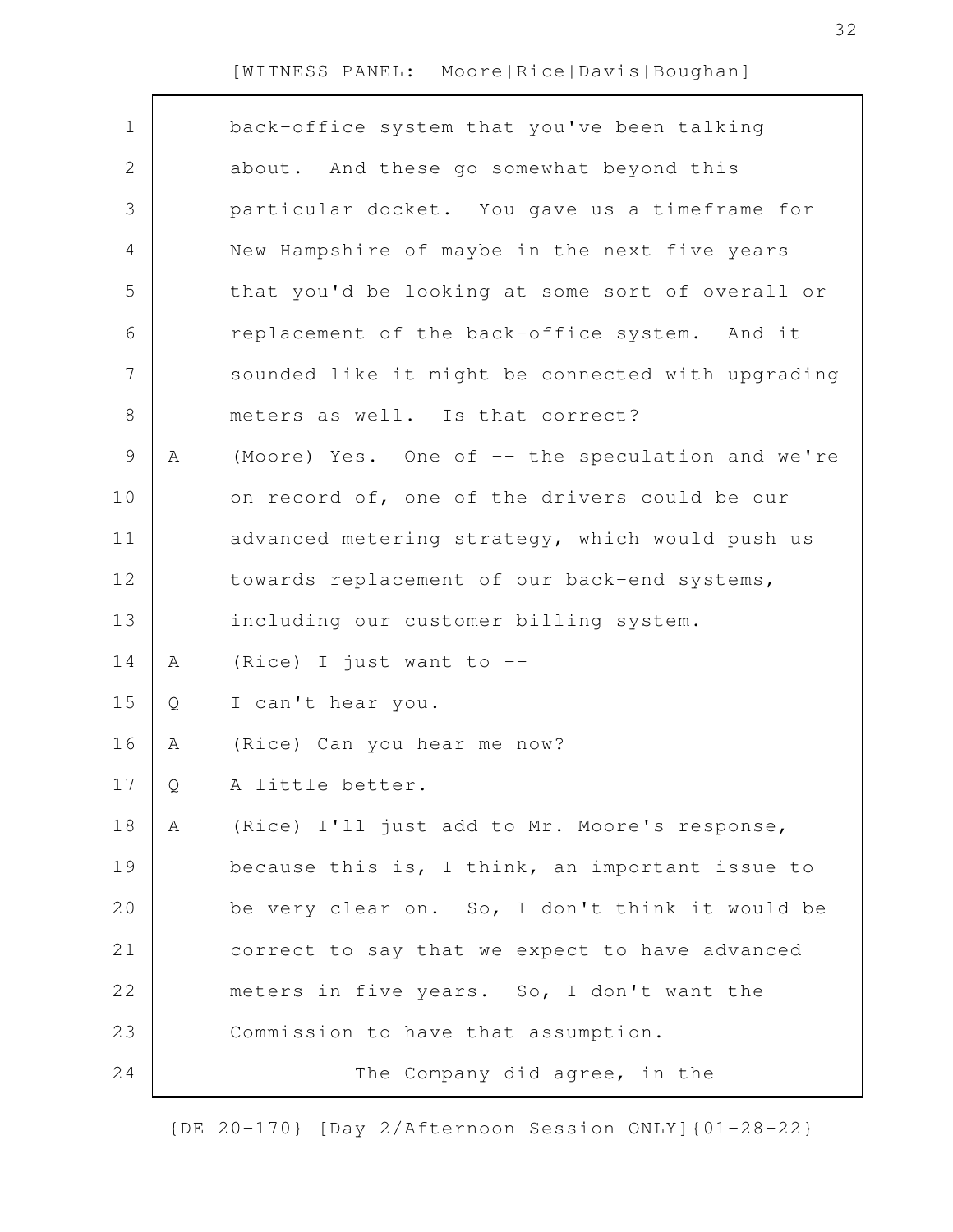back-office system that you've been talking about. And these go somewhat beyond this particular docket. You gave us a timeframe for New Hampshire of maybe in the next five years that you'd be looking at some sort of overall or replacement of the back-office system. And it sounded like it might be connected with upgrading meters as well. Is that correct?

A (Moore) Yes. One of -- the speculation and we're on record of, one of the drivers could be our advanced metering strategy, which would push us towards replacement of our back-end systems, including our customer billing system.

A (Rice) I just want to --

Q I can't hear you.

A (Rice) Can you hear me now?

Q A little better.

A (Rice) I'll just add to Mr. Moore's response, because this is, I think, an important issue to be very clear on. So, I don't think it would be correct to say that we expect to have advanced meters in five years. So, I don't want the Commission to have that assumption.

The Company did agree, in the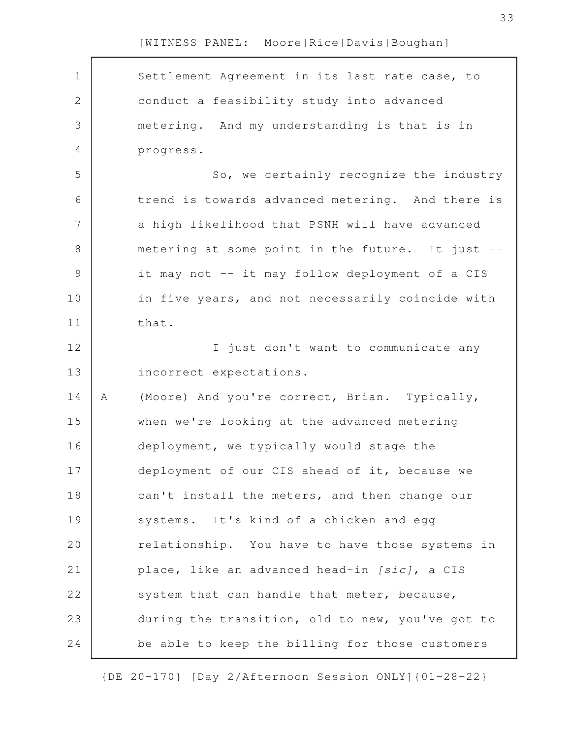Settlement Agreement in its last rate case, to conduct a feasibility study into advanced metering. And my understanding is that is in progress.

So, we certainly recognize the industry trend is towards advanced metering. And there is a high likelihood that PSNH will have advanced metering at some point in the future. It just -- it may not -- it may follow deployment of a CIS in five years, and not necessarily coincide with that.

I just don't want to communicate any incorrect expectations.

A (Moore) And you're correct, Brian. Typically, when we're looking at the advanced metering deployment, we typically would stage the deployment of our CIS ahead of it, because we can't install the meters, and then change our systems. It's kind of a chicken-and-egg relationship. You have to have those systems in place, like an advanced head-in *[sic]*, a CIS system that can handle that meter, because, during the transition, old to new, you've got to be able to keep the billing for those customers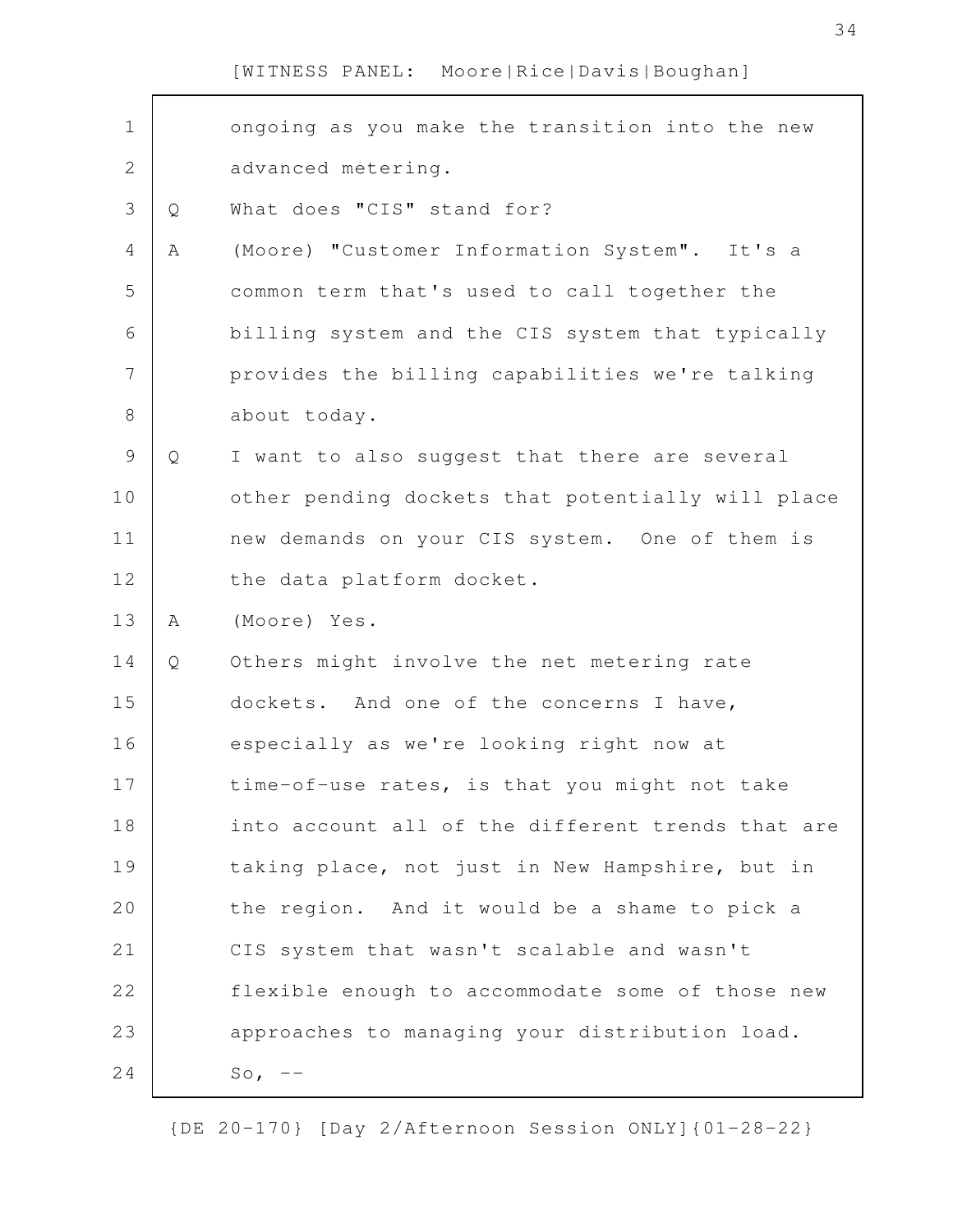ongoing as you make the transition into the new advanced metering.

Q What does "CIS" stand for?

A (Moore) "Customer Information System". It's a common term that's used to call together the billing system and the CIS system that typically provides the billing capabilities we're talking about today.

Q I want to also suggest that there are several other pending dockets that potentially will place new demands on your CIS system. One of them is the data platform docket.

A (Moore) Yes.

Q Others might involve the net metering rate dockets. And one of the concerns I have, especially as we're looking right now at time-of-use rates, is that you might not take into account all of the different trends that are taking place, not just in New Hampshire, but in the region. And it would be a shame to pick a CIS system that wasn't scalable and wasn't flexible enough to accommodate some of those new approaches to managing your distribution load. So, --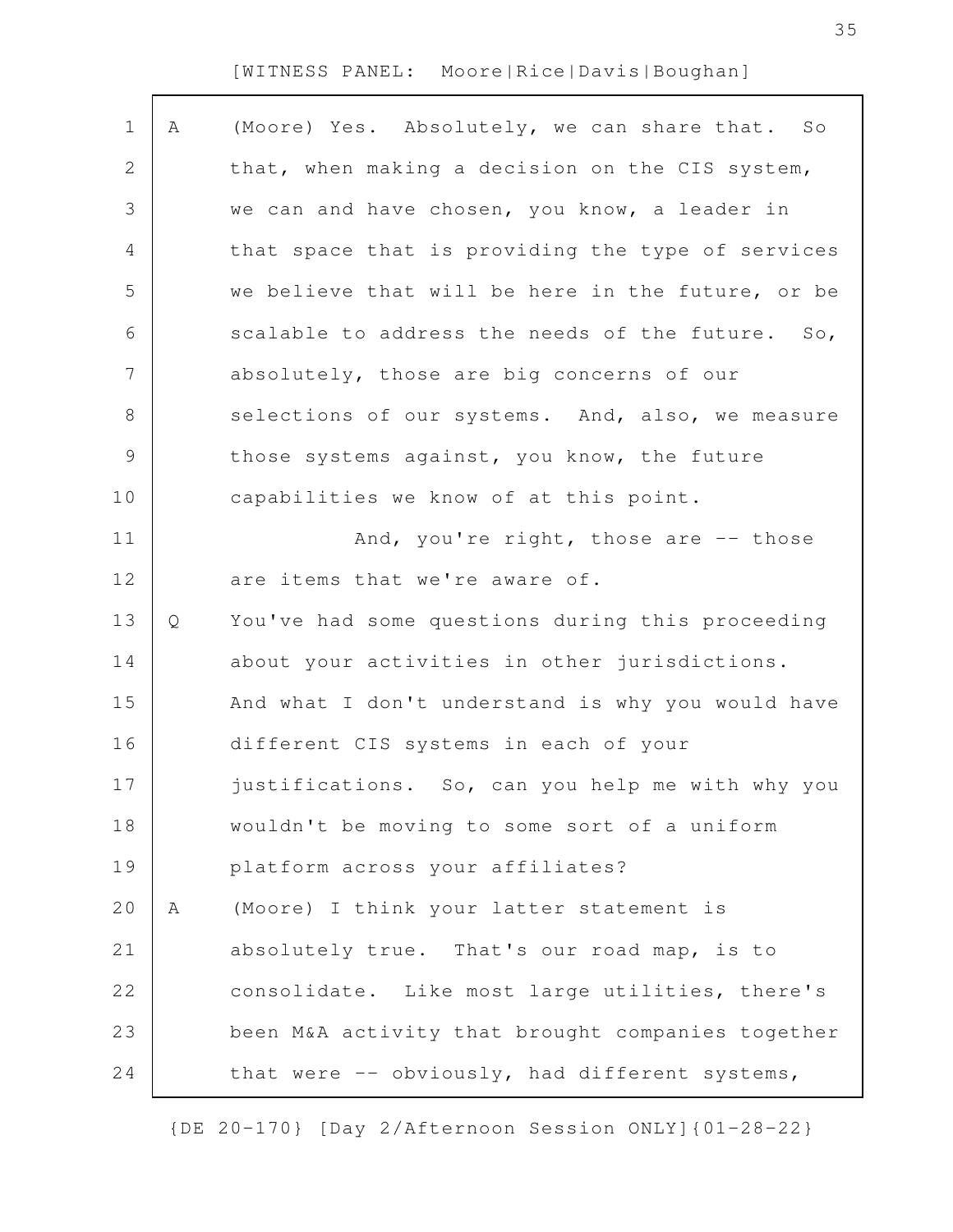[WITNESS PANEL: Moore|Rice|Davis|Boughan]

A (Moore) Yes. Absolutely, we can share that. So that, when making a decision on the CIS system, we can and have chosen, you know, a leader in that space that is providing the type of services we believe that will be here in the future, or be scalable to address the needs of the future. So, absolutely, those are big concerns of our selections of our systems. And, also, we measure those systems against, you know, the future capabilities we know of at this point.

And, you're right, those are -- those are items that we're aware of.

Q You've had some questions during this proceeding about your activities in other jurisdictions. And what I don't understand is why you would have different CIS systems in each of your justifications. So, can you help me with why you wouldn't be moving to some sort of a uniform platform across your affiliates?

A (Moore) I think your latter statement is absolutely true. That's our road map, is to consolidate. Like most large utilities, there's been M&A activity that brought companies together that were -- obviously, had different systems,

{DE 20-170} [Day 2/Afternoon Session ONLY]{01-28-22}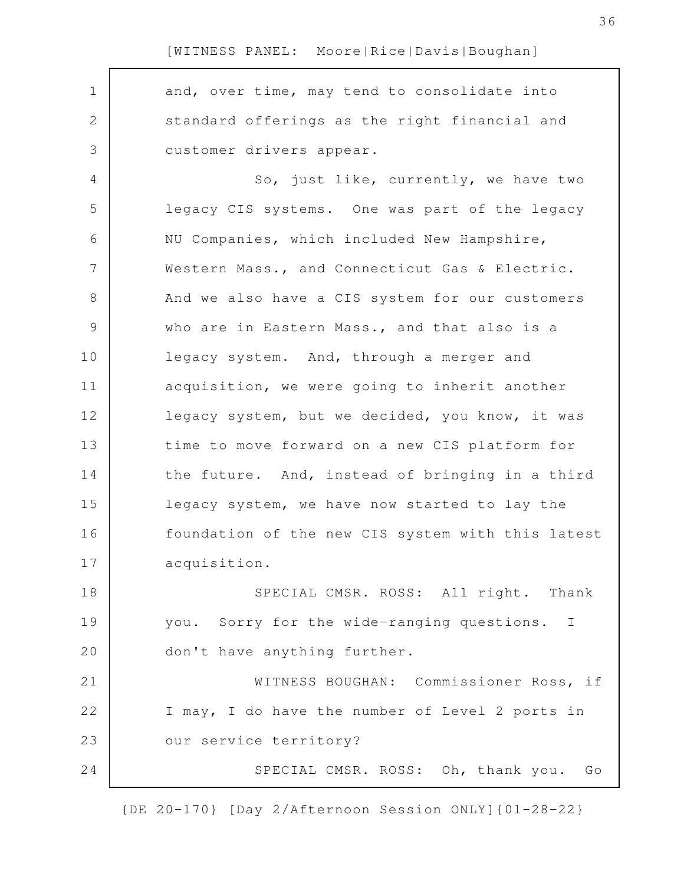and, over time, may tend to consolidate into standard offerings as the right financial and customer drivers appear.

So, just like, currently, we have two legacy CIS systems. One was part of the legacy NU Companies, which included New Hampshire, Western Mass., and Connecticut Gas & Electric. And we also have a CIS system for our customers who are in Eastern Mass., and that also is a legacy system. And, through a merger and acquisition, we were going to inherit another legacy system, but we decided, you know, it was time to move forward on a new CIS platform for the future. And, instead of bringing in a third legacy system, we have now started to lay the foundation of the new CIS system with this latest acquisition.

SPECIAL CMSR. ROSS: All right. Thank you. Sorry for the wide-ranging questions. I don't have anything further.

WITNESS BOUGHAN: Commissioner Ross, if I may, I do have the number of Level 2 ports in our service territory?

SPECIAL CMSR. ROSS: Oh, thank you. Go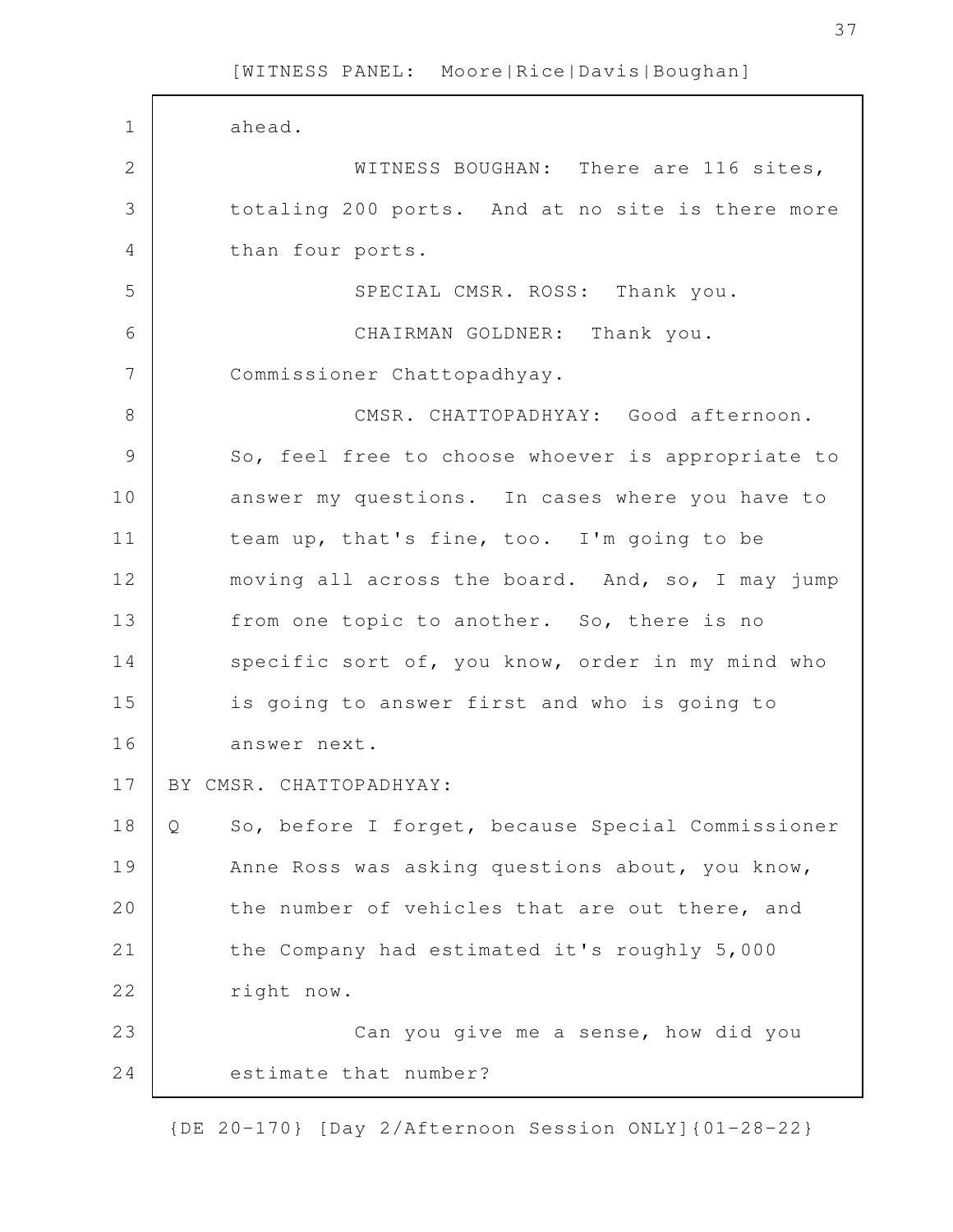ahead.

WITNESS BOUGHAN: There are 116 sites, totaling 200 ports. And at no site is there more than four ports.

SPECIAL CMSR. ROSS: Thank you.

CHAIRMAN GOLDNER: Thank you. Commissioner Chattopadhyay.

CMSR. CHATTOPADHYAY: Good afternoon. So, feel free to choose whoever is appropriate to answer my questions. In cases where you have to team up, that's fine, too. I'm going to be moving all across the board. And, so, I may jump from one topic to another. So, there is no specific sort of, you know, order in my mind who is going to answer first and who is going to answer next.

BY CMSR. CHATTOPADHYAY:

Q So, before I forget, because Special Commissioner Anne Ross was asking questions about, you know, the number of vehicles that are out there, and the Company had estimated it's roughly 5,000 right now.

Can you give me a sense, how did you estimate that number?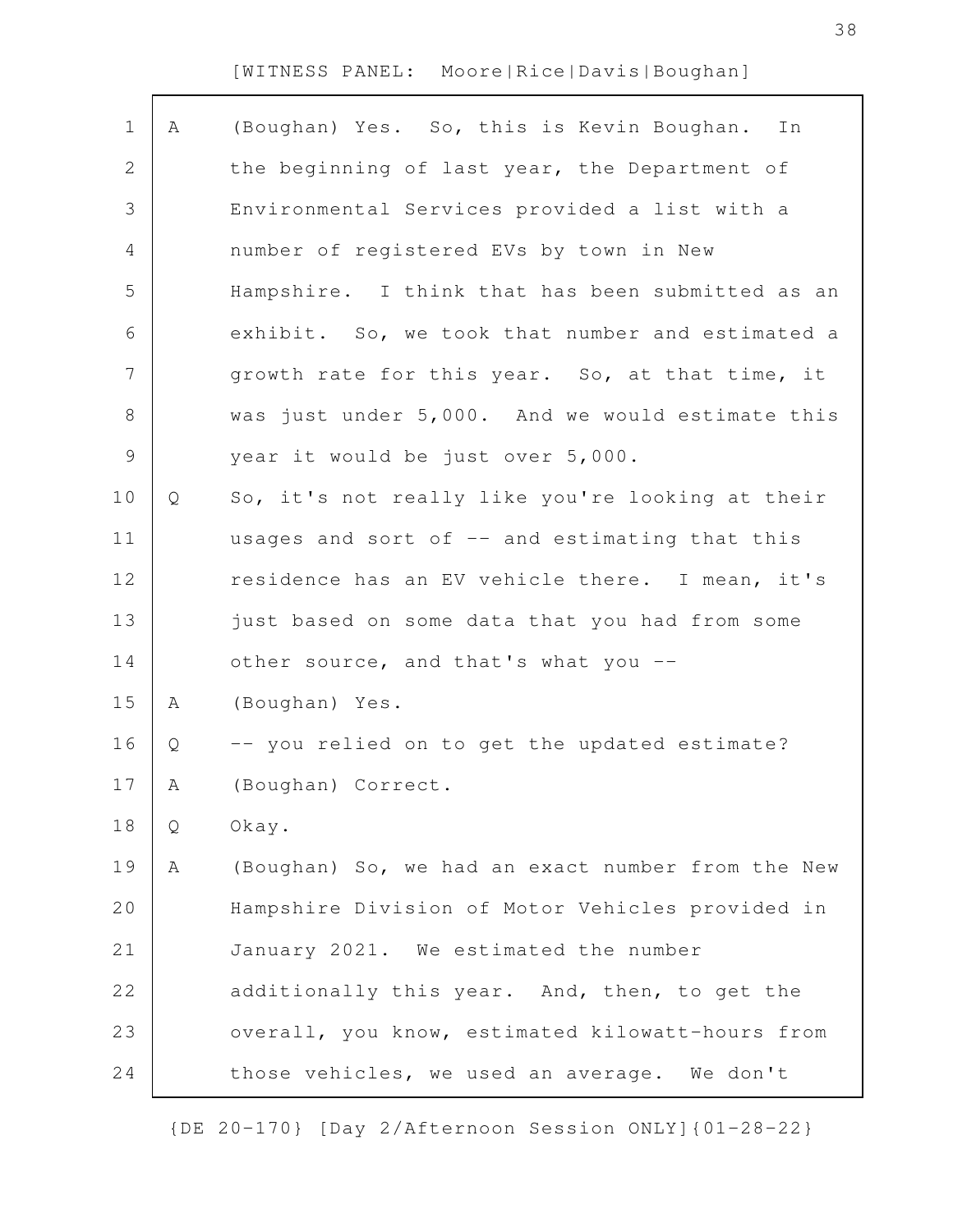A (Boughan) Yes. So, this is Kevin Boughan. In the beginning of last year, the Department of Environmental Services provided a list with a number of registered EVs by town in New Hampshire. I think that has been submitted as an exhibit. So, we took that number and estimated a growth rate for this year. So, at that time, it was just under 5,000. And we would estimate this year it would be just over 5,000.

Q So, it's not really like you're looking at their usages and sort of -- and estimating that this residence has an EV vehicle there. I mean, it's just based on some data that you had from some other source, and that's what you --

A (Boughan) Yes.

Q -- you relied on to get the updated estimate?

A (Boughan) Correct.

Q Okay.

A (Boughan) So, we had an exact number from the New Hampshire Division of Motor Vehicles provided in January 2021. We estimated the number additionally this year. And, then, to get the overall, you know, estimated kilowatt-hours from those vehicles, we used an average. We don't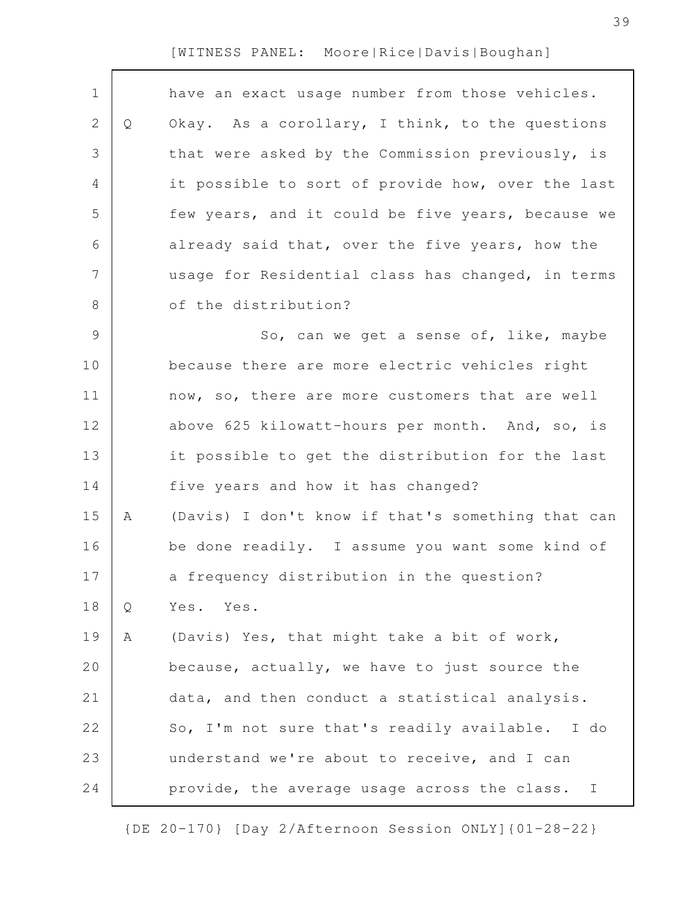have an exact usage number from those vehicles.

Q Okay. As a corollary, I think, to the questions that were asked by the Commission previously, is it possible to sort of provide how, over the last few years, and it could be five years, because we already said that, over the five years, how the usage for Residential class has changed, in terms of the distribution?

So, can we get a sense of, like, maybe because there are more electric vehicles right now, so, there are more customers that are well above 625 kilowatt-hours per month. And, so, is it possible to get the distribution for the last five years and how it has changed?

A (Davis) I don't know if that's something that can be done readily. I assume you want some kind of a frequency distribution in the question?

Q Yes. Yes.

A (Davis) Yes, that might take a bit of work, because, actually, we have to just source the data, and then conduct a statistical analysis. So, I'm not sure that's readily available. I do understand we're about to receive, and I can provide, the average usage across the class. I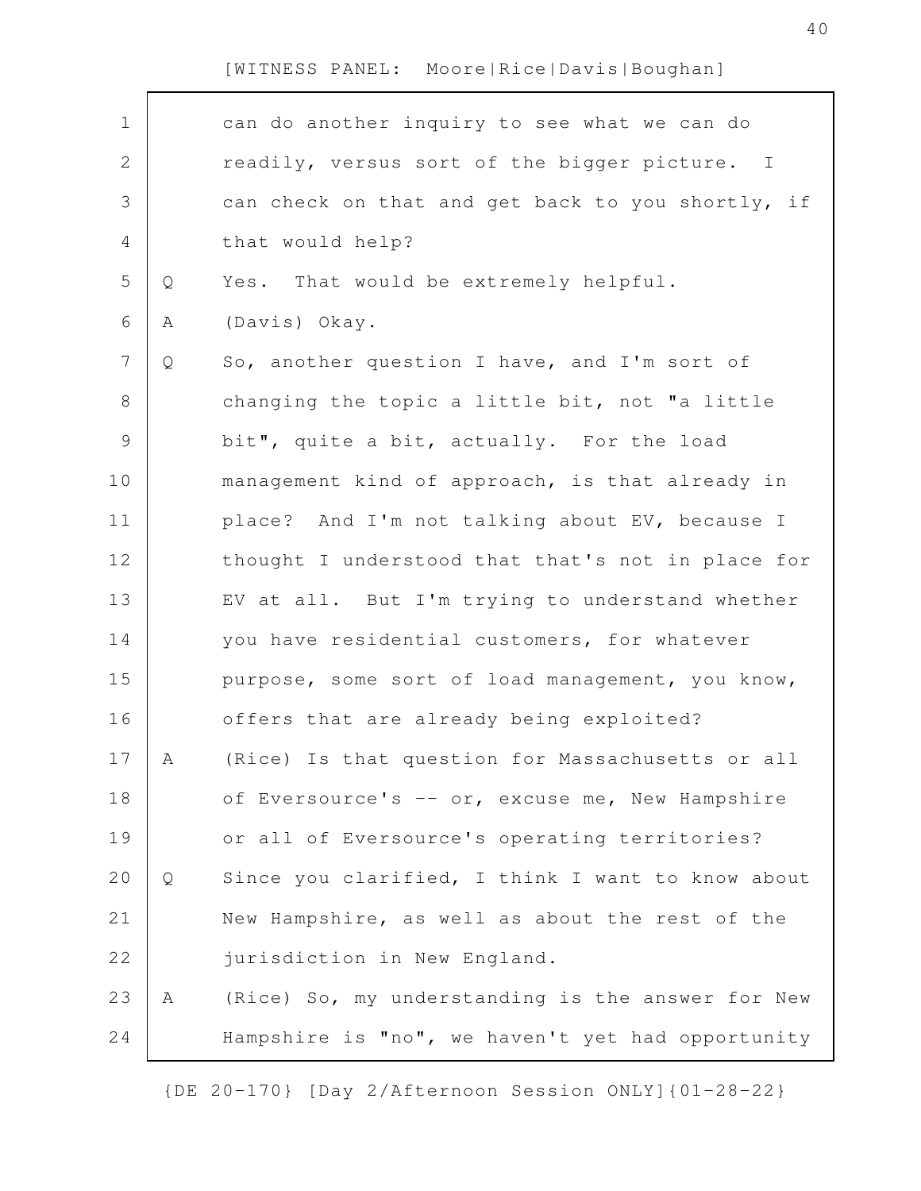can do another inquiry to see what we can do readily, versus sort of the bigger picture. I can check on that and get back to you shortly, if that would help?

Q Yes. That would be extremely helpful.

A (Davis) Okay.

Q So, another question I have, and I'm sort of changing the topic a little bit, not "a little bit", quite a bit, actually. For the load management kind of approach, is that already in place? And I'm not talking about EV, because I thought I understood that that's not in place for EV at all. But I'm trying to understand whether you have residential customers, for whatever purpose, some sort of load management, you know, offers that are already being exploited?

A (Rice) Is that question for Massachusetts or all of Eversource's -- or, excuse me, New Hampshire or all of Eversource's operating territories?

Q Since you clarified, I think I want to know about New Hampshire, as well as about the rest of the jurisdiction in New England.

A (Rice) So, my understanding is the answer for New Hampshire is "no", we haven't yet had opportunity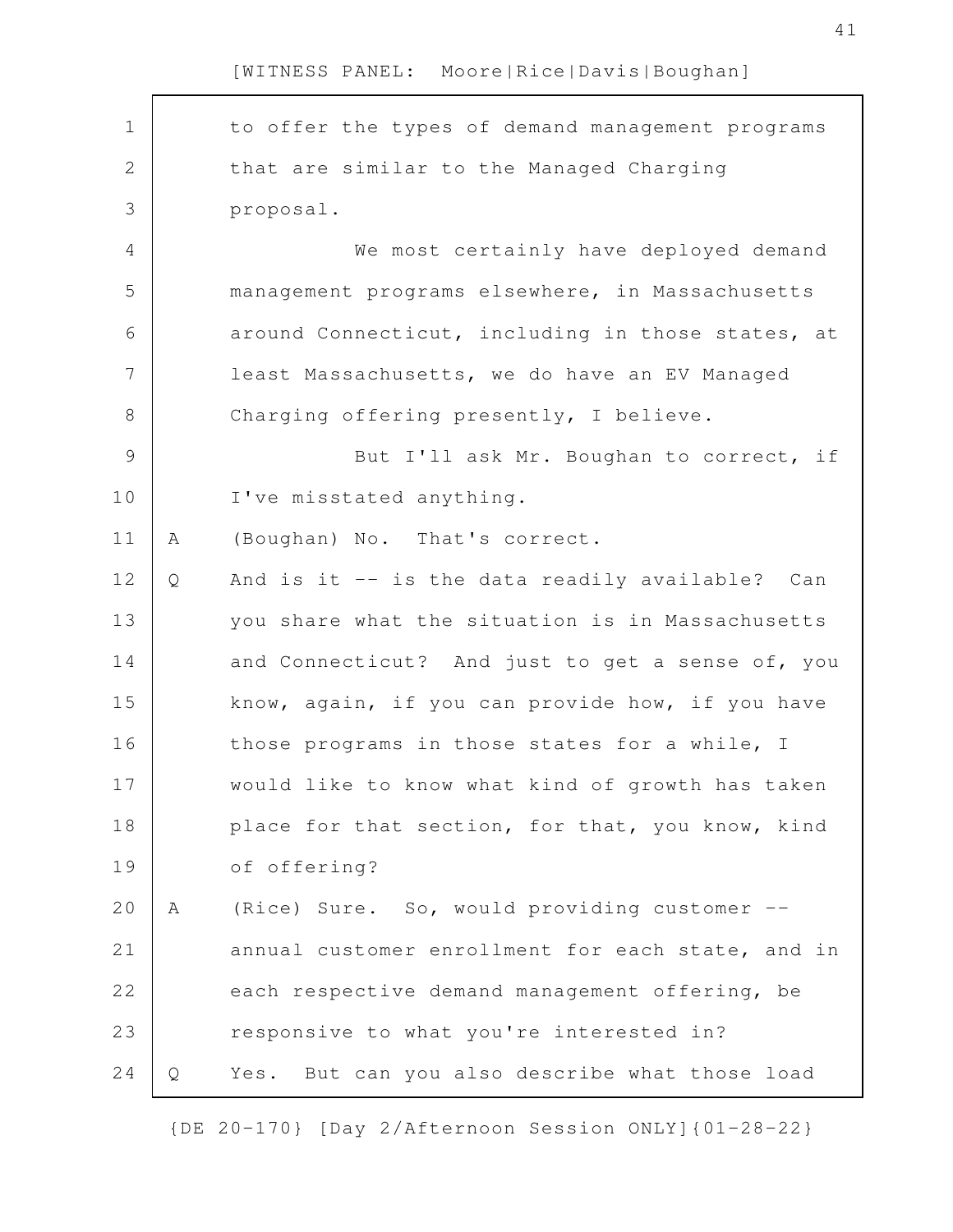to offer the types of demand management programs that are similar to the Managed Charging proposal.

We most certainly have deployed demand management programs elsewhere, in Massachusetts around Connecticut, including in those states, at least Massachusetts, we do have an EV Managed Charging offering presently, I believe.

But I'll ask Mr. Boughan to correct, if I've misstated anything.

A (Boughan) No. That's correct.

Q And is it -- is the data readily available? Can you share what the situation is in Massachusetts and Connecticut? And just to get a sense of, you know, again, if you can provide how, if you have those programs in those states for a while, I would like to know what kind of growth has taken place for that section, for that, you know, kind of offering?

A (Rice) Sure. So, would providing customer -- annual customer enrollment for each state, and in each respective demand management offering, be responsive to what you're interested in?

Q Yes. But can you also describe what those load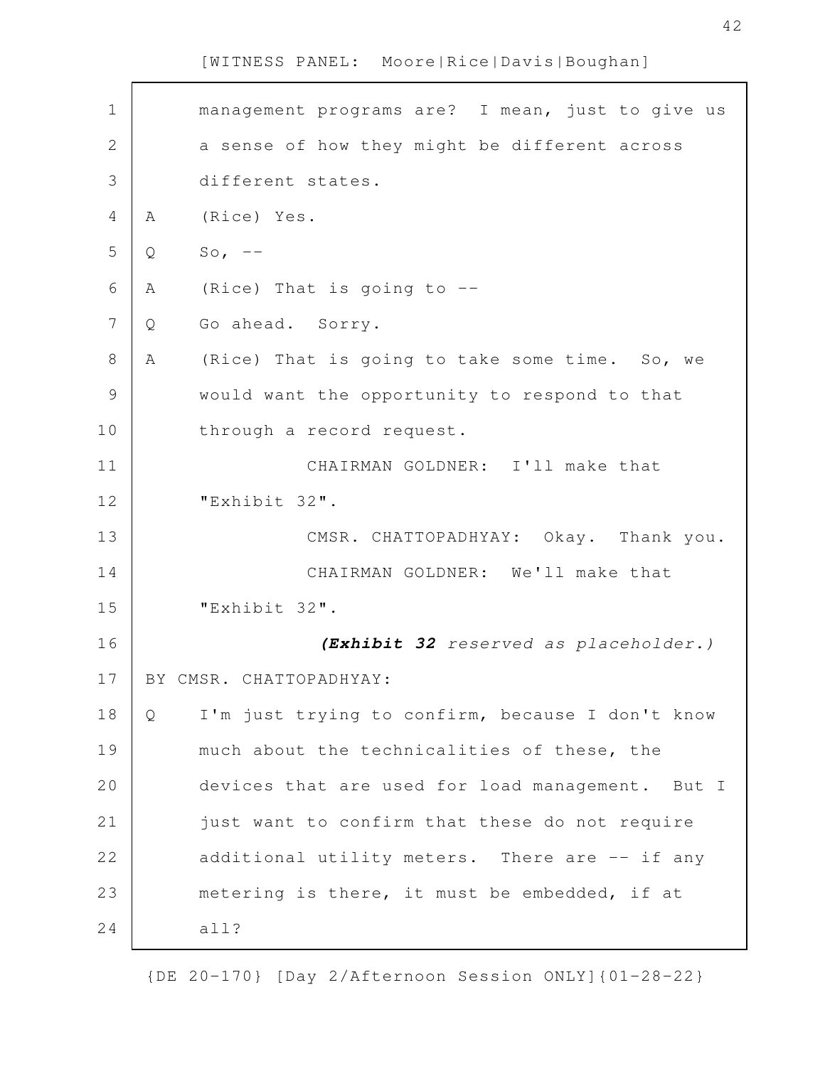management programs are? I mean, just to give us a sense of how they might be different across different states.

A (Rice) Yes.

Q So, --

A (Rice) That is going to --

Q Go ahead. Sorry.

A (Rice) That is going to take some time. So, we would want the opportunity to respond to that through a record request.

CHAIRMAN GOLDNER: I'll make that "Exhibit 32".

CMSR. CHATTOPADHYAY: Okay. Thank you.

CHAIRMAN GOLDNER: We'll make that "Exhibit 32".

***(Exhibit 32** reserved as placeholder.)*

BY CMSR. CHATTOPADHYAY:

Q I'm just trying to confirm, because I don't know much about the technicalities of these, the devices that are used for load management. But I just want to confirm that these do not require additional utility meters. There are -- if any metering is there, it must be embedded, if at all?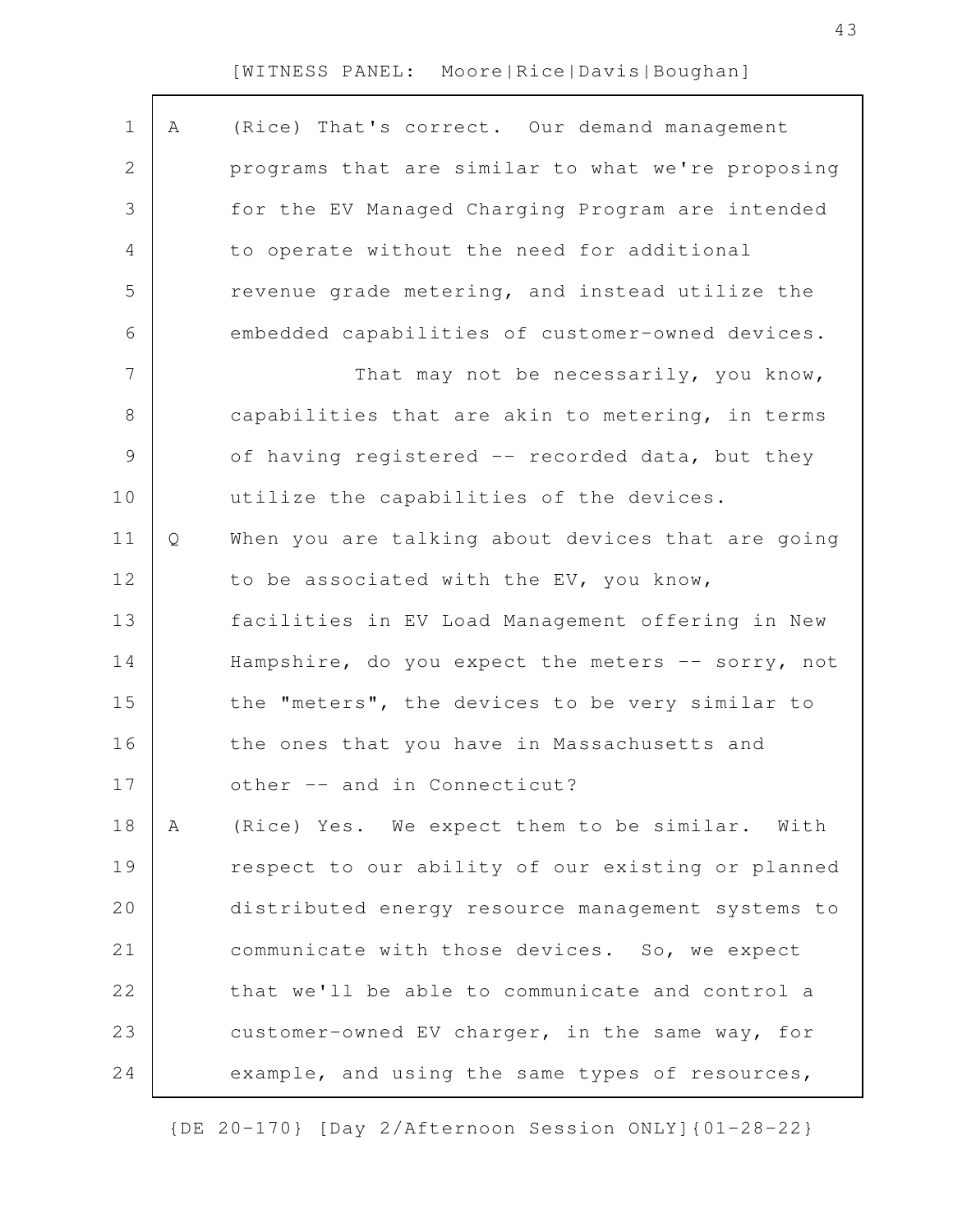A (Rice) That's correct. Our demand management programs that are similar to what we're proposing for the EV Managed Charging Program are intended to operate without the need for additional revenue grade metering, and instead utilize the embedded capabilities of customer-owned devices.

That may not be necessarily, you know, capabilities that are akin to metering, in terms of having registered -- recorded data, but they utilize the capabilities of the devices.

Q When you are talking about devices that are going to be associated with the EV, you know, facilities in EV Load Management offering in New Hampshire, do you expect the meters -- sorry, not the "meters", the devices to be very similar to the ones that you have in Massachusetts and other -- and in Connecticut?

A (Rice) Yes. We expect them to be similar. With respect to our ability of our existing or planned distributed energy resource management systems to communicate with those devices. So, we expect that we'll be able to communicate and control a customer-owned EV charger, in the same way, for example, and using the same types of resources,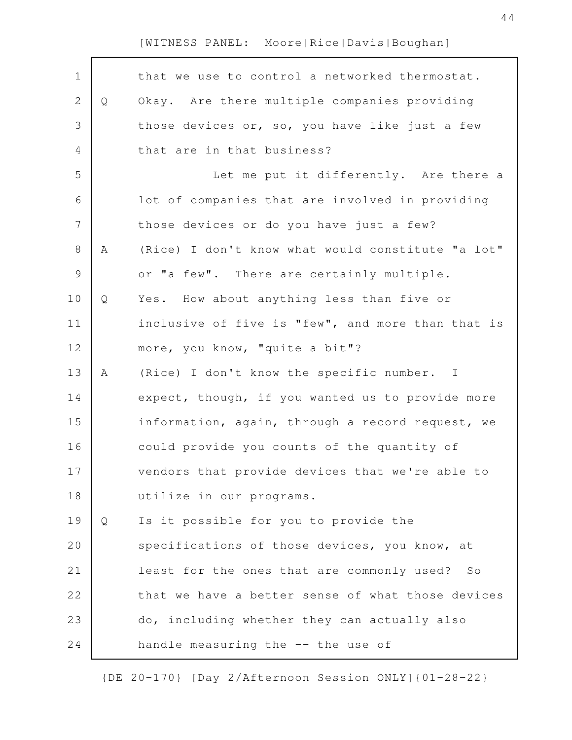that we use to control a networked thermostat.

Q Okay. Are there multiple companies providing those devices or, so, you have like just a few that are in that business?

Let me put it differently. Are there a lot of companies that are involved in providing those devices or do you have just a few?

A (Rice) I don't know what would constitute "a lot" or "a few". There are certainly multiple.

Q Yes. How about anything less than five or inclusive of five is "few", and more than that is more, you know, "quite a bit"?

A (Rice) I don't know the specific number. I expect, though, if you wanted us to provide more information, again, through a record request, we could provide you counts of the quantity of vendors that provide devices that we're able to utilize in our programs.

Q Is it possible for you to provide the specifications of those devices, you know, at least for the ones that are commonly used? So that we have a better sense of what those devices do, including whether they can actually also handle measuring the -- the use of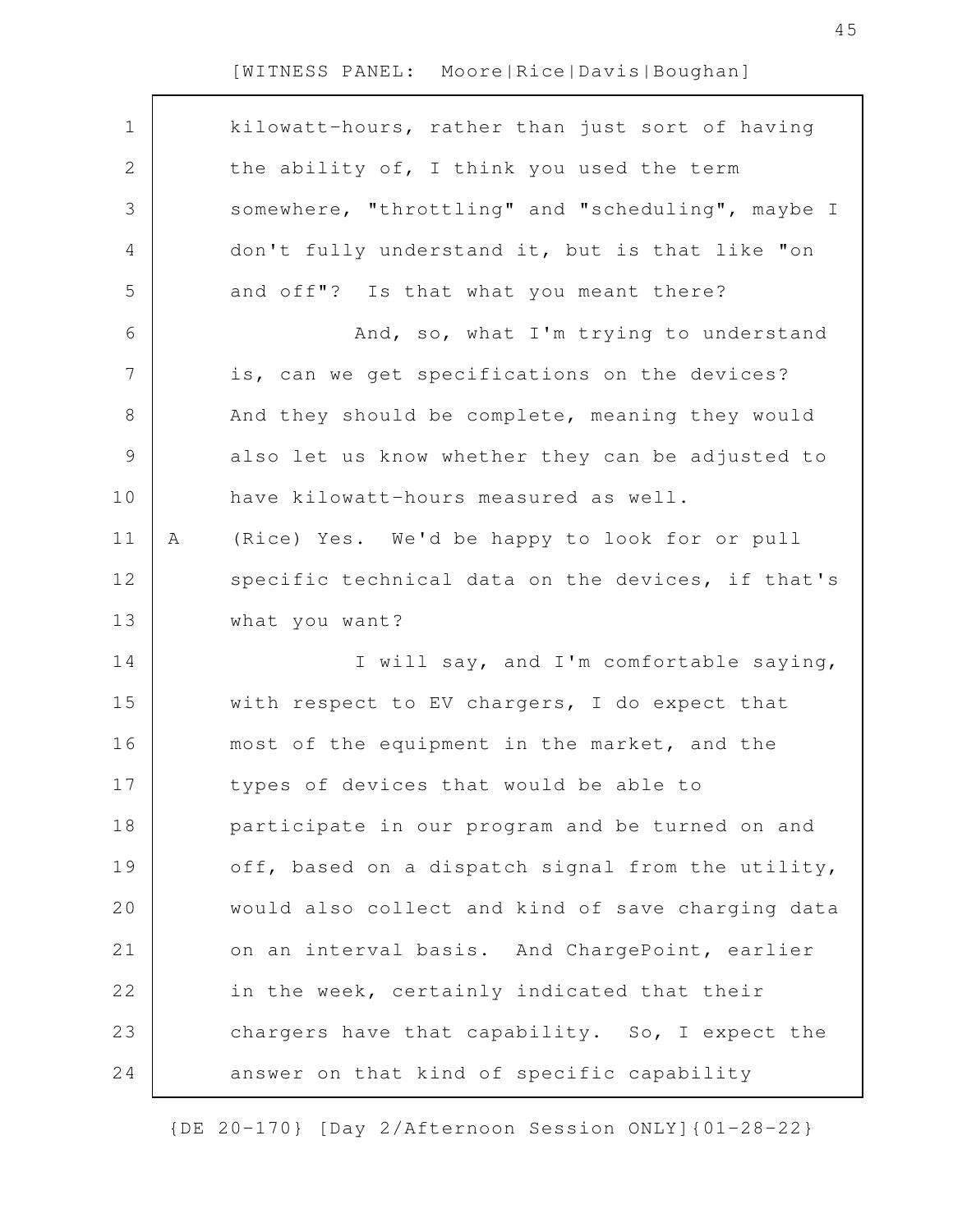kilowatt-hours, rather than just sort of having the ability of, I think you used the term somewhere, "throttling" and "scheduling", maybe I don't fully understand it, but is that like "on and off"? Is that what you meant there?

And, so, what I'm trying to understand is, can we get specifications on the devices? And they should be complete, meaning they would also let us know whether they can be adjusted to have kilowatt-hours measured as well.

A (Rice) Yes. We'd be happy to look for or pull specific technical data on the devices, if that's what you want?

I will say, and I'm comfortable saying, with respect to EV chargers, I do expect that most of the equipment in the market, and the types of devices that would be able to participate in our program and be turned on and off, based on a dispatch signal from the utility, would also collect and kind of save charging data on an interval basis. And ChargePoint, earlier in the week, certainly indicated that their chargers have that capability. So, I expect the answer on that kind of specific capability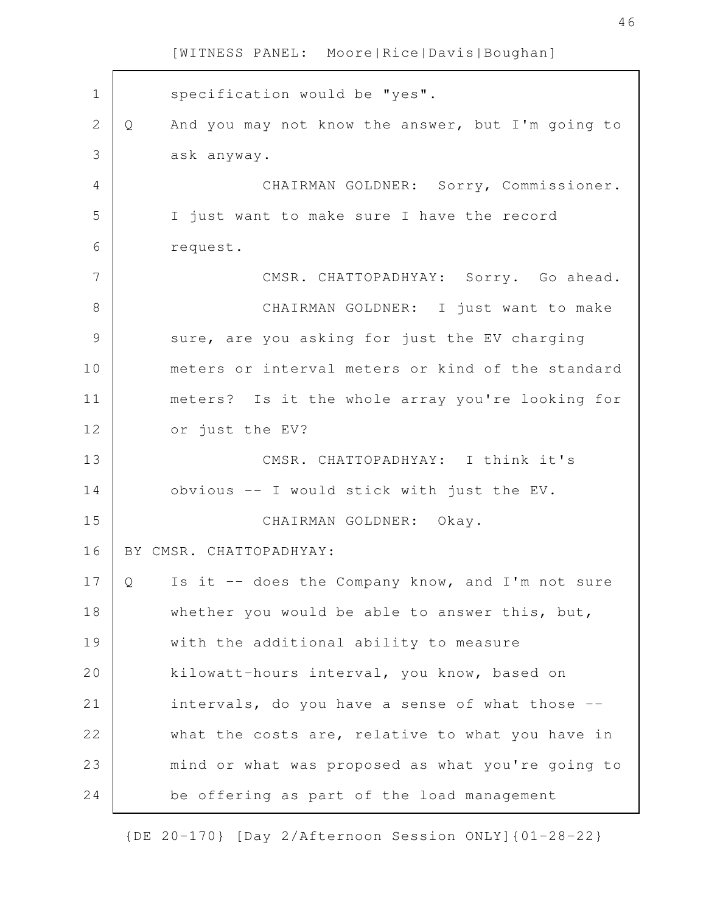specification would be "yes".

Q And you may not know the answer, but I'm going to ask anyway.

CHAIRMAN GOLDNER: Sorry, Commissioner. I just want to make sure I have the record request.

CMSR. CHATTOPADHYAY: Sorry. Go ahead.

CHAIRMAN GOLDNER: I just want to make sure, are you asking for just the EV charging meters or interval meters or kind of the standard meters? Is it the whole array you're looking for or just the EV?

CMSR. CHATTOPADHYAY: I think it's obvious -- I would stick with just the EV.

CHAIRMAN GOLDNER: Okay.

BY CMSR. CHATTOPADHYAY:

Q Is it -- does the Company know, and I'm not sure whether you would be able to answer this, but, with the additional ability to measure kilowatt-hours interval, you know, based on intervals, do you have a sense of what those -- what the costs are, relative to what you have in mind or what was proposed as what you're going to be offering as part of the load management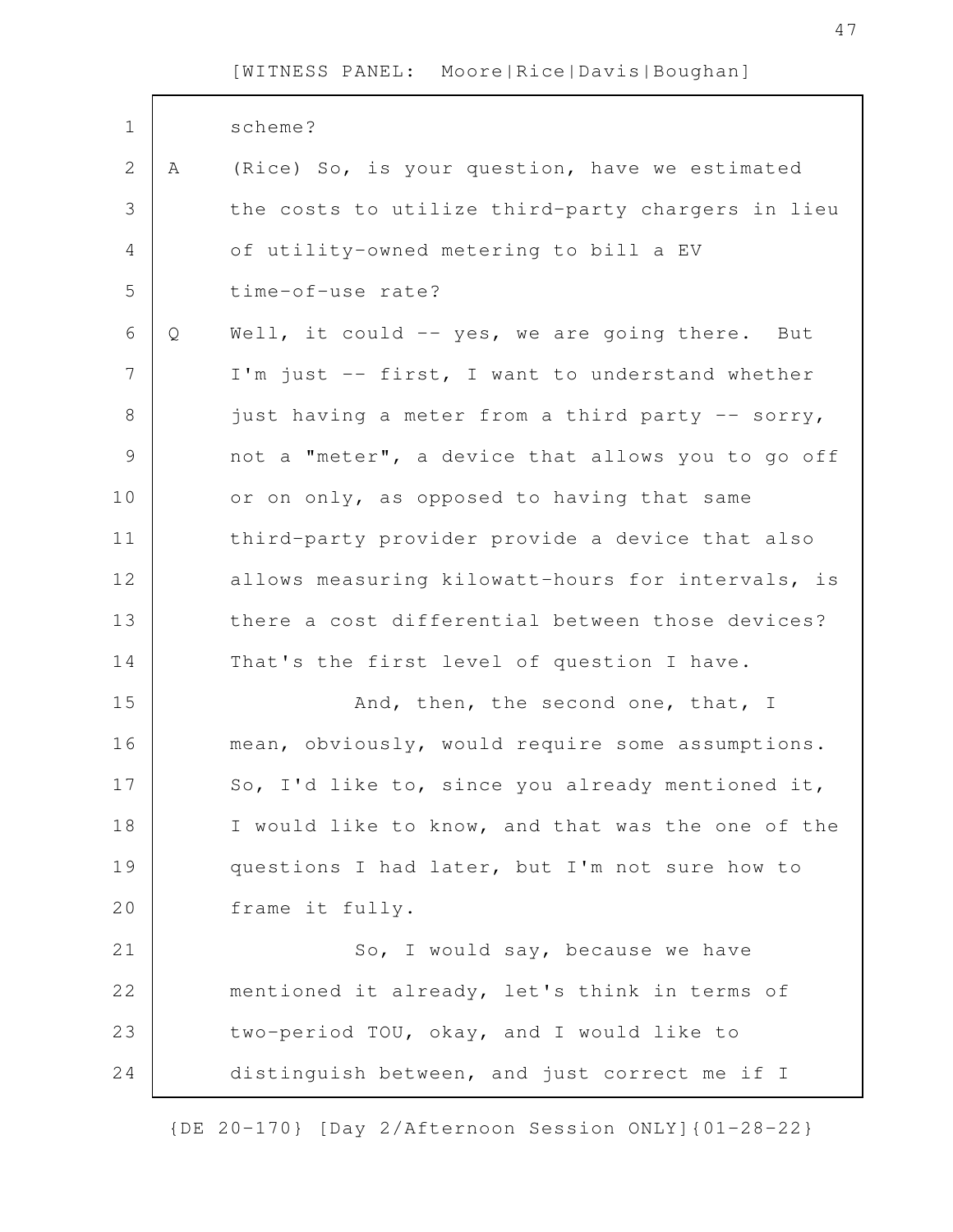scheme?

A (Rice) So, is your question, have we estimated the costs to utilize third-party chargers in lieu of utility-owned metering to bill a EV time-of-use rate?

Q Well, it could -- yes, we are going there. But I'm just -- first, I want to understand whether just having a meter from a third party -- sorry, not a "meter", a device that allows you to go off or on only, as opposed to having that same third-party provider provide a device that also allows measuring kilowatt-hours for intervals, is there a cost differential between those devices? That's the first level of question I have.

And, then, the second one, that, I mean, obviously, would require some assumptions. So, I'd like to, since you already mentioned it, I would like to know, and that was the one of the questions I had later, but I'm not sure how to frame it fully.

So, I would say, because we have mentioned it already, let's think in terms of two-period TOU, okay, and I would like to distinguish between, and just correct me if I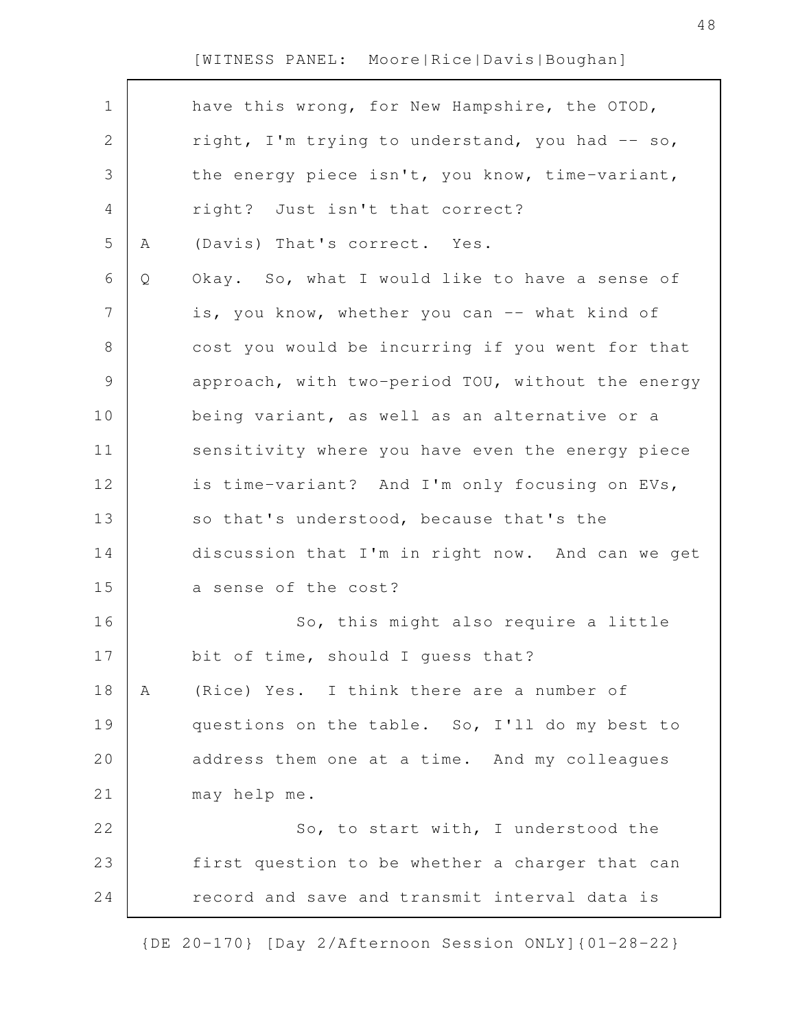have this wrong, for New Hampshire, the OTOD, right, I'm trying to understand, you had -- so, the energy piece isn't, you know, time-variant, right? Just isn't that correct?

A (Davis) That's correct. Yes.

Q Okay. So, what I would like to have a sense of is, you know, whether you can -- what kind of cost you would be incurring if you went for that approach, with two-period TOU, without the energy being variant, as well as an alternative or a sensitivity where you have even the energy piece is time-variant? And I'm only focusing on EVs, so that's understood, because that's the discussion that I'm in right now. And can we get a sense of the cost?

So, this might also require a little bit of time, should I guess that?

A (Rice) Yes. I think there are a number of questions on the table. So, I'll do my best to address them one at a time. And my colleagues may help me.

So, to start with, I understood the first question to be whether a charger that can record and save and transmit interval data is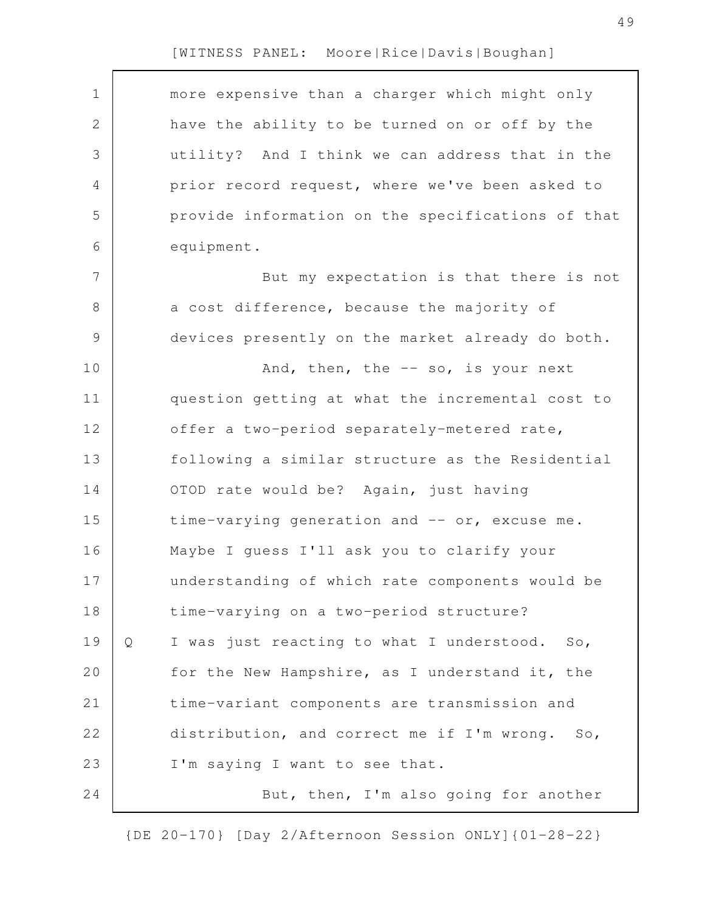more expensive than a charger which might only have the ability to be turned on or off by the utility? And I think we can address that in the prior record request, where we've been asked to provide information on the specifications of that equipment.

But my expectation is that there is not a cost difference, because the majority of devices presently on the market already do both.

And, then, the -- so, is your next question getting at what the incremental cost to offer a two-period separately-metered rate, following a similar structure as the Residential OTOD rate would be? Again, just having time-varying generation and -- or, excuse me. Maybe I guess I'll ask you to clarify your understanding of which rate components would be time-varying on a two-period structure?

Q I was just reacting to what I understood. So, for the New Hampshire, as I understand it, the time-variant components are transmission and distribution, and correct me if I'm wrong. So, I'm saying I want to see that.

But, then, I'm also going for another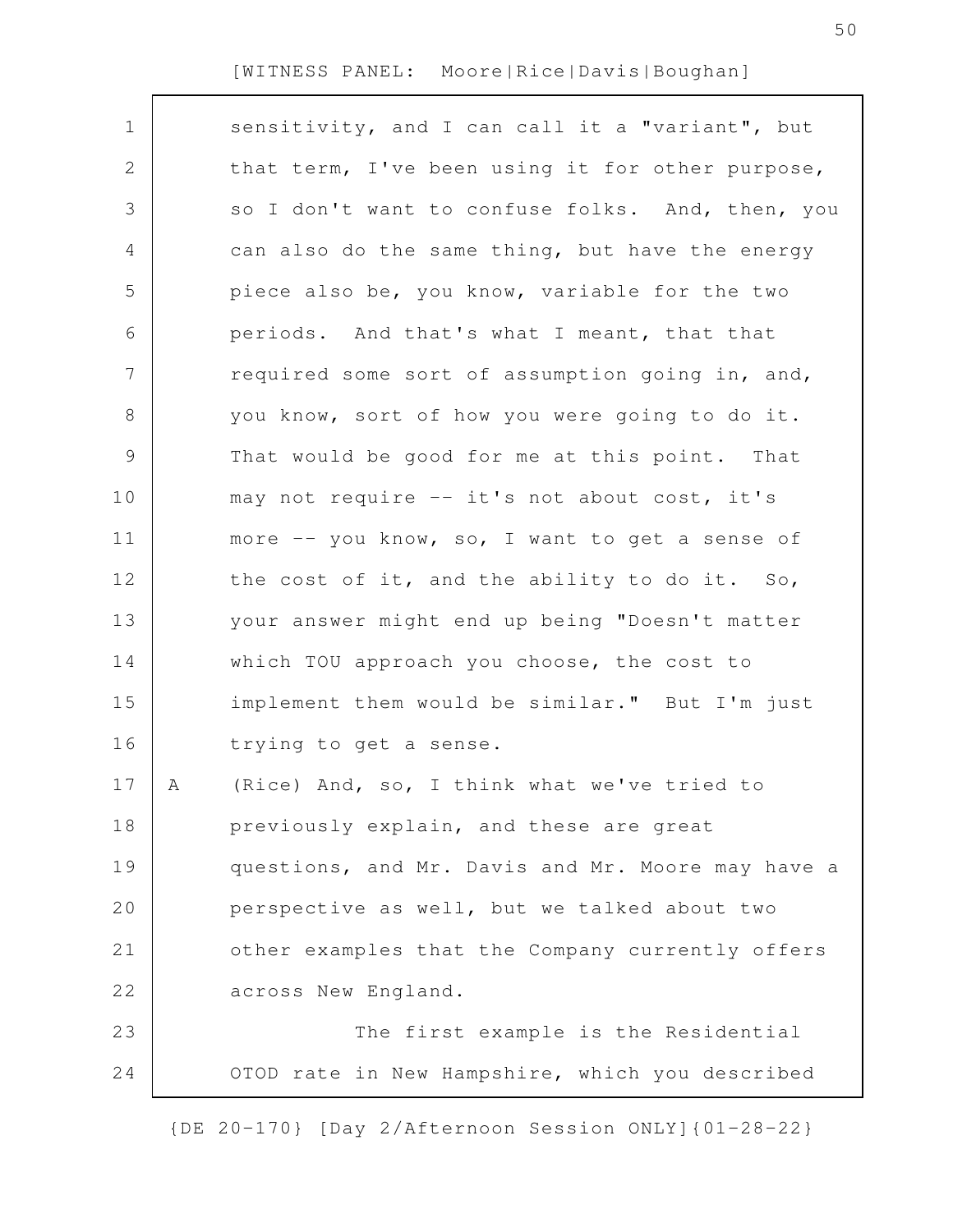sensitivity, and I can call it a "variant", but that term, I've been using it for other purpose, so I don't want to confuse folks. And, then, you can also do the same thing, but have the energy piece also be, you know, variable for the two periods. And that's what I meant, that that required some sort of assumption going in, and, you know, sort of how you were going to do it. That would be good for me at this point. That may not require -- it's not about cost, it's more -- you know, so, I want to get a sense of the cost of it, and the ability to do it. So, your answer might end up being "Doesn't matter which TOU approach you choose, the cost to implement them would be similar." But I'm just trying to get a sense.

A (Rice) And, so, I think what we've tried to previously explain, and these are great questions, and Mr. Davis and Mr. Moore may have a perspective as well, but we talked about two other examples that the Company currently offers across New England.

The first example is the Residential OTOD rate in New Hampshire, which you described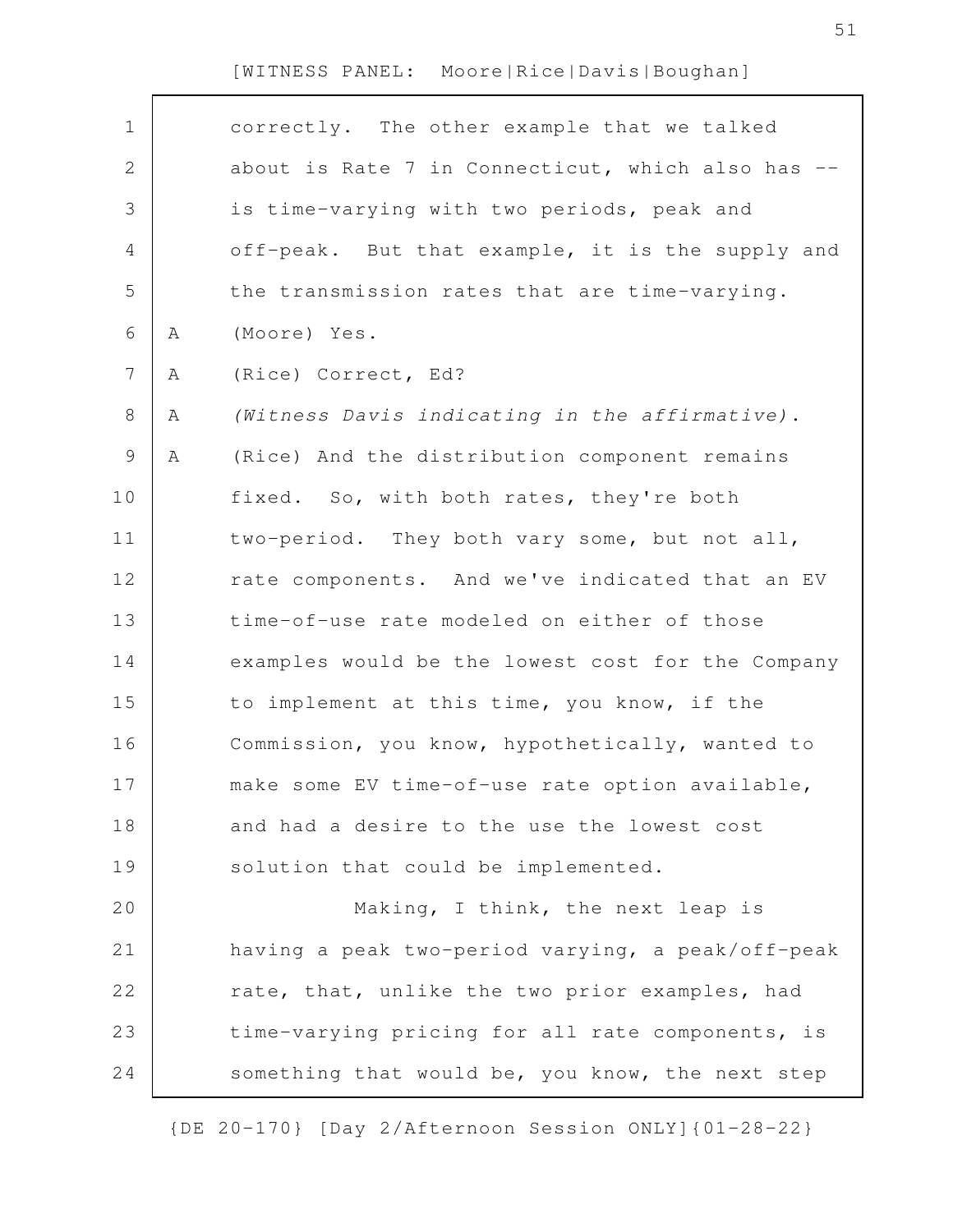correctly. The other example that we talked about is Rate 7 in Connecticut, which also has -- is time-varying with two periods, peak and off-peak. But that example, it is the supply and the transmission rates that are time-varying.

A (Moore) Yes.

A (Rice) Correct, Ed?

A *(Witness Davis indicating in the affirmative)*.

A (Rice) And the distribution component remains fixed. So, with both rates, they're both two-period. They both vary some, but not all, rate components. And we've indicated that an EV time-of-use rate modeled on either of those examples would be the lowest cost for the Company to implement at this time, you know, if the Commission, you know, hypothetically, wanted to make some EV time-of-use rate option available, and had a desire to the use the lowest cost solution that could be implemented.

Making, I think, the next leap is having a peak two-period varying, a peak/off-peak rate, that, unlike the two prior examples, had time-varying pricing for all rate components, is something that would be, you know, the next step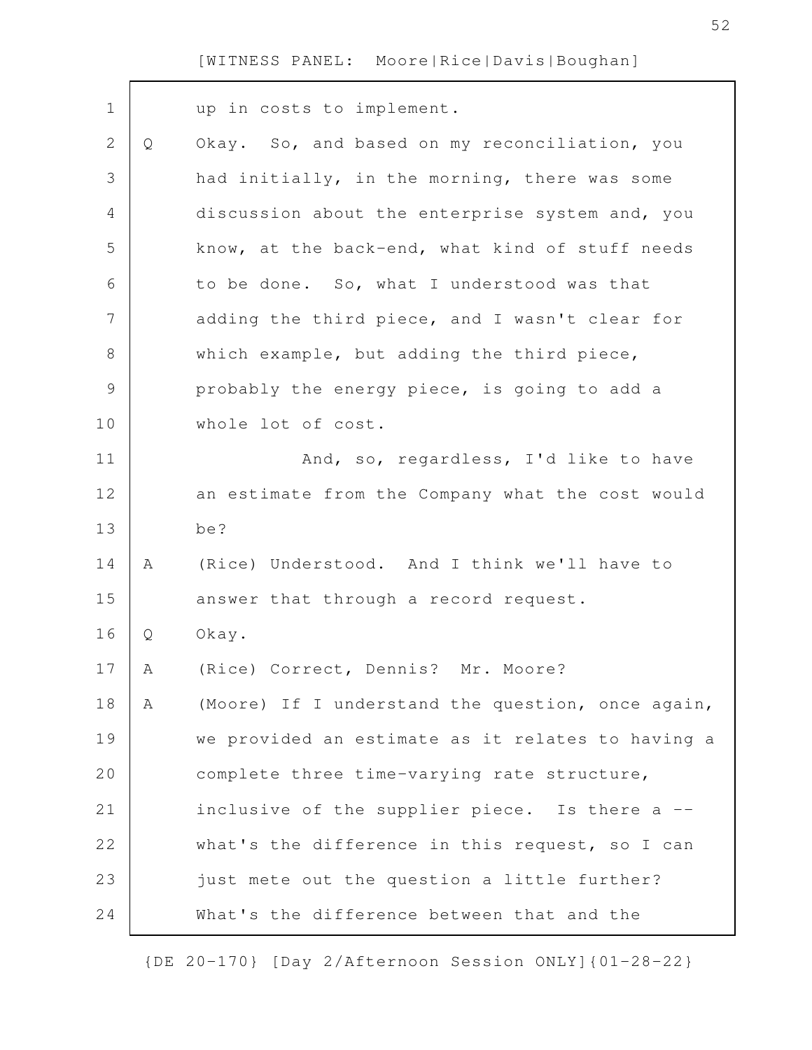up in costs to implement.

Q Okay. So, and based on my reconciliation, you had initially, in the morning, there was some discussion about the enterprise system and, you know, at the back-end, what kind of stuff needs to be done. So, what I understood was that adding the third piece, and I wasn't clear for which example, but adding the third piece, probably the energy piece, is going to add a whole lot of cost.

And, so, regardless, I'd like to have an estimate from the Company what the cost would be?

A (Rice) Understood. And I think we'll have to answer that through a record request.

Q Okay.

A (Rice) Correct, Dennis? Mr. Moore?

A (Moore) If I understand the question, once again, we provided an estimate as it relates to having a complete three time-varying rate structure, inclusive of the supplier piece. Is there a -- what's the difference in this request, so I can just mete out the question a little further? What's the difference between that and the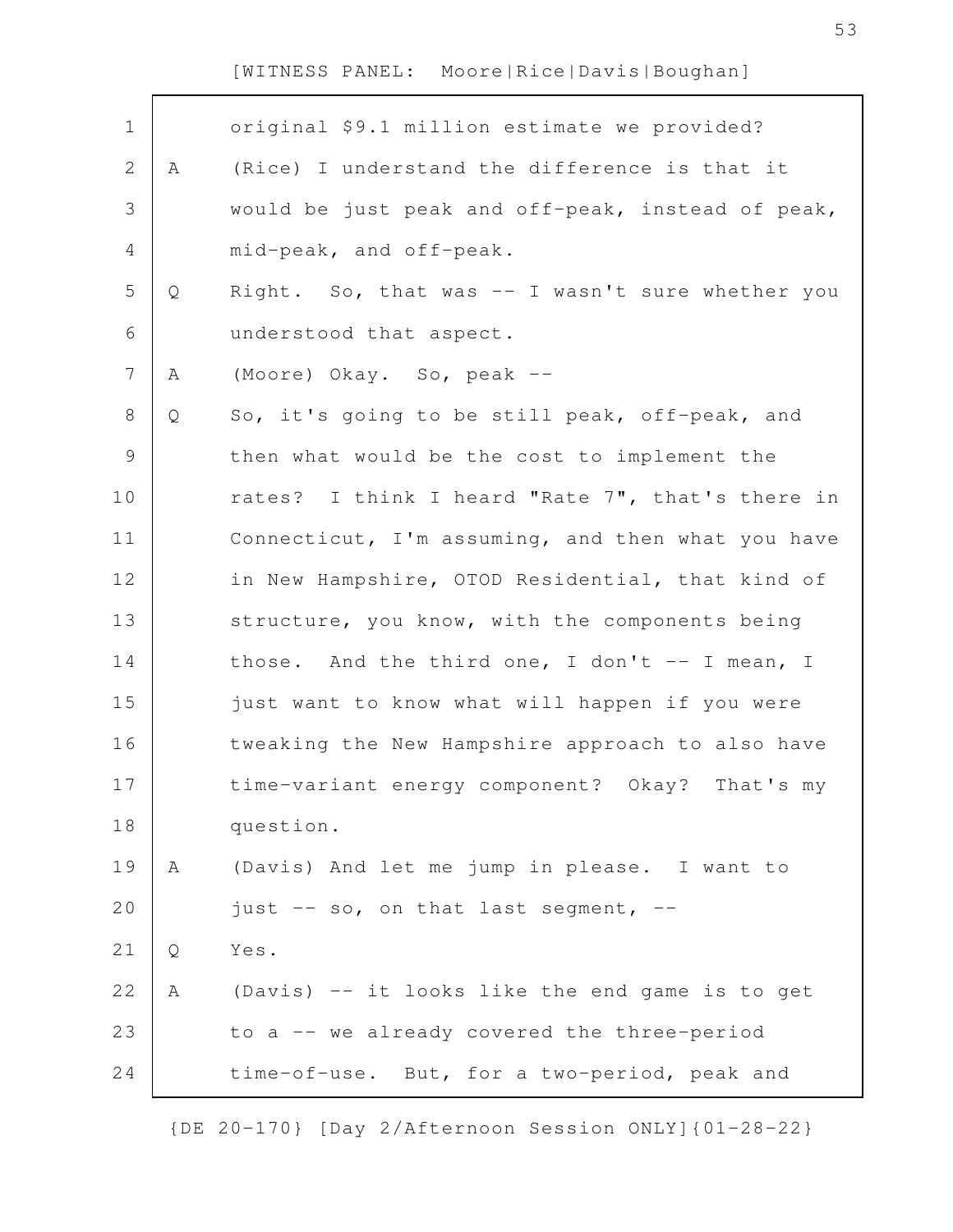original $9.1 million estimate we provided?

A (Rice) I understand the difference is that it would be just peak and off-peak, instead of peak, mid-peak, and off-peak.

Q Right. So, that was -- I wasn't sure whether you understood that aspect.

A (Moore) Okay. So, peak --

Q So, it's going to be still peak, off-peak, and then what would be the cost to implement the rates? I think I heard "Rate 7", that's there in Connecticut, I'm assuming, and then what you have in New Hampshire, OTOD Residential, that kind of structure, you know, with the components being those. And the third one, I don't -- I mean, I just want to know what will happen if you were tweaking the New Hampshire approach to also have time-variant energy component? Okay? That's my question.

A (Davis) And let me jump in please. I want to just -- so, on that last segment, --

Q Yes.

A (Davis) -- it looks like the end game is to get to a -- we already covered the three-period time-of-use. But, for a two-period, peak and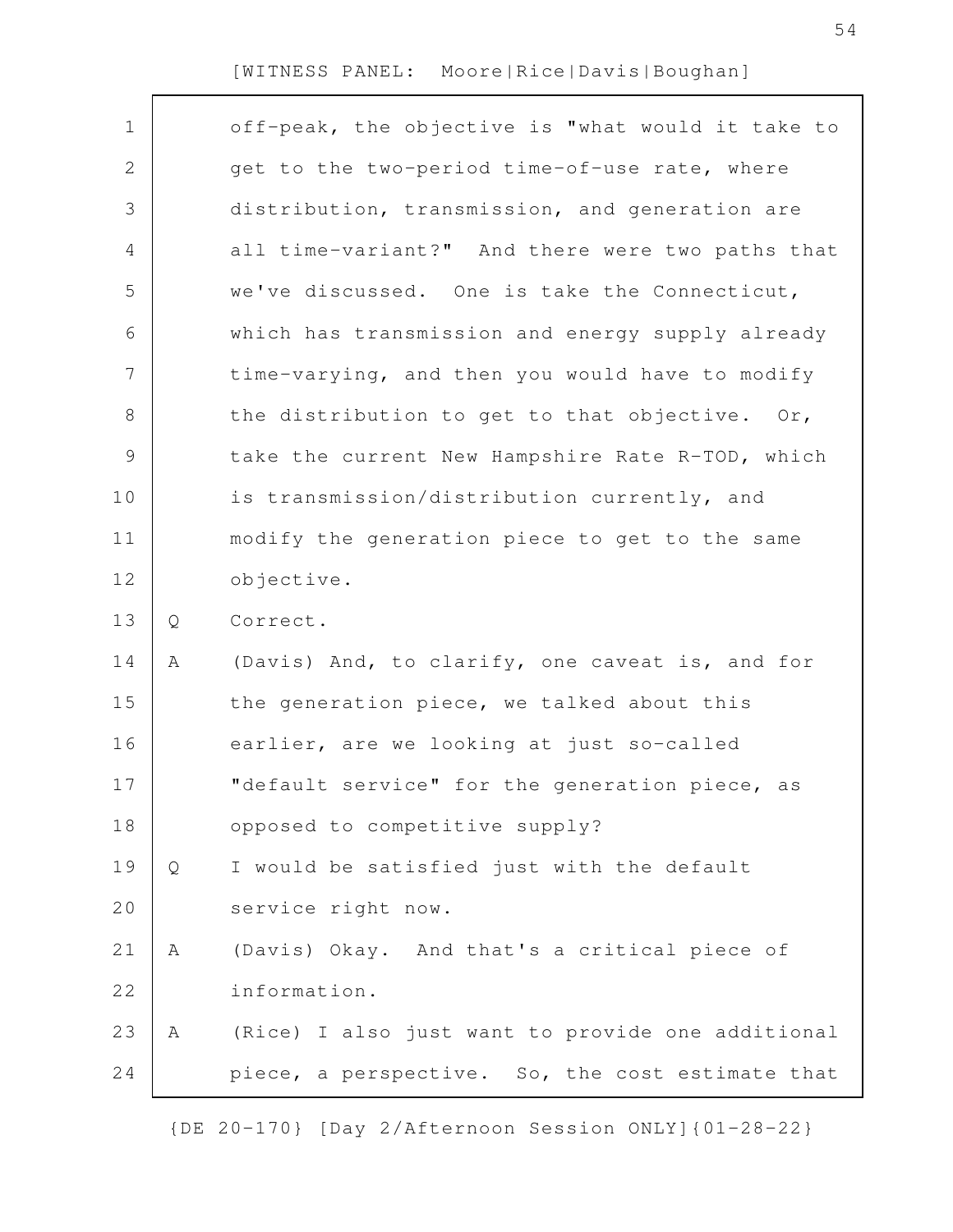off-peak, the objective is "what would it take to get to the two-period time-of-use rate, where distribution, transmission, and generation are all time-variant?" And there were two paths that we've discussed. One is take the Connecticut, which has transmission and energy supply already time-varying, and then you would have to modify the distribution to get to that objective. Or, take the current New Hampshire Rate R-TOD, which is transmission/distribution currently, and modify the generation piece to get to the same objective.

Q Correct.

A (Davis) And, to clarify, one caveat is, and for the generation piece, we talked about this earlier, are we looking at just so-called "default service" for the generation piece, as opposed to competitive supply?

Q I would be satisfied just with the default service right now.

A (Davis) Okay. And that's a critical piece of information.

A (Rice) I also just want to provide one additional piece, a perspective. So, the cost estimate that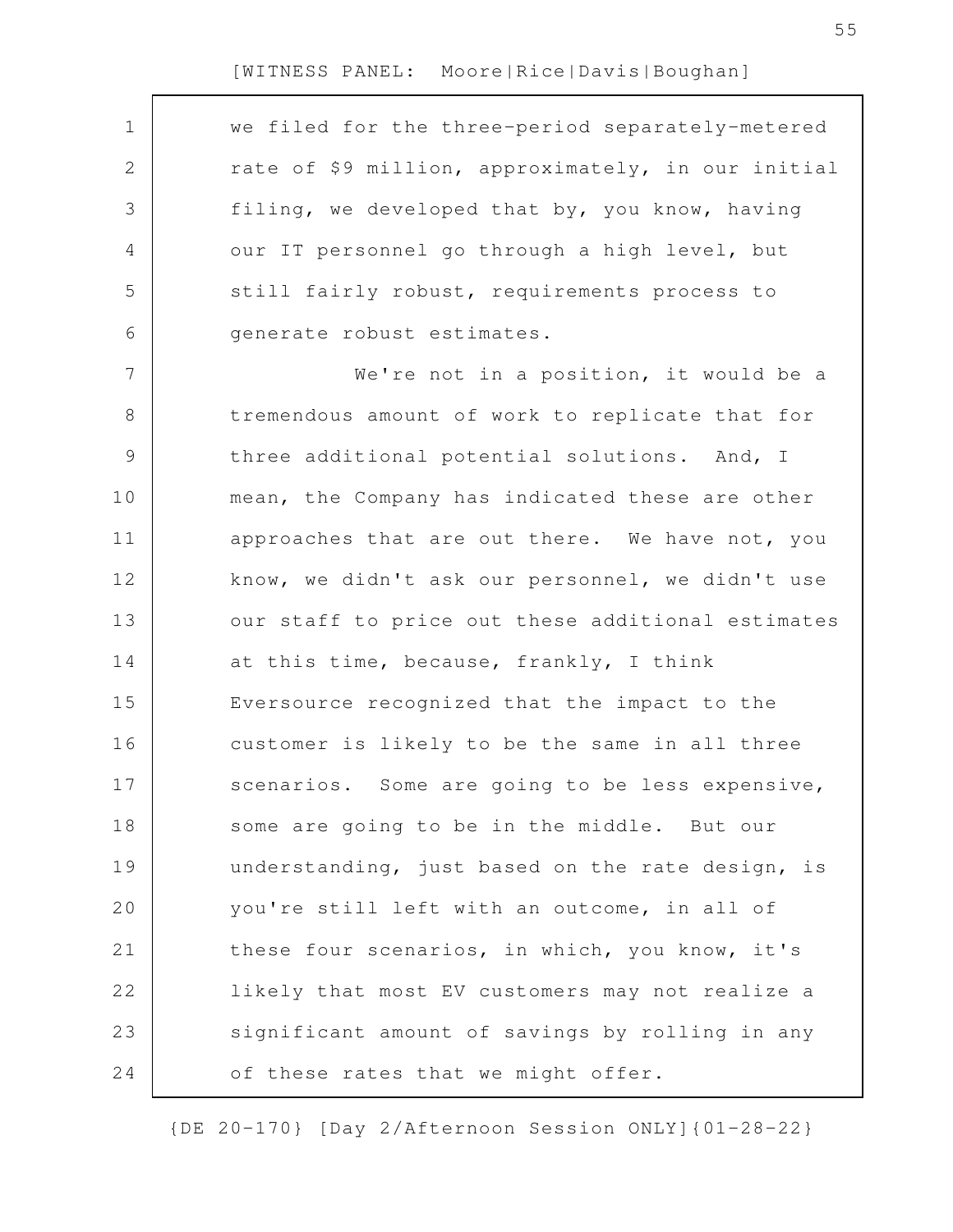we filed for the three-period separately-metered rate of $9 million, approximately, in our initial filing, we developed that by, you know, having our IT personnel go through a high level, but still fairly robust, requirements process to generate robust estimates.

We're not in a position, it would be a tremendous amount of work to replicate that for three additional potential solutions. And, I mean, the Company has indicated these are other approaches that are out there. We have not, you know, we didn't ask our personnel, we didn't use our staff to price out these additional estimates at this time, because, frankly, I think Eversource recognized that the impact to the customer is likely to be the same in all three scenarios. Some are going to be less expensive, some are going to be in the middle. But our understanding, just based on the rate design, is you're still left with an outcome, in all of these four scenarios, in which, you know, it's likely that most EV customers may not realize a significant amount of savings by rolling in any of these rates that we might offer.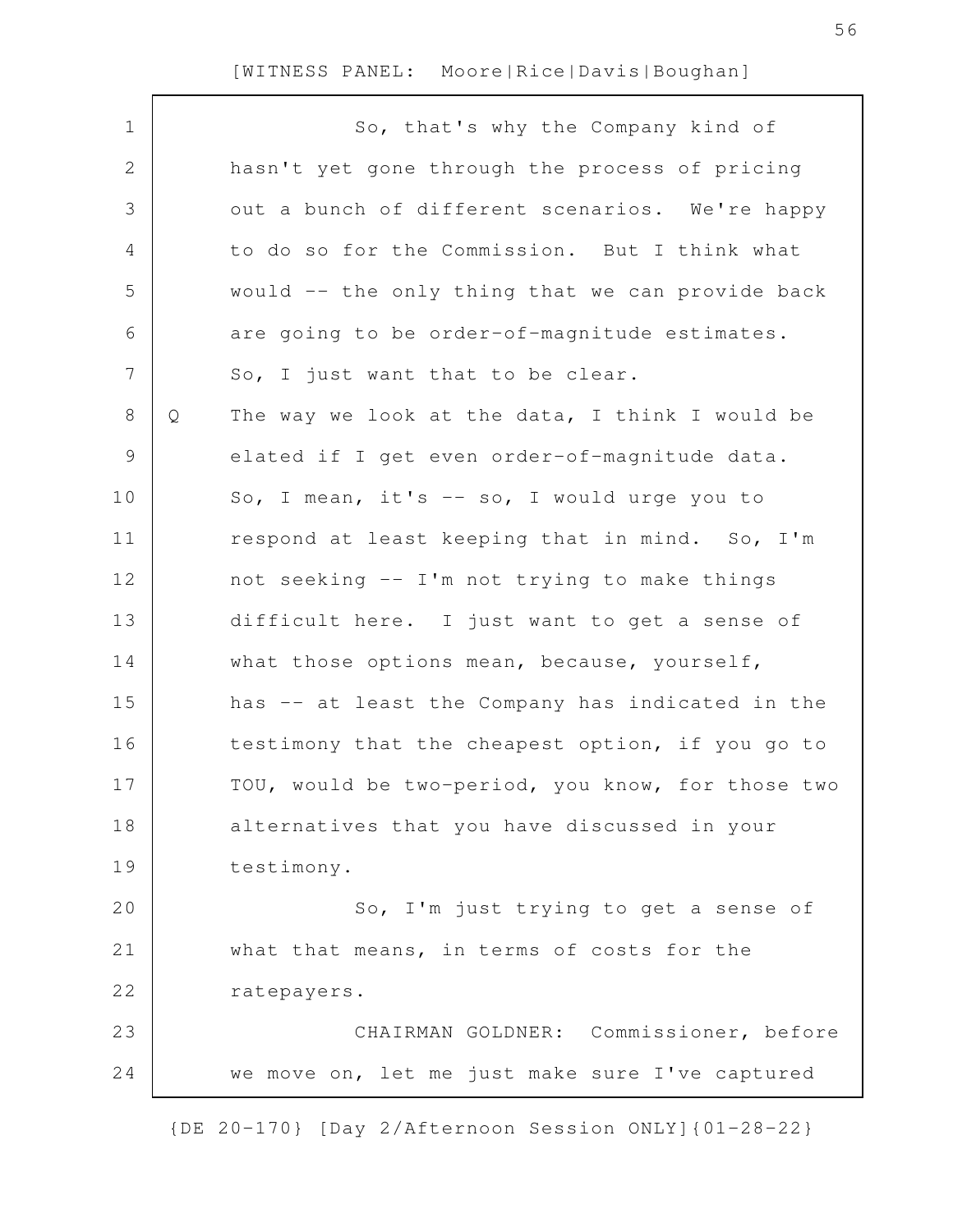So, that's why the Company kind of hasn't yet gone through the process of pricing out a bunch of different scenarios. We're happy to do so for the Commission. But I think what would -- the only thing that we can provide back are going to be order-of-magnitude estimates. So, I just want that to be clear.

Q The way we look at the data, I think I would be elated if I get even order-of-magnitude data. So, I mean, it's -- so, I would urge you to respond at least keeping that in mind. So, I'm not seeking -- I'm not trying to make things difficult here. I just want to get a sense of what those options mean, because, yourself, has -- at least the Company has indicated in the testimony that the cheapest option, if you go to TOU, would be two-period, you know, for those two alternatives that you have discussed in your testimony.

So, I'm just trying to get a sense of what that means, in terms of costs for the ratepayers.

CHAIRMAN GOLDNER: Commissioner, before we move on, let me just make sure I've captured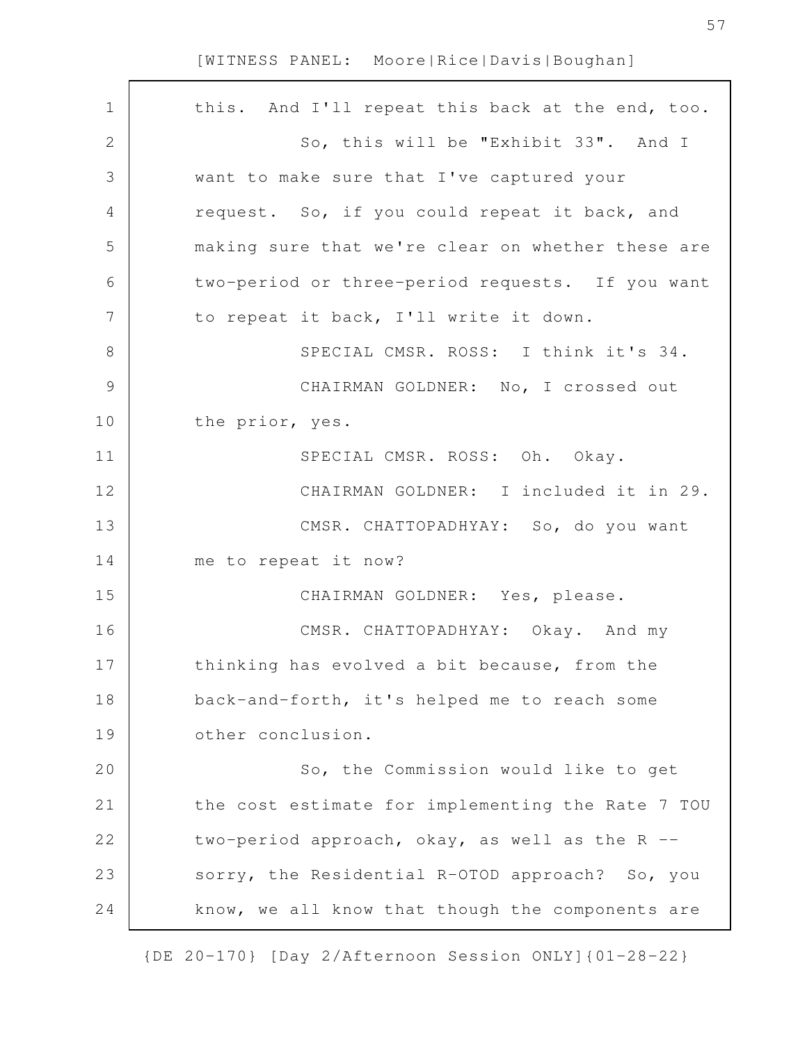this. And I'll repeat this back at the end, too.

So, this will be "Exhibit 33". And I want to make sure that I've captured your request. So, if you could repeat it back, and making sure that we're clear on whether these are two-period or three-period requests. If you want to repeat it back, I'll write it down.

SPECIAL CMSR. ROSS: I think it's 34.

CHAIRMAN GOLDNER: No, I crossed out the prior, yes.

SPECIAL CMSR. ROSS: Oh. Okay.

CHAIRMAN GOLDNER: I included it in 29.

CMSR. CHATTOPADHYAY: So, do you want me to repeat it now?

CHAIRMAN GOLDNER: Yes, please.

CMSR. CHATTOPADHYAY: Okay. And my thinking has evolved a bit because, from the back-and-forth, it's helped me to reach some other conclusion.

So, the Commission would like to get the cost estimate for implementing the Rate 7 TOU two-period approach, okay, as well as the R -- sorry, the Residential R-OTOD approach? So, you know, we all know that though the components are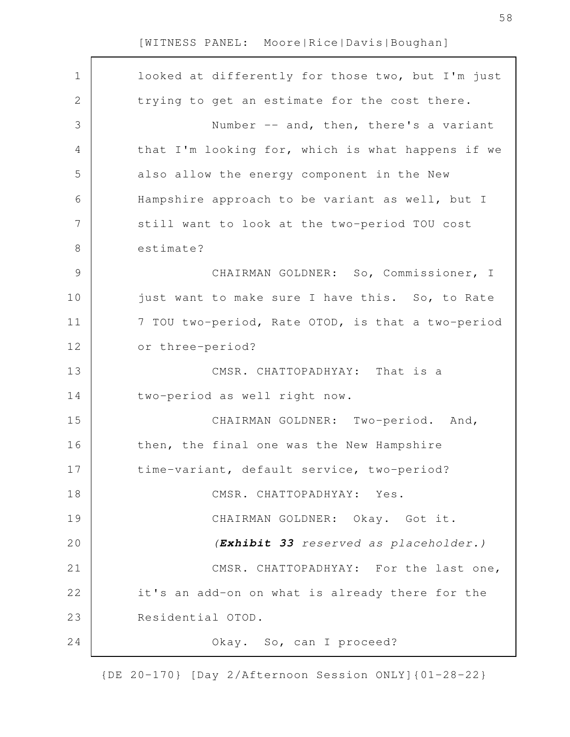looked at differently for those two, but I'm just trying to get an estimate for the cost there.

Number -- and, then, there's a variant that I'm looking for, which is what happens if we also allow the energy component in the New Hampshire approach to be variant as well, but I still want to look at the two-period TOU cost estimate?

CHAIRMAN GOLDNER: So, Commissioner, I just want to make sure I have this. So, to Rate 7 TOU two-period, Rate OTOD, is that a two-period or three-period?

CMSR. CHATTOPADHYAY: That is a two-period as well right now.

CHAIRMAN GOLDNER: Two-period. And, then, the final one was the New Hampshire time-variant, default service, two-period?

CMSR. CHATTOPADHYAY: Yes.

CHAIRMAN GOLDNER: Okay. Got it.

*(**Exhibit 33** reserved as placeholder.)*

CMSR. CHATTOPADHYAY: For the last one, it's an add-on on what is already there for the Residential OTOD.

Okay. So, can I proceed?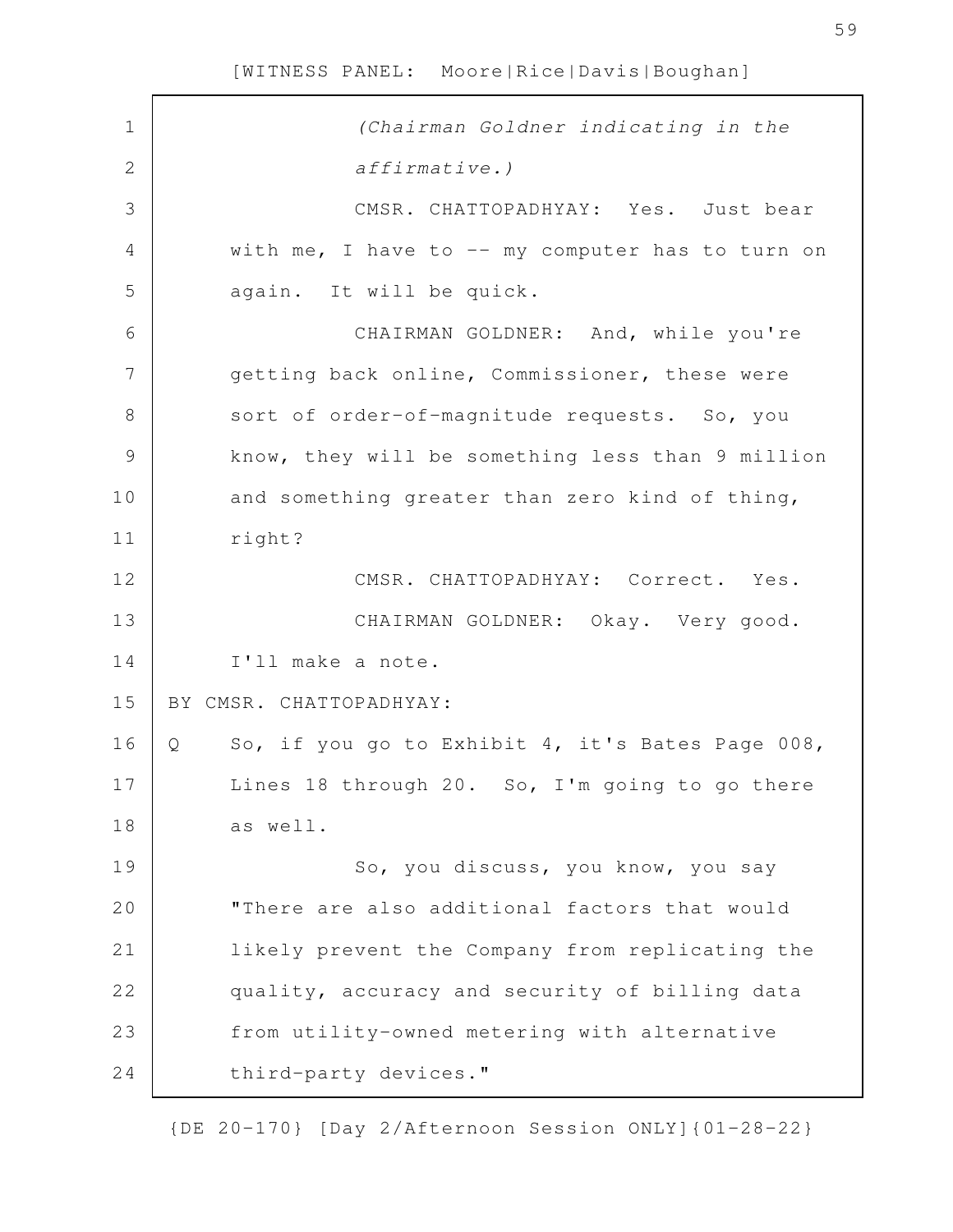*(Chairman Goldner indicating in the affirmative.)*

CMSR. CHATTOPADHYAY: Yes. Just bear with me, I have to -- my computer has to turn on again. It will be quick.

CHAIRMAN GOLDNER: And, while you're getting back online, Commissioner, these were sort of order-of-magnitude requests. So, you know, they will be something less than 9 million and something greater than zero kind of thing, right?

CMSR. CHATTOPADHYAY: Correct. Yes.

CHAIRMAN GOLDNER: Okay. Very good. I'll make a note.

BY CMSR. CHATTOPADHYAY:

Q So, if you go to Exhibit 4, it's Bates Page 008, Lines 18 through 20. So, I'm going to go there as well.

So, you discuss, you know, you say "There are also additional factors that would likely prevent the Company from replicating the quality, accuracy and security of billing data from utility-owned metering with alternative third-party devices."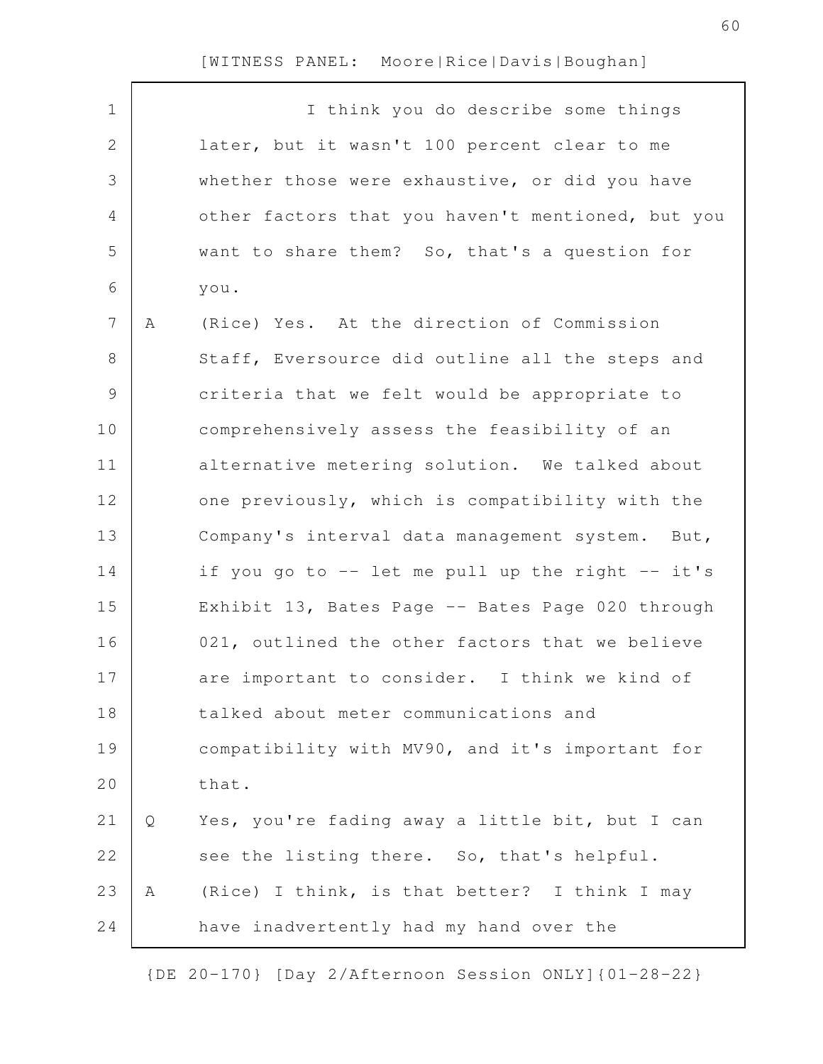I think you do describe some things later, but it wasn't 100 percent clear to me whether those were exhaustive, or did you have other factors that you haven't mentioned, but you want to share them? So, that's a question for you.

A (Rice) Yes. At the direction of Commission Staff, Eversource did outline all the steps and criteria that we felt would be appropriate to comprehensively assess the feasibility of an alternative metering solution. We talked about one previously, which is compatibility with the Company's interval data management system. But, if you go to -- let me pull up the right -- it's Exhibit 13, Bates Page -- Bates Page 020 through 021, outlined the other factors that we believe are important to consider. I think we kind of talked about meter communications and compatibility with MV90, and it's important for that.

Q Yes, you're fading away a little bit, but I can see the listing there. So, that's helpful.

A (Rice) I think, is that better? I think I may have inadvertently had my hand over the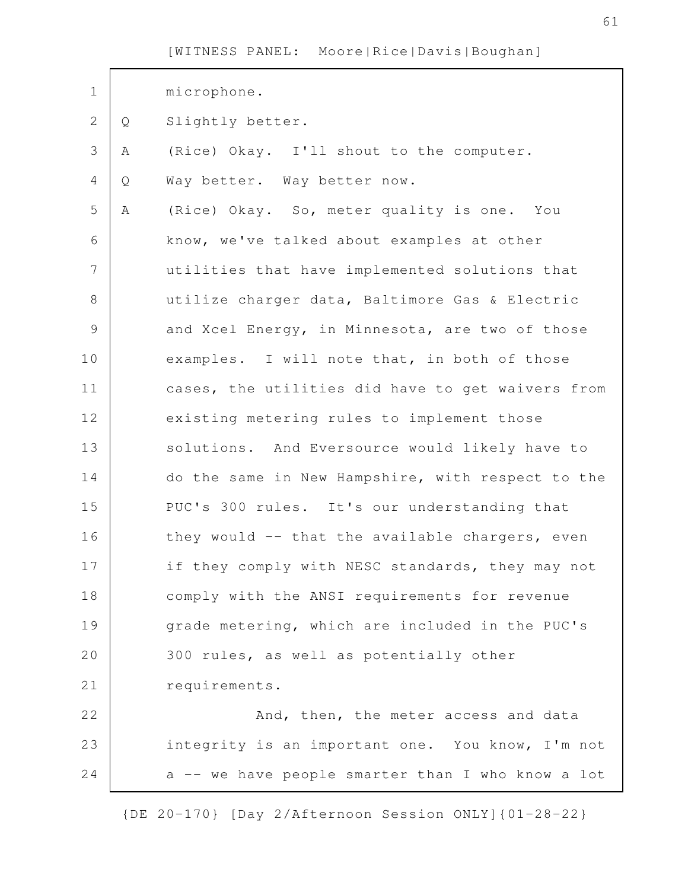microphone.

Q Slightly better.

A (Rice) Okay. I'll shout to the computer.

Q Way better. Way better now.

A (Rice) Okay. So, meter quality is one. You know, we've talked about examples at other utilities that have implemented solutions that utilize charger data, Baltimore Gas & Electric and Xcel Energy, in Minnesota, are two of those examples. I will note that, in both of those cases, the utilities did have to get waivers from existing metering rules to implement those solutions. And Eversource would likely have to do the same in New Hampshire, with respect to the PUC's 300 rules. It's our understanding that they would -- that the available chargers, even if they comply with NESC standards, they may not comply with the ANSI requirements for revenue grade metering, which are included in the PUC's 300 rules, as well as potentially other requirements.

And, then, the meter access and data integrity is an important one. You know, I'm not a -- we have people smarter than I who know a lot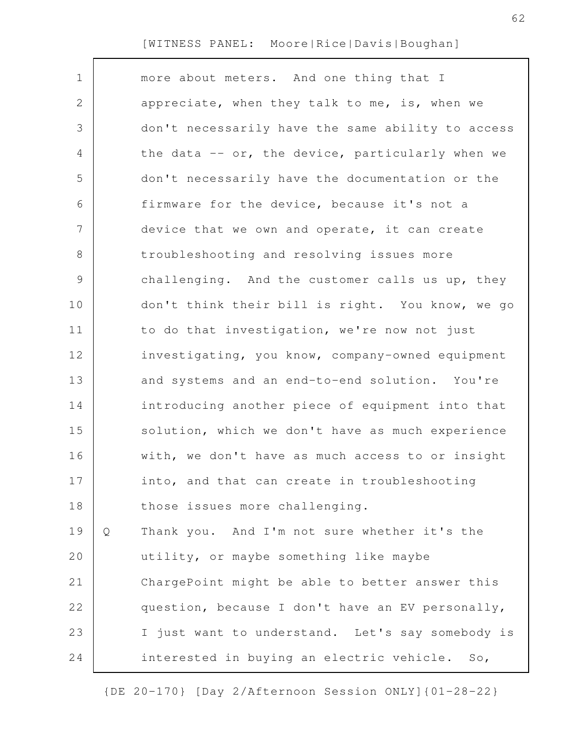more about meters. And one thing that I appreciate, when they talk to me, is, when we don't necessarily have the same ability to access the data -- or, the device, particularly when we don't necessarily have the documentation or the firmware for the device, because it's not a device that we own and operate, it can create troubleshooting and resolving issues more challenging. And the customer calls us up, they don't think their bill is right. You know, we go to do that investigation, we're now not just investigating, you know, company-owned equipment and systems and an end-to-end solution. You're introducing another piece of equipment into that solution, which we don't have as much experience with, we don't have as much access to or insight into, and that can create in troubleshooting those issues more challenging.

Q Thank you. And I'm not sure whether it's the utility, or maybe something like maybe ChargePoint might be able to better answer this question, because I don't have an EV personally, I just want to understand. Let's say somebody is interested in buying an electric vehicle. So,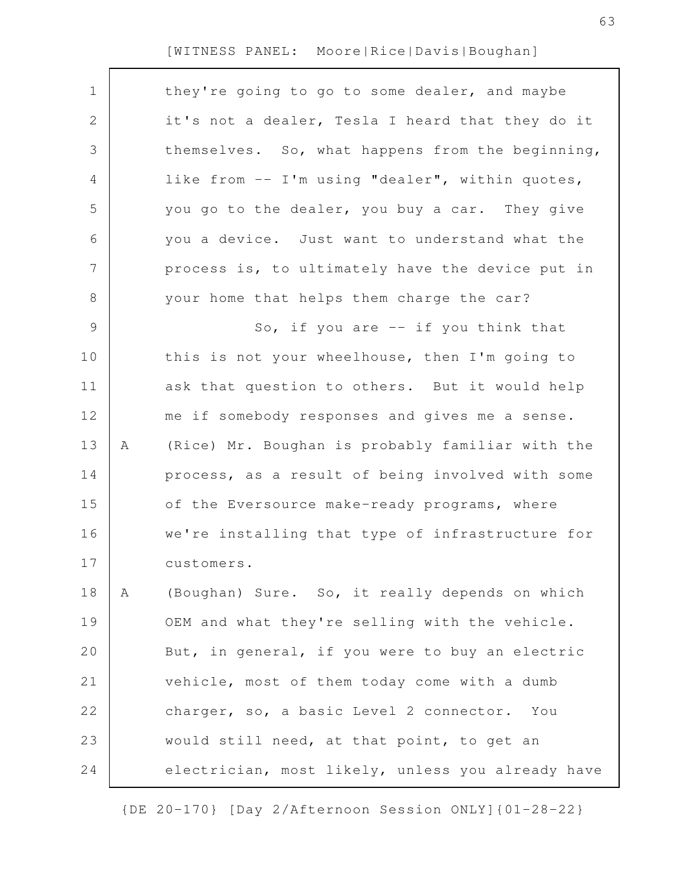they're going to go to some dealer, and maybe it's not a dealer, Tesla I heard that they do it themselves. So, what happens from the beginning, like from -- I'm using "dealer", within quotes, you go to the dealer, you buy a car. They give you a device. Just want to understand what the process is, to ultimately have the device put in your home that helps them charge the car?

So, if you are -- if you think that this is not your wheelhouse, then I'm going to ask that question to others. But it would help me if somebody responses and gives me a sense.

A (Rice) Mr. Boughan is probably familiar with the process, as a result of being involved with some of the Eversource make-ready programs, where we're installing that type of infrastructure for customers.

A (Boughan) Sure. So, it really depends on which OEM and what they're selling with the vehicle. But, in general, if you were to buy an electric vehicle, most of them today come with a dumb charger, so, a basic Level 2 connector. You would still need, at that point, to get an electrician, most likely, unless you already have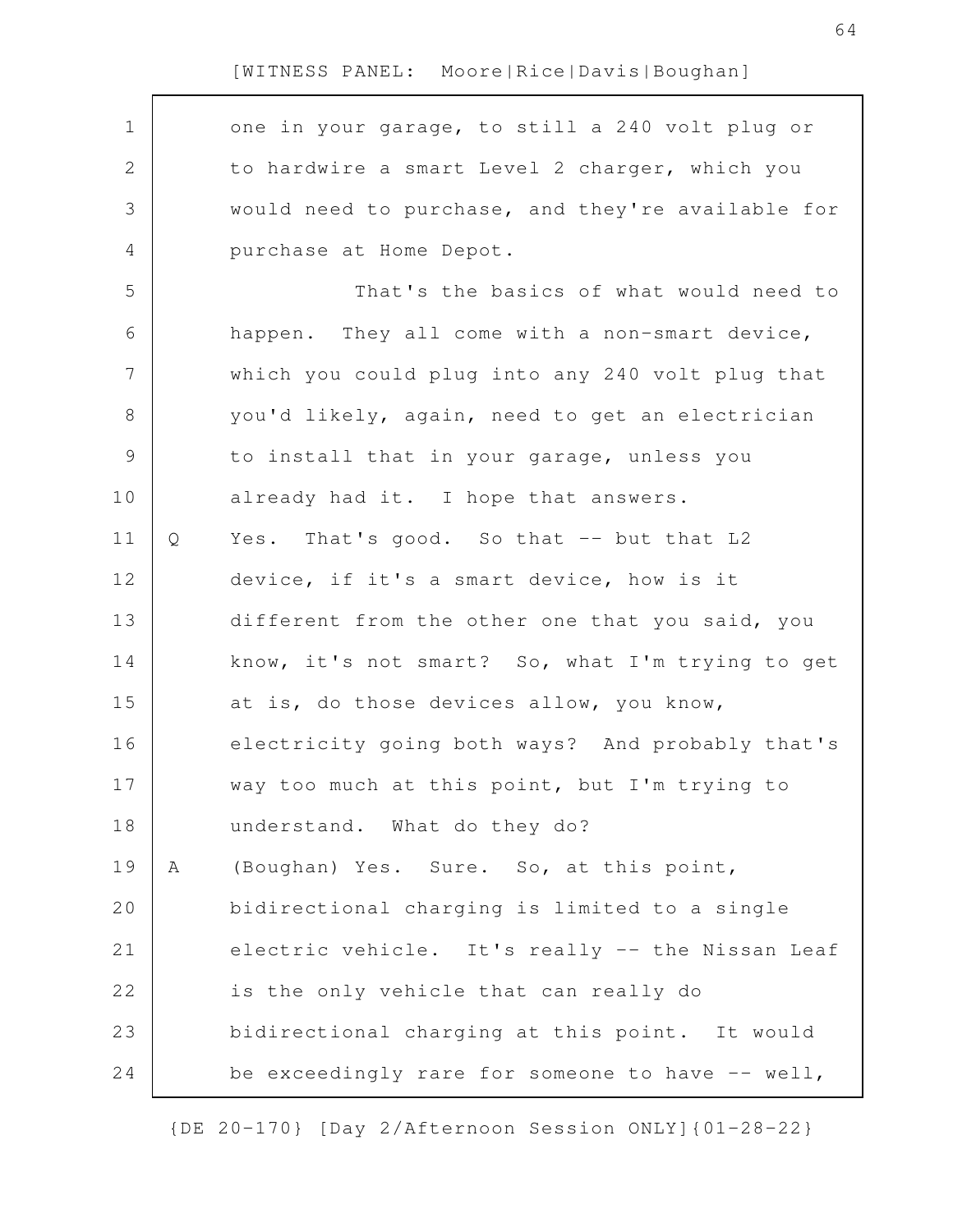one in your garage, to still a 240 volt plug or to hardwire a smart Level 2 charger, which you would need to purchase, and they're available for purchase at Home Depot.

That's the basics of what would need to happen. They all come with a non-smart device, which you could plug into any 240 volt plug that you'd likely, again, need to get an electrician to install that in your garage, unless you already had it. I hope that answers.

Q Yes. That's good. So that -- but that L2 device, if it's a smart device, how is it different from the other one that you said, you know, it's not smart? So, what I'm trying to get at is, do those devices allow, you know, electricity going both ways? And probably that's way too much at this point, but I'm trying to understand. What do they do?

A (Boughan) Yes. Sure. So, at this point, bidirectional charging is limited to a single electric vehicle. It's really -- the Nissan Leaf is the only vehicle that can really do bidirectional charging at this point. It would be exceedingly rare for someone to have -- well,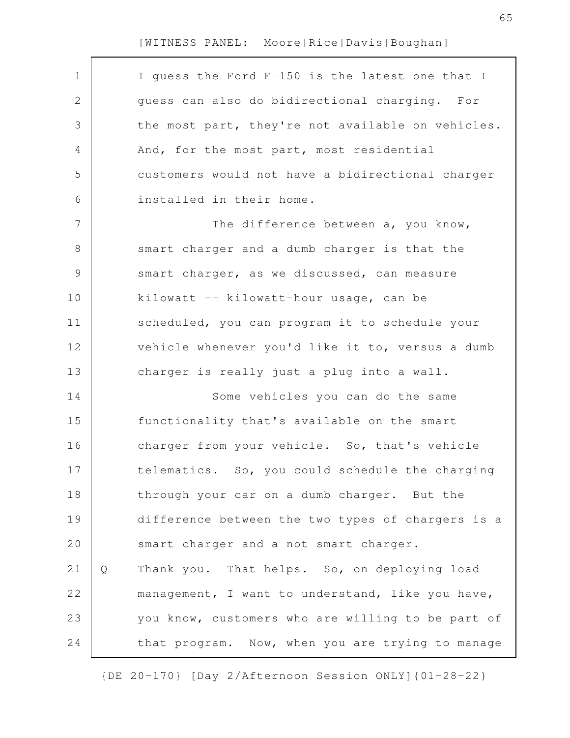I guess the Ford F-150 is the latest one that I guess can also do bidirectional charging. For the most part, they're not available on vehicles. And, for the most part, most residential customers would not have a bidirectional charger installed in their home.

The difference between a, you know, smart charger and a dumb charger is that the smart charger, as we discussed, can measure kilowatt -- kilowatt-hour usage, can be scheduled, you can program it to schedule your vehicle whenever you'd like it to, versus a dumb charger is really just a plug into a wall.

Some vehicles you can do the same functionality that's available on the smart charger from your vehicle. So, that's vehicle telematics. So, you could schedule the charging through your car on a dumb charger. But the difference between the two types of chargers is a smart charger and a not smart charger.

Q Thank you. That helps. So, on deploying load management, I want to understand, like you have, you know, customers who are willing to be part of that program. Now, when you are trying to manage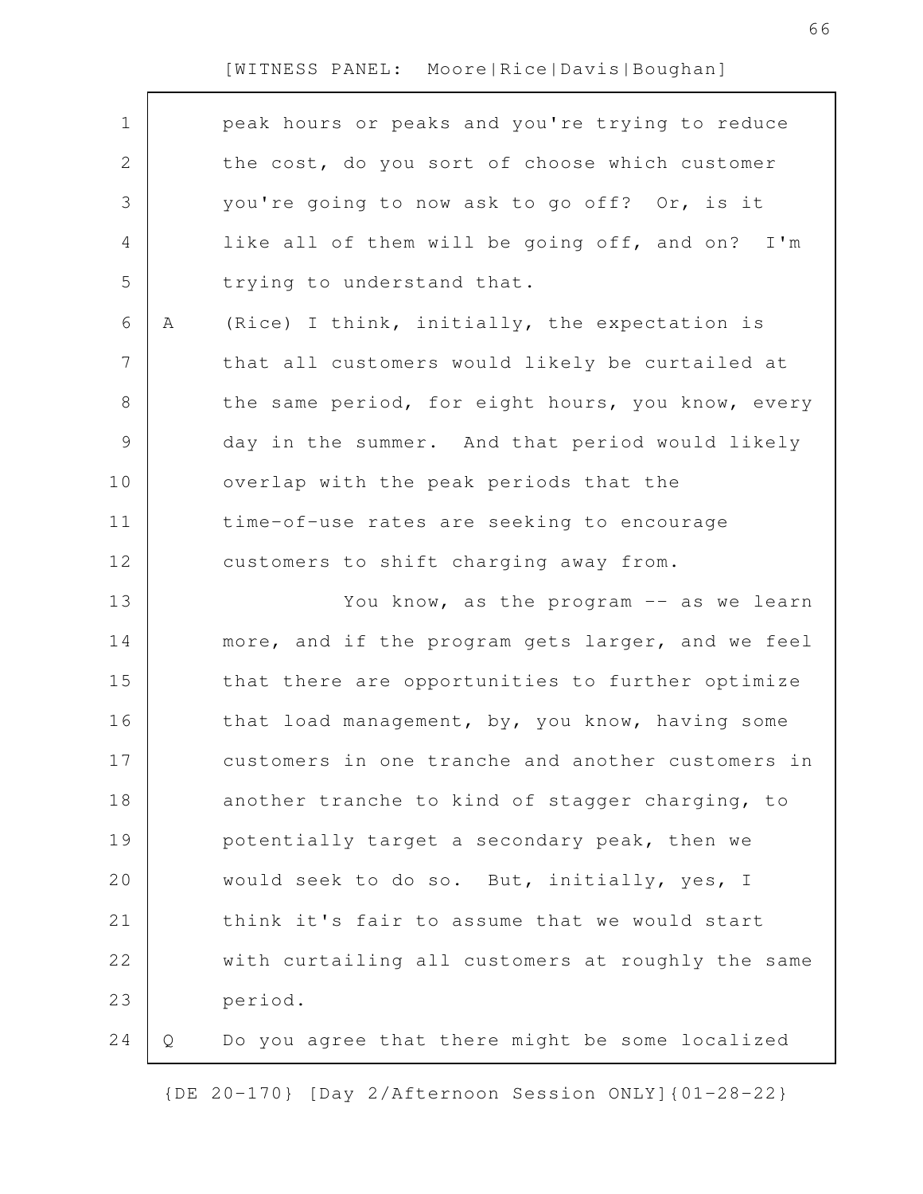[WITNESS PANEL: Moore|Rice|Davis|Boughan]

peak hours or peaks and you're trying to reduce the cost, do you sort of choose which customer you're going to now ask to go off? Or, is it like all of them will be going off, and on? I'm trying to understand that.

A (Rice) I think, initially, the expectation is that all customers would likely be curtailed at the same period, for eight hours, you know, every day in the summer. And that period would likely overlap with the peak periods that the time-of-use rates are seeking to encourage customers to shift charging away from.

You know, as the program -- as we learn more, and if the program gets larger, and we feel that there are opportunities to further optimize that load management, by, you know, having some customers in one tranche and another customers in another tranche to kind of stagger charging, to potentially target a secondary peak, then we would seek to do so. But, initially, yes, I think it's fair to assume that we would start with curtailing all customers at roughly the same period.

Q Do you agree that there might be some localized

{DE 20-170} [Day 2/Afternoon Session ONLY]{01-28-22}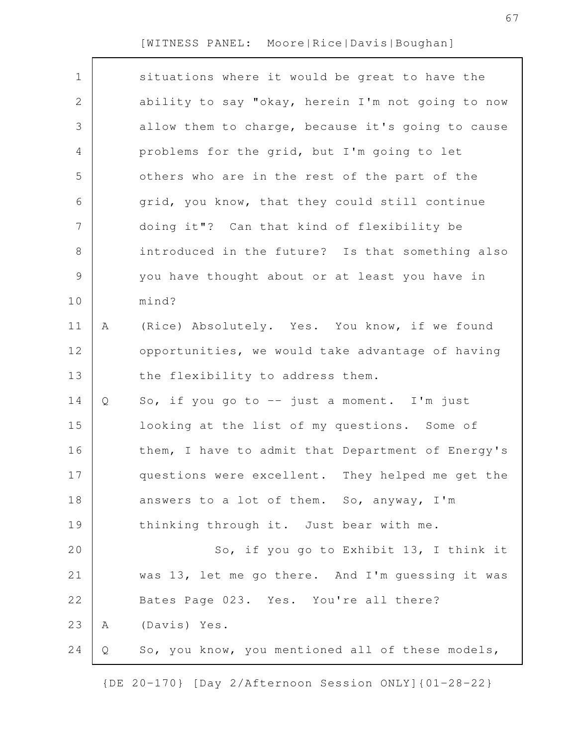situations where it would be great to have the ability to say "okay, herein I'm not going to now allow them to charge, because it's going to cause problems for the grid, but I'm going to let others who are in the rest of the part of the grid, you know, that they could still continue doing it"? Can that kind of flexibility be introduced in the future? Is that something also you have thought about or at least you have in mind?

A (Rice) Absolutely. Yes. You know, if we found opportunities, we would take advantage of having the flexibility to address them.

Q So, if you go to -- just a moment. I'm just looking at the list of my questions. Some of them, I have to admit that Department of Energy's questions were excellent. They helped me get the answers to a lot of them. So, anyway, I'm thinking through it. Just bear with me.

So, if you go to Exhibit 13, I think it was 13, let me go there. And I'm guessing it was Bates Page 023. Yes. You're all there?

A (Davis) Yes.

Q So, you know, you mentioned all of these models,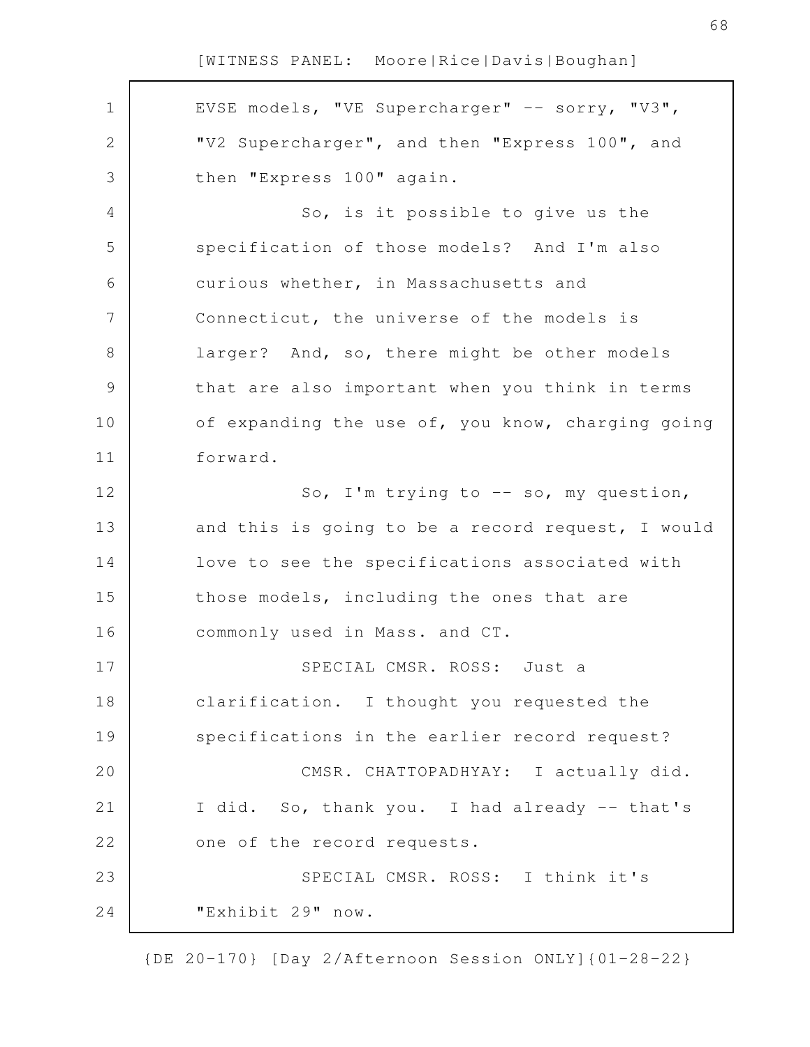EVSE models, "VE Supercharger" -- sorry, "V3", "V2 Supercharger", and then "Express 100", and then "Express 100" again.

So, is it possible to give us the specification of those models? And I'm also curious whether, in Massachusetts and Connecticut, the universe of the models is larger? And, so, there might be other models that are also important when you think in terms of expanding the use of, you know, charging going forward.

So, I'm trying to -- so, my question, and this is going to be a record request, I would love to see the specifications associated with those models, including the ones that are commonly used in Mass. and CT.

SPECIAL CMSR. ROSS: Just a clarification. I thought you requested the specifications in the earlier record request?

CMSR. CHATTOPADHYAY: I actually did. I did. So, thank you. I had already -- that's one of the record requests.

SPECIAL CMSR. ROSS: I think it's "Exhibit 29" now.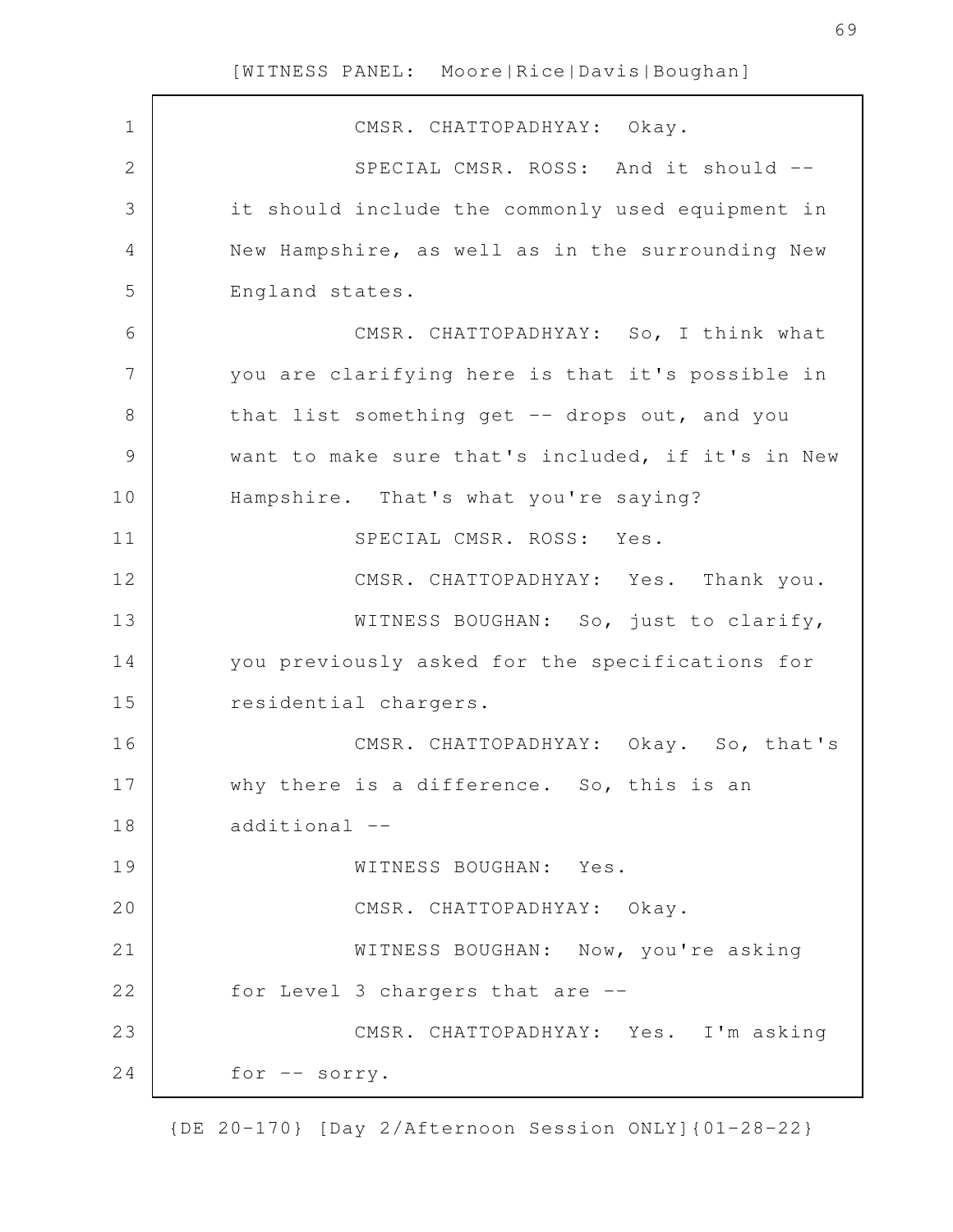CMSR. CHATTOPADHYAY: Okay.

SPECIAL CMSR. ROSS: And it should -- it should include the commonly used equipment in New Hampshire, as well as in the surrounding New England states.

CMSR. CHATTOPADHYAY: So, I think what you are clarifying here is that it's possible in that list something get -- drops out, and you want to make sure that's included, if it's in New Hampshire. That's what you're saying?

SPECIAL CMSR. ROSS: Yes.

CMSR. CHATTOPADHYAY: Yes. Thank you.

WITNESS BOUGHAN: So, just to clarify, you previously asked for the specifications for residential chargers.

CMSR. CHATTOPADHYAY: Okay. So, that's why there is a difference. So, this is an additional --

WITNESS BOUGHAN: Yes.

CMSR. CHATTOPADHYAY: Okay.

WITNESS BOUGHAN: Now, you're asking for Level 3 chargers that are --

CMSR. CHATTOPADHYAY: Yes. I'm asking for -- sorry.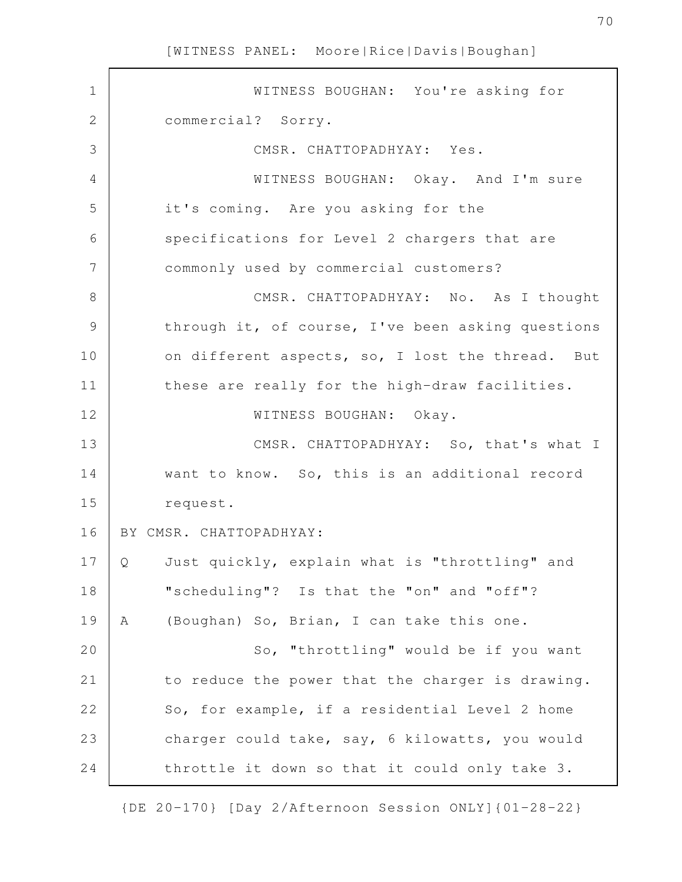WITNESS BOUGHAN: You're asking for commercial? Sorry.

CMSR. CHATTOPADHYAY: Yes.

WITNESS BOUGHAN: Okay. And I'm sure it's coming. Are you asking for the specifications for Level 2 chargers that are commonly used by commercial customers?

CMSR. CHATTOPADHYAY: No. As I thought through it, of course, I've been asking questions on different aspects, so, I lost the thread. But these are really for the high-draw facilities.

WITNESS BOUGHAN: Okay.

CMSR. CHATTOPADHYAY: So, that's what I want to know. So, this is an additional record request.

BY CMSR. CHATTOPADHYAY:

Q Just quickly, explain what is "throttling" and "scheduling"? Is that the "on" and "off"?

A (Boughan) So, Brian, I can take this one.

So, "throttling" would be if you want to reduce the power that the charger is drawing. So, for example, if a residential Level 2 home charger could take, say, 6 kilowatts, you would throttle it down so that it could only take 3.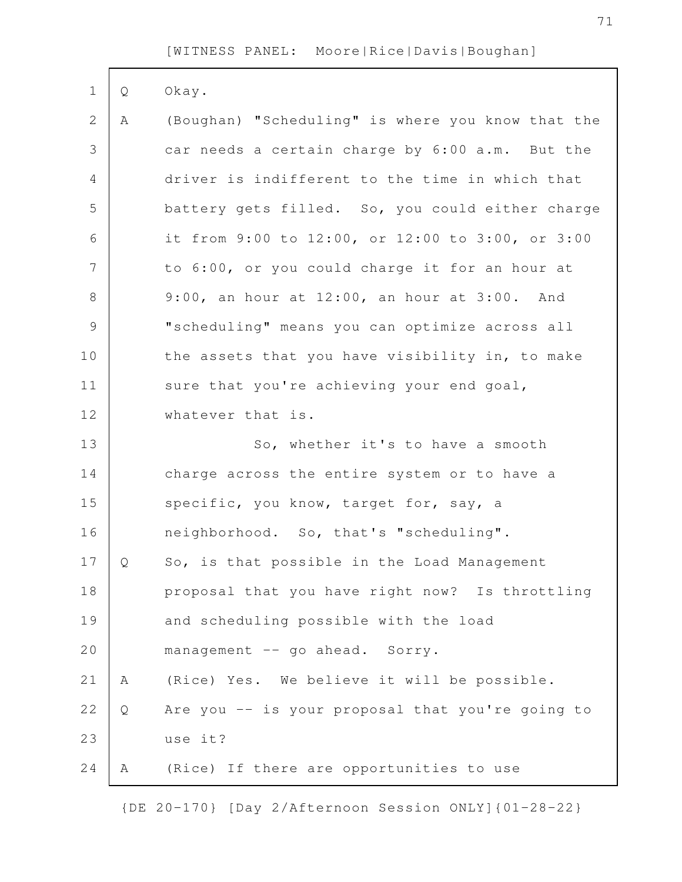Q Okay.

A (Boughan) "Scheduling" is where you know that the car needs a certain charge by 6:00 a.m. But the driver is indifferent to the time in which that battery gets filled. So, you could either charge it from 9:00 to 12:00, or 12:00 to 3:00, or 3:00 to 6:00, or you could charge it for an hour at 9:00, an hour at 12:00, an hour at 3:00. And "scheduling" means you can optimize across all the assets that you have visibility in, to make sure that you're achieving your end goal, whatever that is.

So, whether it's to have a smooth charge across the entire system or to have a specific, you know, target for, say, a neighborhood. So, that's "scheduling".

Q So, is that possible in the Load Management proposal that you have right now? Is throttling and scheduling possible with the load management -- go ahead. Sorry.

A (Rice) Yes. We believe it will be possible.

Q Are you -- is your proposal that you're going to use it?

A (Rice) If there are opportunities to use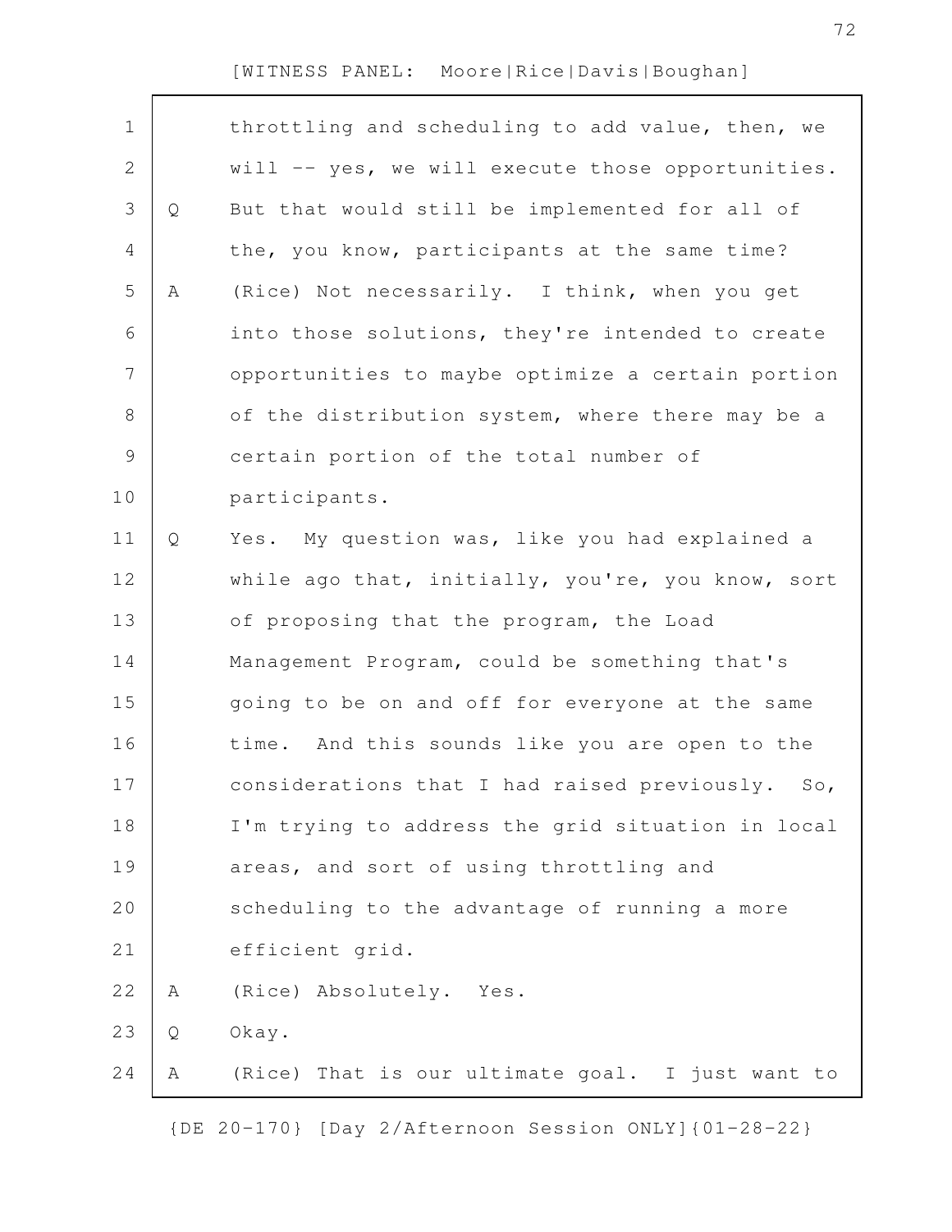[WITNESS PANEL: Moore|Rice|Davis|Boughan]

throttling and scheduling to add value, then, we will -- yes, we will execute those opportunities.

Q But that would still be implemented for all of the, you know, participants at the same time?

A (Rice) Not necessarily. I think, when you get into those solutions, they're intended to create opportunities to maybe optimize a certain portion of the distribution system, where there may be a certain portion of the total number of participants.

Q Yes. My question was, like you had explained a while ago that, initially, you're, you know, sort of proposing that the program, the Load Management Program, could be something that's going to be on and off for everyone at the same time. And this sounds like you are open to the considerations that I had raised previously. So, I'm trying to address the grid situation in local areas, and sort of using throttling and scheduling to the advantage of running a more efficient grid.

A (Rice) Absolutely. Yes.

Q Okay.

A (Rice) That is our ultimate goal. I just want to

{DE 20-170} [Day 2/Afternoon Session ONLY]{01-28-22}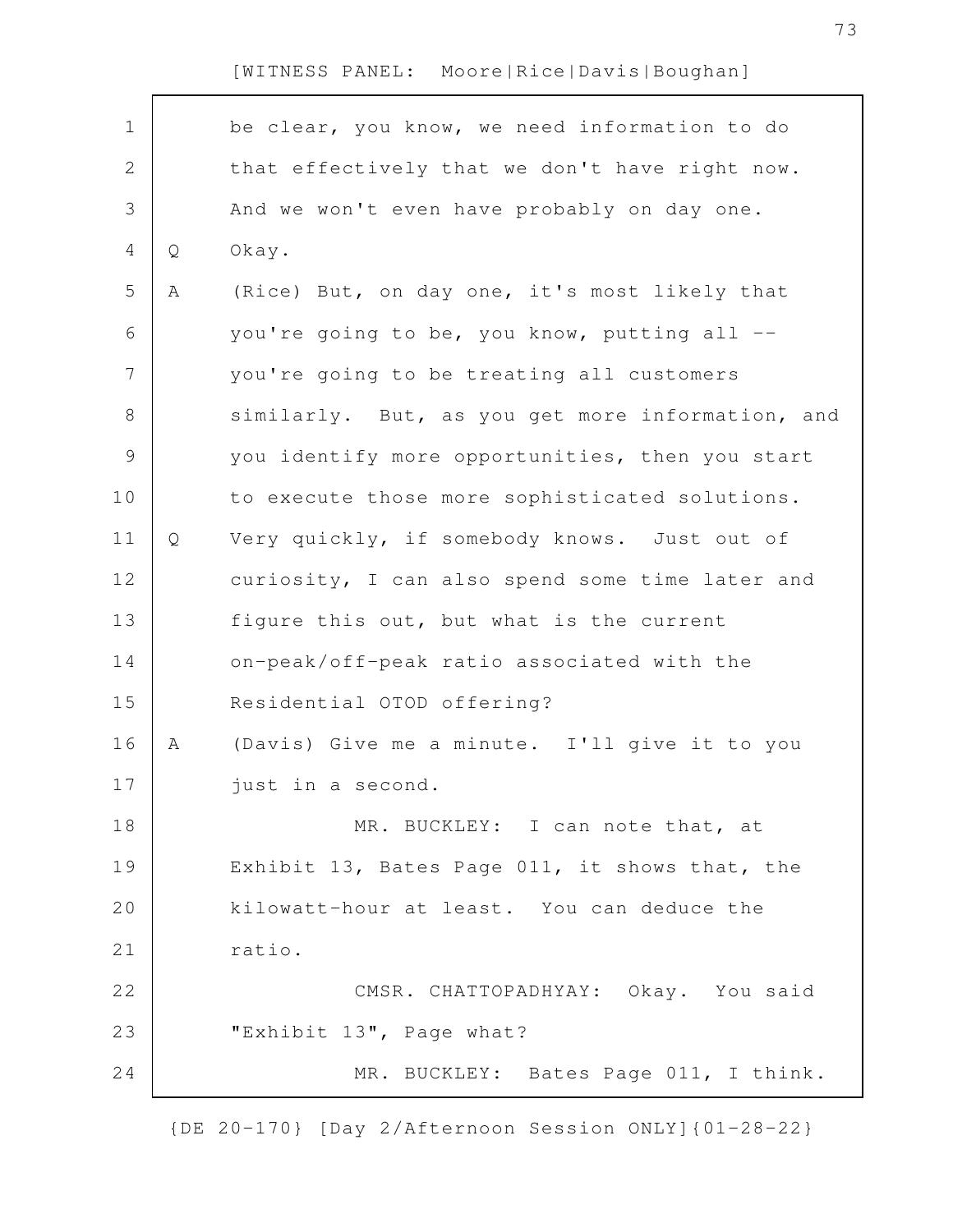be clear, you know, we need information to do that effectively that we don't have right now. And we won't even have probably on day one.

Q Okay.

A (Rice) But, on day one, it's most likely that you're going to be, you know, putting all -- you're going to be treating all customers similarly. But, as you get more information, and you identify more opportunities, then you start to execute those more sophisticated solutions.

Q Very quickly, if somebody knows. Just out of curiosity, I can also spend some time later and figure this out, but what is the current on-peak/off-peak ratio associated with the Residential OTOD offering?

A (Davis) Give me a minute. I'll give it to you just in a second.

MR. BUCKLEY: I can note that, at Exhibit 13, Bates Page 011, it shows that, the kilowatt-hour at least. You can deduce the ratio.

CMSR. CHATTOPADHYAY: Okay. You said "Exhibit 13", Page what?

MR. BUCKLEY: Bates Page 011, I think.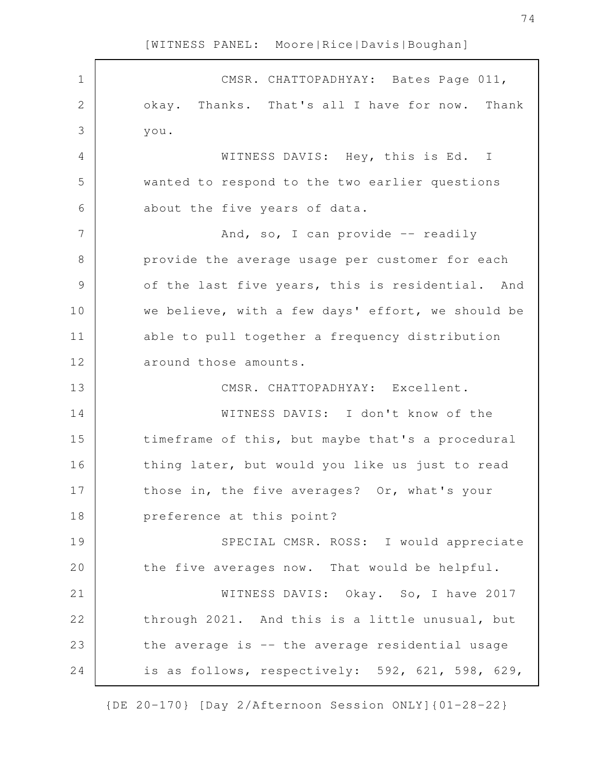CMSR. CHATTOPADHYAY: Bates Page 011, okay. Thanks. That's all I have for now. Thank you.

WITNESS DAVIS: Hey, this is Ed. I wanted to respond to the two earlier questions about the five years of data.

And, so, I can provide -- readily provide the average usage per customer for each of the last five years, this is residential. And we believe, with a few days' effort, we should be able to pull together a frequency distribution around those amounts.

CMSR. CHATTOPADHYAY: Excellent.

WITNESS DAVIS: I don't know of the timeframe of this, but maybe that's a procedural thing later, but would you like us just to read those in, the five averages? Or, what's your preference at this point?

SPECIAL CMSR. ROSS: I would appreciate the five averages now. That would be helpful.

WITNESS DAVIS: Okay. So, I have 2017 through 2021. And this is a little unusual, but the average is -- the average residential usage is as follows, respectively: 592, 621, 598, 629,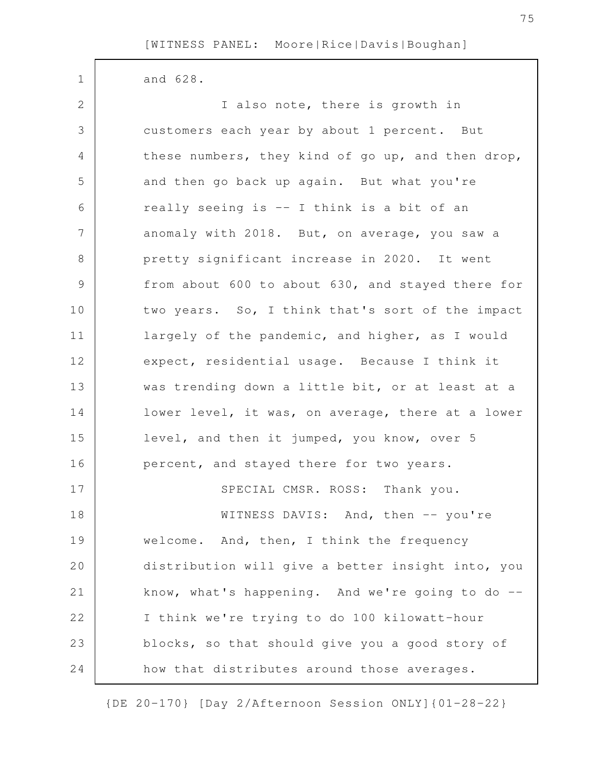and 628.

I also note, there is growth in customers each year by about 1 percent. But these numbers, they kind of go up, and then drop, and then go back up again. But what you're really seeing is -- I think is a bit of an anomaly with 2018. But, on average, you saw a pretty significant increase in 2020. It went from about 600 to about 630, and stayed there for two years. So, I think that's sort of the impact largely of the pandemic, and higher, as I would expect, residential usage. Because I think it was trending down a little bit, or at least at a lower level, it was, on average, there at a lower level, and then it jumped, you know, over 5 percent, and stayed there for two years.

SPECIAL CMSR. ROSS: Thank you.

WITNESS DAVIS: And, then -- you're welcome. And, then, I think the frequency distribution will give a better insight into, you know, what's happening. And we're going to do -- I think we're trying to do 100 kilowatt-hour blocks, so that should give you a good story of how that distributes around those averages.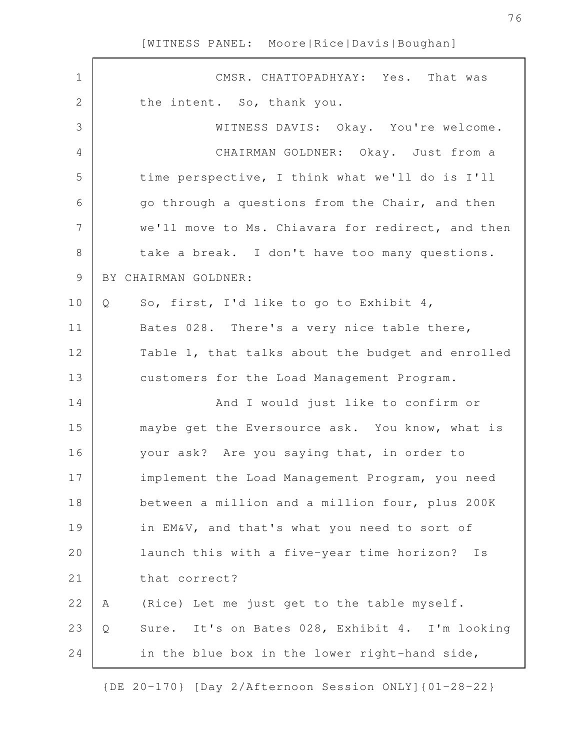CMSR. CHATTOPADHYAY: Yes. That was the intent. So, thank you.

WITNESS DAVIS: Okay. You're welcome.

CHAIRMAN GOLDNER: Okay. Just from a time perspective, I think what we'll do is I'll go through a questions from the Chair, and then we'll move to Ms. Chiavara for redirect, and then take a break. I don't have too many questions.

BY CHAIRMAN GOLDNER:

Q So, first, I'd like to go to Exhibit 4, Bates 028. There's a very nice table there, Table 1, that talks about the budget and enrolled customers for the Load Management Program.

And I would just like to confirm or maybe get the Eversource ask. You know, what is your ask? Are you saying that, in order to implement the Load Management Program, you need between a million and a million four, plus 200K in EM&V, and that's what you need to sort of launch this with a five-year time horizon? Is that correct?

A (Rice) Let me just get to the table myself.

Q Sure. It's on Bates 028, Exhibit 4. I'm looking in the blue box in the lower right-hand side,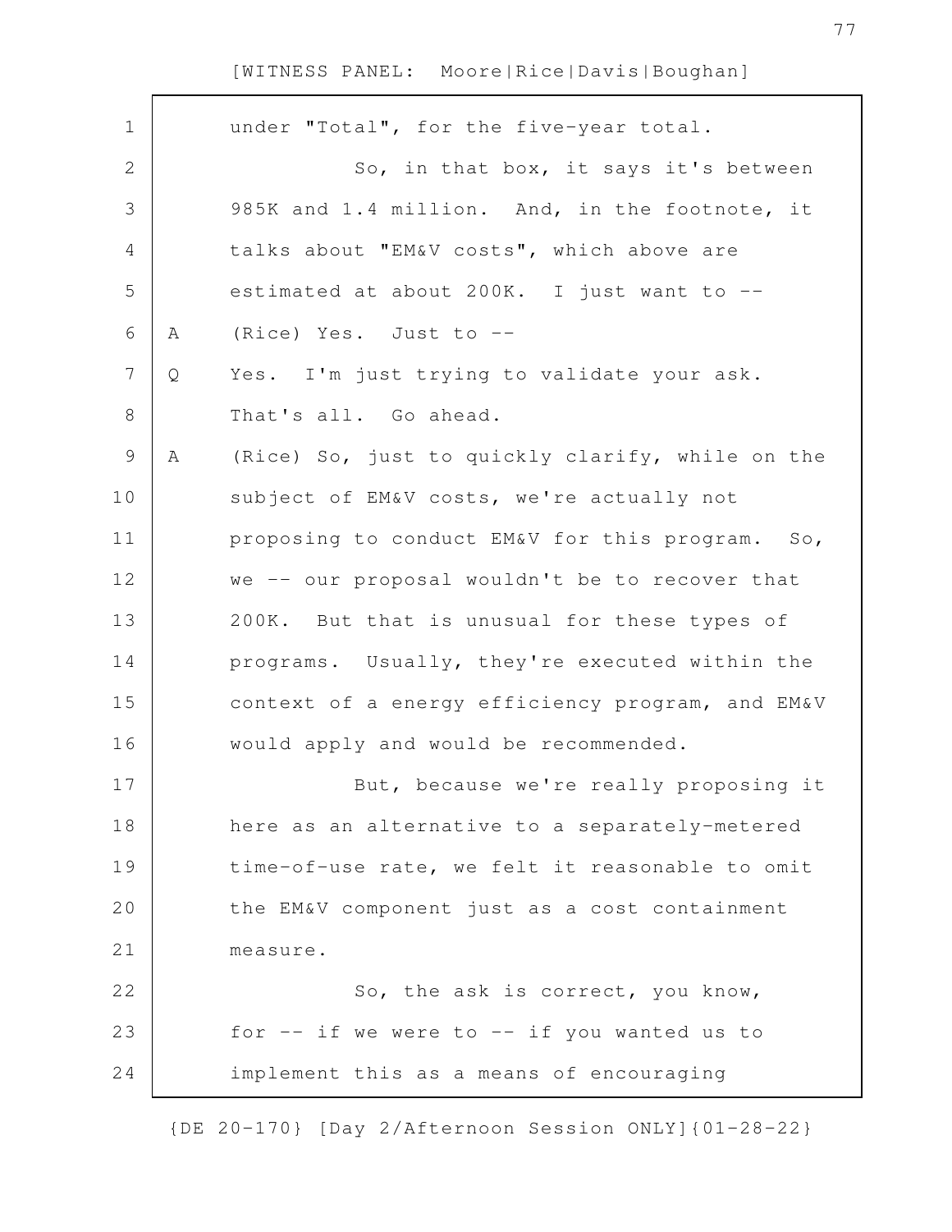under "Total", for the five-year total.

So, in that box, it says it's between 985K and 1.4 million. And, in the footnote, it talks about "EM&V costs", which above are estimated at about 200K. I just want to --

A (Rice) Yes. Just to --

Q Yes. I'm just trying to validate your ask. That's all. Go ahead.

A (Rice) So, just to quickly clarify, while on the subject of EM&V costs, we're actually not proposing to conduct EM&V for this program. So, we -- our proposal wouldn't be to recover that 200K. But that is unusual for these types of programs. Usually, they're executed within the context of a energy efficiency program, and EM&V would apply and would be recommended.

But, because we're really proposing it here as an alternative to a separately-metered time-of-use rate, we felt it reasonable to omit the EM&V component just as a cost containment measure.

So, the ask is correct, you know, for -- if we were to -- if you wanted us to implement this as a means of encouraging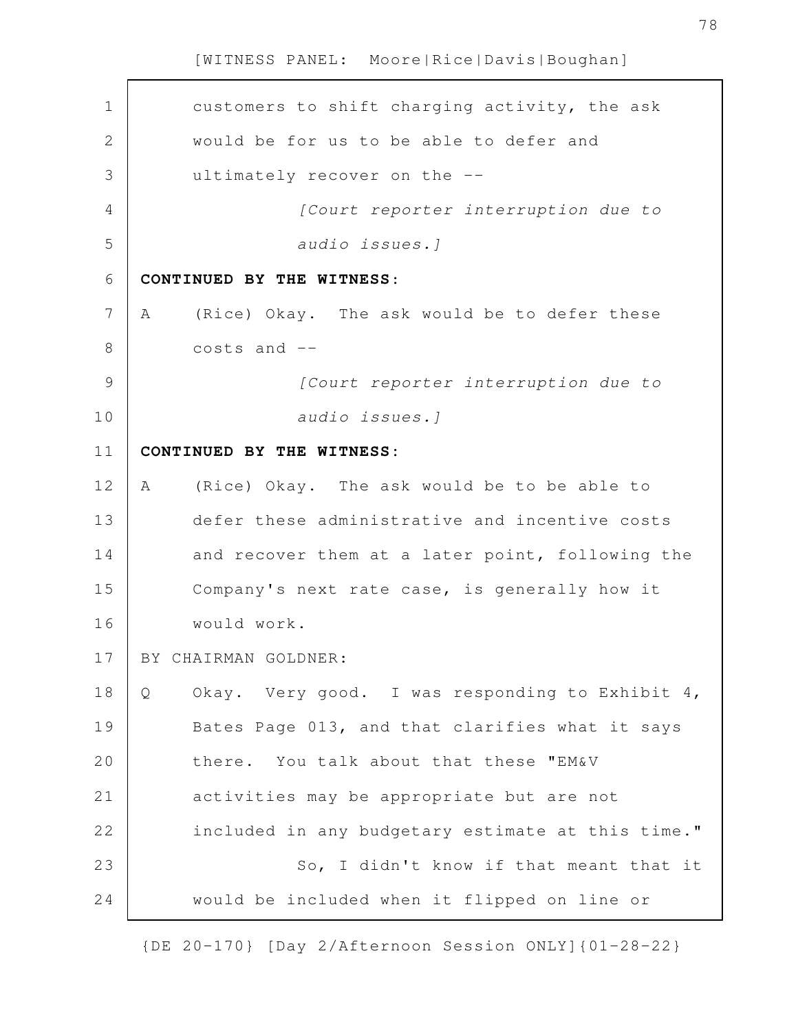customers to shift charging activity, the ask would be for us to be able to defer and ultimately recover on the --

*[Court reporter interruption due to audio issues.]*

**CONTINUED BY THE WITNESS:**

A (Rice) Okay. The ask would be to defer these costs and --

*[Court reporter interruption due to audio issues.]*

**CONTINUED BY THE WITNESS:**

A (Rice) Okay. The ask would be to be able to defer these administrative and incentive costs and recover them at a later point, following the Company's next rate case, is generally how it would work.

BY CHAIRMAN GOLDNER:

Q Okay. Very good. I was responding to Exhibit 4, Bates Page 013, and that clarifies what it says there. You talk about that these "EM&V activities may be appropriate but are not included in any budgetary estimate at this time."

So, I didn't know if that meant that it would be included when it flipped on line or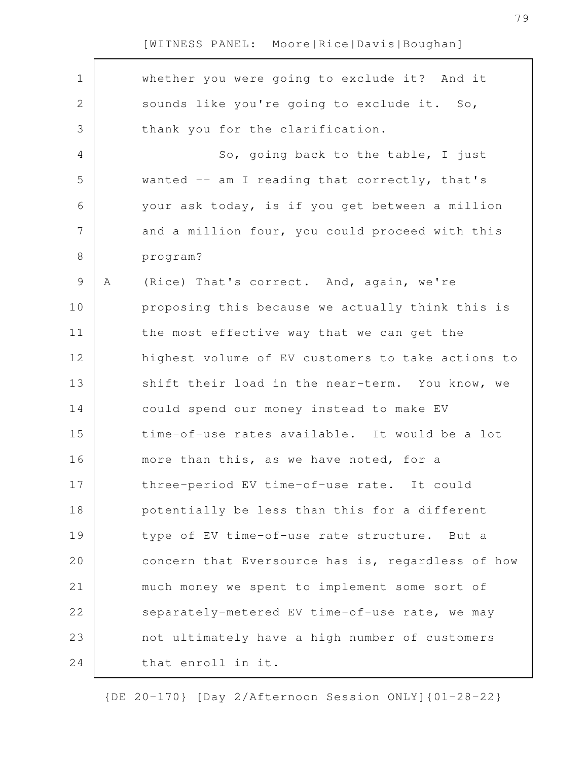whether you were going to exclude it? And it sounds like you're going to exclude it. So, thank you for the clarification.

So, going back to the table, I just wanted -- am I reading that correctly, that's your ask today, is if you get between a million and a million four, you could proceed with this program?

A (Rice) That's correct. And, again, we're proposing this because we actually think this is the most effective way that we can get the highest volume of EV customers to take actions to shift their load in the near-term. You know, we could spend our money instead to make EV time-of-use rates available. It would be a lot more than this, as we have noted, for a three-period EV time-of-use rate. It could potentially be less than this for a different type of EV time-of-use rate structure. But a concern that Eversource has is, regardless of how much money we spent to implement some sort of separately-metered EV time-of-use rate, we may not ultimately have a high number of customers that enroll in it.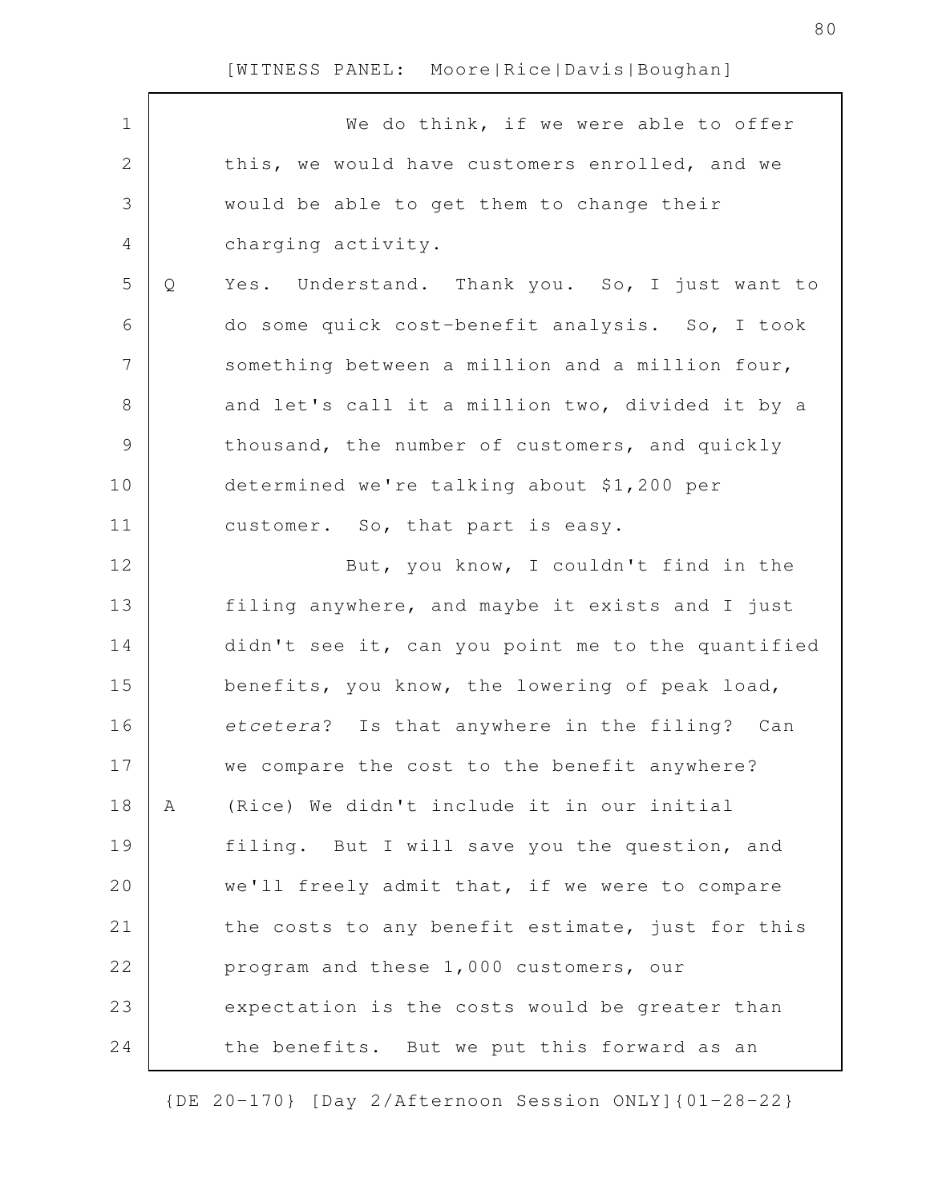We do think, if we were able to offer this, we would have customers enrolled, and we would be able to get them to change their charging activity.

Q Yes. Understand. Thank you. So, I just want to do some quick cost-benefit analysis. So, I took something between a million and a million four, and let's call it a million two, divided it by a thousand, the number of customers, and quickly determined we're talking about $1,200 per customer. So, that part is easy.

But, you know, I couldn't find in the filing anywhere, and maybe it exists and I just didn't see it, can you point me to the quantified benefits, you know, the lowering of peak load, *etcetera*? Is that anywhere in the filing? Can we compare the cost to the benefit anywhere?

A (Rice) We didn't include it in our initial filing. But I will save you the question, and we'll freely admit that, if we were to compare the costs to any benefit estimate, just for this program and these 1,000 customers, our expectation is the costs would be greater than the benefits. But we put this forward as an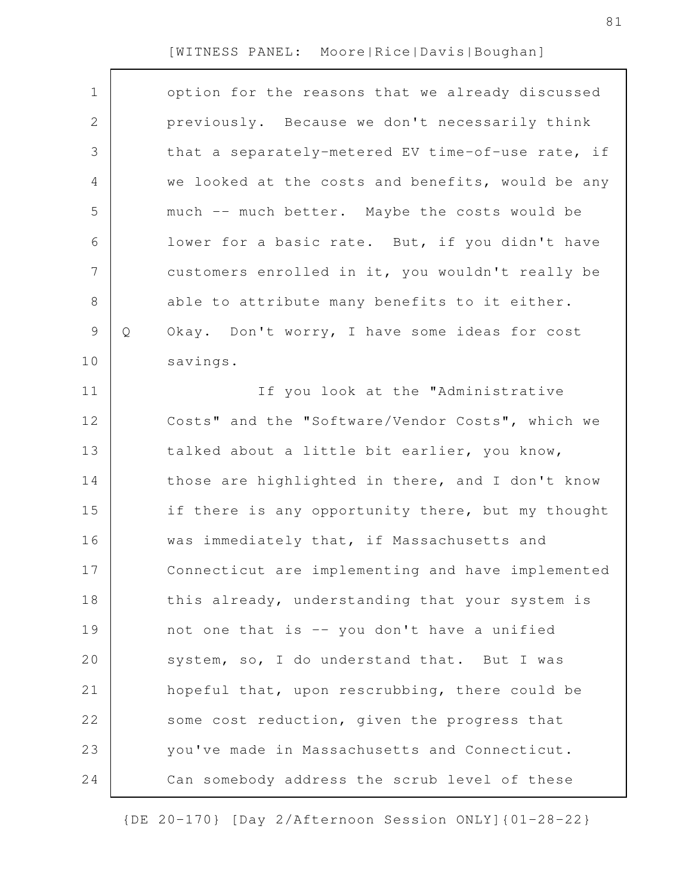option for the reasons that we already discussed previously. Because we don't necessarily think that a separately-metered EV time-of-use rate, if we looked at the costs and benefits, would be any much -- much better. Maybe the costs would be lower for a basic rate. But, if you didn't have customers enrolled in it, you wouldn't really be able to attribute many benefits to it either.

Q Okay. Don't worry, I have some ideas for cost savings.

If you look at the "Administrative Costs" and the "Software/Vendor Costs", which we talked about a little bit earlier, you know, those are highlighted in there, and I don't know if there is any opportunity there, but my thought was immediately that, if Massachusetts and Connecticut are implementing and have implemented this already, understanding that your system is not one that is -- you don't have a unified system, so, I do understand that. But I was hopeful that, upon rescrubbing, there could be some cost reduction, given the progress that you've made in Massachusetts and Connecticut. Can somebody address the scrub level of these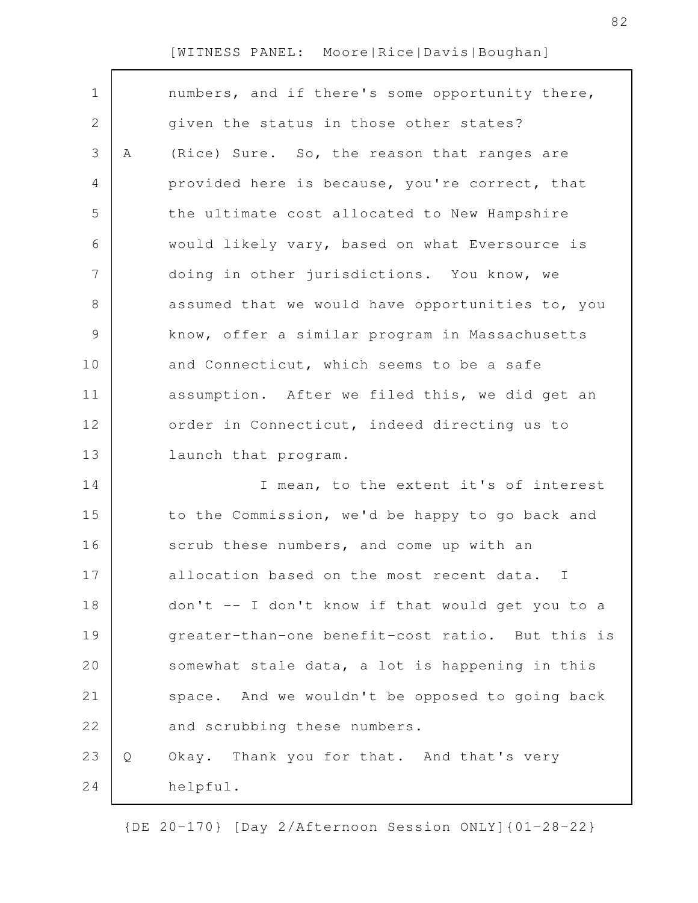numbers, and if there's some opportunity there, given the status in those other states?

A (Rice) Sure. So, the reason that ranges are provided here is because, you're correct, that the ultimate cost allocated to New Hampshire would likely vary, based on what Eversource is doing in other jurisdictions. You know, we assumed that we would have opportunities to, you know, offer a similar program in Massachusetts and Connecticut, which seems to be a safe assumption. After we filed this, we did get an order in Connecticut, indeed directing us to launch that program.

I mean, to the extent it's of interest to the Commission, we'd be happy to go back and scrub these numbers, and come up with an allocation based on the most recent data. I don't -- I don't know if that would get you to a greater-than-one benefit-cost ratio. But this is somewhat stale data, a lot is happening in this space. And we wouldn't be opposed to going back and scrubbing these numbers.

Q Okay. Thank you for that. And that's very helpful.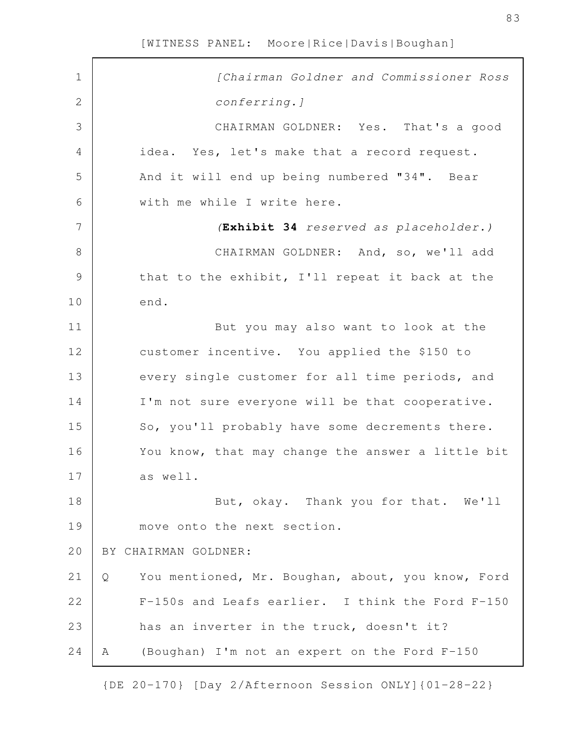*[Chairman Goldner and Commissioner Ross conferring.]*

CHAIRMAN GOLDNER: Yes. That's a good idea. Yes, let's make that a record request. And it will end up being numbered "34". Bear with me while I write here.

*(***Exhibit 34*** reserved as placeholder.)*

CHAIRMAN GOLDNER: And, so, we'll add that to the exhibit, I'll repeat it back at the end.

But you may also want to look at the customer incentive. You applied the $150 to every single customer for all time periods, and I'm not sure everyone will be that cooperative. So, you'll probably have some decrements there. You know, that may change the answer a little bit as well.

But, okay. Thank you for that. We'll move onto the next section.

BY CHAIRMAN GOLDNER:

Q You mentioned, Mr. Boughan, about, you know, Ford F-150s and Leafs earlier. I think the Ford F-150 has an inverter in the truck, doesn't it?

A (Boughan) I'm not an expert on the Ford F-150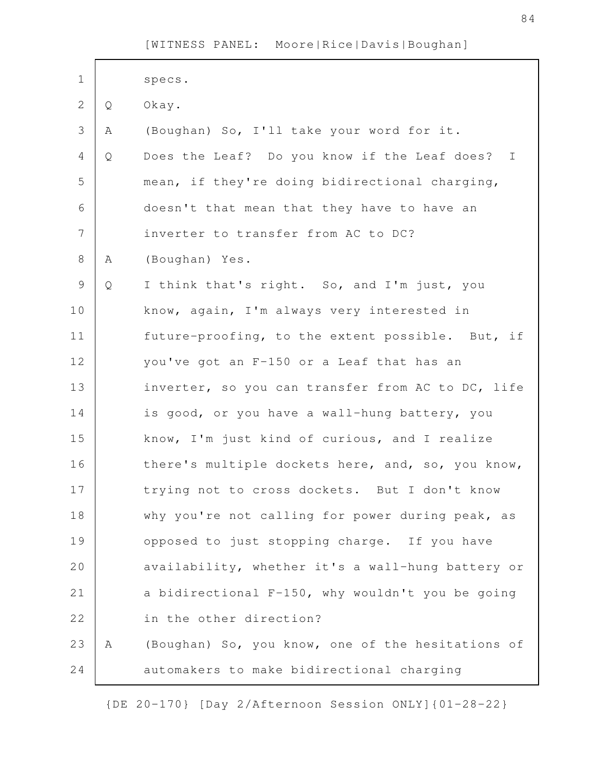specs.

Q Okay.

A (Boughan) So, I'll take your word for it.

Q Does the Leaf? Do you know if the Leaf does? I mean, if they're doing bidirectional charging, doesn't that mean that they have to have an inverter to transfer from AC to DC?

A (Boughan) Yes.

Q I think that's right. So, and I'm just, you know, again, I'm always very interested in future-proofing, to the extent possible. But, if you've got an F-150 or a Leaf that has an inverter, so you can transfer from AC to DC, life is good, or you have a wall-hung battery, you know, I'm just kind of curious, and I realize there's multiple dockets here, and, so, you know, trying not to cross dockets. But I don't know why you're not calling for power during peak, as opposed to just stopping charge. If you have availability, whether it's a wall-hung battery or a bidirectional F-150, why wouldn't you be going in the other direction?

A (Boughan) So, you know, one of the hesitations of automakers to make bidirectional charging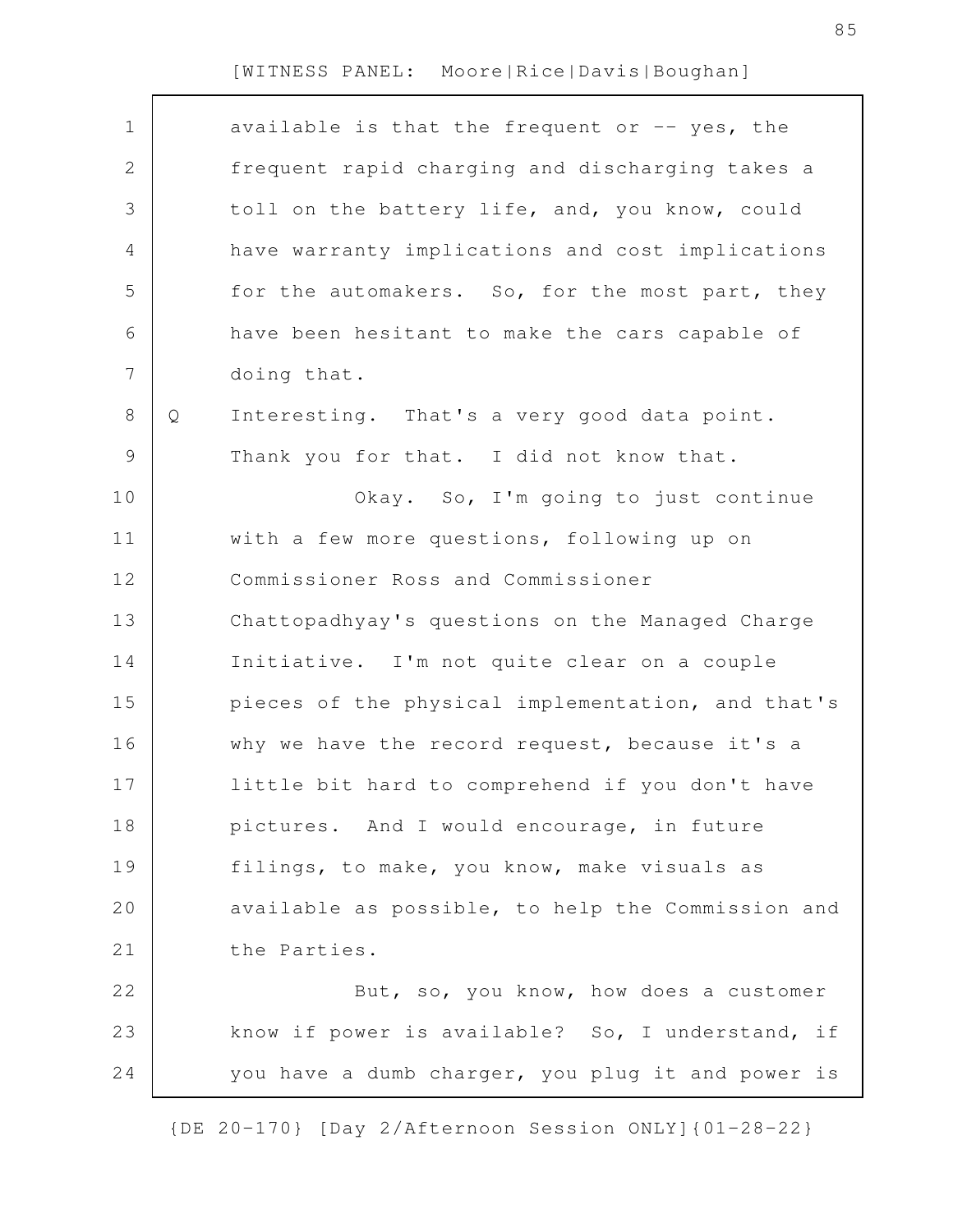available is that the frequent or -- yes, the frequent rapid charging and discharging takes a toll on the battery life, and, you know, could have warranty implications and cost implications for the automakers. So, for the most part, they have been hesitant to make the cars capable of doing that.

Q Interesting. That's a very good data point. Thank you for that. I did not know that.

Okay. So, I'm going to just continue with a few more questions, following up on Commissioner Ross and Commissioner Chattopadhyay's questions on the Managed Charge Initiative. I'm not quite clear on a couple pieces of the physical implementation, and that's why we have the record request, because it's a little bit hard to comprehend if you don't have pictures. And I would encourage, in future filings, to make, you know, make visuals as available as possible, to help the Commission and the Parties.

But, so, you know, how does a customer know if power is available? So, I understand, if you have a dumb charger, you plug it and power is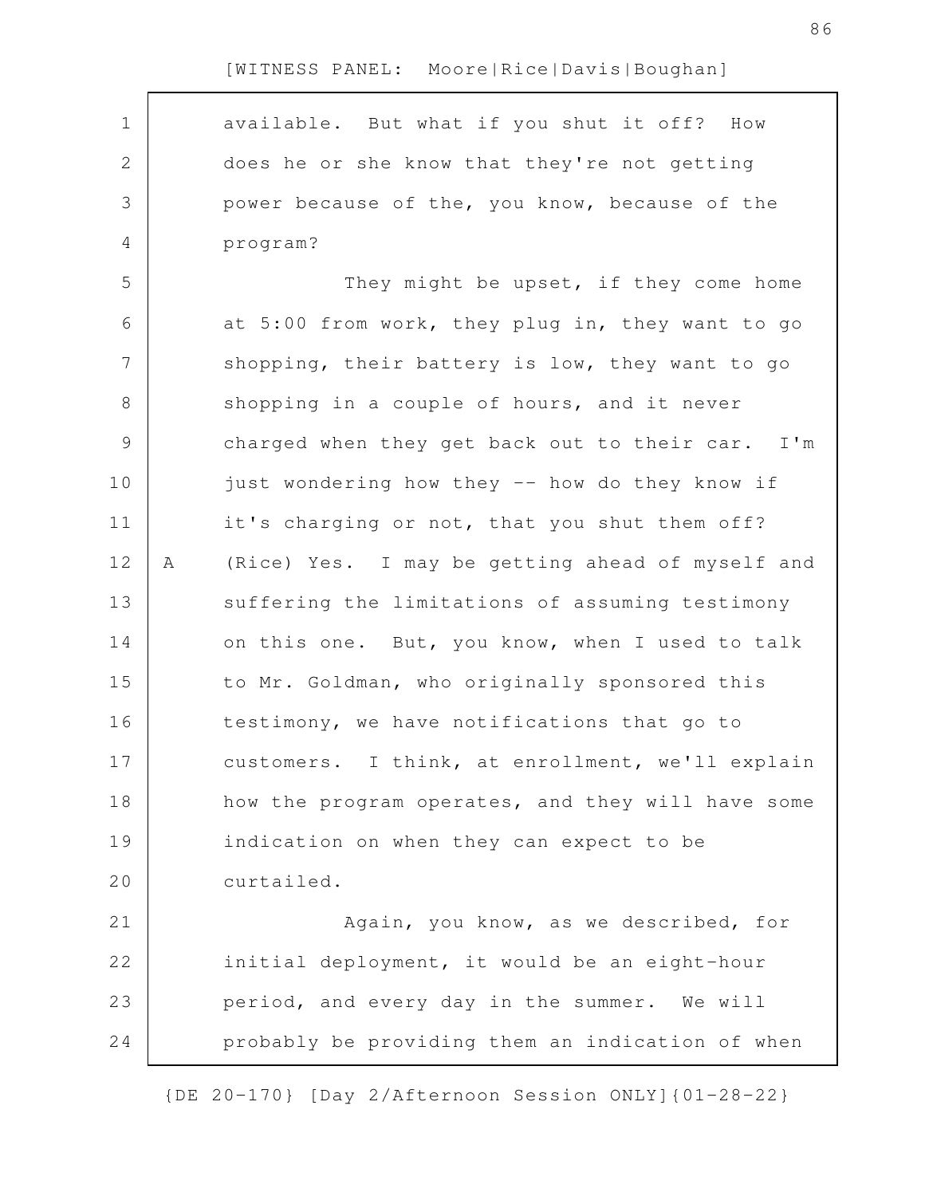available. But what if you shut it off? How does he or she know that they're not getting power because of the, you know, because of the program?

They might be upset, if they come home at 5:00 from work, they plug in, they want to go shopping, their battery is low, they want to go shopping in a couple of hours, and it never charged when they get back out to their car. I'm just wondering how they -- how do they know if it's charging or not, that you shut them off?

A (Rice) Yes. I may be getting ahead of myself and suffering the limitations of assuming testimony on this one. But, you know, when I used to talk to Mr. Goldman, who originally sponsored this testimony, we have notifications that go to customers. I think, at enrollment, we'll explain how the program operates, and they will have some indication on when they can expect to be curtailed.

Again, you know, as we described, for initial deployment, it would be an eight-hour period, and every day in the summer. We will probably be providing them an indication of when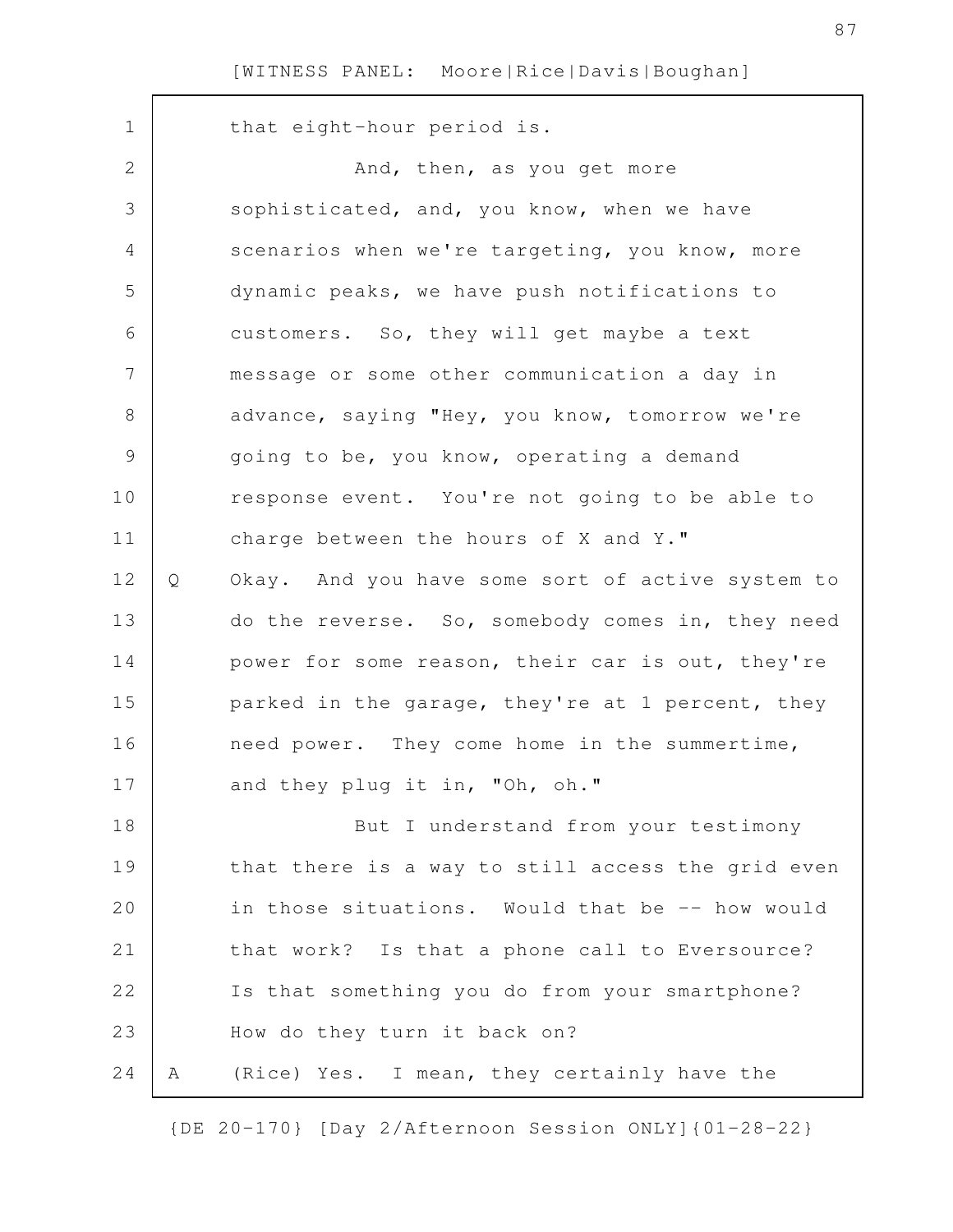that eight-hour period is.

And, then, as you get more sophisticated, and, you know, when we have scenarios when we're targeting, you know, more dynamic peaks, we have push notifications to customers. So, they will get maybe a text message or some other communication a day in advance, saying "Hey, you know, tomorrow we're going to be, you know, operating a demand response event. You're not going to be able to charge between the hours of X and Y."

Q Okay. And you have some sort of active system to do the reverse. So, somebody comes in, they need power for some reason, their car is out, they're parked in the garage, they're at 1 percent, they need power. They come home in the summertime, and they plug it in, "Oh, oh."

But I understand from your testimony that there is a way to still access the grid even in those situations. Would that be -- how would that work? Is that a phone call to Eversource? Is that something you do from your smartphone? How do they turn it back on?

A (Rice) Yes. I mean, they certainly have the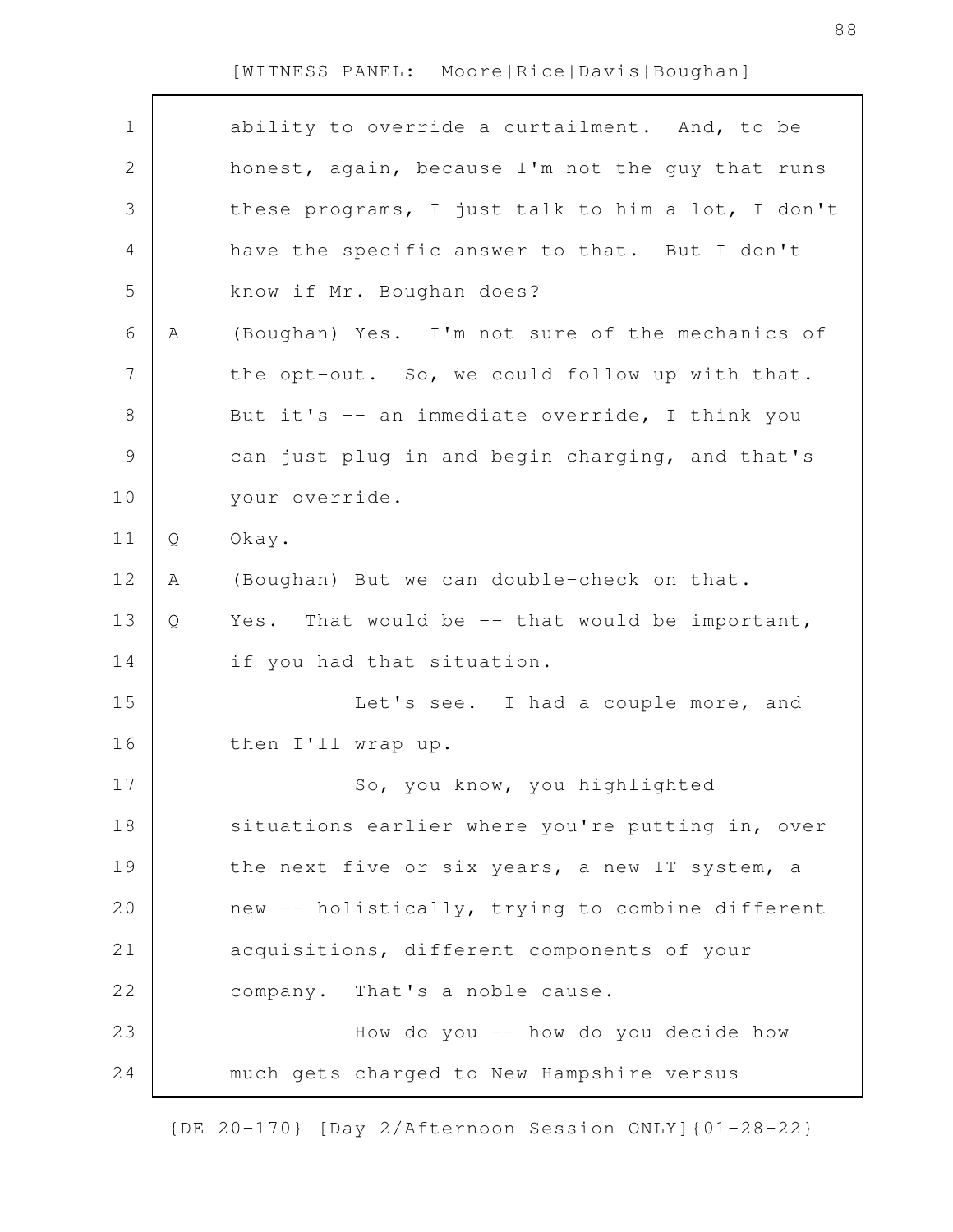ability to override a curtailment. And, to be honest, again, because I'm not the guy that runs these programs, I just talk to him a lot, I don't have the specific answer to that. But I don't know if Mr. Boughan does?

A (Boughan) Yes. I'm not sure of the mechanics of the opt-out. So, we could follow up with that. But it's -- an immediate override, I think you can just plug in and begin charging, and that's your override.

Q Okay.

A (Boughan) But we can double-check on that.

Q Yes. That would be -- that would be important, if you had that situation.

Let's see. I had a couple more, and then I'll wrap up.

So, you know, you highlighted situations earlier where you're putting in, over the next five or six years, a new IT system, a new -- holistically, trying to combine different acquisitions, different components of your company. That's a noble cause.

How do you -- how do you decide how much gets charged to New Hampshire versus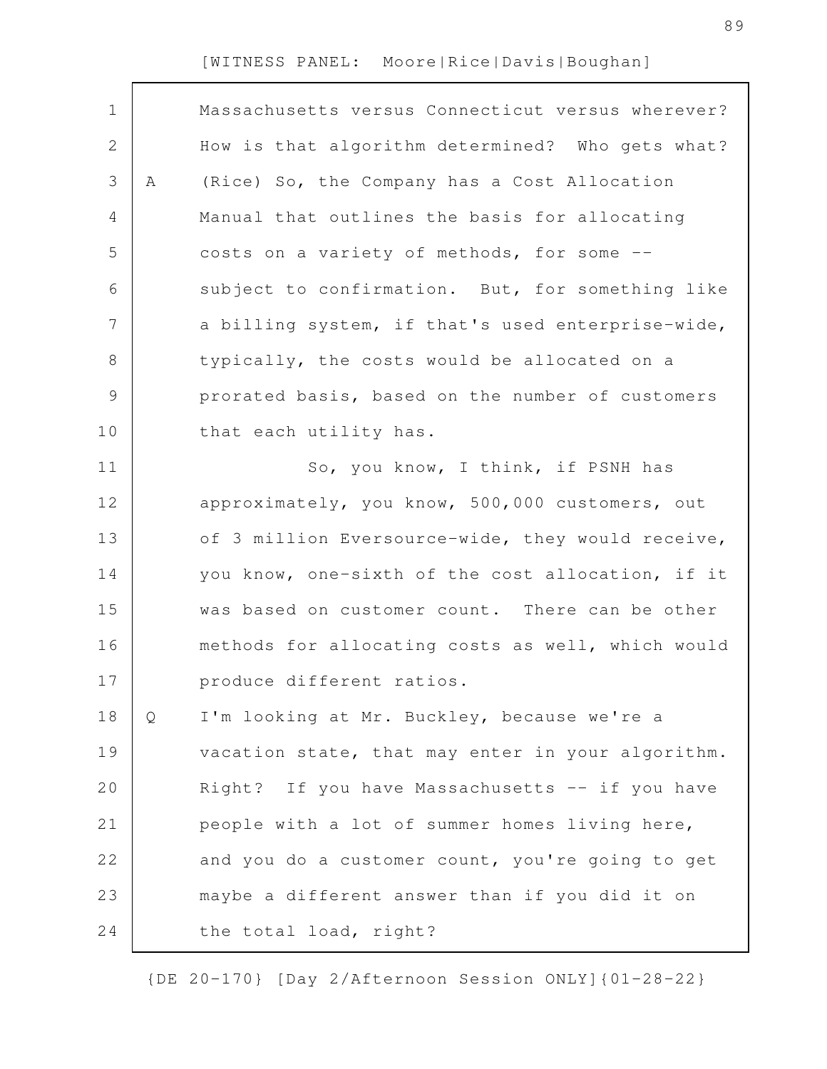Massachusetts versus Connecticut versus wherever? How is that algorithm determined? Who gets what?

A (Rice) So, the Company has a Cost Allocation Manual that outlines the basis for allocating costs on a variety of methods, for some -- subject to confirmation. But, for something like a billing system, if that's used enterprise-wide, typically, the costs would be allocated on a prorated basis, based on the number of customers that each utility has.

So, you know, I think, if PSNH has approximately, you know, 500,000 customers, out of 3 million Eversource-wide, they would receive, you know, one-sixth of the cost allocation, if it was based on customer count. There can be other methods for allocating costs as well, which would produce different ratios.

Q I'm looking at Mr. Buckley, because we're a vacation state, that may enter in your algorithm. Right? If you have Massachusetts -- if you have people with a lot of summer homes living here, and you do a customer count, you're going to get maybe a different answer than if you did it on the total load, right?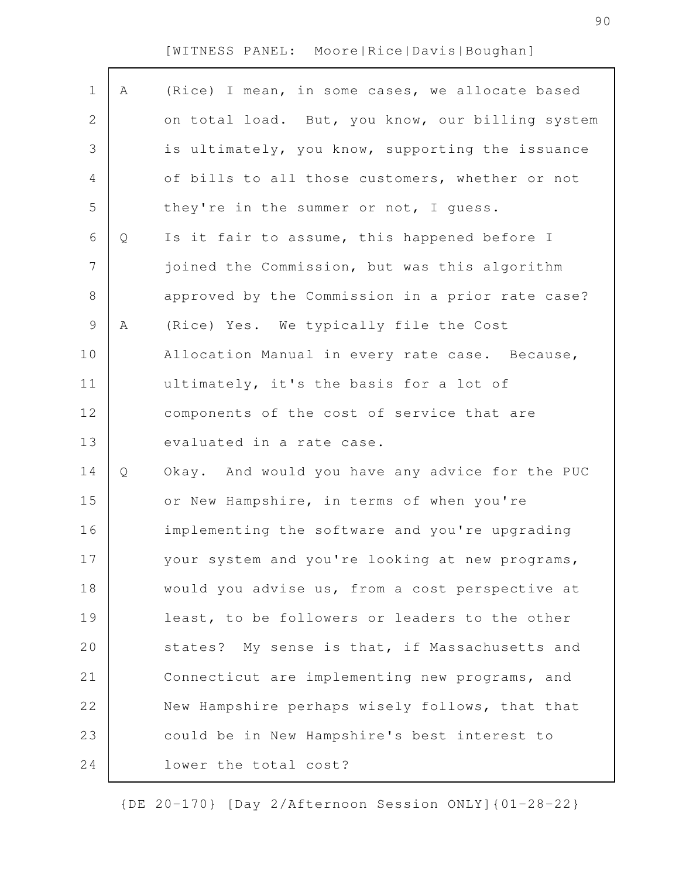[WITNESS PANEL: Moore|Rice|Davis|Boughan]

A (Rice) I mean, in some cases, we allocate based on total load. But, you know, our billing system is ultimately, you know, supporting the issuance of bills to all those customers, whether or not they're in the summer or not, I guess.

Q Is it fair to assume, this happened before I joined the Commission, but was this algorithm approved by the Commission in a prior rate case?

A (Rice) Yes. We typically file the Cost Allocation Manual in every rate case. Because, ultimately, it's the basis for a lot of components of the cost of service that are evaluated in a rate case.

Q Okay. And would you have any advice for the PUC or New Hampshire, in terms of when you're implementing the software and you're upgrading your system and you're looking at new programs, would you advise us, from a cost perspective at least, to be followers or leaders to the other states? My sense is that, if Massachusetts and Connecticut are implementing new programs, and New Hampshire perhaps wisely follows, that that could be in New Hampshire's best interest to lower the total cost?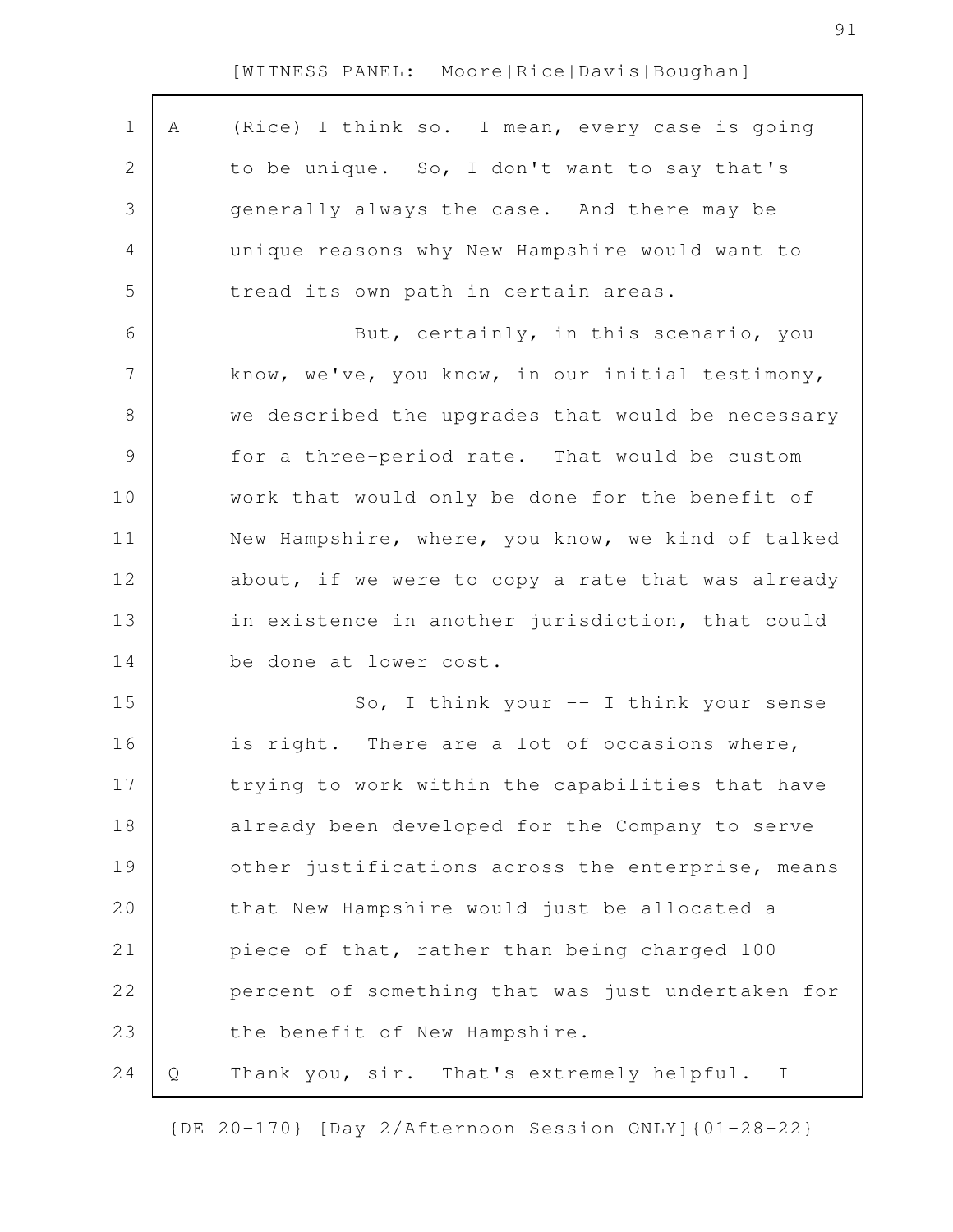[WITNESS PANEL: Moore|Rice|Davis|Boughan]

A (Rice) I think so. I mean, every case is going to be unique. So, I don't want to say that's generally always the case. And there may be unique reasons why New Hampshire would want to tread its own path in certain areas.

But, certainly, in this scenario, you know, we've, you know, in our initial testimony, we described the upgrades that would be necessary for a three-period rate. That would be custom work that would only be done for the benefit of New Hampshire, where, you know, we kind of talked about, if we were to copy a rate that was already in existence in another jurisdiction, that could be done at lower cost.

So, I think your -- I think your sense is right. There are a lot of occasions where, trying to work within the capabilities that have already been developed for the Company to serve other justifications across the enterprise, means that New Hampshire would just be allocated a piece of that, rather than being charged 100 percent of something that was just undertaken for the benefit of New Hampshire.

Q Thank you, sir. That's extremely helpful. I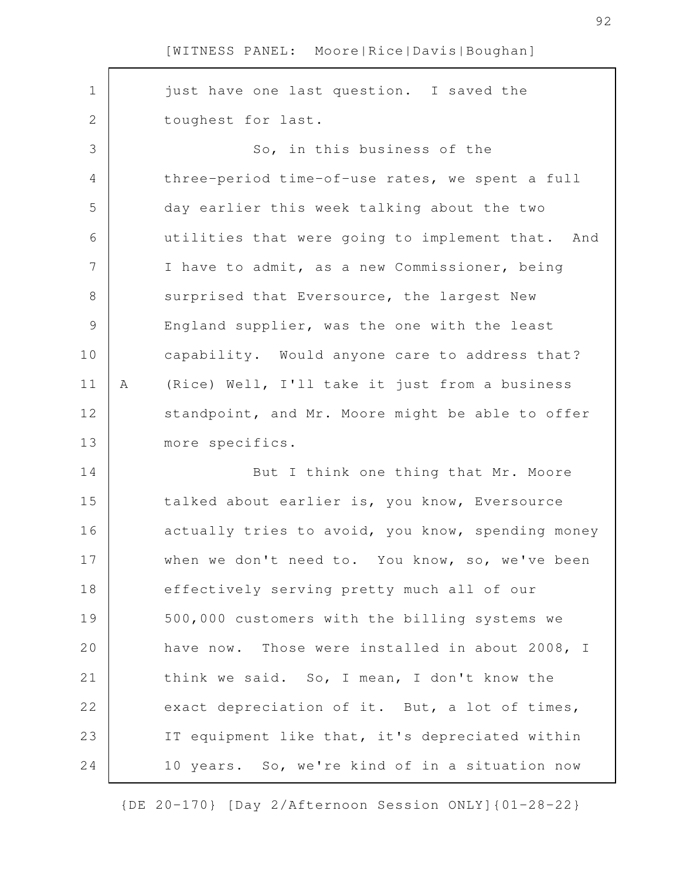just have one last question. I saved the toughest for last.

So, in this business of the three-period time-of-use rates, we spent a full day earlier this week talking about the two utilities that were going to implement that. And I have to admit, as a new Commissioner, being surprised that Eversource, the largest New England supplier, was the one with the least capability. Would anyone care to address that?

A (Rice) Well, I'll take it just from a business standpoint, and Mr. Moore might be able to offer more specifics.

But I think one thing that Mr. Moore talked about earlier is, you know, Eversource actually tries to avoid, you know, spending money when we don't need to. You know, so, we've been effectively serving pretty much all of our 500,000 customers with the billing systems we have now. Those were installed in about 2008, I think we said. So, I mean, I don't know the exact depreciation of it. But, a lot of times, IT equipment like that, it's depreciated within 10 years. So, we're kind of in a situation now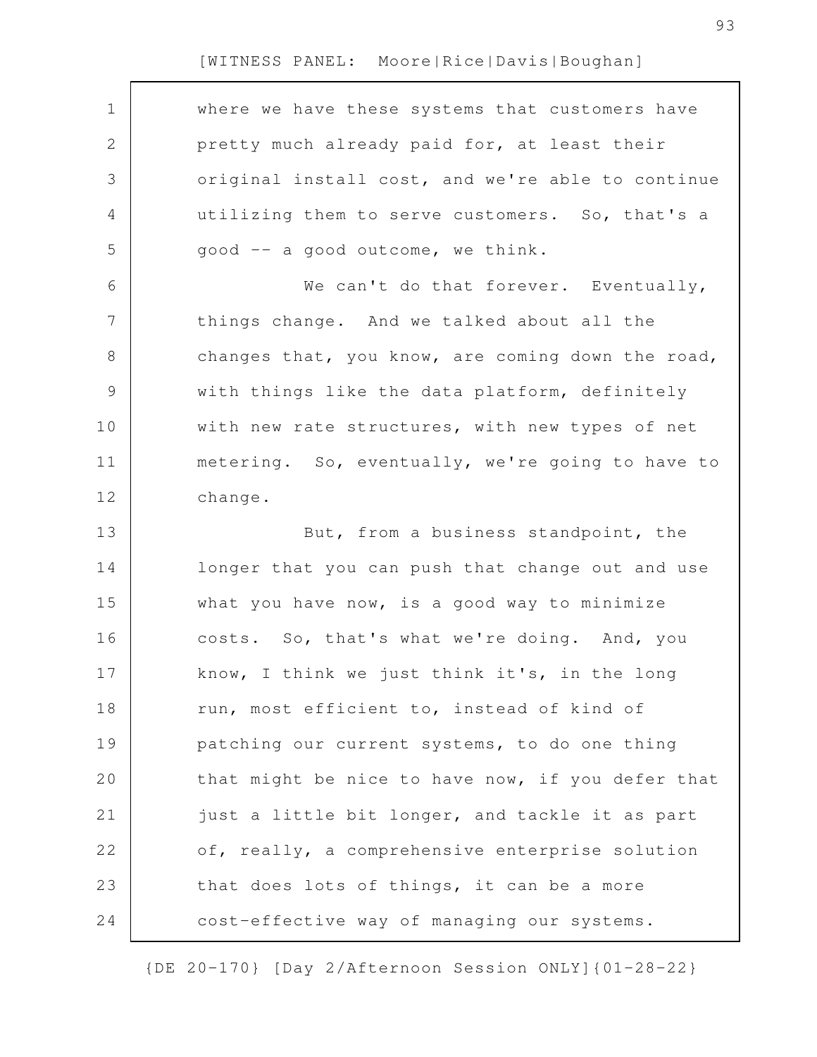where we have these systems that customers have pretty much already paid for, at least their original install cost, and we're able to continue utilizing them to serve customers. So, that's a good -- a good outcome, we think.

We can't do that forever. Eventually, things change. And we talked about all the changes that, you know, are coming down the road, with things like the data platform, definitely with new rate structures, with new types of net metering. So, eventually, we're going to have to change.

But, from a business standpoint, the longer that you can push that change out and use what you have now, is a good way to minimize costs. So, that's what we're doing. And, you know, I think we just think it's, in the long run, most efficient to, instead of kind of patching our current systems, to do one thing that might be nice to have now, if you defer that just a little bit longer, and tackle it as part of, really, a comprehensive enterprise solution that does lots of things, it can be a more cost-effective way of managing our systems.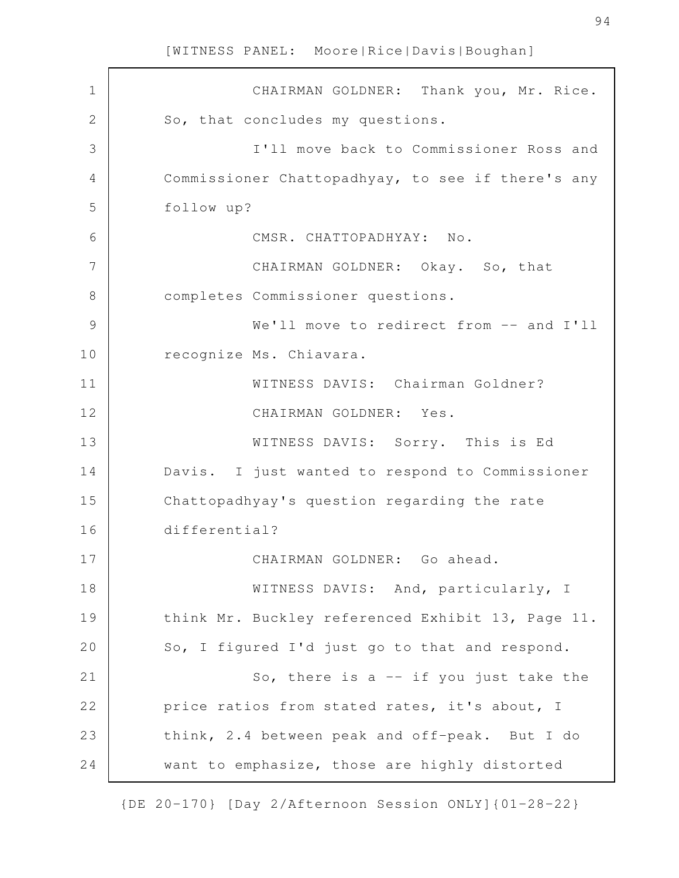CHAIRMAN GOLDNER: Thank you, Mr. Rice. So, that concludes my questions.

I'll move back to Commissioner Ross and Commissioner Chattopadhyay, to see if there's any follow up?

CMSR. CHATTOPADHYAY: No.

CHAIRMAN GOLDNER: Okay. So, that completes Commissioner questions.

We'll move to redirect from -- and I'll recognize Ms. Chiavara.

WITNESS DAVIS: Chairman Goldner?

CHAIRMAN GOLDNER: Yes.

WITNESS DAVIS: Sorry. This is Ed Davis. I just wanted to respond to Commissioner Chattopadhyay's question regarding the rate differential?

CHAIRMAN GOLDNER: Go ahead.

WITNESS DAVIS: And, particularly, I think Mr. Buckley referenced Exhibit 13, Page 11. So, I figured I'd just go to that and respond.

So, there is a -- if you just take the price ratios from stated rates, it's about, I think, 2.4 between peak and off-peak. But I do want to emphasize, those are highly distorted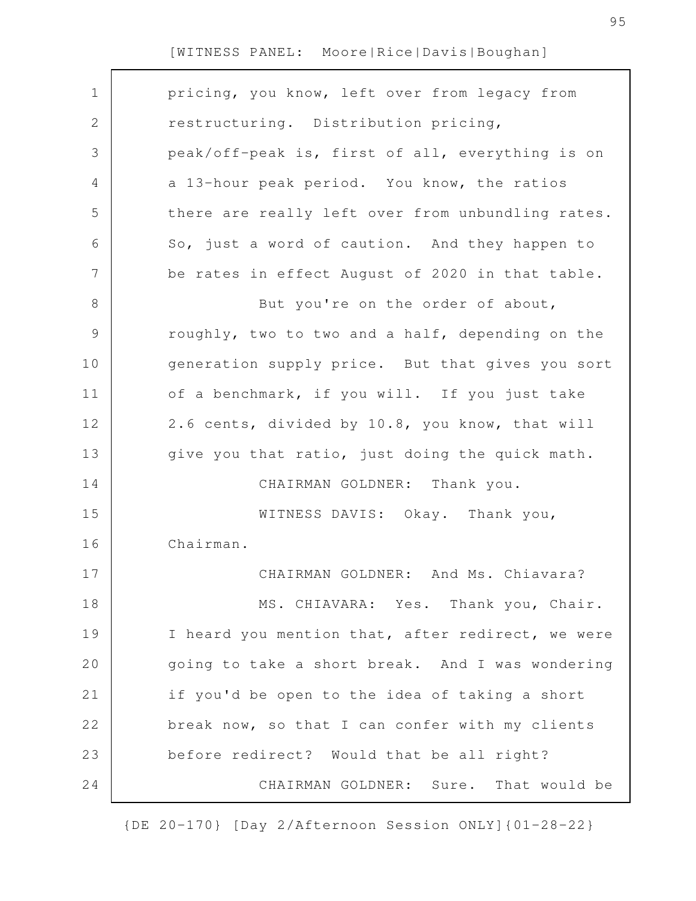pricing, you know, left over from legacy from restructuring. Distribution pricing, peak/off-peak is, first of all, everything is on a 13-hour peak period. You know, the ratios there are really left over from unbundling rates. So, just a word of caution. And they happen to be rates in effect August of 2020 in that table.

But you're on the order of about, roughly, two to two and a half, depending on the generation supply price. But that gives you sort of a benchmark, if you will. If you just take 2.6 cents, divided by 10.8, you know, that will give you that ratio, just doing the quick math.

CHAIRMAN GOLDNER: Thank you.

WITNESS DAVIS: Okay. Thank you, Chairman.

CHAIRMAN GOLDNER: And Ms. Chiavara?

MS. CHIAVARA: Yes. Thank you, Chair. I heard you mention that, after redirect, we were going to take a short break. And I was wondering if you'd be open to the idea of taking a short break now, so that I can confer with my clients before redirect? Would that be all right?

CHAIRMAN GOLDNER: Sure. That would be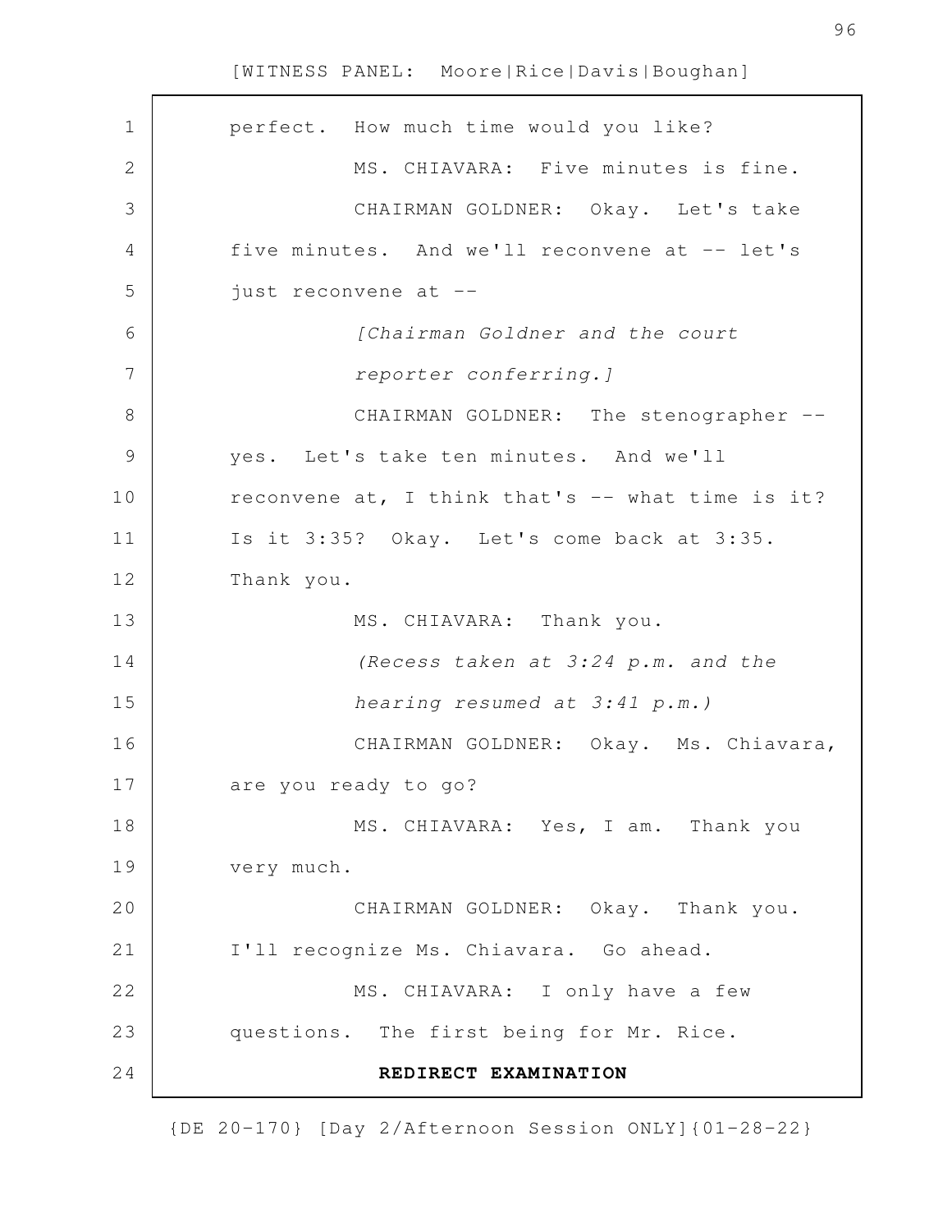perfect. How much time would you like?

MS. CHIAVARA: Five minutes is fine.

CHAIRMAN GOLDNER: Okay. Let's take five minutes. And we'll reconvene at -- let's just reconvene at --

*[Chairman Goldner and the court reporter conferring.]*

CHAIRMAN GOLDNER: The stenographer -- yes. Let's take ten minutes. And we'll reconvene at, I think that's -- what time is it? Is it 3:35? Okay. Let's come back at 3:35. Thank you.

MS. CHIAVARA: Thank you.

*(Recess taken at 3:24 p.m. and the hearing resumed at 3:41 p.m.)*

CHAIRMAN GOLDNER: Okay. Ms. Chiavara, are you ready to go?

MS. CHIAVARA: Yes, I am. Thank you very much.

CHAIRMAN GOLDNER: Okay. Thank you. I'll recognize Ms. Chiavara. Go ahead.

MS. CHIAVARA: I only have a few questions. The first being for Mr. Rice.

**REDIRECT EXAMINATION**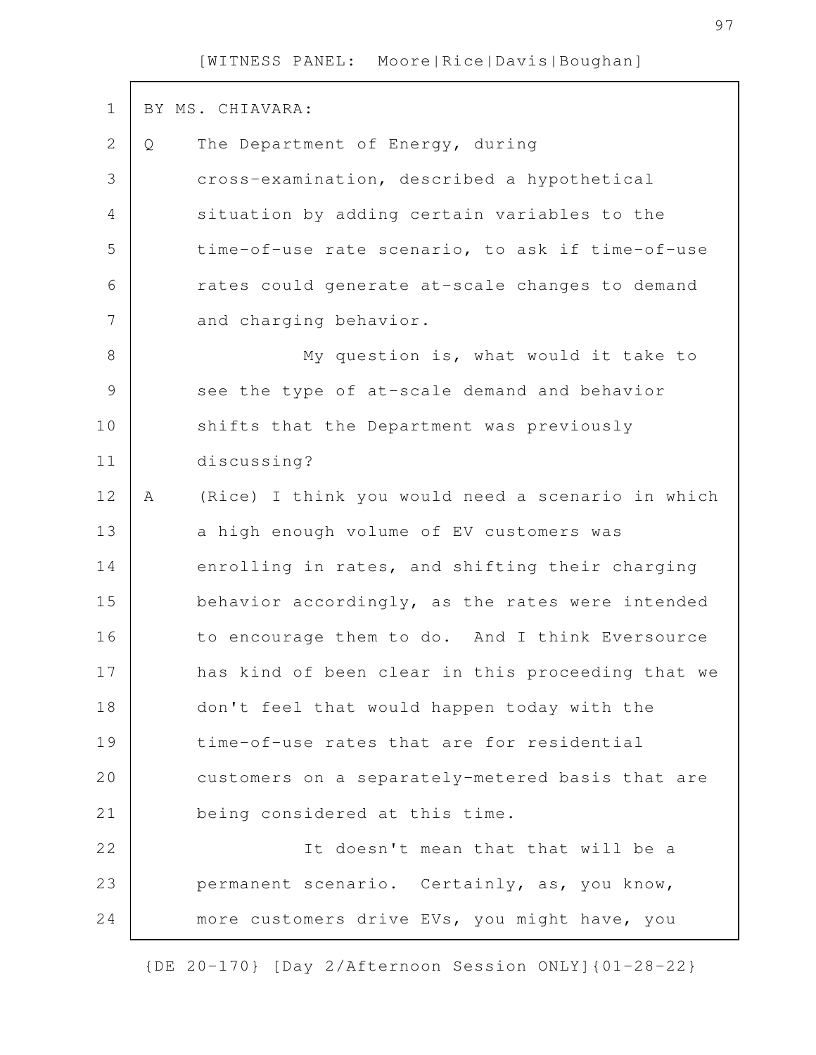BY MS. CHIAVARA:

Q The Department of Energy, during cross-examination, described a hypothetical situation by adding certain variables to the time-of-use rate scenario, to ask if time-of-use rates could generate at-scale changes to demand and charging behavior.

My question is, what would it take to see the type of at-scale demand and behavior shifts that the Department was previously discussing?

A (Rice) I think you would need a scenario in which a high enough volume of EV customers was enrolling in rates, and shifting their charging behavior accordingly, as the rates were intended to encourage them to do. And I think Eversource has kind of been clear in this proceeding that we don't feel that would happen today with the time-of-use rates that are for residential customers on a separately-metered basis that are being considered at this time.

It doesn't mean that that will be a permanent scenario. Certainly, as, you know, more customers drive EVs, you might have, you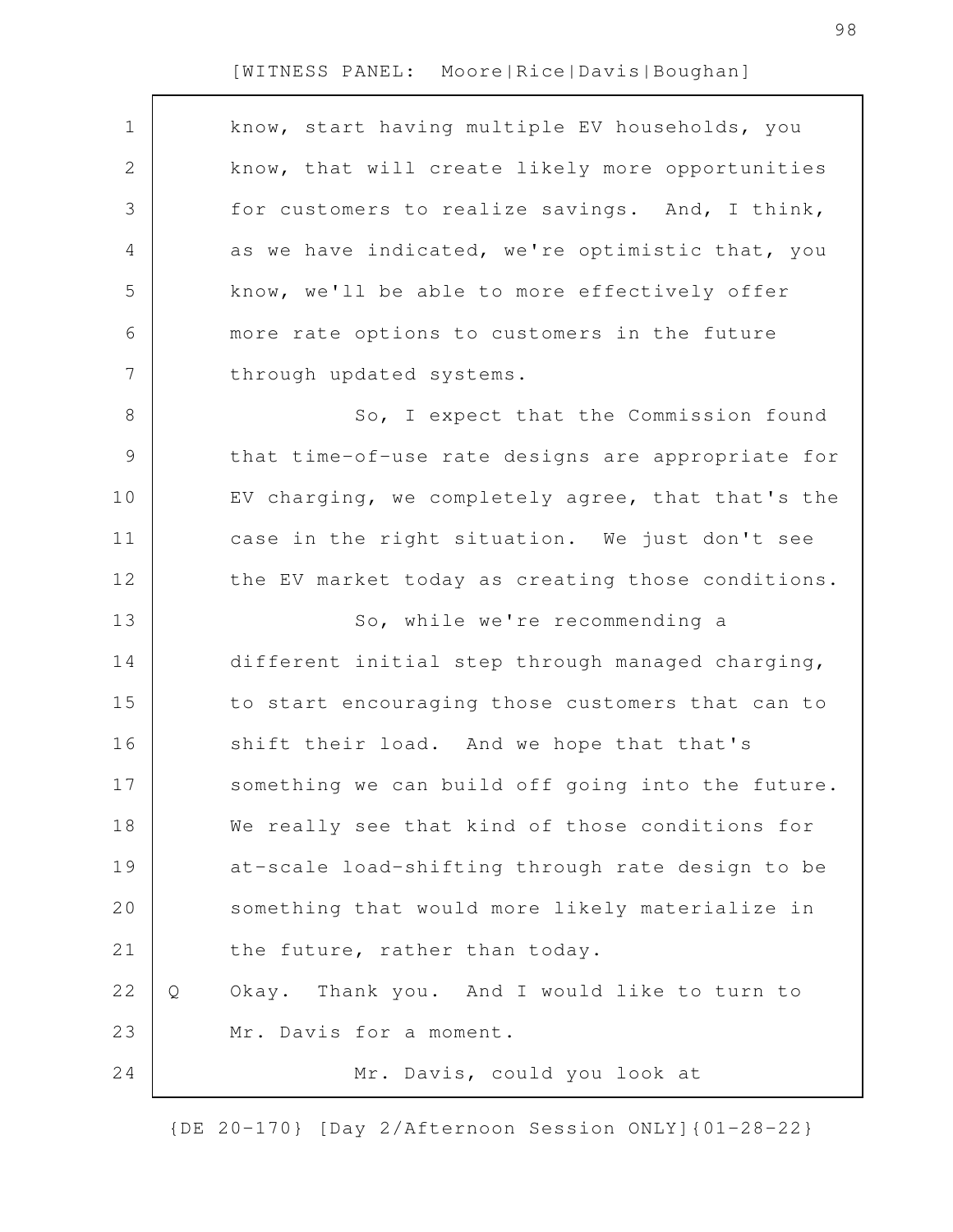know, start having multiple EV households, you know, that will create likely more opportunities for customers to realize savings. And, I think, as we have indicated, we're optimistic that, you know, we'll be able to more effectively offer more rate options to customers in the future through updated systems.

So, I expect that the Commission found that time-of-use rate designs are appropriate for EV charging, we completely agree, that that's the case in the right situation. We just don't see the EV market today as creating those conditions.

So, while we're recommending a different initial step through managed charging, to start encouraging those customers that can to shift their load. And we hope that that's something we can build off going into the future. We really see that kind of those conditions for at-scale load-shifting through rate design to be something that would more likely materialize in the future, rather than today.

Q Okay. Thank you. And I would like to turn to Mr. Davis for a moment.

Mr. Davis, could you look at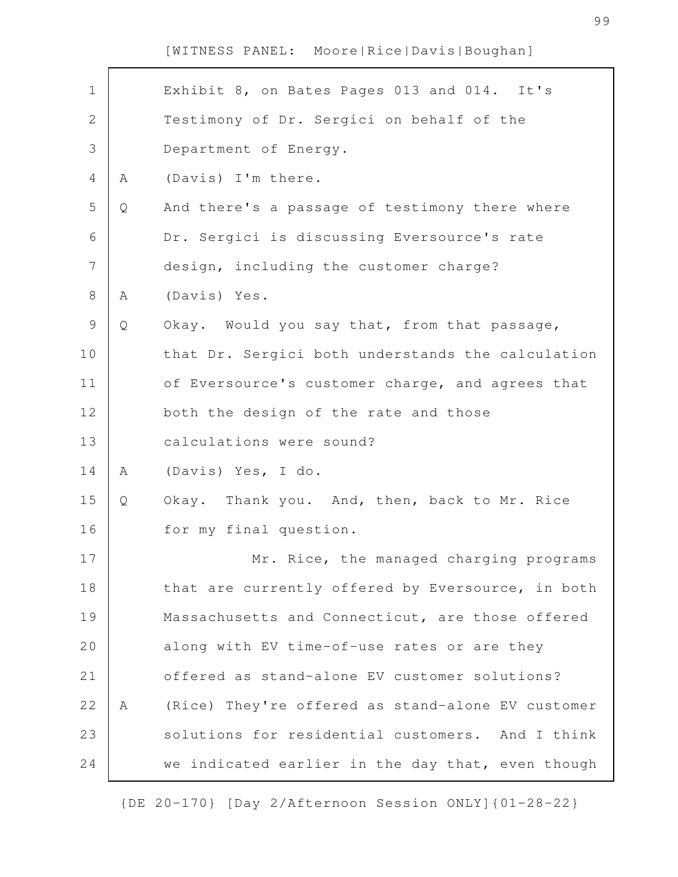Exhibit 8, on Bates Pages 013 and 014. It's Testimony of Dr. Sergici on behalf of the Department of Energy.

A (Davis) I'm there.

Q And there's a passage of testimony there where Dr. Sergici is discussing Eversource's rate design, including the customer charge?

A (Davis) Yes.

Q Okay. Would you say that, from that passage, that Dr. Sergici both understands the calculation of Eversource's customer charge, and agrees that both the design of the rate and those calculations were sound?

A (Davis) Yes, I do.

Q Okay. Thank you. And, then, back to Mr. Rice for my final question.

Mr. Rice, the managed charging programs that are currently offered by Eversource, in both Massachusetts and Connecticut, are those offered along with EV time-of-use rates or are they offered as stand-alone EV customer solutions?

A (Rice) They're offered as stand-alone EV customer solutions for residential customers. And I think we indicated earlier in the day that, even though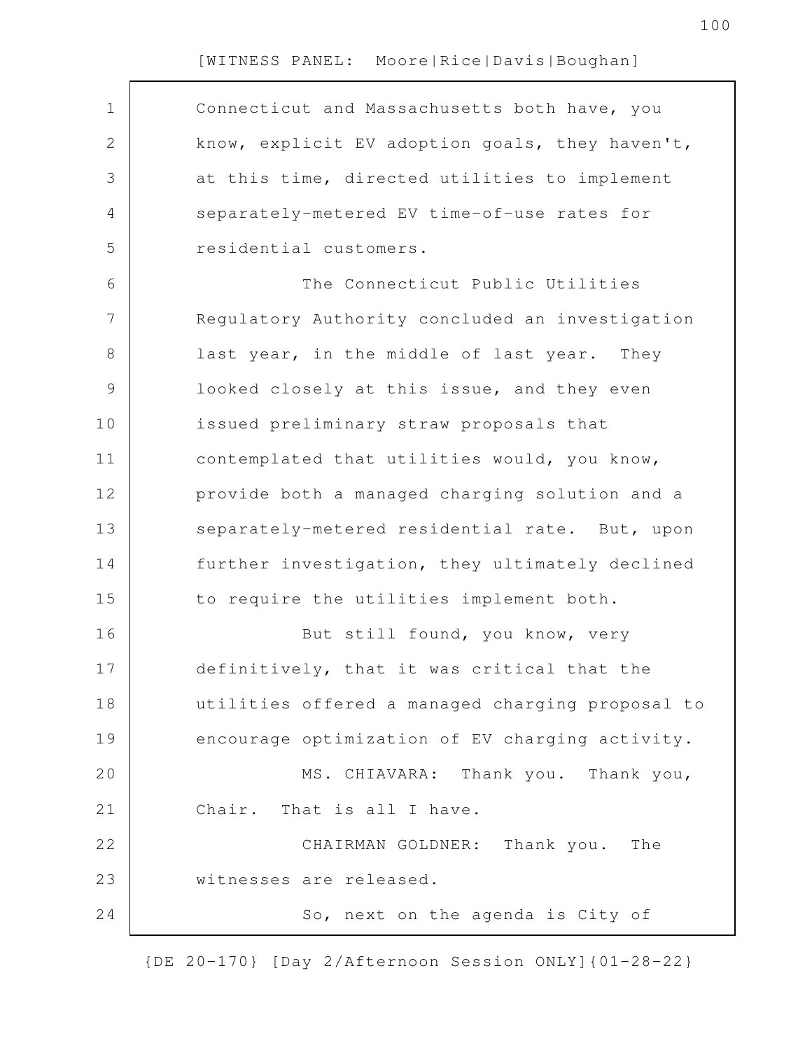Connecticut and Massachusetts both have, you know, explicit EV adoption goals, they haven't, at this time, directed utilities to implement separately-metered EV time-of-use rates for residential customers.

The Connecticut Public Utilities Regulatory Authority concluded an investigation last year, in the middle of last year. They looked closely at this issue, and they even issued preliminary straw proposals that contemplated that utilities would, you know, provide both a managed charging solution and a separately-metered residential rate. But, upon further investigation, they ultimately declined to require the utilities implement both.

But still found, you know, very definitively, that it was critical that the utilities offered a managed charging proposal to encourage optimization of EV charging activity.

MS. CHIAVARA: Thank you. Thank you, Chair. That is all I have.

CHAIRMAN GOLDNER: Thank you. The witnesses are released.

So, next on the agenda is City of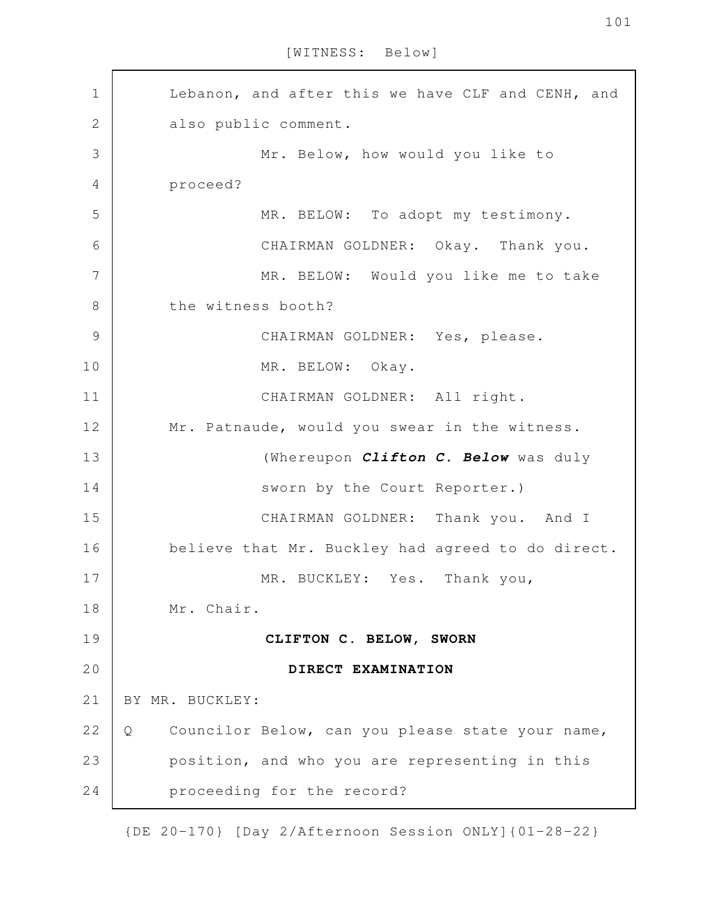Lebanon, and after this we have CLF and CENH, and also public comment.

Mr. Below, how would you like to proceed?

MR. BELOW: To adopt my testimony.

CHAIRMAN GOLDNER: Okay. Thank you.

MR. BELOW: Would you like me to take the witness booth?

CHAIRMAN GOLDNER: Yes, please.

MR. BELOW: Okay.

CHAIRMAN GOLDNER: All right.

Mr. Patnaude, would you swear in the witness.

(Whereupon ***Clifton C. Below*** was duly sworn by the Court Reporter.)

CHAIRMAN GOLDNER: Thank you. And I believe that Mr. Buckley had agreed to do direct.

MR. BUCKLEY: Yes. Thank you, Mr. Chair.

**CLIFTON C. BELOW, SWORN**

**DIRECT EXAMINATION**

BY MR. BUCKLEY:

Q Councilor Below, can you please state your name, position, and who you are representing in this proceeding for the record?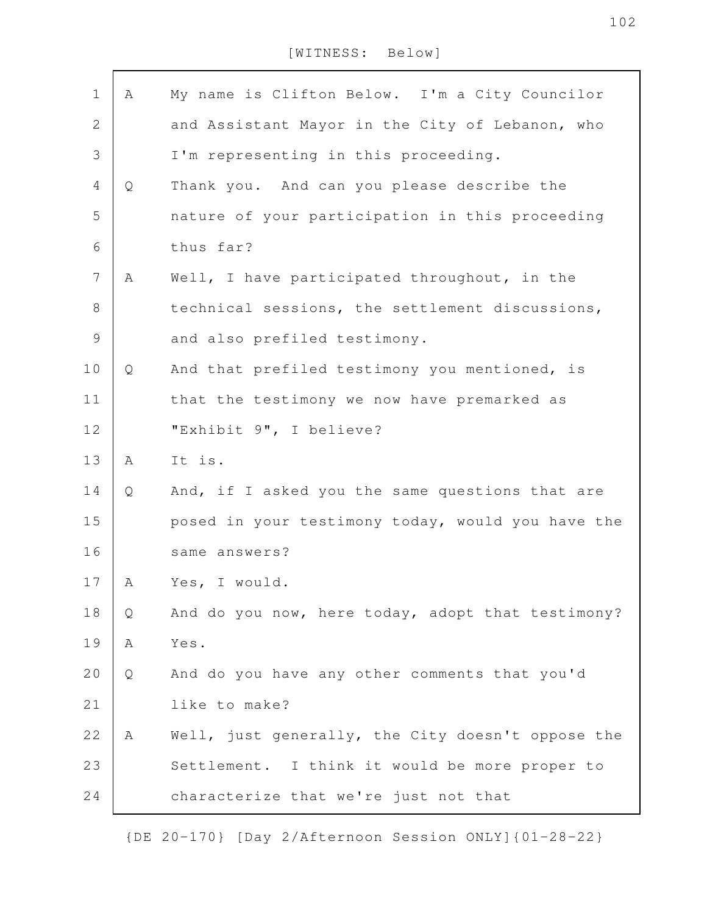[WITNESS: Below]

A My name is Clifton Below. I'm a City Councilor and Assistant Mayor in the City of Lebanon, who I'm representing in this proceeding.

Q Thank you. And can you please describe the nature of your participation in this proceeding thus far?

A Well, I have participated throughout, in the technical sessions, the settlement discussions, and also prefiled testimony.

Q And that prefiled testimony you mentioned, is that the testimony we now have premarked as "Exhibit 9", I believe?

A It is.

Q And, if I asked you the same questions that are posed in your testimony today, would you have the same answers?

A Yes, I would.

Q And do you now, here today, adopt that testimony?

A Yes.

Q And do you have any other comments that you'd like to make?

A Well, just generally, the City doesn't oppose the Settlement. I think it would be more proper to characterize that we're just not that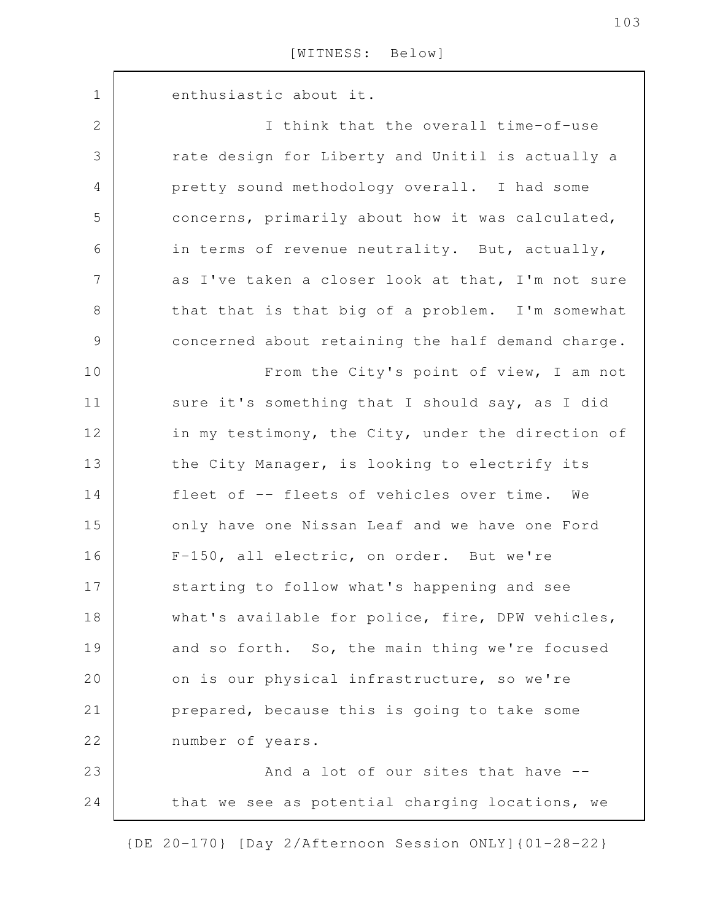enthusiastic about it.

I think that the overall time-of-use rate design for Liberty and Unitil is actually a pretty sound methodology overall. I had some concerns, primarily about how it was calculated, in terms of revenue neutrality. But, actually, as I've taken a closer look at that, I'm not sure that that is that big of a problem. I'm somewhat concerned about retaining the half demand charge.

From the City's point of view, I am not sure it's something that I should say, as I did in my testimony, the City, under the direction of the City Manager, is looking to electrify its fleet of -- fleets of vehicles over time. We only have one Nissan Leaf and we have one Ford F-150, all electric, on order. But we're starting to follow what's happening and see what's available for police, fire, DPW vehicles, and so forth. So, the main thing we're focused on is our physical infrastructure, so we're prepared, because this is going to take some number of years.

And a lot of our sites that have -- that we see as potential charging locations, we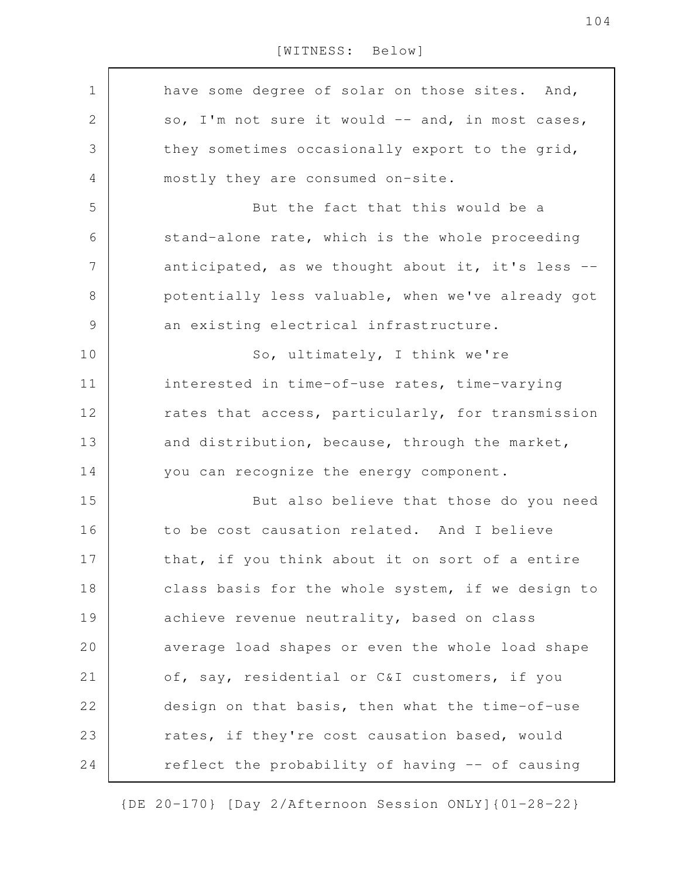have some degree of solar on those sites. And, so, I'm not sure it would -- and, in most cases, they sometimes occasionally export to the grid, mostly they are consumed on-site.

But the fact that this would be a stand-alone rate, which is the whole proceeding anticipated, as we thought about it, it's less -- potentially less valuable, when we've already got an existing electrical infrastructure.

So, ultimately, I think we're interested in time-of-use rates, time-varying rates that access, particularly, for transmission and distribution, because, through the market, you can recognize the energy component.

But also believe that those do you need to be cost causation related. And I believe that, if you think about it on sort of a entire class basis for the whole system, if we design to achieve revenue neutrality, based on class average load shapes or even the whole load shape of, say, residential or C&I customers, if you design on that basis, then what the time-of-use rates, if they're cost causation based, would reflect the probability of having -- of causing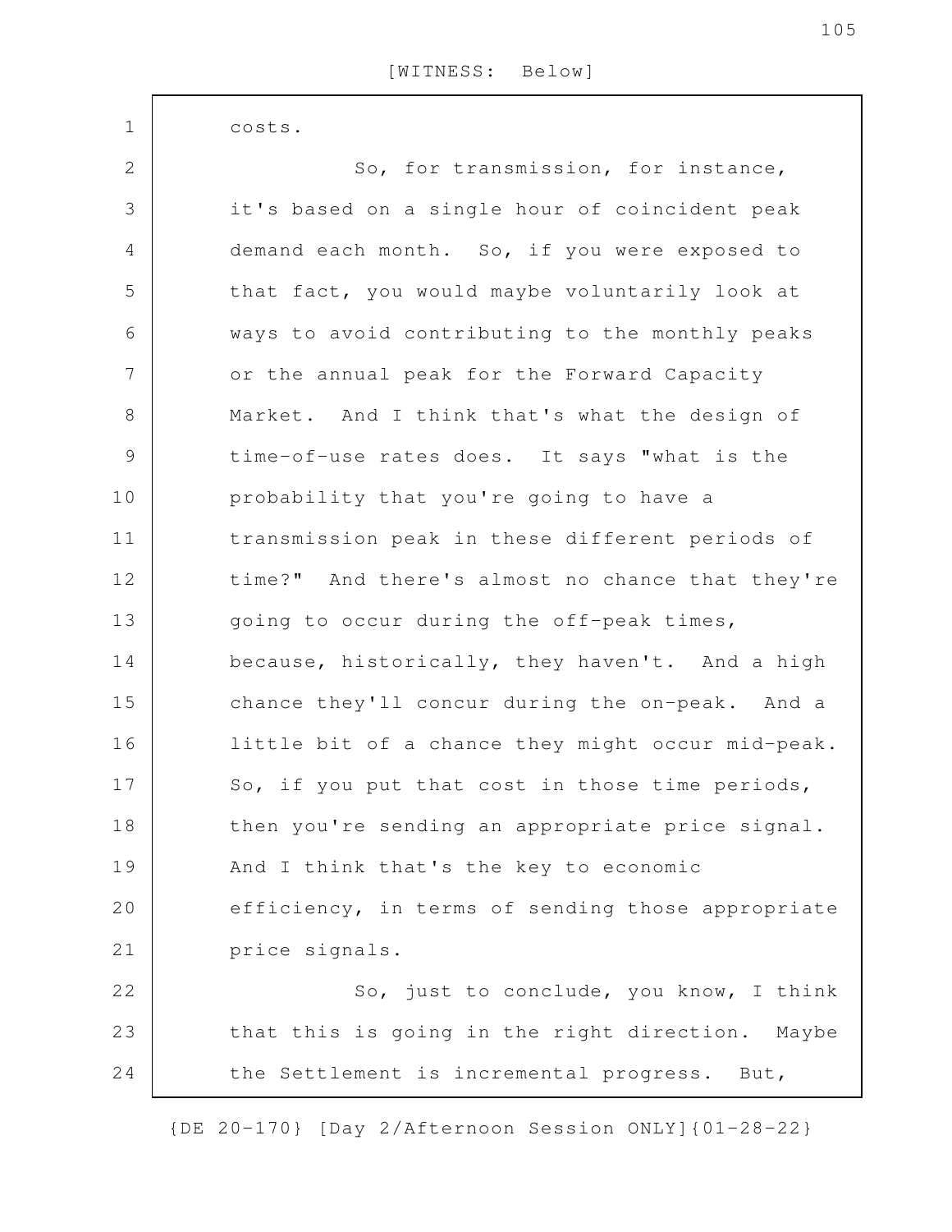costs.

So, for transmission, for instance, it's based on a single hour of coincident peak demand each month. So, if you were exposed to that fact, you would maybe voluntarily look at ways to avoid contributing to the monthly peaks or the annual peak for the Forward Capacity Market. And I think that's what the design of time-of-use rates does. It says "what is the probability that you're going to have a transmission peak in these different periods of time?" And there's almost no chance that they're going to occur during the off-peak times, because, historically, they haven't. And a high chance they'll concur during the on-peak. And a little bit of a chance they might occur mid-peak. So, if you put that cost in those time periods, then you're sending an appropriate price signal. And I think that's the key to economic efficiency, in terms of sending those appropriate price signals.

So, just to conclude, you know, I think that this is going in the right direction. Maybe the Settlement is incremental progress. But,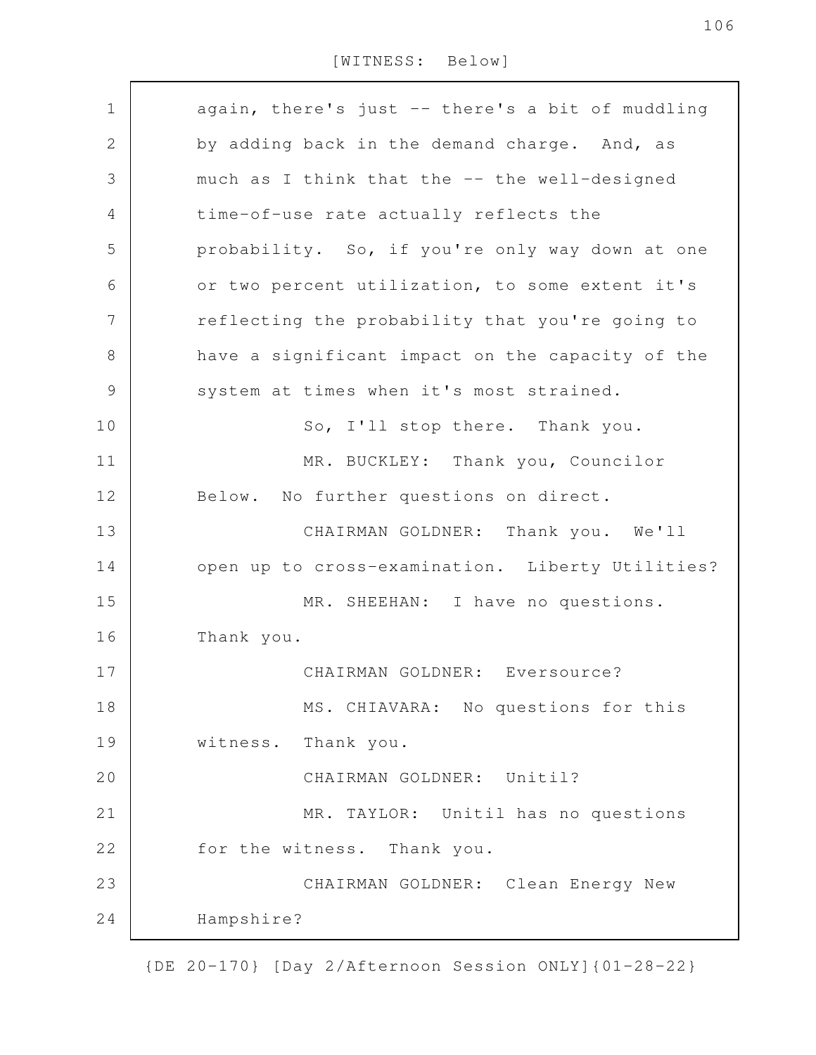again, there's just -- there's a bit of muddling by adding back in the demand charge. And, as much as I think that the -- the well-designed time-of-use rate actually reflects the probability. So, if you're only way down at one or two percent utilization, to some extent it's reflecting the probability that you're going to have a significant impact on the capacity of the system at times when it's most strained.

So, I'll stop there. Thank you.

MR. BUCKLEY: Thank you, Councilor Below. No further questions on direct.

CHAIRMAN GOLDNER: Thank you. We'll open up to cross-examination. Liberty Utilities?

MR. SHEEHAN: I have no questions. Thank you.

CHAIRMAN GOLDNER: Eversource?

MS. CHIAVARA: No questions for this witness. Thank you.

CHAIRMAN GOLDNER: Unitil?

MR. TAYLOR: Unitil has no questions for the witness. Thank you.

CHAIRMAN GOLDNER: Clean Energy New Hampshire?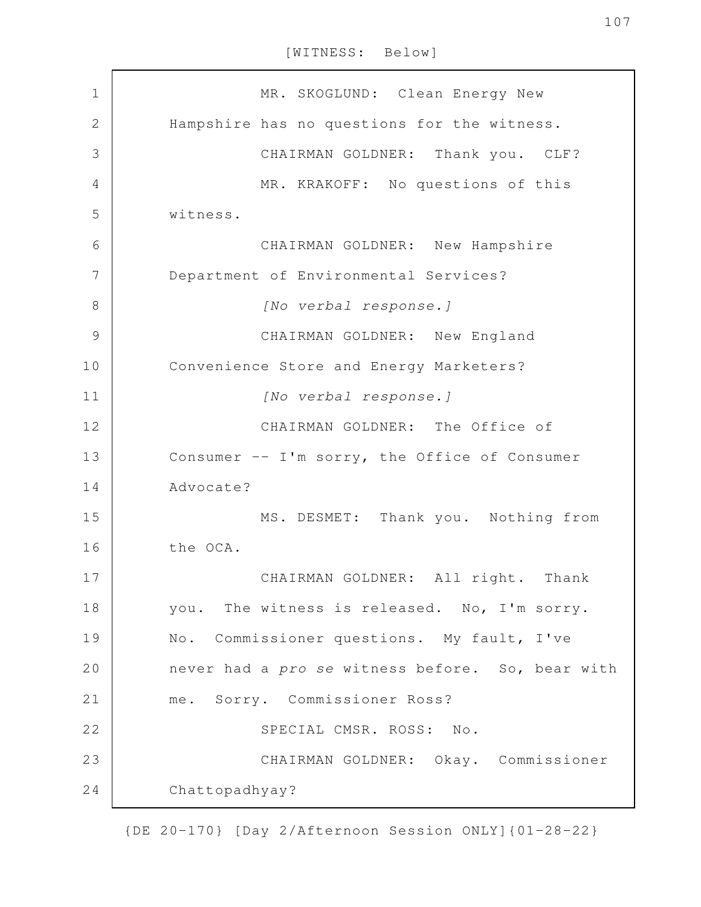MR. SKOGLUND: Clean Energy New Hampshire has no questions for the witness.

CHAIRMAN GOLDNER: Thank you. CLF?

MR. KRAKOFF: No questions of this witness.

CHAIRMAN GOLDNER: New Hampshire Department of Environmental Services?

*[No verbal response.]*

CHAIRMAN GOLDNER: New England Convenience Store and Energy Marketers?

*[No verbal response.]*

CHAIRMAN GOLDNER: The Office of Consumer -- I'm sorry, the Office of Consumer Advocate?

MS. DESMET: Thank you. Nothing from the OCA.

CHAIRMAN GOLDNER: All right. Thank you. The witness is released. No, I'm sorry. No. Commissioner questions. My fault, I've never had a *pro se* witness before. So, bear with me. Sorry. Commissioner Ross?

SPECIAL CMSR. ROSS: No.

CHAIRMAN GOLDNER: Okay. Commissioner Chattopadhyay?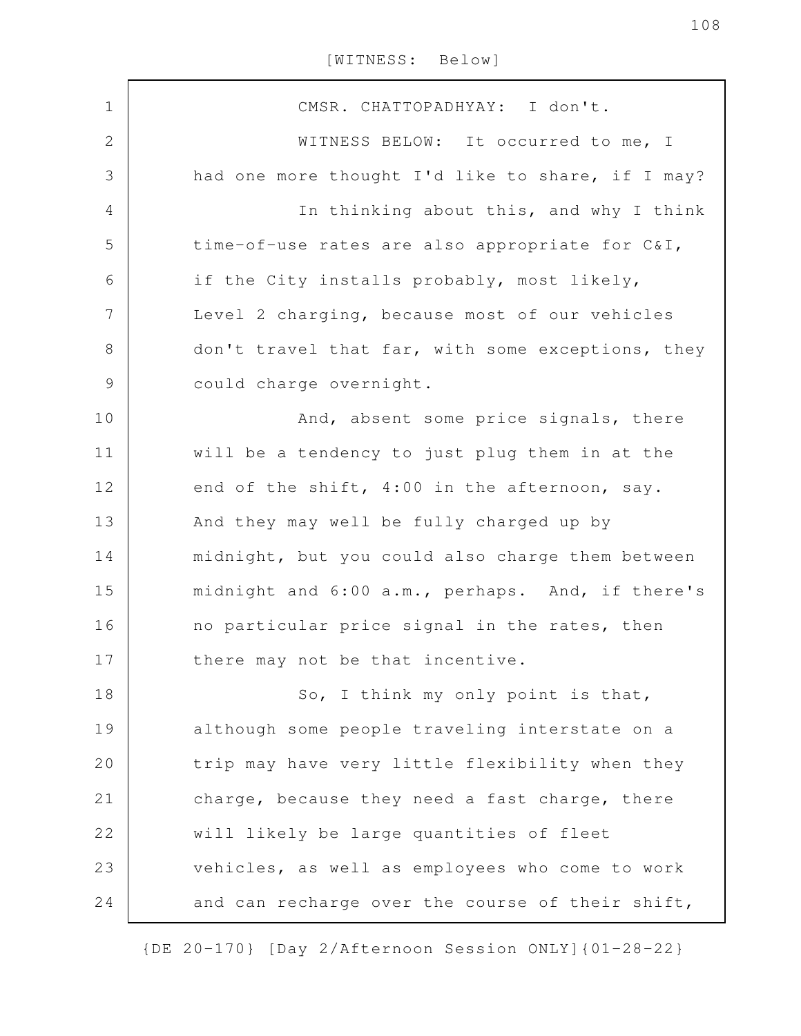CMSR. CHATTOPADHYAY: I don't.

WITNESS BELOW: It occurred to me, I had one more thought I'd like to share, if I may?

In thinking about this, and why I think time-of-use rates are also appropriate for C&I, if the City installs probably, most likely, Level 2 charging, because most of our vehicles don't travel that far, with some exceptions, they could charge overnight.

And, absent some price signals, there will be a tendency to just plug them in at the end of the shift, 4:00 in the afternoon, say. And they may well be fully charged up by midnight, but you could also charge them between midnight and 6:00 a.m., perhaps. And, if there's no particular price signal in the rates, then there may not be that incentive.

So, I think my only point is that, although some people traveling interstate on a trip may have very little flexibility when they charge, because they need a fast charge, there will likely be large quantities of fleet vehicles, as well as employees who come to work and can recharge over the course of their shift,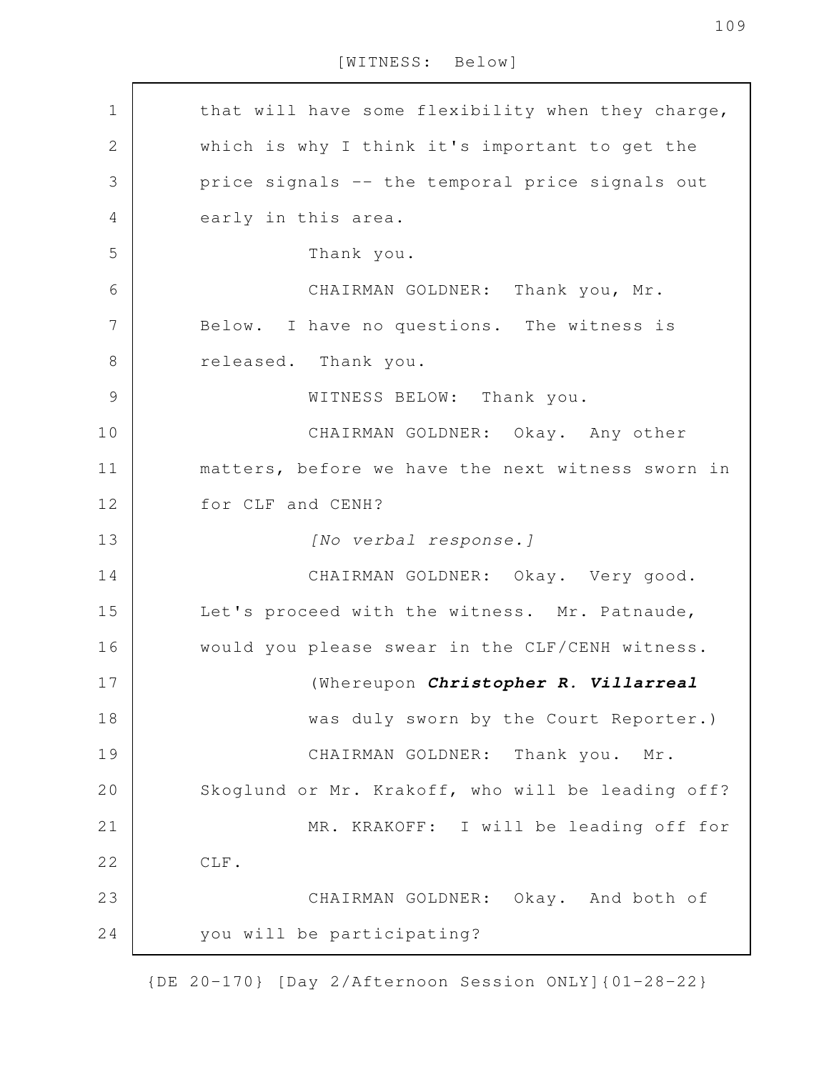that will have some flexibility when they charge, which is why I think it's important to get the price signals -- the temporal price signals out early in this area.

Thank you.

CHAIRMAN GOLDNER: Thank you, Mr. Below. I have no questions. The witness is released. Thank you.

WITNESS BELOW: Thank you.

CHAIRMAN GOLDNER: Okay. Any other matters, before we have the next witness sworn in for CLF and CENH?

*[No verbal response.]*

CHAIRMAN GOLDNER: Okay. Very good. Let's proceed with the witness. Mr. Patnaude, would you please swear in the CLF/CENH witness.

(Whereupon ***Christopher R. Villarreal*** was duly sworn by the Court Reporter.)

CHAIRMAN GOLDNER: Thank you. Mr. Skoglund or Mr. Krakoff, who will be leading off?

MR. KRAKOFF: I will be leading off for CLF.

CHAIRMAN GOLDNER: Okay. And both of you will be participating?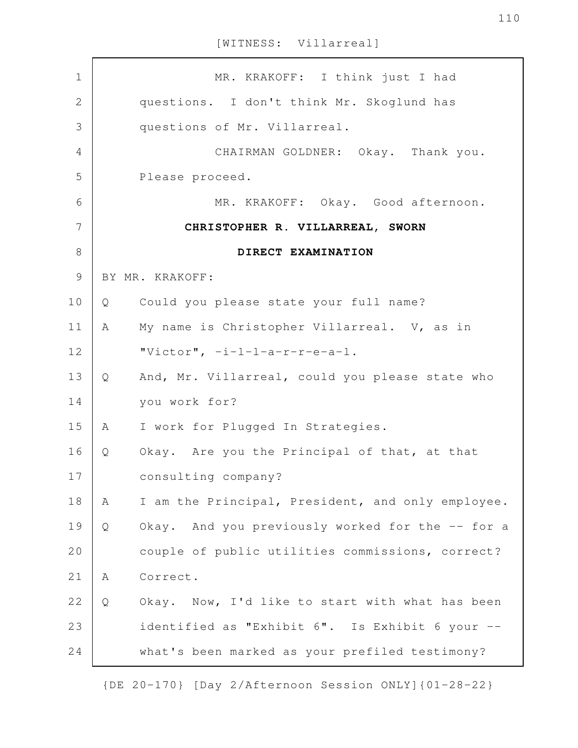MR. KRAKOFF: I think just I had questions. I don't think Mr. Skoglund has questions of Mr. Villarreal.

CHAIRMAN GOLDNER: Okay. Thank you. Please proceed.

MR. KRAKOFF: Okay. Good afternoon.

**CHRISTOPHER R. VILLARREAL, SWORN**

**DIRECT EXAMINATION**

BY MR. KRAKOFF:

Q Could you please state your full name?

A My name is Christopher Villarreal. V, as in "Victor", -i-l-l-a-r-r-e-a-l.

Q And, Mr. Villarreal, could you please state who you work for?

A I work for Plugged In Strategies.

Q Okay. Are you the Principal of that, at that consulting company?

A I am the Principal, President, and only employee.

Q Okay. And you previously worked for the -- for a couple of public utilities commissions, correct?

A Correct.

Q Okay. Now, I'd like to start with what has been identified as "Exhibit 6". Is Exhibit 6 your -- what's been marked as your prefiled testimony?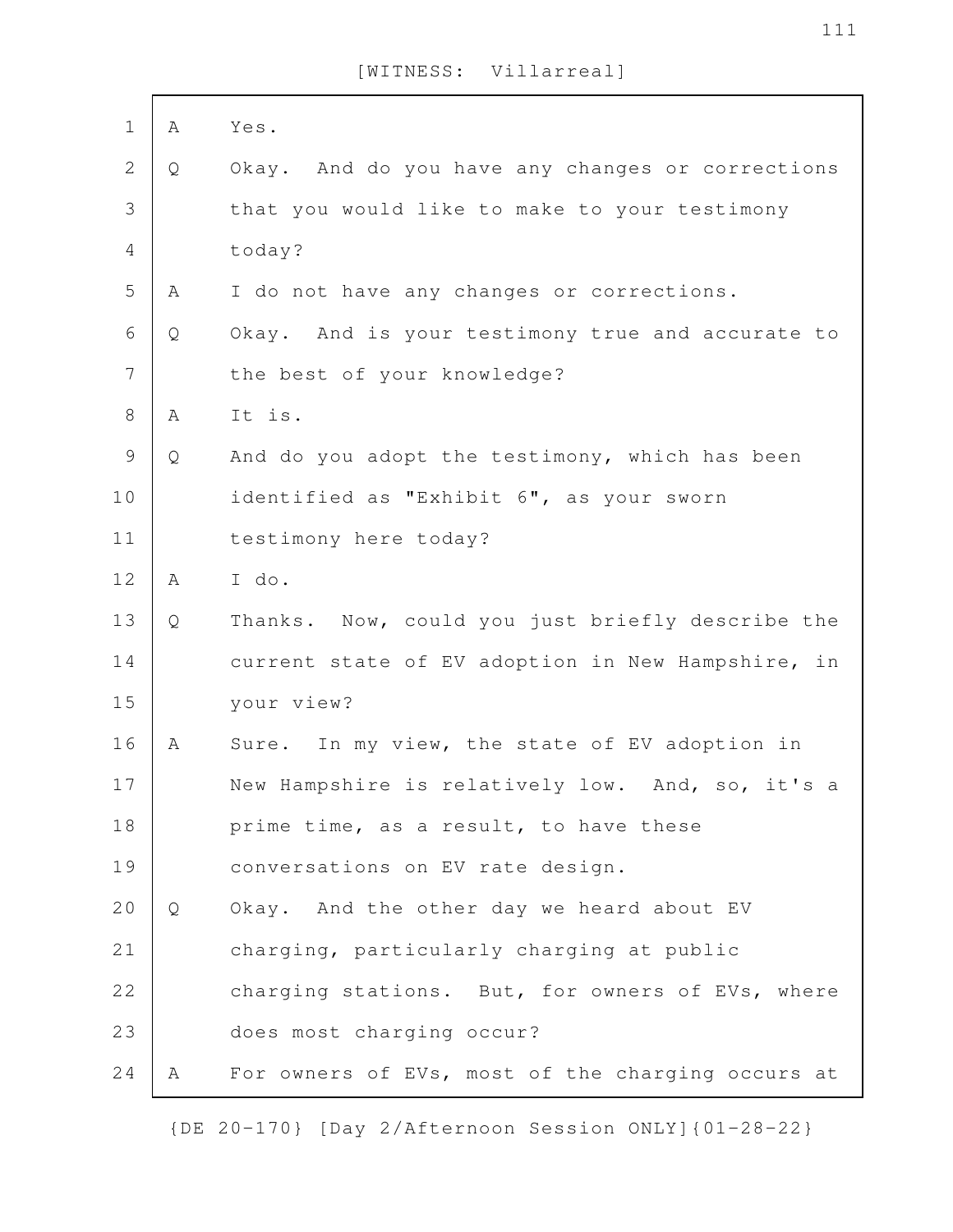[WITNESS: Villarreal]

A Yes.

Q Okay. And do you have any changes or corrections that you would like to make to your testimony today?

A I do not have any changes or corrections.

Q Okay. And is your testimony true and accurate to the best of your knowledge?

A It is.

Q And do you adopt the testimony, which has been identified as "Exhibit 6", as your sworn testimony here today?

A I do.

Q Thanks. Now, could you just briefly describe the current state of EV adoption in New Hampshire, in your view?

A Sure. In my view, the state of EV adoption in New Hampshire is relatively low. And, so, it's a prime time, as a result, to have these conversations on EV rate design.

Q Okay. And the other day we heard about EV charging, particularly charging at public charging stations. But, for owners of EVs, where does most charging occur?

A For owners of EVs, most of the charging occurs at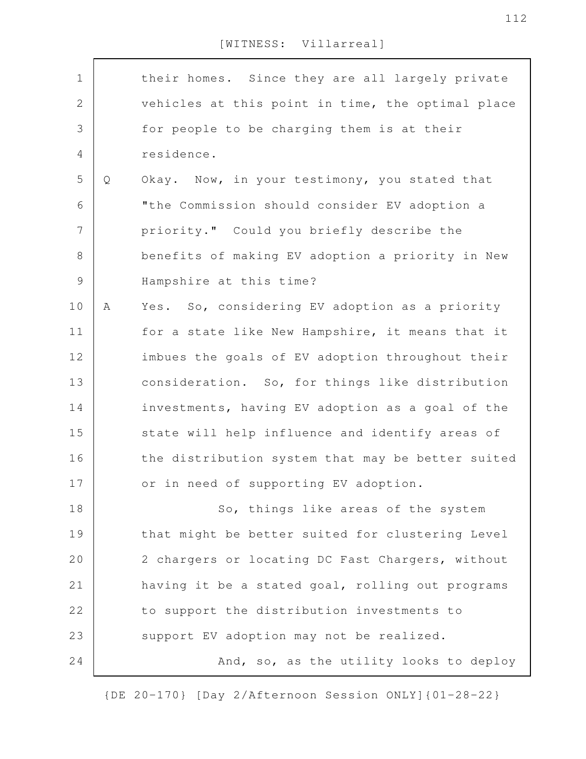their homes. Since they are all largely private vehicles at this point in time, the optimal place for people to be charging them is at their residence.

Q Okay. Now, in your testimony, you stated that "the Commission should consider EV adoption a priority." Could you briefly describe the benefits of making EV adoption a priority in New Hampshire at this time?

A Yes. So, considering EV adoption as a priority for a state like New Hampshire, it means that it imbues the goals of EV adoption throughout their consideration. So, for things like distribution investments, having EV adoption as a goal of the state will help influence and identify areas of the distribution system that may be better suited or in need of supporting EV adoption.

So, things like areas of the system that might be better suited for clustering Level 2 chargers or locating DC Fast Chargers, without having it be a stated goal, rolling out programs to support the distribution investments to support EV adoption may not be realized.

And, so, as the utility looks to deploy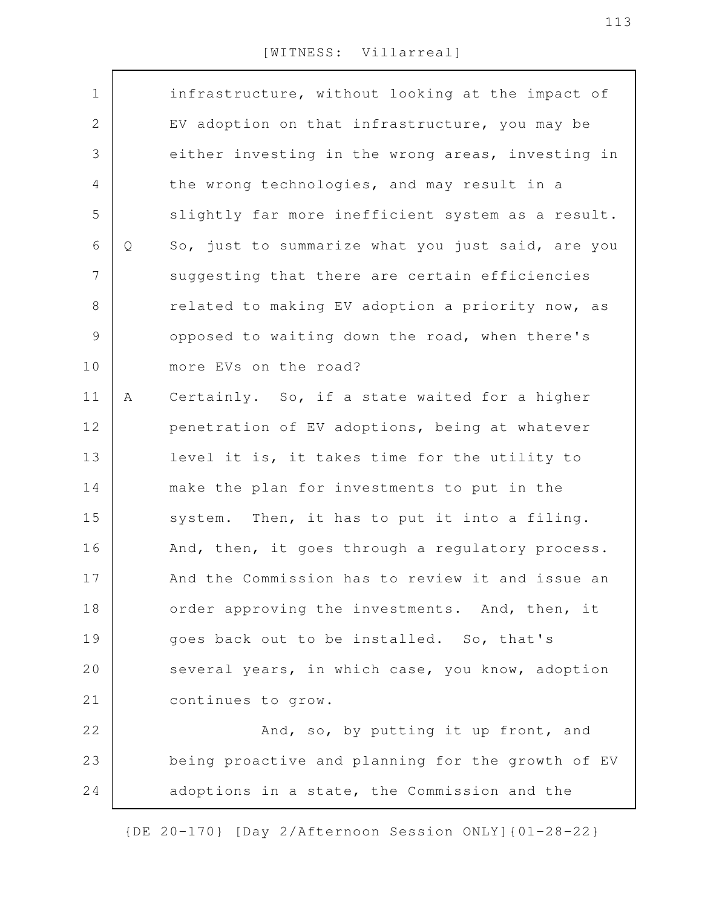infrastructure, without looking at the impact of EV adoption on that infrastructure, you may be either investing in the wrong areas, investing in the wrong technologies, and may result in a slightly far more inefficient system as a result.

Q So, just to summarize what you just said, are you suggesting that there are certain efficiencies related to making EV adoption a priority now, as opposed to waiting down the road, when there's more EVs on the road?

A Certainly. So, if a state waited for a higher penetration of EV adoptions, being at whatever level it is, it takes time for the utility to make the plan for investments to put in the system. Then, it has to put it into a filing. And, then, it goes through a regulatory process. And the Commission has to review it and issue an order approving the investments. And, then, it goes back out to be installed. So, that's several years, in which case, you know, adoption continues to grow.

And, so, by putting it up front, and being proactive and planning for the growth of EV adoptions in a state, the Commission and the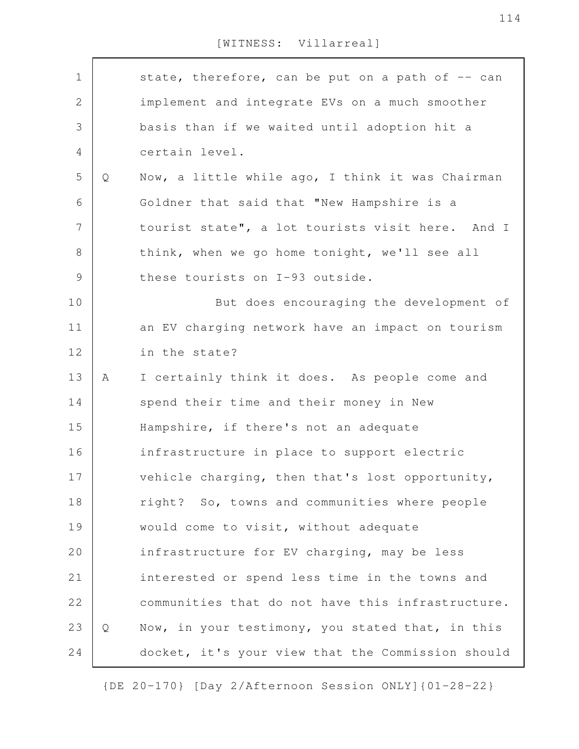state, therefore, can be put on a path of -- can implement and integrate EVs on a much smoother basis than if we waited until adoption hit a certain level.

Q Now, a little while ago, I think it was Chairman Goldner that said that "New Hampshire is a tourist state", a lot tourists visit here. And I think, when we go home tonight, we'll see all these tourists on I-93 outside.

But does encouraging the development of an EV charging network have an impact on tourism in the state?

A I certainly think it does. As people come and spend their time and their money in New Hampshire, if there's not an adequate infrastructure in place to support electric vehicle charging, then that's lost opportunity, right? So, towns and communities where people would come to visit, without adequate infrastructure for EV charging, may be less interested or spend less time in the towns and communities that do not have this infrastructure.

Q Now, in your testimony, you stated that, in this docket, it's your view that the Commission should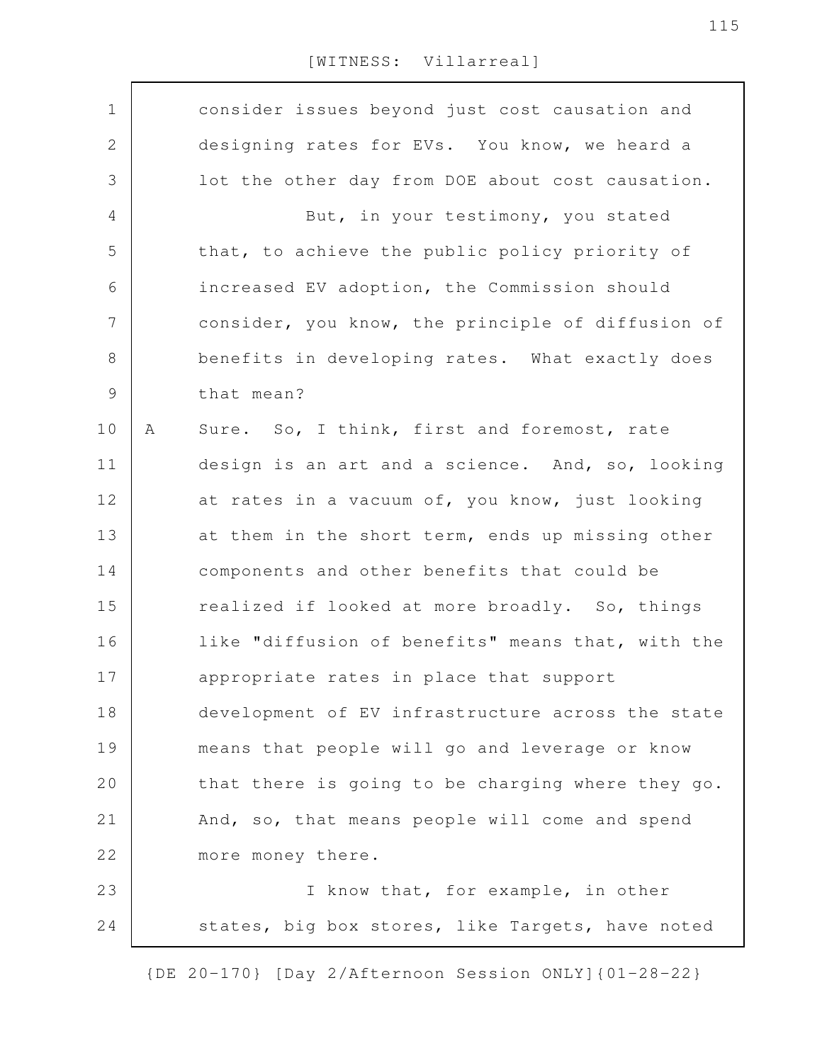consider issues beyond just cost causation and designing rates for EVs. You know, we heard a lot the other day from DOE about cost causation.

But, in your testimony, you stated that, to achieve the public policy priority of increased EV adoption, the Commission should consider, you know, the principle of diffusion of benefits in developing rates. What exactly does that mean?

A Sure. So, I think, first and foremost, rate design is an art and a science. And, so, looking at rates in a vacuum of, you know, just looking at them in the short term, ends up missing other components and other benefits that could be realized if looked at more broadly. So, things like "diffusion of benefits" means that, with the appropriate rates in place that support development of EV infrastructure across the state means that people will go and leverage or know that there is going to be charging where they go. And, so, that means people will come and spend more money there.

I know that, for example, in other states, big box stores, like Targets, have noted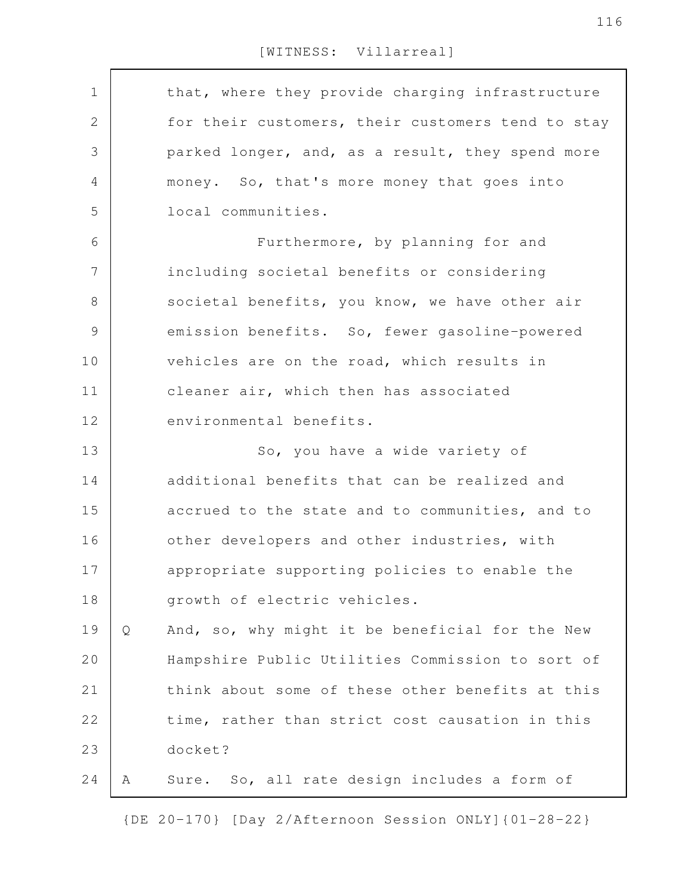that, where they provide charging infrastructure for their customers, their customers tend to stay parked longer, and, as a result, they spend more money. So, that's more money that goes into local communities.

Furthermore, by planning for and including societal benefits or considering societal benefits, you know, we have other air emission benefits. So, fewer gasoline-powered vehicles are on the road, which results in cleaner air, which then has associated environmental benefits.

So, you have a wide variety of additional benefits that can be realized and accrued to the state and to communities, and to other developers and other industries, with appropriate supporting policies to enable the growth of electric vehicles.

Q And, so, why might it be beneficial for the New Hampshire Public Utilities Commission to sort of think about some of these other benefits at this time, rather than strict cost causation in this docket?

A Sure. So, all rate design includes a form of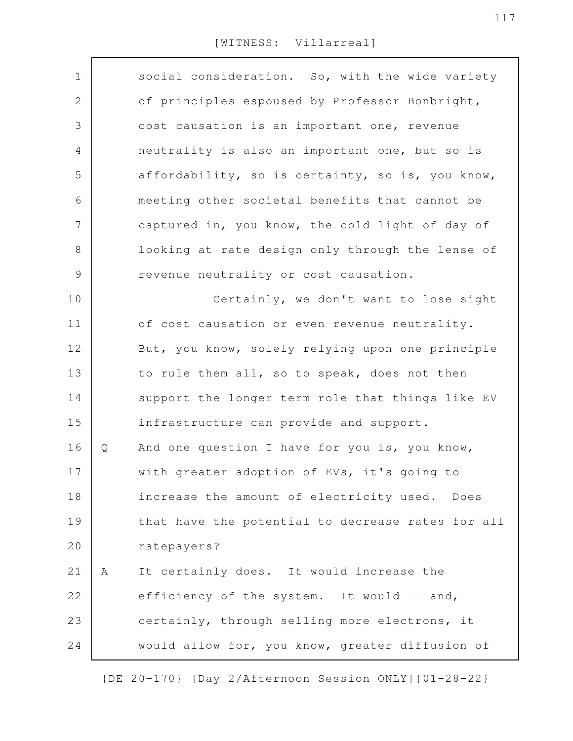social consideration. So, with the wide variety of principles espoused by Professor Bonbright, cost causation is an important one, revenue neutrality is also an important one, but so is affordability, so is certainty, so is, you know, meeting other societal benefits that cannot be captured in, you know, the cold light of day of looking at rate design only through the lense of revenue neutrality or cost causation.

Certainly, we don't want to lose sight of cost causation or even revenue neutrality. But, you know, solely relying upon one principle to rule them all, so to speak, does not then support the longer term role that things like EV infrastructure can provide and support.

Q And one question I have for you is, you know, with greater adoption of EVs, it's going to increase the amount of electricity used. Does that have the potential to decrease rates for all ratepayers?

A It certainly does. It would increase the efficiency of the system. It would -- and, certainly, through selling more electrons, it would allow for, you know, greater diffusion of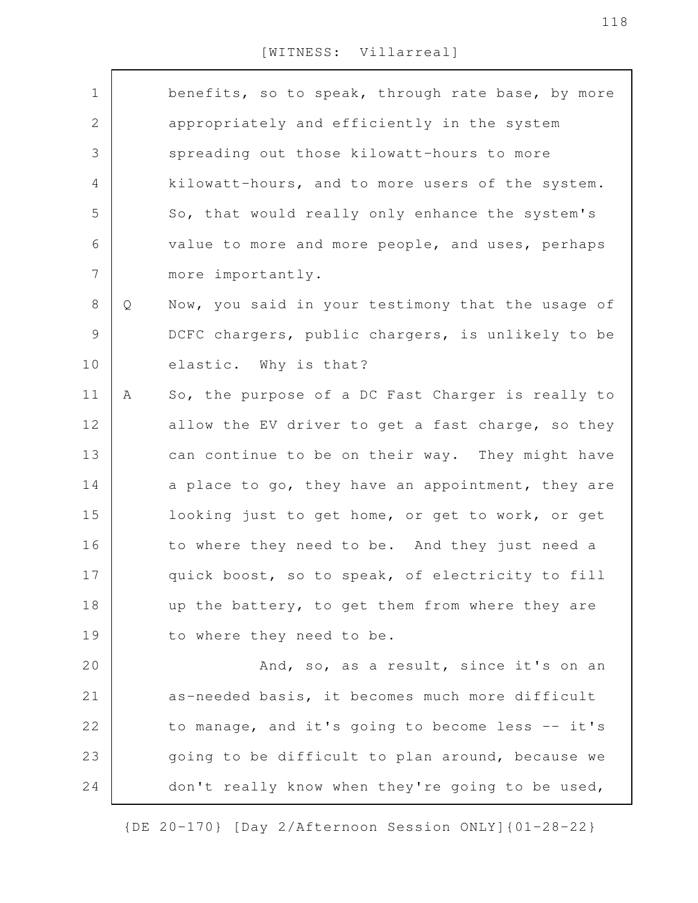benefits, so to speak, through rate base, by more appropriately and efficiently in the system spreading out those kilowatt-hours to more kilowatt-hours, and to more users of the system. So, that would really only enhance the system's value to more and more people, and uses, perhaps more importantly.

Q Now, you said in your testimony that the usage of DCFC chargers, public chargers, is unlikely to be elastic. Why is that?

A So, the purpose of a DC Fast Charger is really to allow the EV driver to get a fast charge, so they can continue to be on their way. They might have a place to go, they have an appointment, they are looking just to get home, or get to work, or get to where they need to be. And they just need a quick boost, so to speak, of electricity to fill up the battery, to get them from where they are to where they need to be.

And, so, as a result, since it's on an as-needed basis, it becomes much more difficult to manage, and it's going to become less -- it's going to be difficult to plan around, because we don't really know when they're going to be used,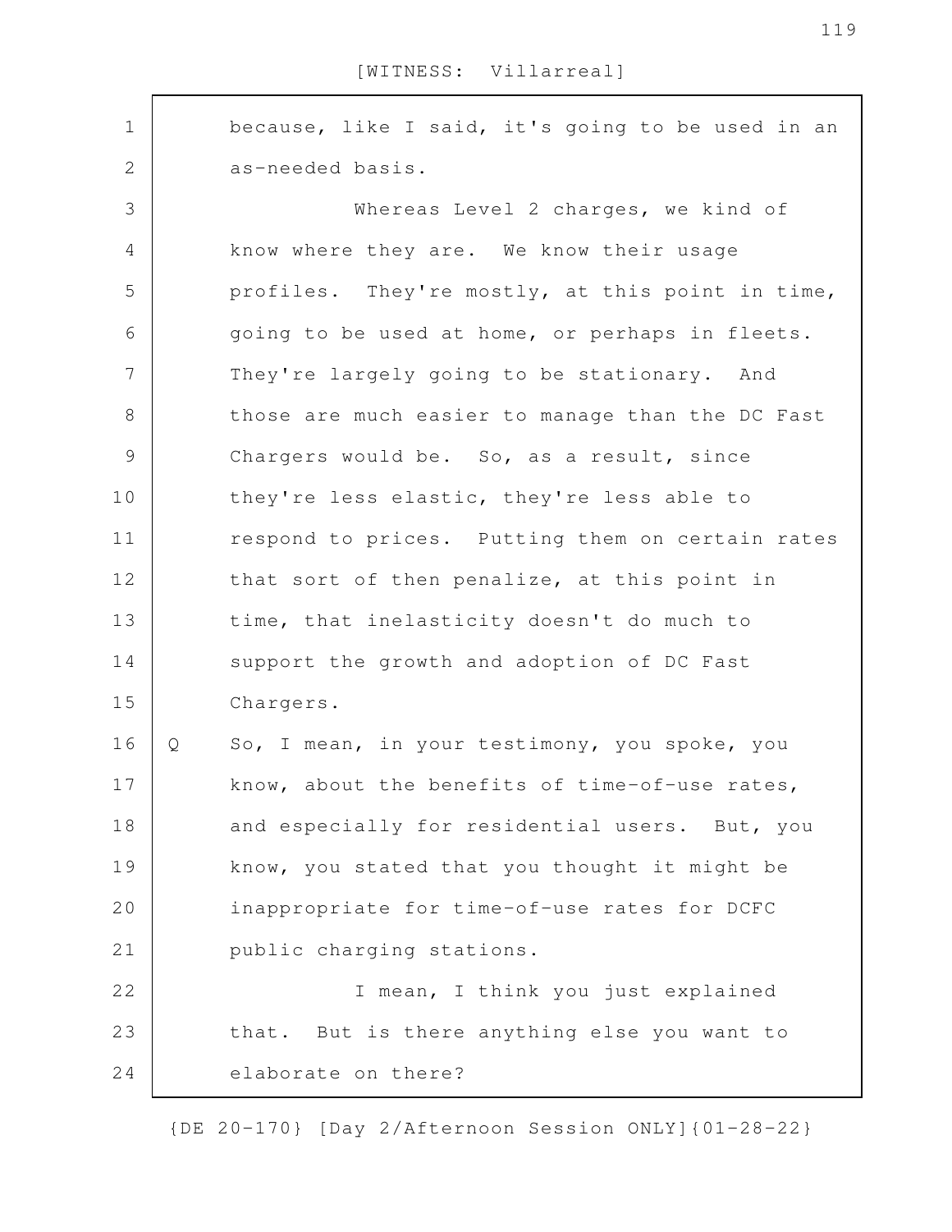because, like I said, it's going to be used in an as-needed basis.

Whereas Level 2 charges, we kind of know where they are. We know their usage profiles. They're mostly, at this point in time, going to be used at home, or perhaps in fleets. They're largely going to be stationary. And those are much easier to manage than the DC Fast Chargers would be. So, as a result, since they're less elastic, they're less able to respond to prices. Putting them on certain rates that sort of then penalize, at this point in time, that inelasticity doesn't do much to support the growth and adoption of DC Fast Chargers.

Q So, I mean, in your testimony, you spoke, you know, about the benefits of time-of-use rates, and especially for residential users. But, you know, you stated that you thought it might be inappropriate for time-of-use rates for DCFC public charging stations.

I mean, I think you just explained that. But is there anything else you want to elaborate on there?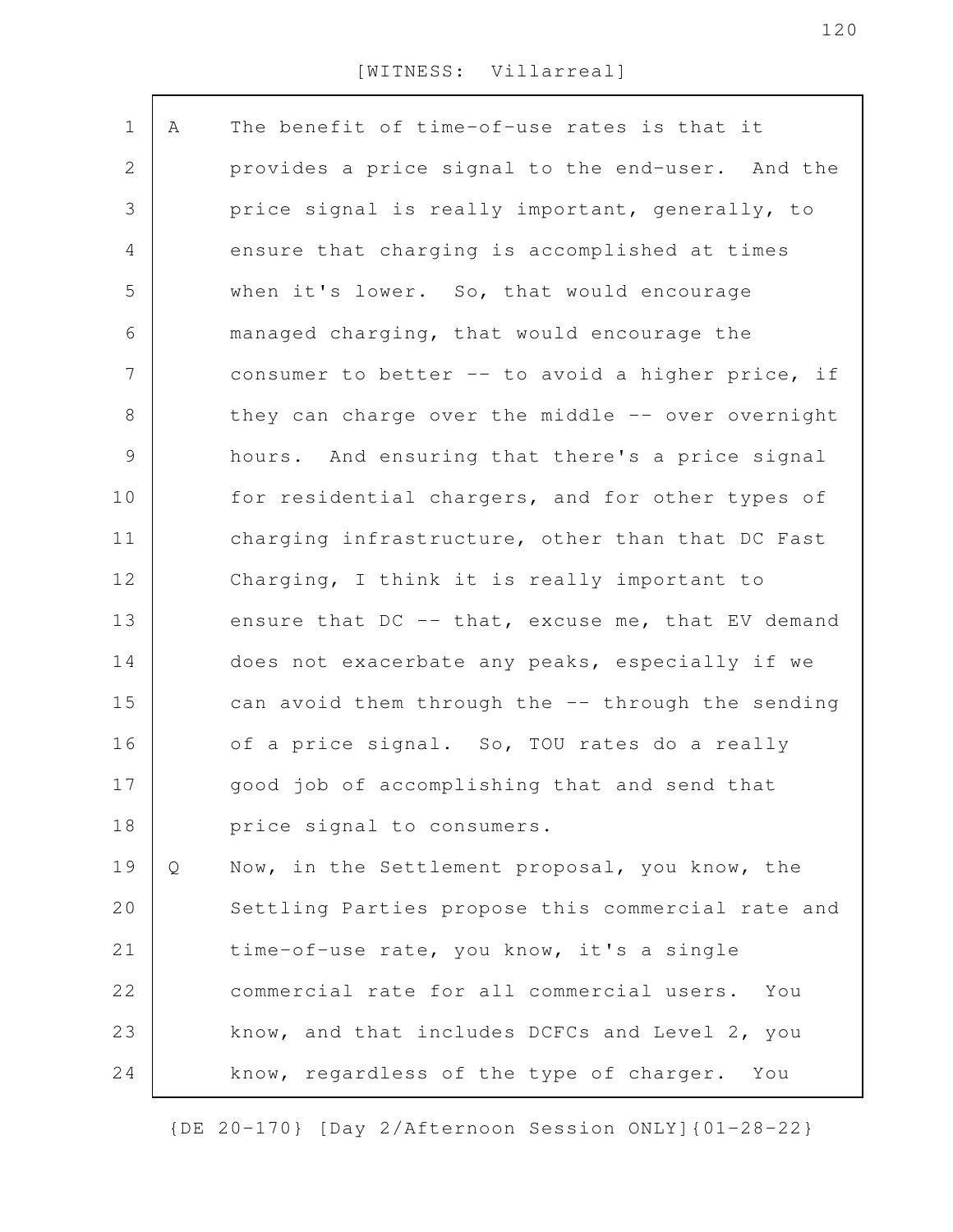[WITNESS: Villarreal]

A The benefit of time-of-use rates is that it provides a price signal to the end-user. And the price signal is really important, generally, to ensure that charging is accomplished at times when it's lower. So, that would encourage managed charging, that would encourage the consumer to better -- to avoid a higher price, if they can charge over the middle -- over overnight hours. And ensuring that there's a price signal for residential chargers, and for other types of charging infrastructure, other than that DC Fast Charging, I think it is really important to ensure that DC -- that, excuse me, that EV demand does not exacerbate any peaks, especially if we can avoid them through the -- through the sending of a price signal. So, TOU rates do a really good job of accomplishing that and send that price signal to consumers.

Q Now, in the Settlement proposal, you know, the Settling Parties propose this commercial rate and time-of-use rate, you know, it's a single commercial rate for all commercial users. You know, and that includes DCFCs and Level 2, you know, regardless of the type of charger. You

{DE 20-170} [Day 2/Afternoon Session ONLY]{01-28-22}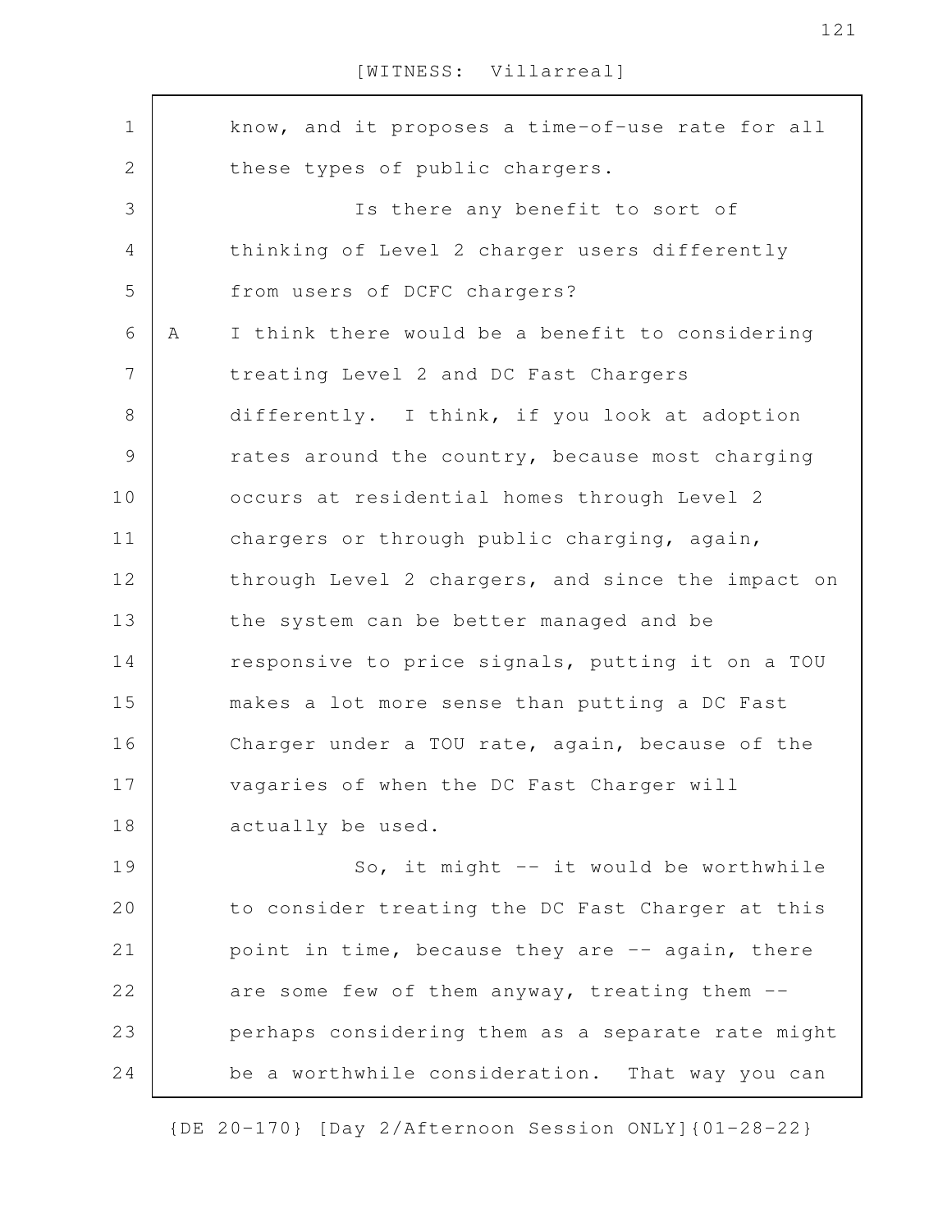know, and it proposes a time-of-use rate for all these types of public chargers.

Is there any benefit to sort of thinking of Level 2 charger users differently from users of DCFC chargers?

A I think there would be a benefit to considering treating Level 2 and DC Fast Chargers differently. I think, if you look at adoption rates around the country, because most charging occurs at residential homes through Level 2 chargers or through public charging, again, through Level 2 chargers, and since the impact on the system can be better managed and be responsive to price signals, putting it on a TOU makes a lot more sense than putting a DC Fast Charger under a TOU rate, again, because of the vagaries of when the DC Fast Charger will actually be used.

So, it might -- it would be worthwhile to consider treating the DC Fast Charger at this point in time, because they are -- again, there are some few of them anyway, treating them -- perhaps considering them as a separate rate might be a worthwhile consideration. That way you can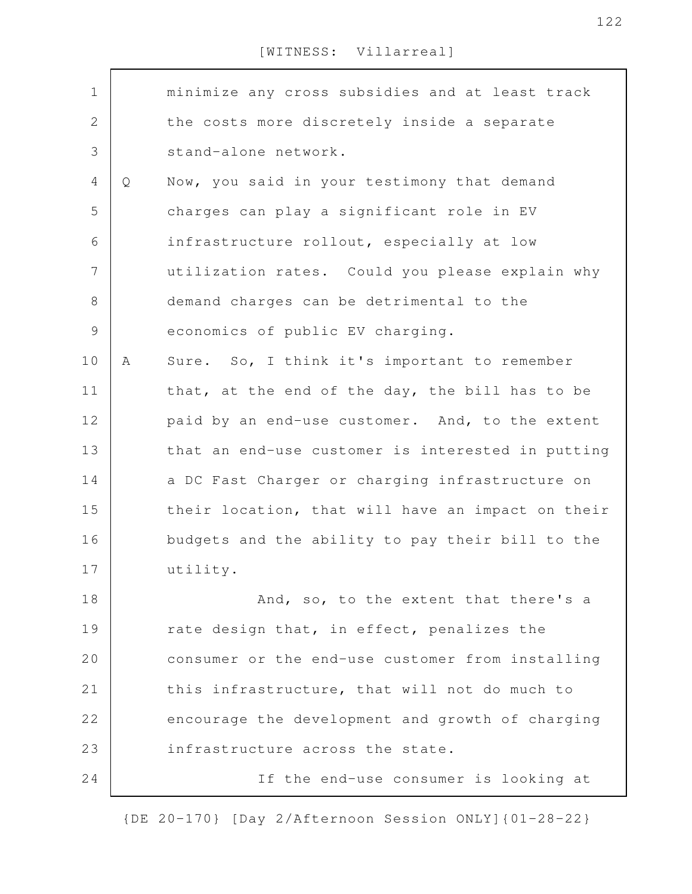minimize any cross subsidies and at least track the costs more discretely inside a separate stand-alone network.

Q Now, you said in your testimony that demand charges can play a significant role in EV infrastructure rollout, especially at low utilization rates. Could you please explain why demand charges can be detrimental to the economics of public EV charging.

A Sure. So, I think it's important to remember that, at the end of the day, the bill has to be paid by an end-use customer. And, to the extent that an end-use customer is interested in putting a DC Fast Charger or charging infrastructure on their location, that will have an impact on their budgets and the ability to pay their bill to the utility.

And, so, to the extent that there's a rate design that, in effect, penalizes the consumer or the end-use customer from installing this infrastructure, that will not do much to encourage the development and growth of charging infrastructure across the state.

If the end-use consumer is looking at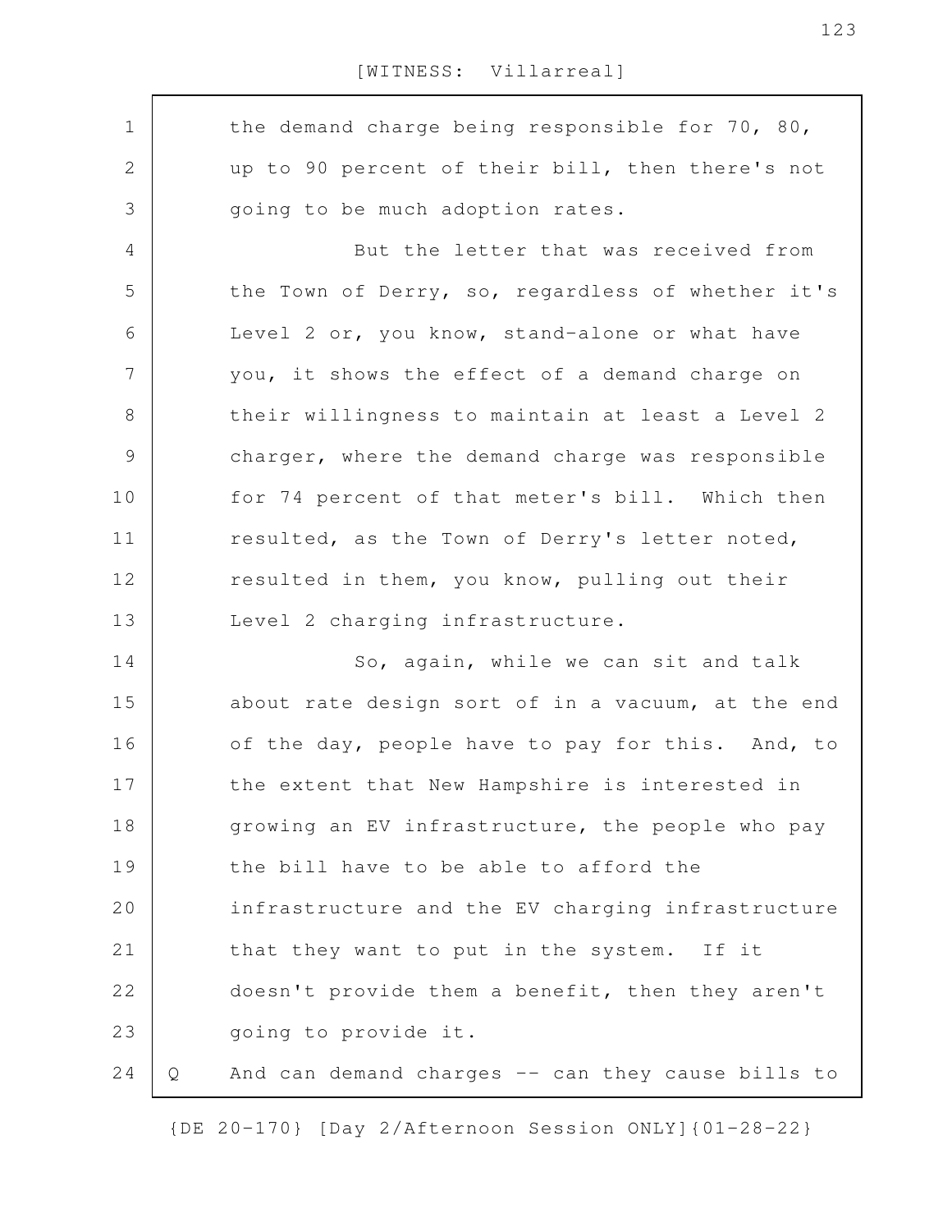the demand charge being responsible for 70, 80, up to 90 percent of their bill, then there's not going to be much adoption rates.

But the letter that was received from the Town of Derry, so, regardless of whether it's Level 2 or, you know, stand-alone or what have you, it shows the effect of a demand charge on their willingness to maintain at least a Level 2 charger, where the demand charge was responsible for 74 percent of that meter's bill. Which then resulted, as the Town of Derry's letter noted, resulted in them, you know, pulling out their Level 2 charging infrastructure.

So, again, while we can sit and talk about rate design sort of in a vacuum, at the end of the day, people have to pay for this. And, to the extent that New Hampshire is interested in growing an EV infrastructure, the people who pay the bill have to be able to afford the infrastructure and the EV charging infrastructure that they want to put in the system. If it doesn't provide them a benefit, then they aren't going to provide it.

Q And can demand charges -- can they cause bills to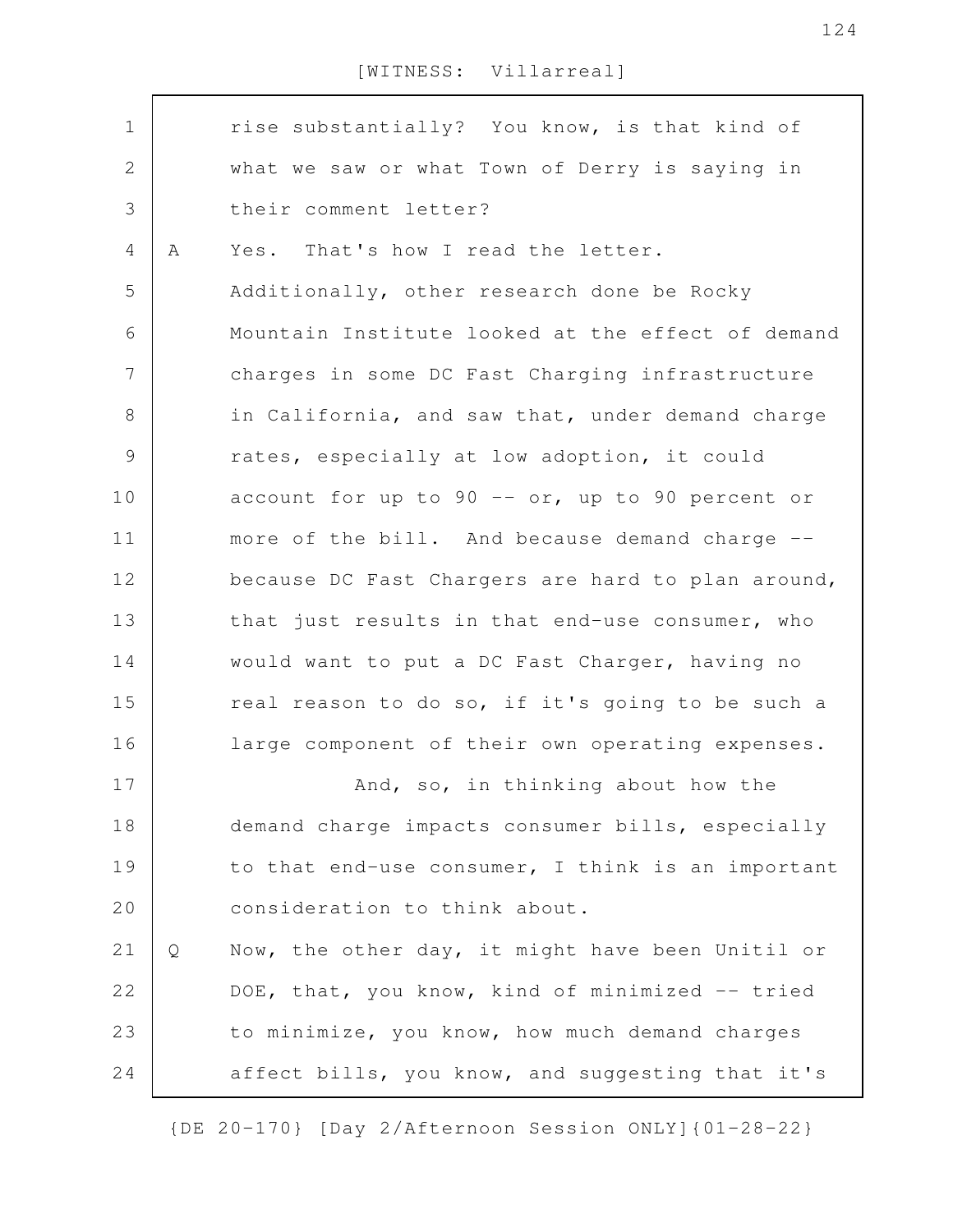rise substantially? You know, is that kind of what we saw or what Town of Derry is saying in their comment letter?

A Yes. That's how I read the letter. Additionally, other research done be Rocky Mountain Institute looked at the effect of demand charges in some DC Fast Charging infrastructure in California, and saw that, under demand charge rates, especially at low adoption, it could account for up to 90 -- or, up to 90 percent or more of the bill. And because demand charge -- because DC Fast Chargers are hard to plan around, that just results in that end-use consumer, who would want to put a DC Fast Charger, having no real reason to do so, if it's going to be such a large component of their own operating expenses.

And, so, in thinking about how the demand charge impacts consumer bills, especially to that end-use consumer, I think is an important consideration to think about.

Q Now, the other day, it might have been Unitil or DOE, that, you know, kind of minimized -- tried to minimize, you know, how much demand charges affect bills, you know, and suggesting that it's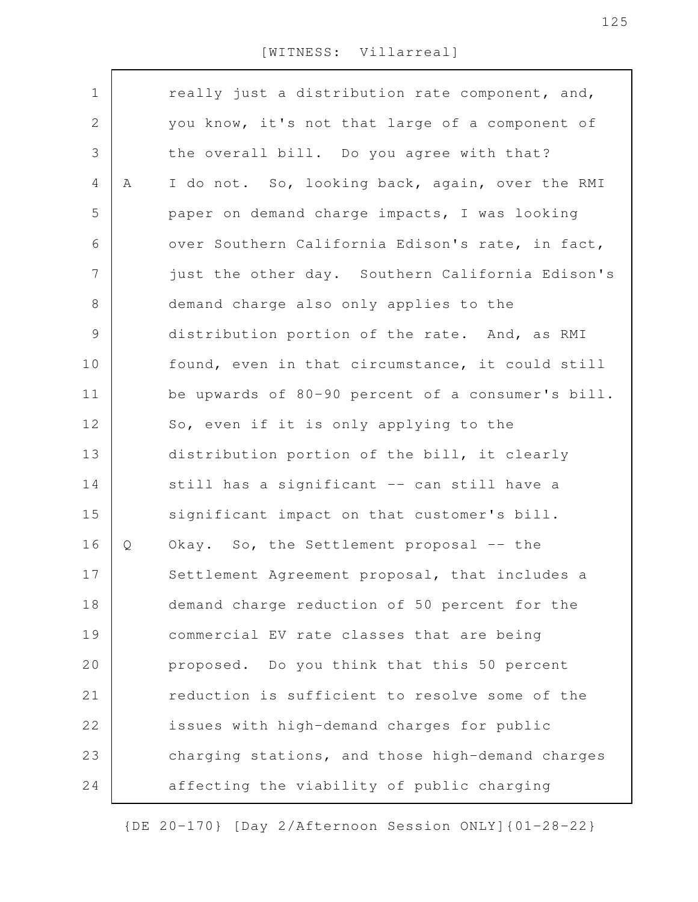really just a distribution rate component, and, you know, it's not that large of a component of the overall bill. Do you agree with that?

A I do not. So, looking back, again, over the RMI paper on demand charge impacts, I was looking over Southern California Edison's rate, in fact, just the other day. Southern California Edison's demand charge also only applies to the distribution portion of the rate. And, as RMI found, even in that circumstance, it could still be upwards of 80-90 percent of a consumer's bill. So, even if it is only applying to the distribution portion of the bill, it clearly still has a significant -- can still have a significant impact on that customer's bill.

Q Okay. So, the Settlement proposal -- the Settlement Agreement proposal, that includes a demand charge reduction of 50 percent for the commercial EV rate classes that are being proposed. Do you think that this 50 percent reduction is sufficient to resolve some of the issues with high-demand charges for public charging stations, and those high-demand charges affecting the viability of public charging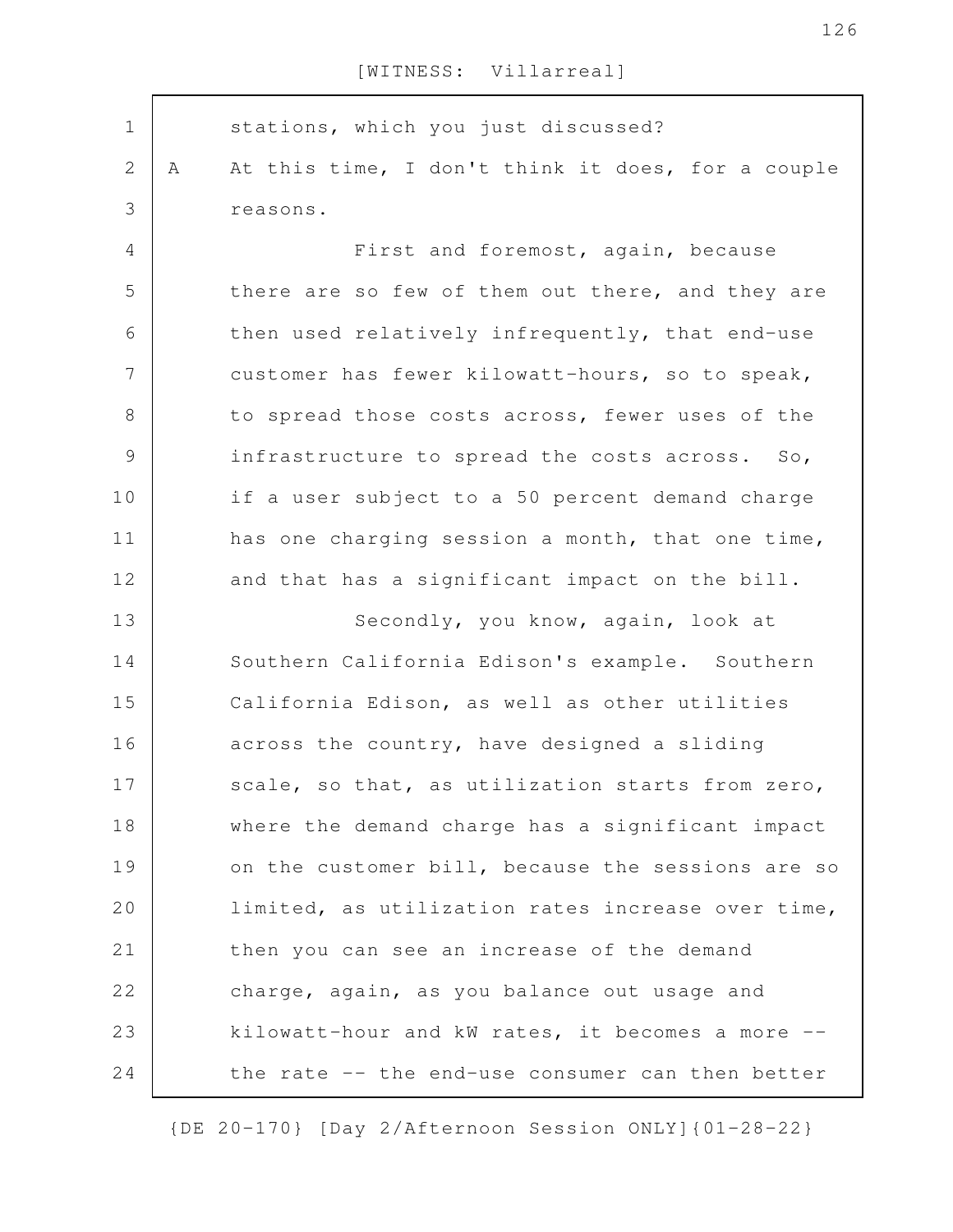stations, which you just discussed?

A At this time, I don't think it does, for a couple reasons.

First and foremost, again, because there are so few of them out there, and they are then used relatively infrequently, that end-use customer has fewer kilowatt-hours, so to speak, to spread those costs across, fewer uses of the infrastructure to spread the costs across. So, if a user subject to a 50 percent demand charge has one charging session a month, that one time, and that has a significant impact on the bill.

Secondly, you know, again, look at Southern California Edison's example. Southern California Edison, as well as other utilities across the country, have designed a sliding scale, so that, as utilization starts from zero, where the demand charge has a significant impact on the customer bill, because the sessions are so limited, as utilization rates increase over time, then you can see an increase of the demand charge, again, as you balance out usage and kilowatt-hour and kW rates, it becomes a more -- the rate -- the end-use consumer can then better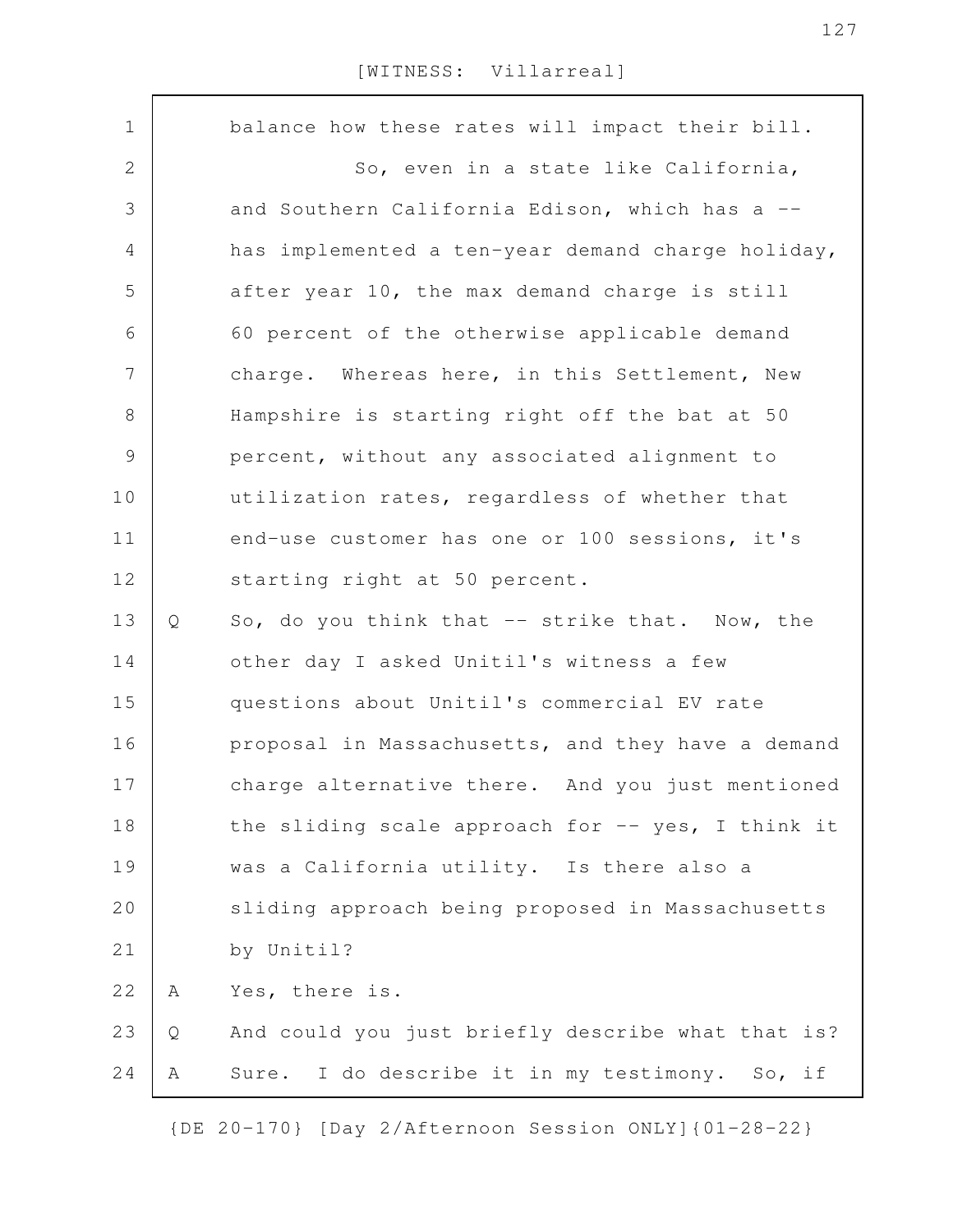balance how these rates will impact their bill.

So, even in a state like California, and Southern California Edison, which has a -- has implemented a ten-year demand charge holiday, after year 10, the max demand charge is still 60 percent of the otherwise applicable demand charge. Whereas here, in this Settlement, New Hampshire is starting right off the bat at 50 percent, without any associated alignment to utilization rates, regardless of whether that end-use customer has one or 100 sessions, it's starting right at 50 percent.

Q So, do you think that -- strike that. Now, the other day I asked Unitil's witness a few questions about Unitil's commercial EV rate proposal in Massachusetts, and they have a demand charge alternative there. And you just mentioned the sliding scale approach for -- yes, I think it was a California utility. Is there also a sliding approach being proposed in Massachusetts by Unitil?

A Yes, there is.

Q And could you just briefly describe what that is?

A Sure. I do describe it in my testimony. So, if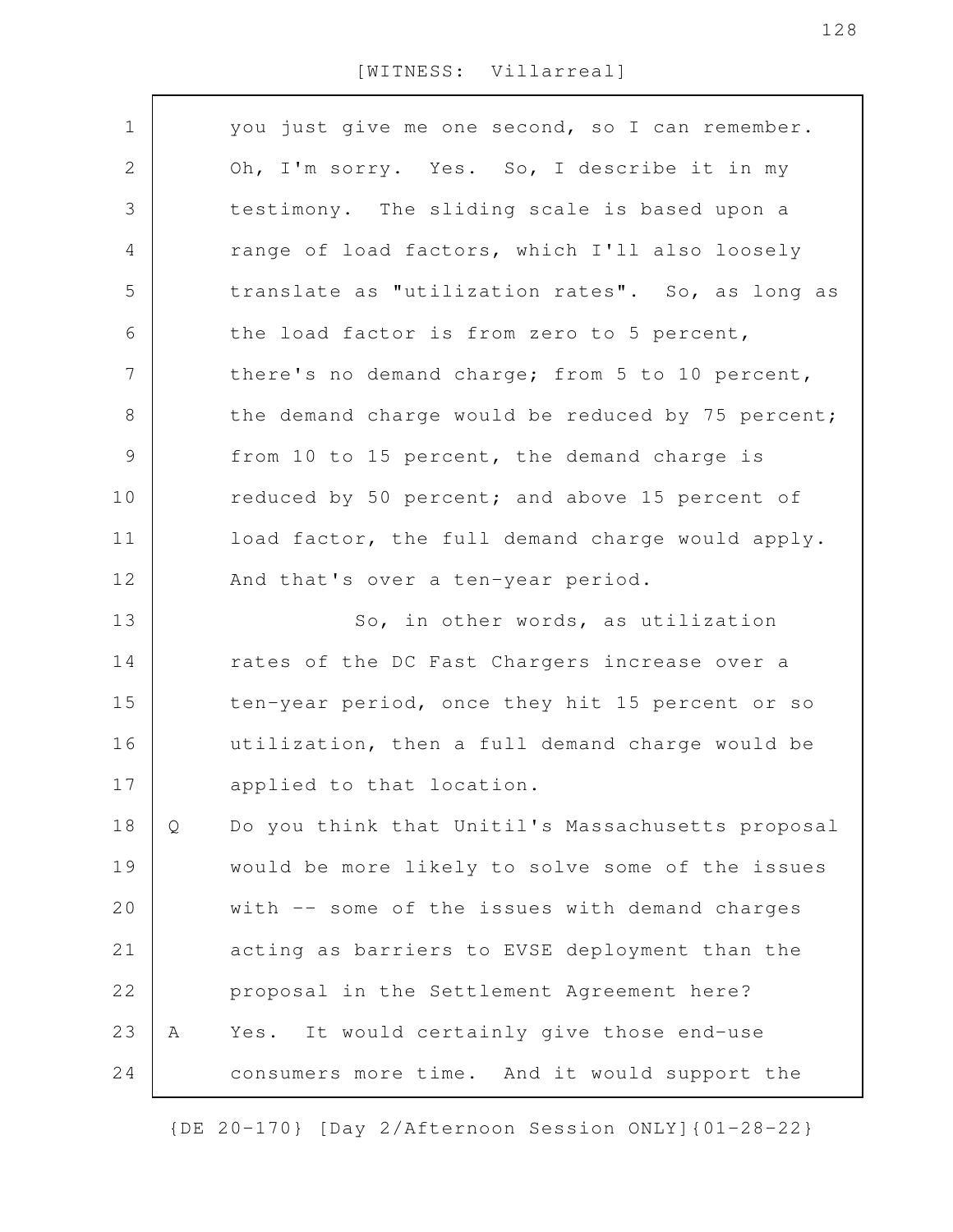you just give me one second, so I can remember. Oh, I'm sorry. Yes. So, I describe it in my testimony. The sliding scale is based upon a range of load factors, which I'll also loosely translate as "utilization rates". So, as long as the load factor is from zero to 5 percent, there's no demand charge; from 5 to 10 percent, the demand charge would be reduced by 75 percent; from 10 to 15 percent, the demand charge is reduced by 50 percent; and above 15 percent of load factor, the full demand charge would apply. And that's over a ten-year period.

So, in other words, as utilization rates of the DC Fast Chargers increase over a ten-year period, once they hit 15 percent or so utilization, then a full demand charge would be applied to that location.

Q Do you think that Unitil's Massachusetts proposal would be more likely to solve some of the issues with -- some of the issues with demand charges acting as barriers to EVSE deployment than the proposal in the Settlement Agreement here?

A Yes. It would certainly give those end-use consumers more time. And it would support the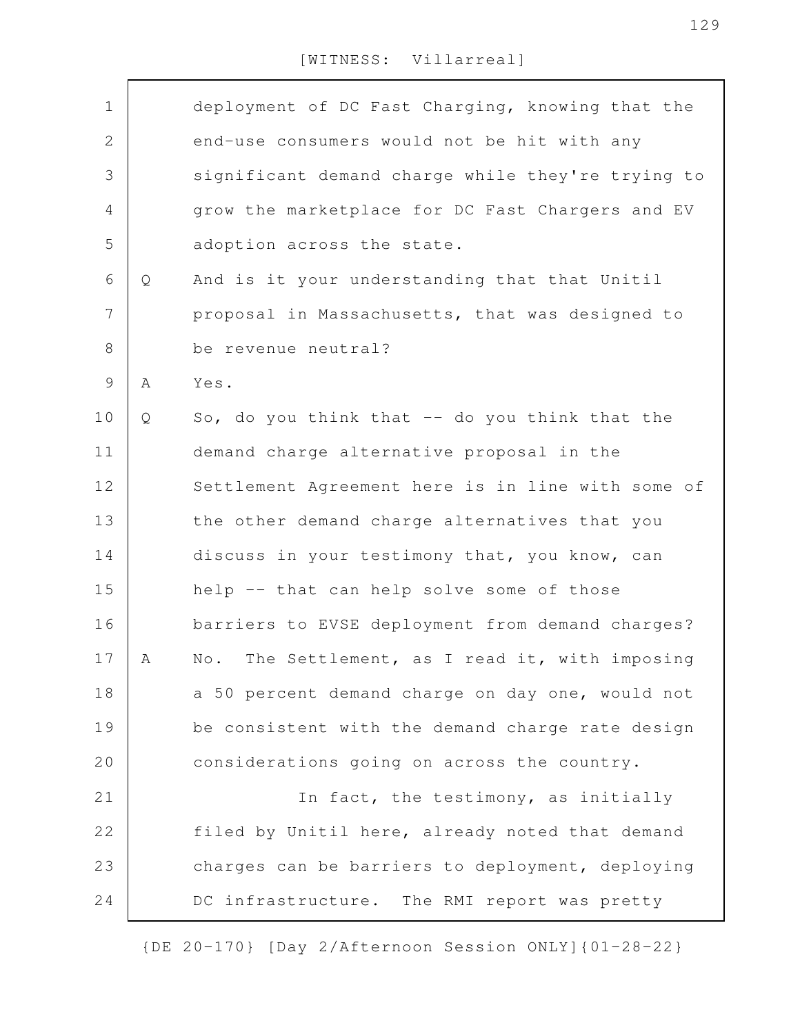deployment of DC Fast Charging, knowing that the end-use consumers would not be hit with any significant demand charge while they're trying to grow the marketplace for DC Fast Chargers and EV adoption across the state.

Q And is it your understanding that that Unitil proposal in Massachusetts, that was designed to be revenue neutral?

A Yes.

Q So, do you think that -- do you think that the demand charge alternative proposal in the Settlement Agreement here is in line with some of the other demand charge alternatives that you discuss in your testimony that, you know, can help -- that can help solve some of those barriers to EVSE deployment from demand charges?

A No. The Settlement, as I read it, with imposing a 50 percent demand charge on day one, would not be consistent with the demand charge rate design considerations going on across the country.

In fact, the testimony, as initially filed by Unitil here, already noted that demand charges can be barriers to deployment, deploying DC infrastructure. The RMI report was pretty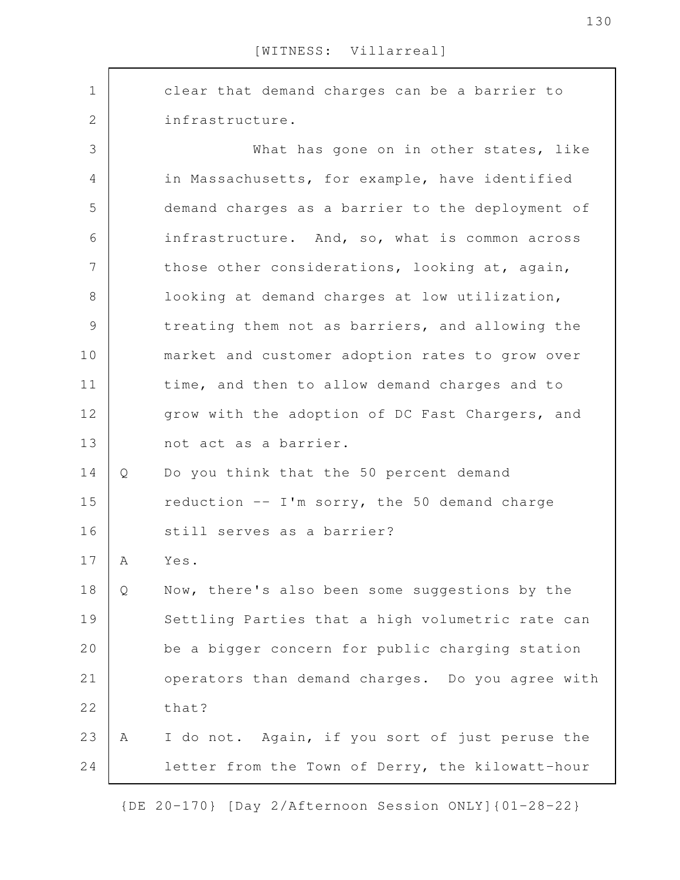clear that demand charges can be a barrier to infrastructure.

What has gone on in other states, like in Massachusetts, for example, have identified demand charges as a barrier to the deployment of infrastructure. And, so, what is common across those other considerations, looking at, again, looking at demand charges at low utilization, treating them not as barriers, and allowing the market and customer adoption rates to grow over time, and then to allow demand charges and to grow with the adoption of DC Fast Chargers, and not act as a barrier.

Q Do you think that the 50 percent demand reduction -- I'm sorry, the 50 demand charge still serves as a barrier?

A Yes.

Q Now, there's also been some suggestions by the Settling Parties that a high volumetric rate can be a bigger concern for public charging station operators than demand charges. Do you agree with that?

A I do not. Again, if you sort of just peruse the letter from the Town of Derry, the kilowatt-hour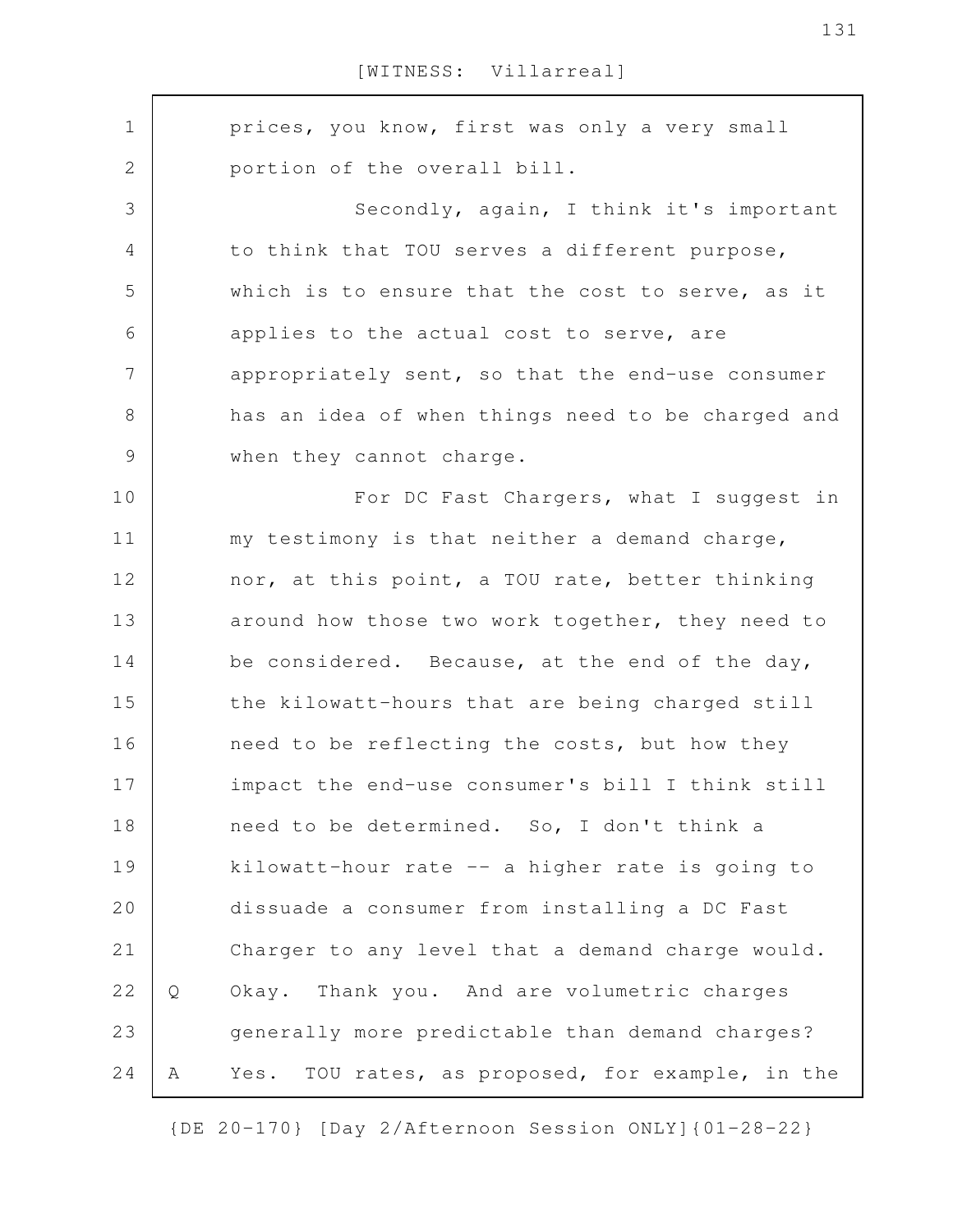prices, you know, first was only a very small portion of the overall bill.

Secondly, again, I think it's important to think that TOU serves a different purpose, which is to ensure that the cost to serve, as it applies to the actual cost to serve, are appropriately sent, so that the end-use consumer has an idea of when things need to be charged and when they cannot charge.

For DC Fast Chargers, what I suggest in my testimony is that neither a demand charge, nor, at this point, a TOU rate, better thinking around how those two work together, they need to be considered. Because, at the end of the day, the kilowatt-hours that are being charged still need to be reflecting the costs, but how they impact the end-use consumer's bill I think still need to be determined. So, I don't think a kilowatt-hour rate -- a higher rate is going to dissuade a consumer from installing a DC Fast Charger to any level that a demand charge would.

Q Okay. Thank you. And are volumetric charges generally more predictable than demand charges?

A Yes. TOU rates, as proposed, for example, in the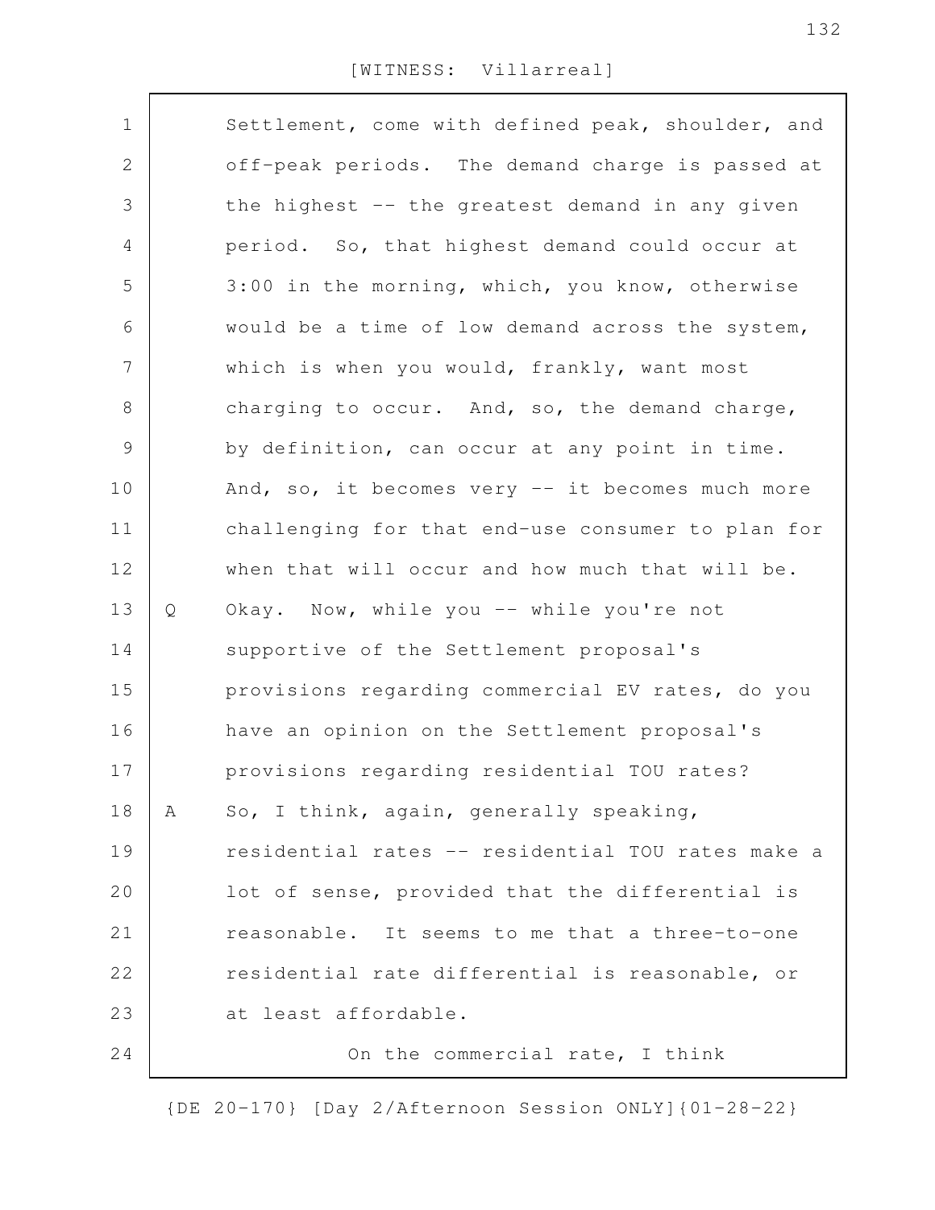Settlement, come with defined peak, shoulder, and off-peak periods. The demand charge is passed at the highest -- the greatest demand in any given period. So, that highest demand could occur at 3:00 in the morning, which, you know, otherwise would be a time of low demand across the system, which is when you would, frankly, want most charging to occur. And, so, the demand charge, by definition, can occur at any point in time. And, so, it becomes very -- it becomes much more challenging for that end-use consumer to plan for when that will occur and how much that will be.

Q Okay. Now, while you -- while you're not supportive of the Settlement proposal's provisions regarding commercial EV rates, do you have an opinion on the Settlement proposal's provisions regarding residential TOU rates?

A So, I think, again, generally speaking, residential rates -- residential TOU rates make a lot of sense, provided that the differential is reasonable. It seems to me that a three-to-one residential rate differential is reasonable, or at least affordable.

On the commercial rate, I think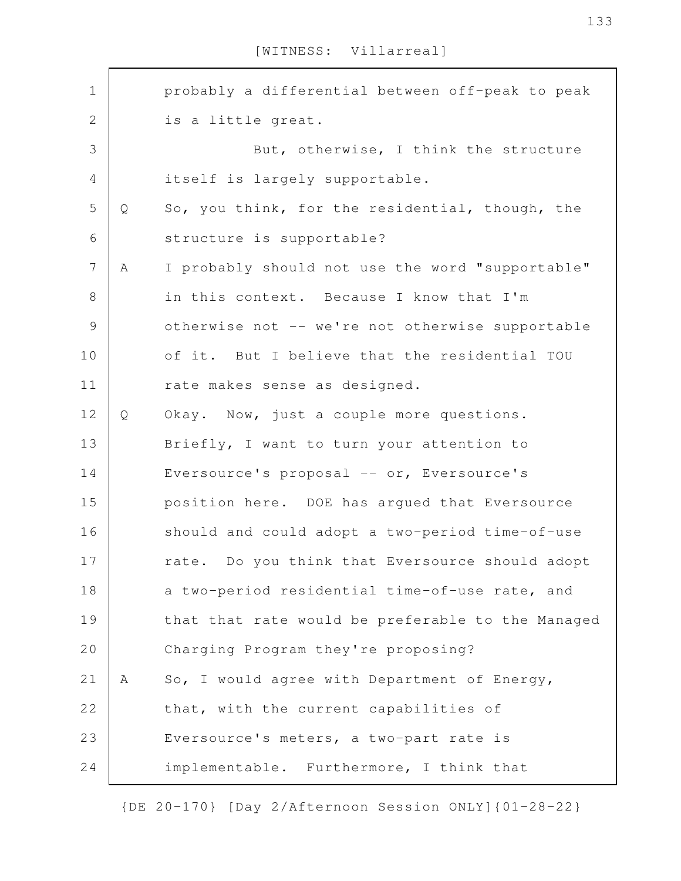probably a differential between off-peak to peak is a little great.

But, otherwise, I think the structure itself is largely supportable.

Q So, you think, for the residential, though, the structure is supportable?

A I probably should not use the word "supportable" in this context. Because I know that I'm otherwise not -- we're not otherwise supportable of it. But I believe that the residential TOU rate makes sense as designed.

Q Okay. Now, just a couple more questions. Briefly, I want to turn your attention to Eversource's proposal -- or, Eversource's position here. DOE has argued that Eversource should and could adopt a two-period time-of-use rate. Do you think that Eversource should adopt a two-period residential time-of-use rate, and that that rate would be preferable to the Managed Charging Program they're proposing?

A So, I would agree with Department of Energy, that, with the current capabilities of Eversource's meters, a two-part rate is implementable. Furthermore, I think that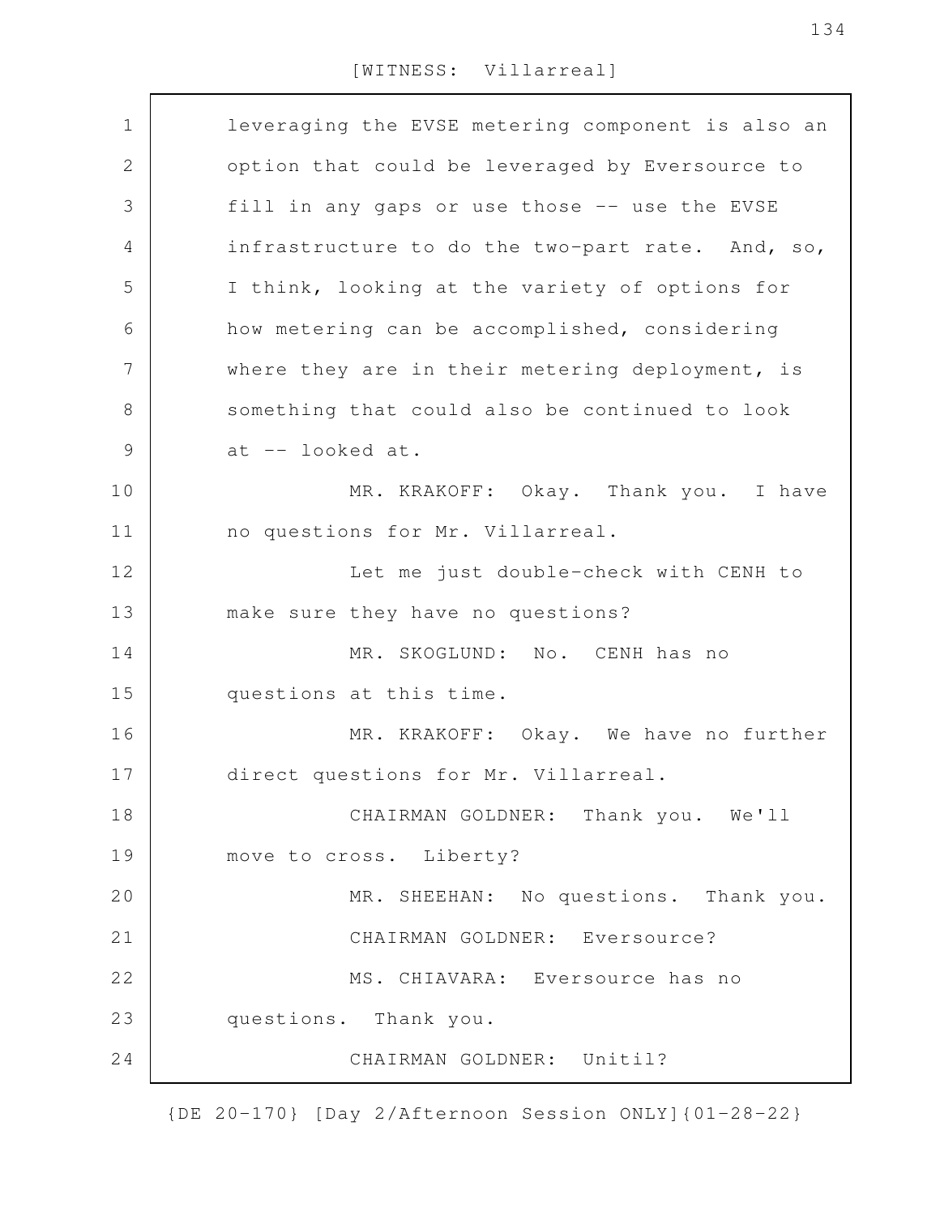[WITNESS: Villarreal]

leveraging the EVSE metering component is also an option that could be leveraged by Eversource to fill in any gaps or use those -- use the EVSE infrastructure to do the two-part rate. And, so, I think, looking at the variety of options for how metering can be accomplished, considering where they are in their metering deployment, is something that could also be continued to look at -- looked at.

MR. KRAKOFF: Okay. Thank you. I have no questions for Mr. Villarreal.

Let me just double-check with CENH to make sure they have no questions?

MR. SKOGLUND: No. CENH has no questions at this time.

MR. KRAKOFF: Okay. We have no further direct questions for Mr. Villarreal.

CHAIRMAN GOLDNER: Thank you. We'll move to cross. Liberty?

MR. SHEEHAN: No questions. Thank you.

CHAIRMAN GOLDNER: Eversource?

MS. CHIAVARA: Eversource has no questions. Thank you.

CHAIRMAN GOLDNER: Unitil?

{DE 20-170} [Day 2/Afternoon Session ONLY]{01-28-22}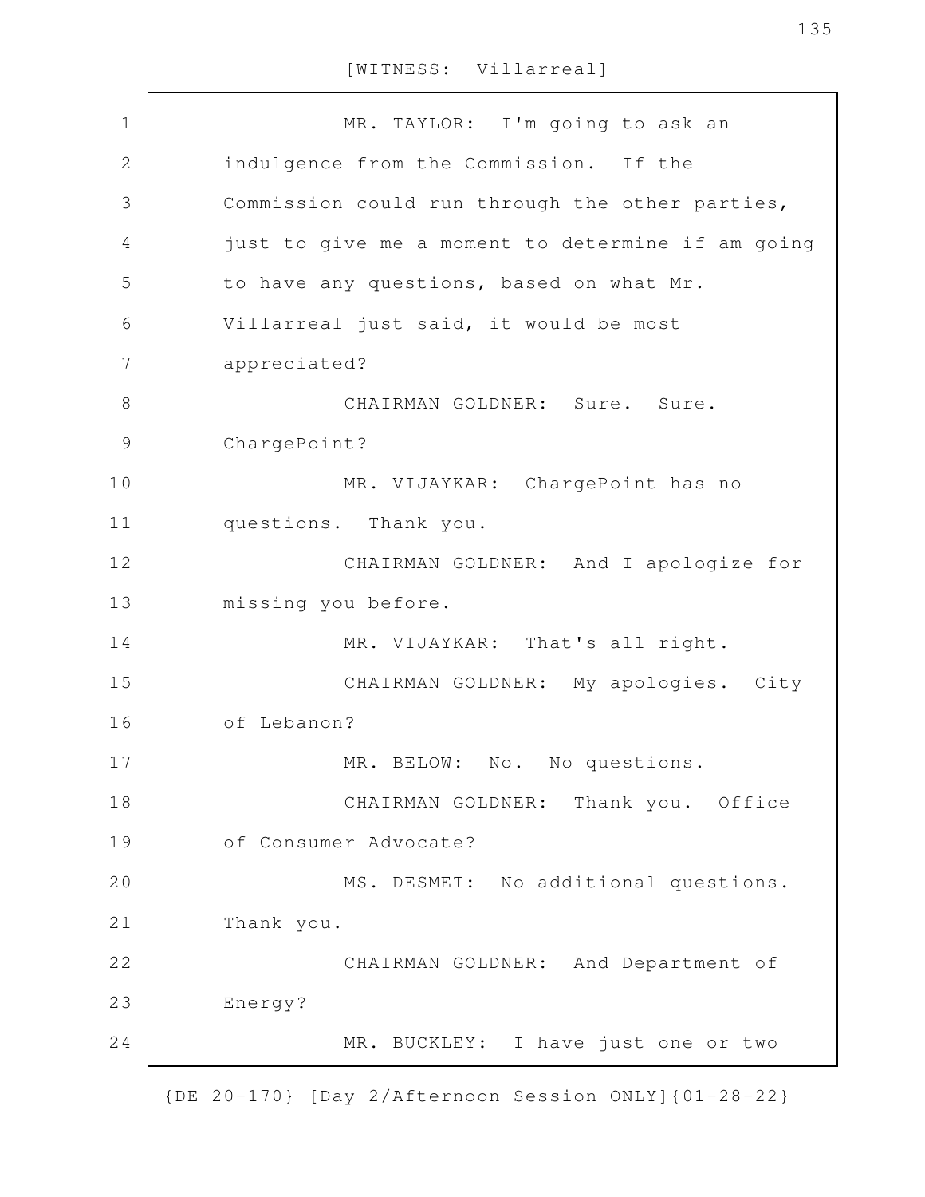MR. TAYLOR: I'm going to ask an indulgence from the Commission. If the Commission could run through the other parties, just to give me a moment to determine if am going to have any questions, based on what Mr. Villarreal just said, it would be most appreciated?

CHAIRMAN GOLDNER: Sure. Sure. ChargePoint?

MR. VIJAYKAR: ChargePoint has no questions. Thank you.

CHAIRMAN GOLDNER: And I apologize for missing you before.

MR. VIJAYKAR: That's all right.

CHAIRMAN GOLDNER: My apologies. City of Lebanon?

MR. BELOW: No. No questions.

CHAIRMAN GOLDNER: Thank you. Office of Consumer Advocate?

MS. DESMET: No additional questions. Thank you.

CHAIRMAN GOLDNER: And Department of Energy?

MR. BUCKLEY: I have just one or two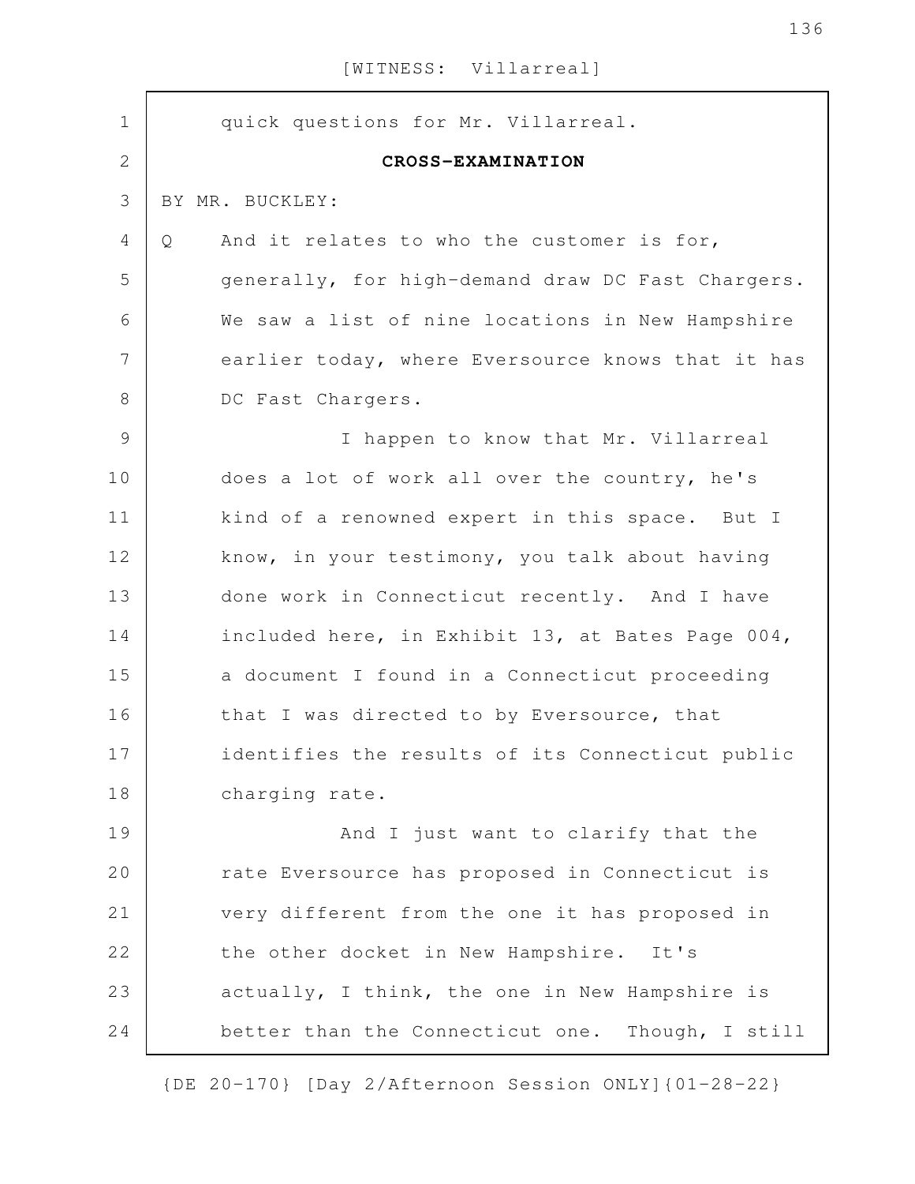quick questions for Mr. Villarreal.

**CROSS-EXAMINATION**

BY MR. BUCKLEY:

Q And it relates to who the customer is for, generally, for high-demand draw DC Fast Chargers. We saw a list of nine locations in New Hampshire earlier today, where Eversource knows that it has DC Fast Chargers.

I happen to know that Mr. Villarreal does a lot of work all over the country, he's kind of a renowned expert in this space. But I know, in your testimony, you talk about having done work in Connecticut recently. And I have included here, in Exhibit 13, at Bates Page 004, a document I found in a Connecticut proceeding that I was directed to by Eversource, that identifies the results of its Connecticut public charging rate.

And I just want to clarify that the rate Eversource has proposed in Connecticut is very different from the one it has proposed in the other docket in New Hampshire. It's actually, I think, the one in New Hampshire is better than the Connecticut one. Though, I still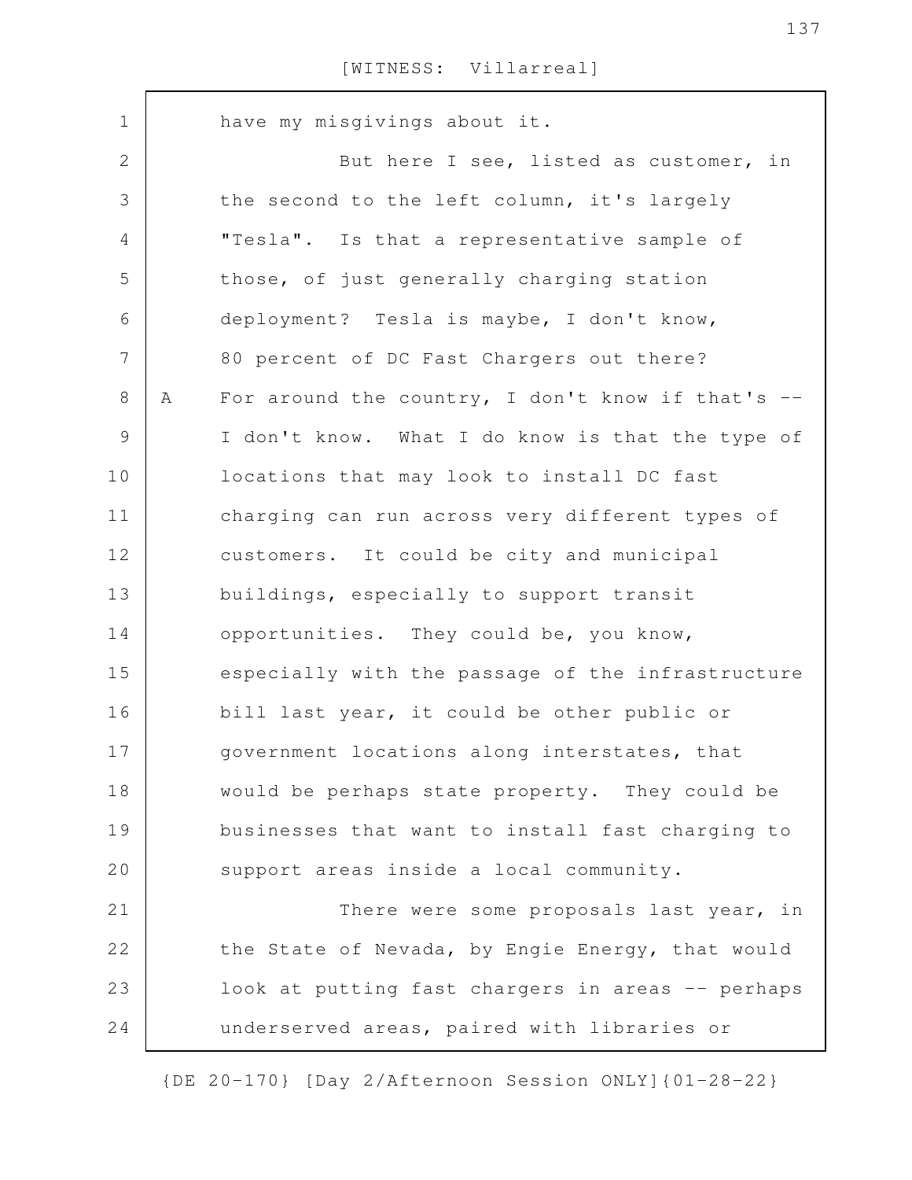have my misgivings about it.

But here I see, listed as customer, in the second to the left column, it's largely "Tesla". Is that a representative sample of those, of just generally charging station deployment? Tesla is maybe, I don't know, 80 percent of DC Fast Chargers out there?

A For around the country, I don't know if that's -- I don't know. What I do know is that the type of locations that may look to install DC fast charging can run across very different types of customers. It could be city and municipal buildings, especially to support transit opportunities. They could be, you know, especially with the passage of the infrastructure bill last year, it could be other public or government locations along interstates, that would be perhaps state property. They could be businesses that want to install fast charging to support areas inside a local community.

There were some proposals last year, in the State of Nevada, by Engie Energy, that would look at putting fast chargers in areas -- perhaps underserved areas, paired with libraries or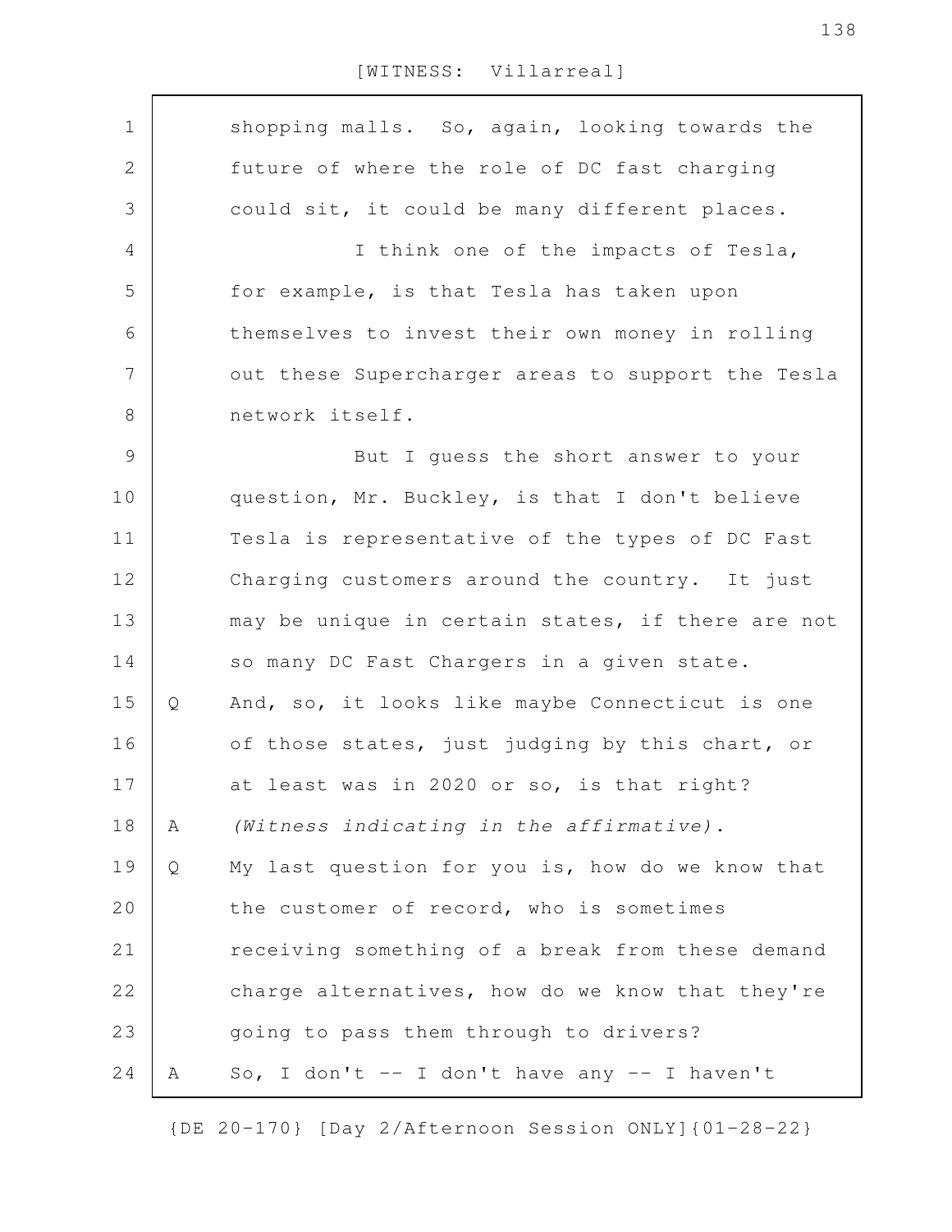shopping malls. So, again, looking towards the future of where the role of DC fast charging could sit, it could be many different places.

I think one of the impacts of Tesla, for example, is that Tesla has taken upon themselves to invest their own money in rolling out these Supercharger areas to support the Tesla network itself.

But I guess the short answer to your question, Mr. Buckley, is that I don't believe Tesla is representative of the types of DC Fast Charging customers around the country. It just may be unique in certain states, if there are not so many DC Fast Chargers in a given state.

Q And, so, it looks like maybe Connecticut is one of those states, just judging by this chart, or at least was in 2020 or so, is that right?

A *(Witness indicating in the affirmative).*

Q My last question for you is, how do we know that the customer of record, who is sometimes receiving something of a break from these demand charge alternatives, how do we know that they're going to pass them through to drivers?

A So, I don't -- I don't have any -- I haven't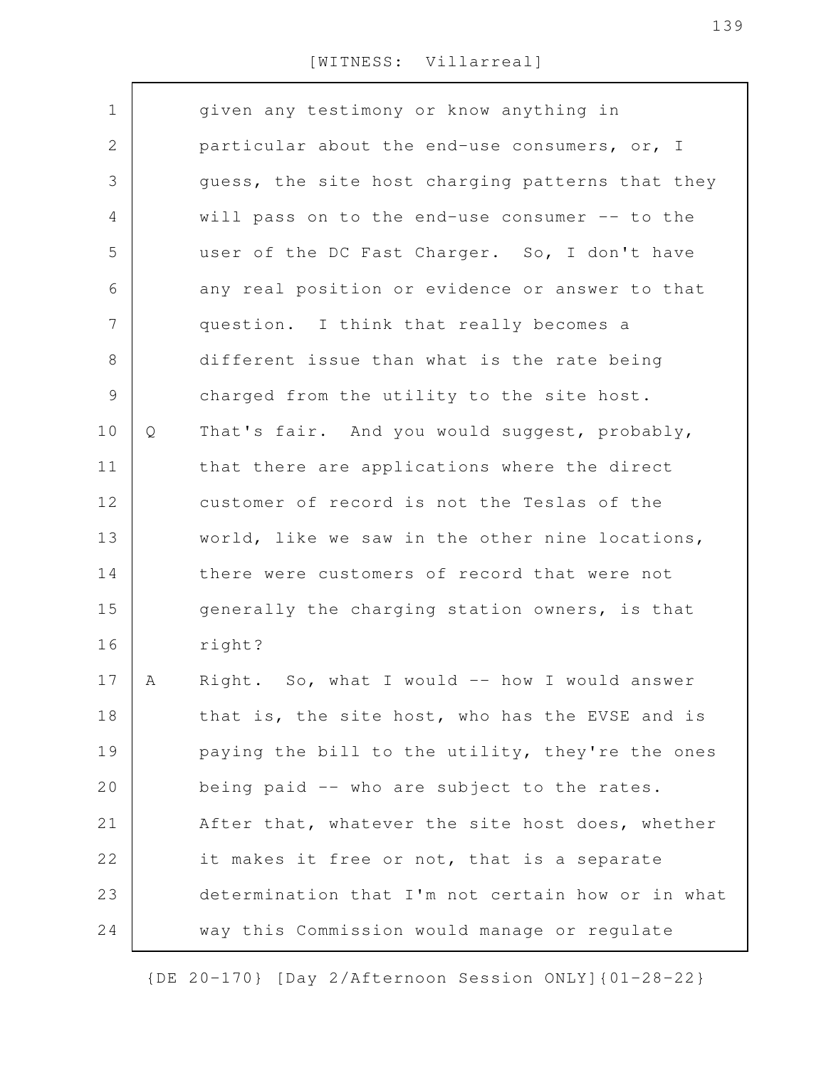given any testimony or know anything in particular about the end-use consumers, or, I guess, the site host charging patterns that they will pass on to the end-use consumer -- to the user of the DC Fast Charger. So, I don't have any real position or evidence or answer to that question. I think that really becomes a different issue than what is the rate being charged from the utility to the site host.

Q That's fair. And you would suggest, probably, that there are applications where the direct customer of record is not the Teslas of the world, like we saw in the other nine locations, there were customers of record that were not generally the charging station owners, is that right?

A Right. So, what I would -- how I would answer that is, the site host, who has the EVSE and is paying the bill to the utility, they're the ones being paid -- who are subject to the rates. After that, whatever the site host does, whether it makes it free or not, that is a separate determination that I'm not certain how or in what way this Commission would manage or regulate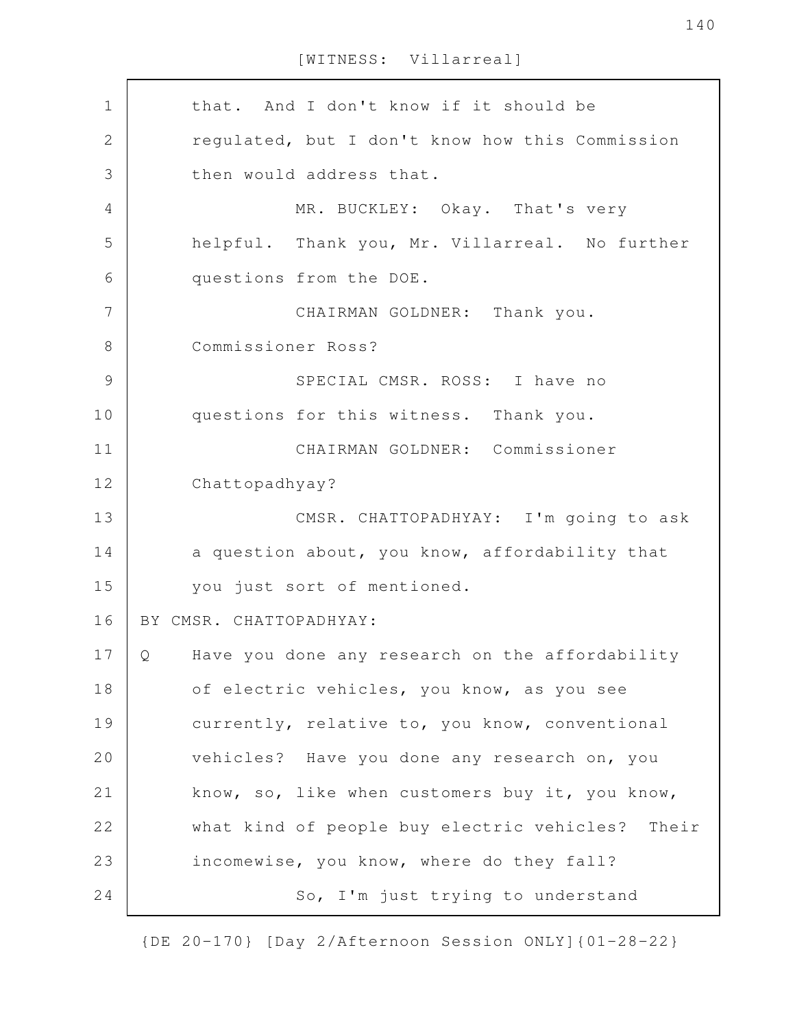that. And I don't know if it should be regulated, but I don't know how this Commission then would address that.

MR. BUCKLEY: Okay. That's very helpful. Thank you, Mr. Villarreal. No further questions from the DOE.

CHAIRMAN GOLDNER: Thank you. Commissioner Ross?

SPECIAL CMSR. ROSS: I have no questions for this witness. Thank you.

CHAIRMAN GOLDNER: Commissioner Chattopadhyay?

CMSR. CHATTOPADHYAY: I'm going to ask a question about, you know, affordability that you just sort of mentioned.

BY CMSR. CHATTOPADHYAY:

Q Have you done any research on the affordability of electric vehicles, you know, as you see currently, relative to, you know, conventional vehicles? Have you done any research on, you know, so, like when customers buy it, you know, what kind of people buy electric vehicles? Their incomewise, you know, where do they fall?

So, I'm just trying to understand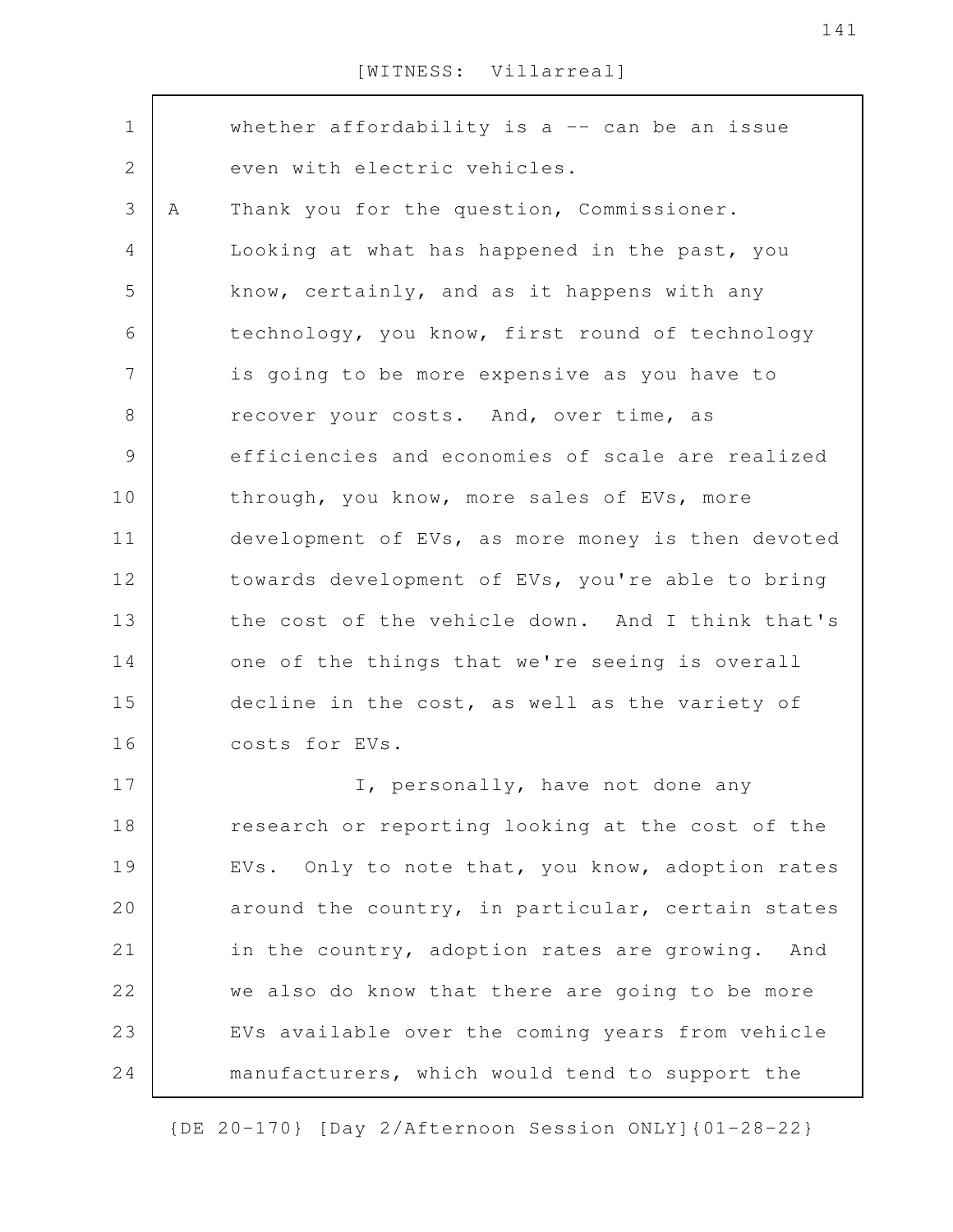whether affordability is a -- can be an issue even with electric vehicles.

A Thank you for the question, Commissioner. Looking at what has happened in the past, you know, certainly, and as it happens with any technology, you know, first round of technology is going to be more expensive as you have to recover your costs. And, over time, as efficiencies and economies of scale are realized through, you know, more sales of EVs, more development of EVs, as more money is then devoted towards development of EVs, you're able to bring the cost of the vehicle down. And I think that's one of the things that we're seeing is overall decline in the cost, as well as the variety of costs for EVs.

I, personally, have not done any research or reporting looking at the cost of the EVs. Only to note that, you know, adoption rates around the country, in particular, certain states in the country, adoption rates are growing. And we also do know that there are going to be more EVs available over the coming years from vehicle manufacturers, which would tend to support the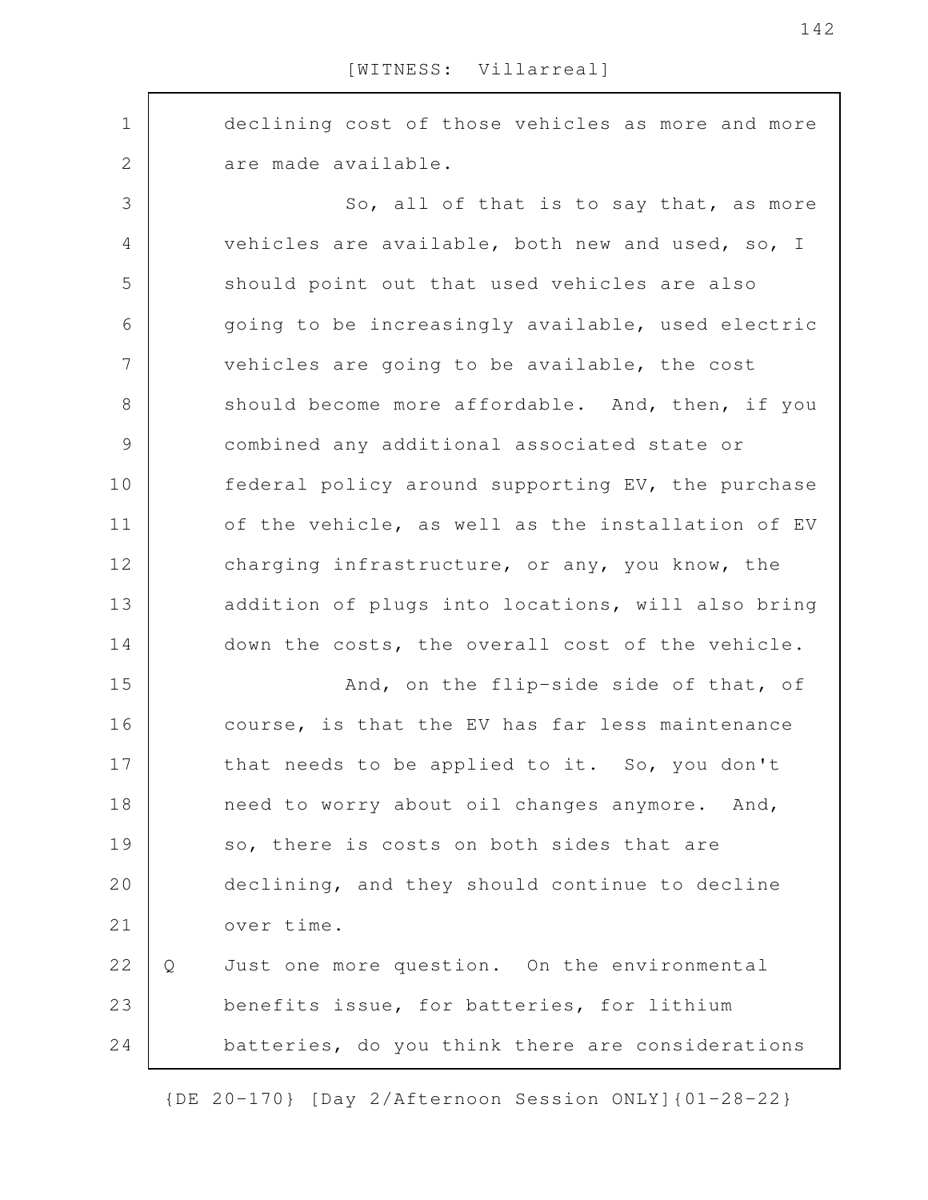declining cost of those vehicles as more and more are made available.

So, all of that is to say that, as more vehicles are available, both new and used, so, I should point out that used vehicles are also going to be increasingly available, used electric vehicles are going to be available, the cost should become more affordable. And, then, if you combined any additional associated state or federal policy around supporting EV, the purchase of the vehicle, as well as the installation of EV charging infrastructure, or any, you know, the addition of plugs into locations, will also bring down the costs, the overall cost of the vehicle.

And, on the flip-side side of that, of course, is that the EV has far less maintenance that needs to be applied to it. So, you don't need to worry about oil changes anymore. And, so, there is costs on both sides that are declining, and they should continue to decline over time.

Q Just one more question. On the environmental benefits issue, for batteries, for lithium batteries, do you think there are considerations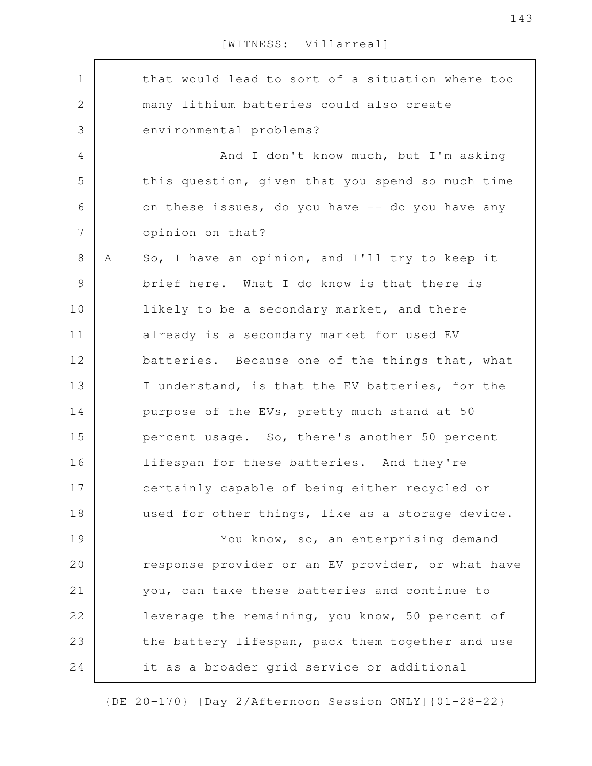that would lead to sort of a situation where too many lithium batteries could also create environmental problems?

And I don't know much, but I'm asking this question, given that you spend so much time on these issues, do you have -- do you have any opinion on that?

A So, I have an opinion, and I'll try to keep it brief here. What I do know is that there is likely to be a secondary market, and there already is a secondary market for used EV batteries. Because one of the things that, what I understand, is that the EV batteries, for the purpose of the EVs, pretty much stand at 50 percent usage. So, there's another 50 percent lifespan for these batteries. And they're certainly capable of being either recycled or used for other things, like as a storage device.

You know, so, an enterprising demand response provider or an EV provider, or what have you, can take these batteries and continue to leverage the remaining, you know, 50 percent of the battery lifespan, pack them together and use it as a broader grid service or additional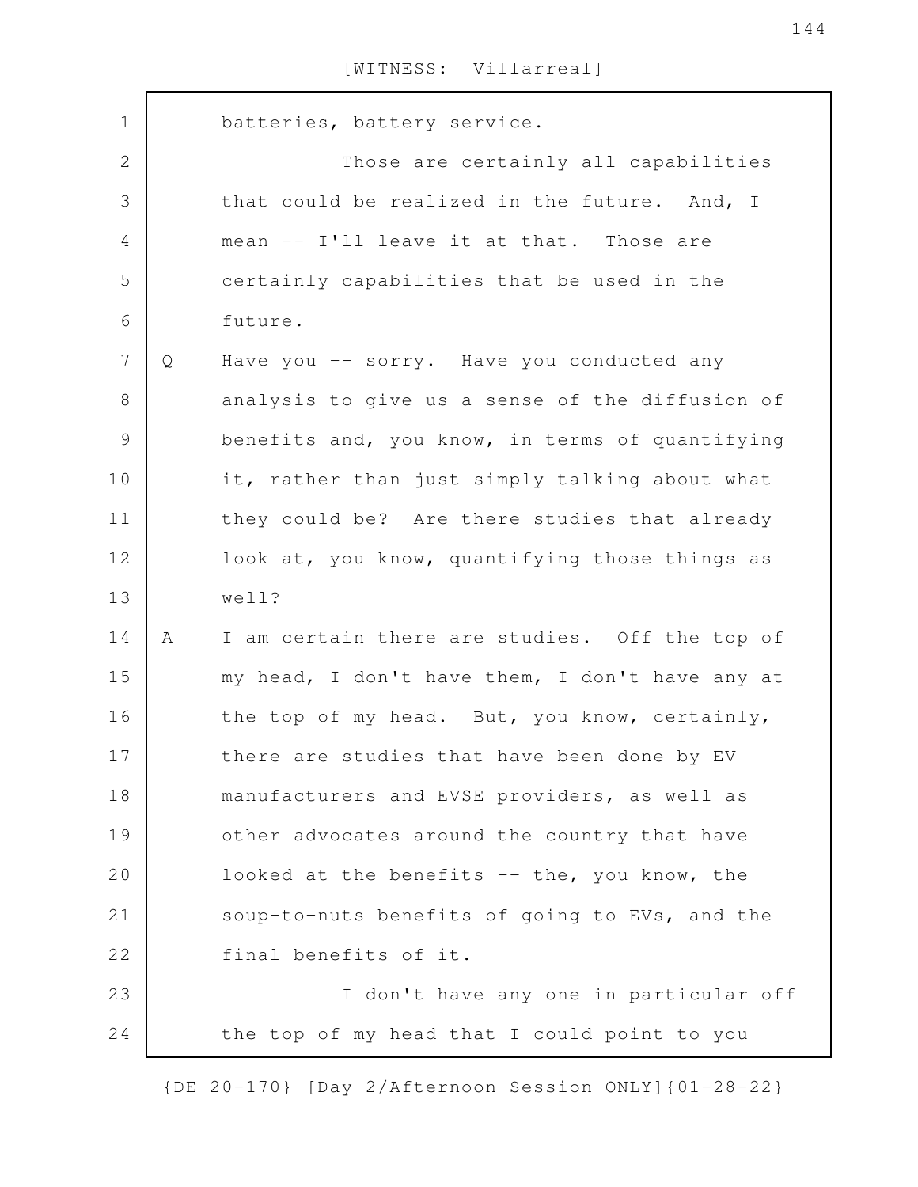batteries, battery service.

Those are certainly all capabilities that could be realized in the future. And, I mean -- I'll leave it at that. Those are certainly capabilities that be used in the future.

Q Have you -- sorry. Have you conducted any analysis to give us a sense of the diffusion of benefits and, you know, in terms of quantifying it, rather than just simply talking about what they could be? Are there studies that already look at, you know, quantifying those things as well?

A I am certain there are studies. Off the top of my head, I don't have them, I don't have any at the top of my head. But, you know, certainly, there are studies that have been done by EV manufacturers and EVSE providers, as well as other advocates around the country that have looked at the benefits -- the, you know, the soup-to-nuts benefits of going to EVs, and the final benefits of it.

I don't have any one in particular off the top of my head that I could point to you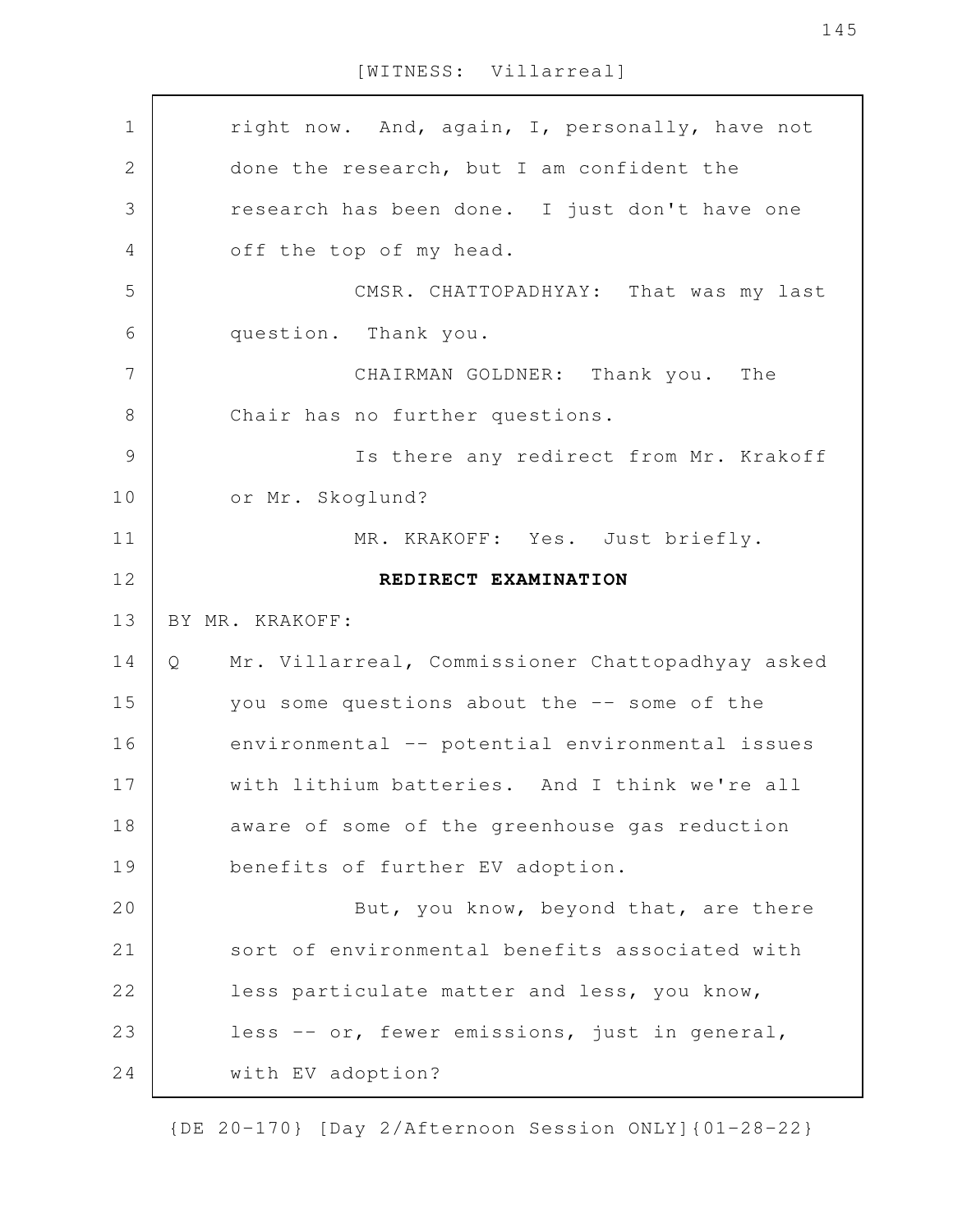right now. And, again, I, personally, have not done the research, but I am confident the research has been done. I just don't have one off the top of my head.

CMSR. CHATTOPADHYAY: That was my last question. Thank you.

CHAIRMAN GOLDNER: Thank you. The Chair has no further questions.

Is there any redirect from Mr. Krakoff or Mr. Skoglund?

MR. KRAKOFF: Yes. Just briefly.

**REDIRECT EXAMINATION**

BY MR. KRAKOFF:

Q Mr. Villarreal, Commissioner Chattopadhyay asked you some questions about the -- some of the environmental -- potential environmental issues with lithium batteries. And I think we're all aware of some of the greenhouse gas reduction benefits of further EV adoption.

But, you know, beyond that, are there sort of environmental benefits associated with less particulate matter and less, you know, less -- or, fewer emissions, just in general, with EV adoption?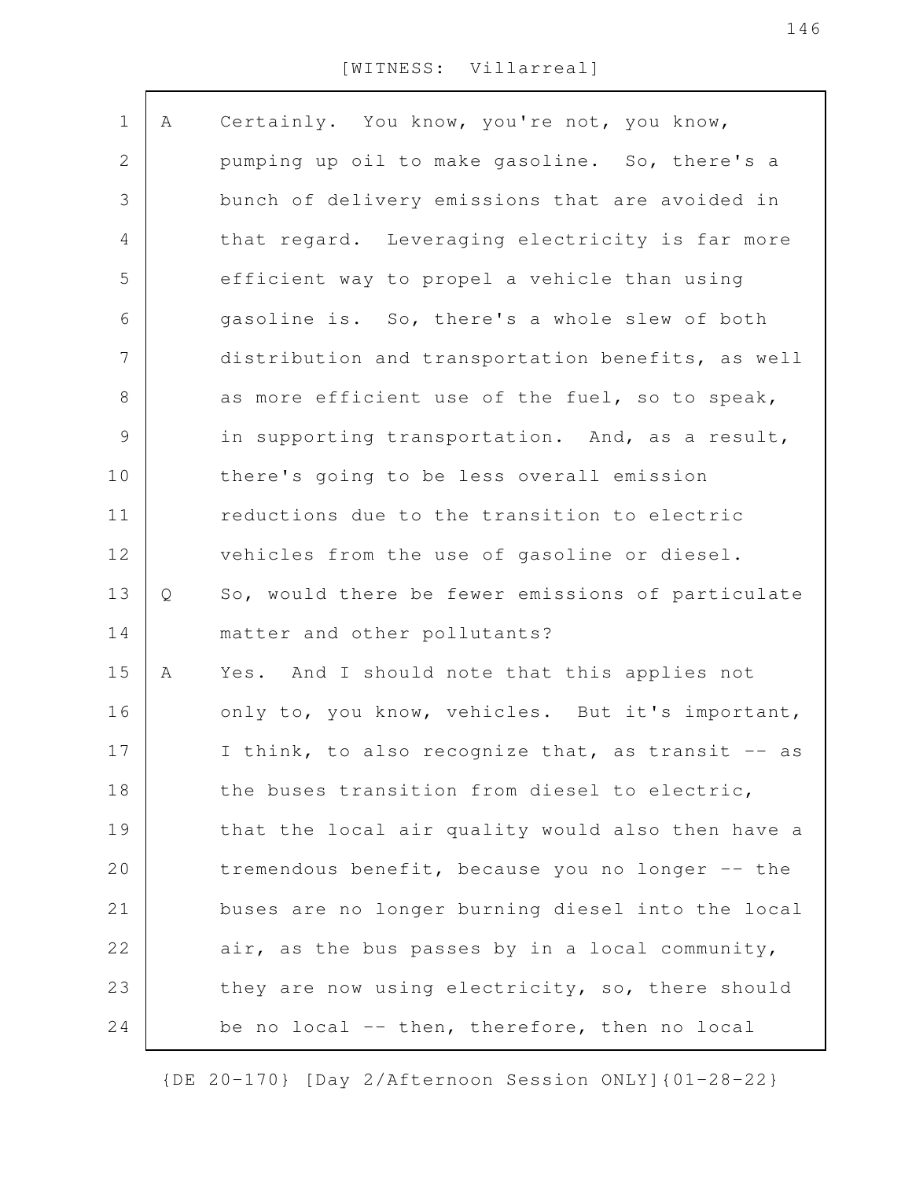A Certainly. You know, you're not, you know, pumping up oil to make gasoline. So, there's a bunch of delivery emissions that are avoided in that regard. Leveraging electricity is far more efficient way to propel a vehicle than using gasoline is. So, there's a whole slew of both distribution and transportation benefits, as well as more efficient use of the fuel, so to speak, in supporting transportation. And, as a result, there's going to be less overall emission reductions due to the transition to electric vehicles from the use of gasoline or diesel.

Q So, would there be fewer emissions of particulate matter and other pollutants?

A Yes. And I should note that this applies not only to, you know, vehicles. But it's important, I think, to also recognize that, as transit -- as the buses transition from diesel to electric, that the local air quality would also then have a tremendous benefit, because you no longer -- the buses are no longer burning diesel into the local air, as the bus passes by in a local community, they are now using electricity, so, there should be no local -- then, therefore, then no local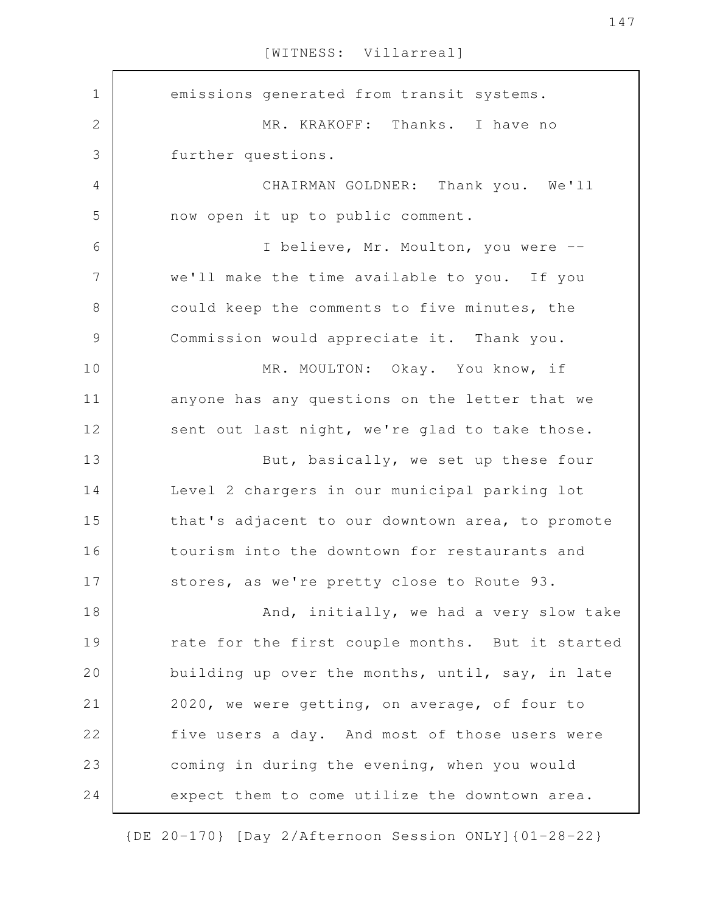emissions generated from transit systems.

MR. KRAKOFF: Thanks. I have no further questions.

CHAIRMAN GOLDNER: Thank you. We'll now open it up to public comment.

I believe, Mr. Moulton, you were -- we'll make the time available to you. If you could keep the comments to five minutes, the Commission would appreciate it. Thank you.

MR. MOULTON: Okay. You know, if anyone has any questions on the letter that we sent out last night, we're glad to take those.

But, basically, we set up these four Level 2 chargers in our municipal parking lot that's adjacent to our downtown area, to promote tourism into the downtown for restaurants and stores, as we're pretty close to Route 93.

And, initially, we had a very slow take rate for the first couple months. But it started building up over the months, until, say, in late 2020, we were getting, on average, of four to five users a day. And most of those users were coming in during the evening, when you would expect them to come utilize the downtown area.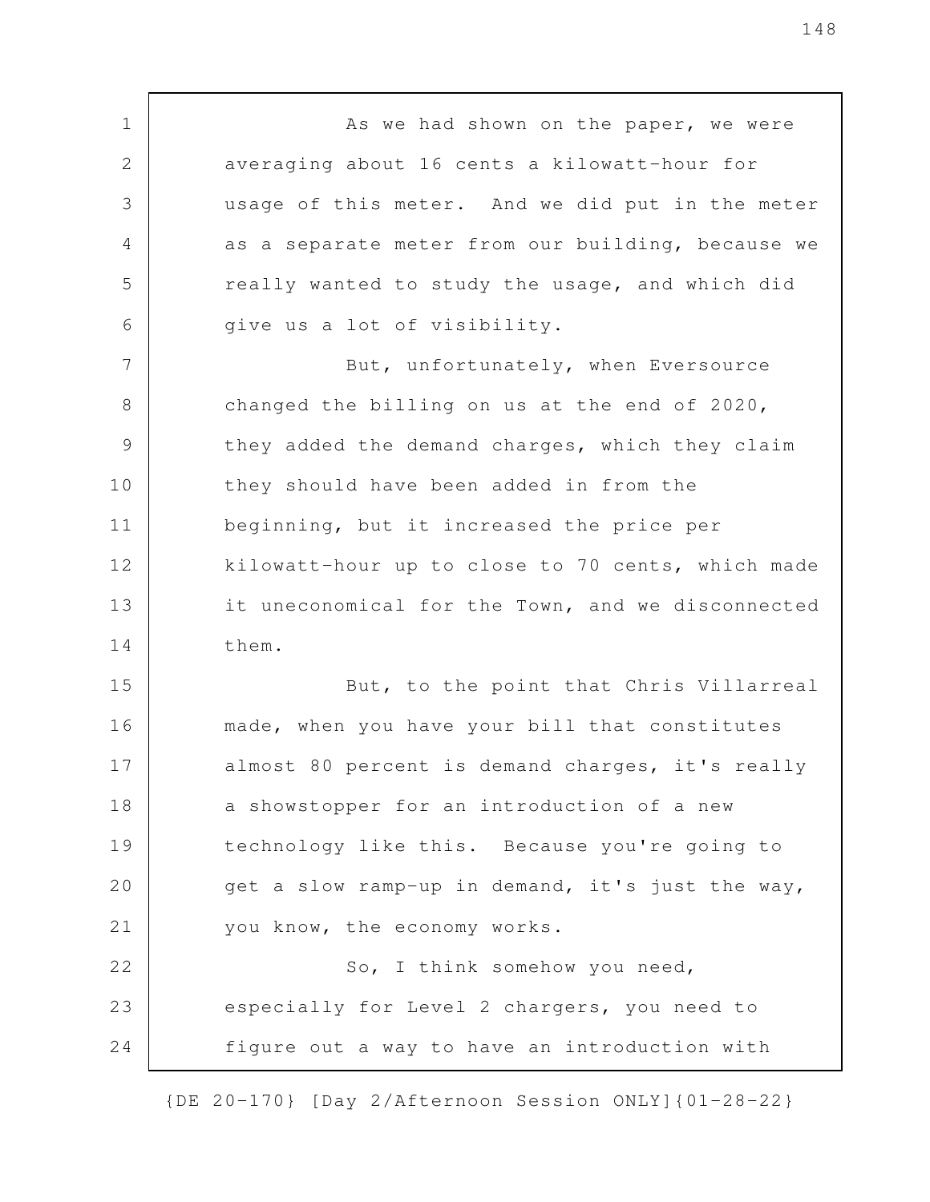As we had shown on the paper, we were averaging about 16 cents a kilowatt-hour for usage of this meter. And we did put in the meter as a separate meter from our building, because we really wanted to study the usage, and which did give us a lot of visibility.

But, unfortunately, when Eversource changed the billing on us at the end of 2020, they added the demand charges, which they claim they should have been added in from the beginning, but it increased the price per kilowatt-hour up to close to 70 cents, which made it uneconomical for the Town, and we disconnected them.

But, to the point that Chris Villarreal made, when you have your bill that constitutes almost 80 percent is demand charges, it's really a showstopper for an introduction of a new technology like this. Because you're going to get a slow ramp-up in demand, it's just the way, you know, the economy works.

So, I think somehow you need, especially for Level 2 chargers, you need to figure out a way to have an introduction with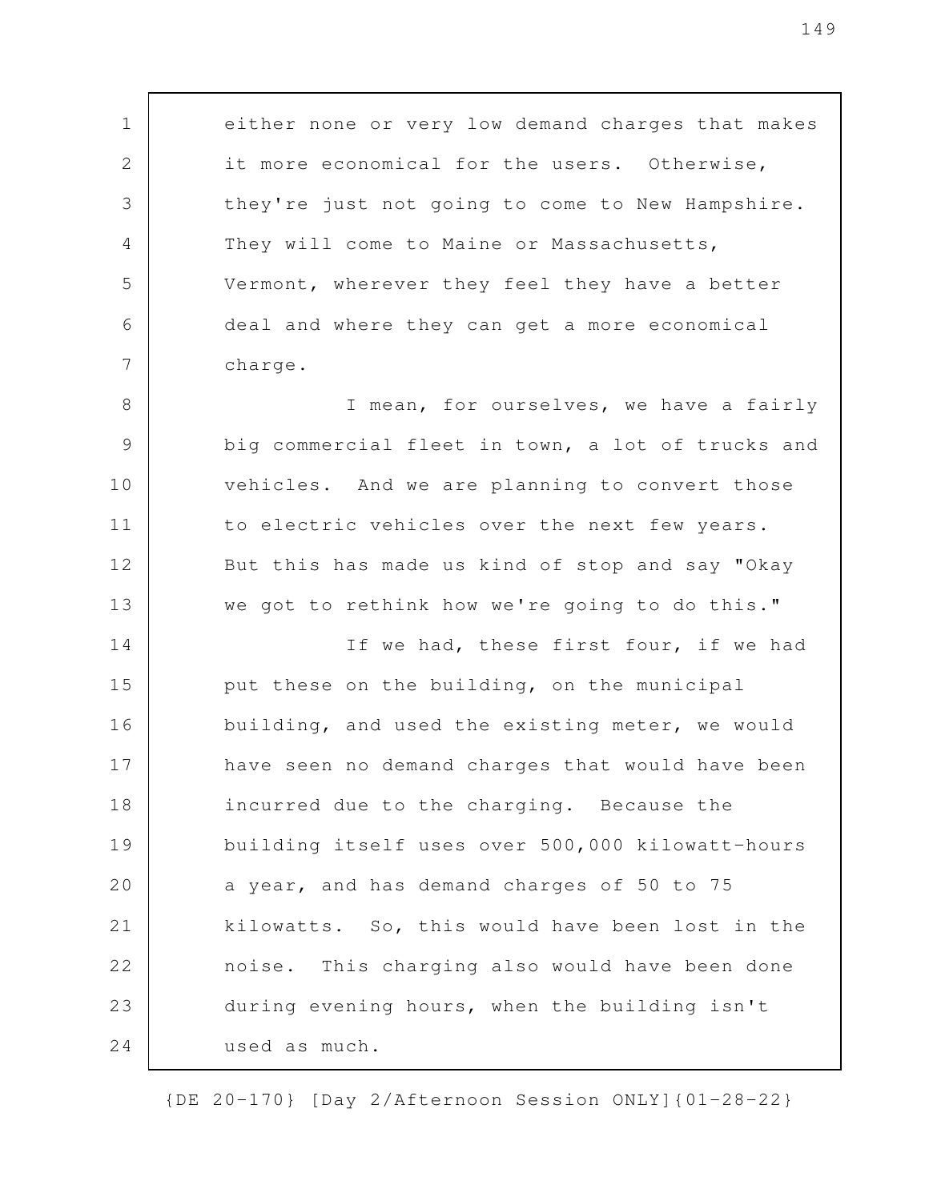either none or very low demand charges that makes it more economical for the users. Otherwise, they're just not going to come to New Hampshire. They will come to Maine or Massachusetts, Vermont, wherever they feel they have a better deal and where they can get a more economical charge.

I mean, for ourselves, we have a fairly big commercial fleet in town, a lot of trucks and vehicles. And we are planning to convert those to electric vehicles over the next few years. But this has made us kind of stop and say "Okay we got to rethink how we're going to do this."

If we had, these first four, if we had put these on the building, on the municipal building, and used the existing meter, we would have seen no demand charges that would have been incurred due to the charging. Because the building itself uses over 500,000 kilowatt-hours a year, and has demand charges of 50 to 75 kilowatts. So, this would have been lost in the noise. This charging also would have been done during evening hours, when the building isn't used as much.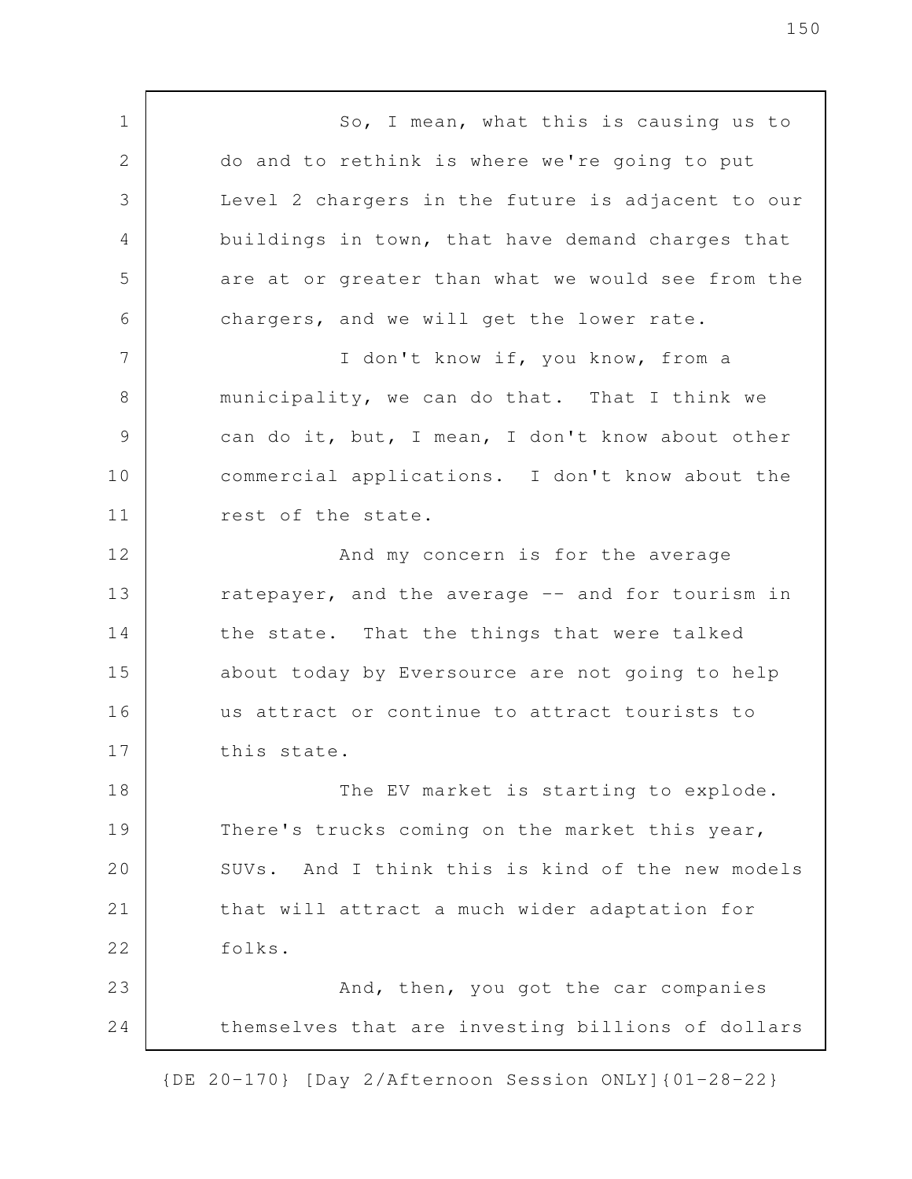So, I mean, what this is causing us to do and to rethink is where we're going to put Level 2 chargers in the future is adjacent to our buildings in town, that have demand charges that are at or greater than what we would see from the chargers, and we will get the lower rate.

I don't know if, you know, from a municipality, we can do that. That I think we can do it, but, I mean, I don't know about other commercial applications. I don't know about the rest of the state.

And my concern is for the average ratepayer, and the average -- and for tourism in the state. That the things that were talked about today by Eversource are not going to help us attract or continue to attract tourists to this state.

The EV market is starting to explode. There's trucks coming on the market this year, SUVs. And I think this is kind of the new models that will attract a much wider adaptation for folks.

And, then, you got the car companies themselves that are investing billions of dollars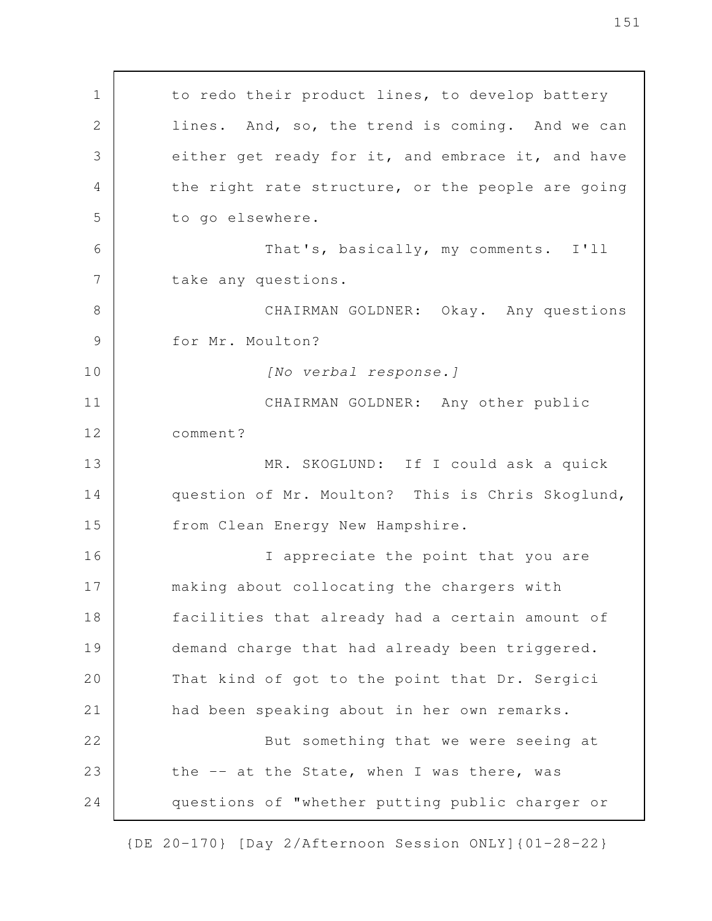to redo their product lines, to develop battery lines. And, so, the trend is coming. And we can either get ready for it, and embrace it, and have the right rate structure, or the people are going to go elsewhere.

That's, basically, my comments. I'll take any questions.

CHAIRMAN GOLDNER: Okay. Any questions for Mr. Moulton?

*[No verbal response.]*

CHAIRMAN GOLDNER: Any other public comment?

MR. SKOGLUND: If I could ask a quick question of Mr. Moulton? This is Chris Skoglund, from Clean Energy New Hampshire.

I appreciate the point that you are making about collocating the chargers with facilities that already had a certain amount of demand charge that had already been triggered. That kind of got to the point that Dr. Sergici had been speaking about in her own remarks.

But something that we were seeing at the -- at the State, when I was there, was questions of "whether putting public charger or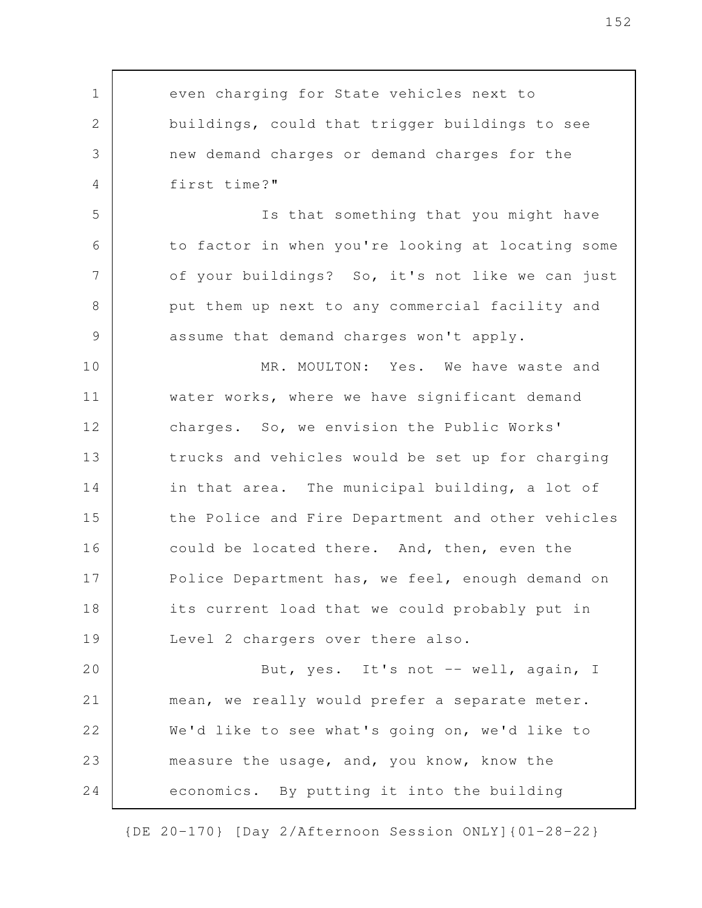even charging for State vehicles next to buildings, could that trigger buildings to see new demand charges or demand charges for the first time?"

Is that something that you might have to factor in when you're looking at locating some of your buildings? So, it's not like we can just put them up next to any commercial facility and assume that demand charges won't apply.

MR. MOULTON: Yes. We have waste and water works, where we have significant demand charges. So, we envision the Public Works' trucks and vehicles would be set up for charging in that area. The municipal building, a lot of the Police and Fire Department and other vehicles could be located there. And, then, even the Police Department has, we feel, enough demand on its current load that we could probably put in Level 2 chargers over there also.

But, yes. It's not -- well, again, I mean, we really would prefer a separate meter. We'd like to see what's going on, we'd like to measure the usage, and, you know, know the economics. By putting it into the building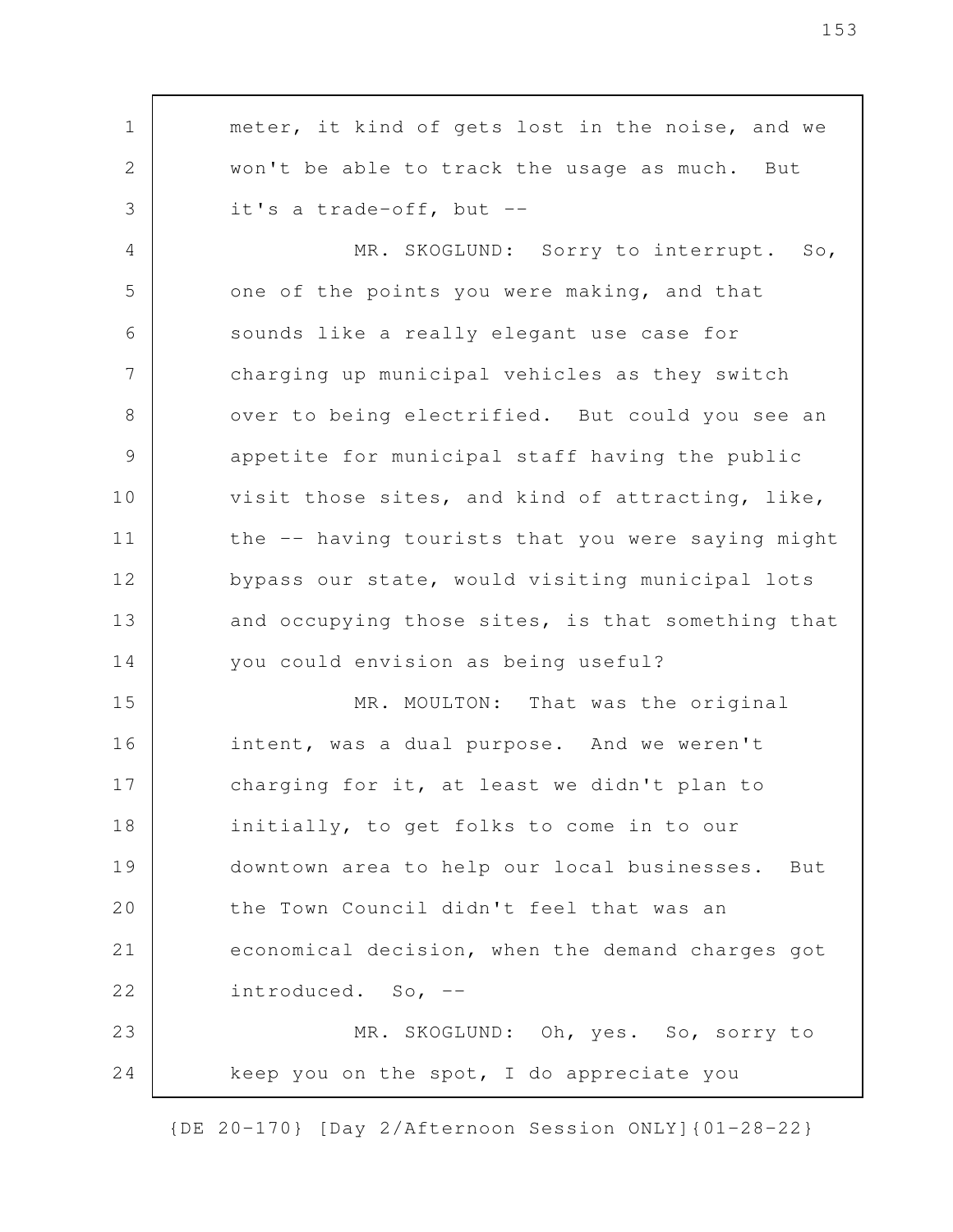meter, it kind of gets lost in the noise, and we won't be able to track the usage as much. But it's a trade-off, but --

MR. SKOGLUND: Sorry to interrupt. So, one of the points you were making, and that sounds like a really elegant use case for charging up municipal vehicles as they switch over to being electrified. But could you see an appetite for municipal staff having the public visit those sites, and kind of attracting, like, the -- having tourists that you were saying might bypass our state, would visiting municipal lots and occupying those sites, is that something that you could envision as being useful?

MR. MOULTON: That was the original intent, was a dual purpose. And we weren't charging for it, at least we didn't plan to initially, to get folks to come in to our downtown area to help our local businesses. But the Town Council didn't feel that was an economical decision, when the demand charges got introduced. So, --

MR. SKOGLUND: Oh, yes. So, sorry to keep you on the spot, I do appreciate you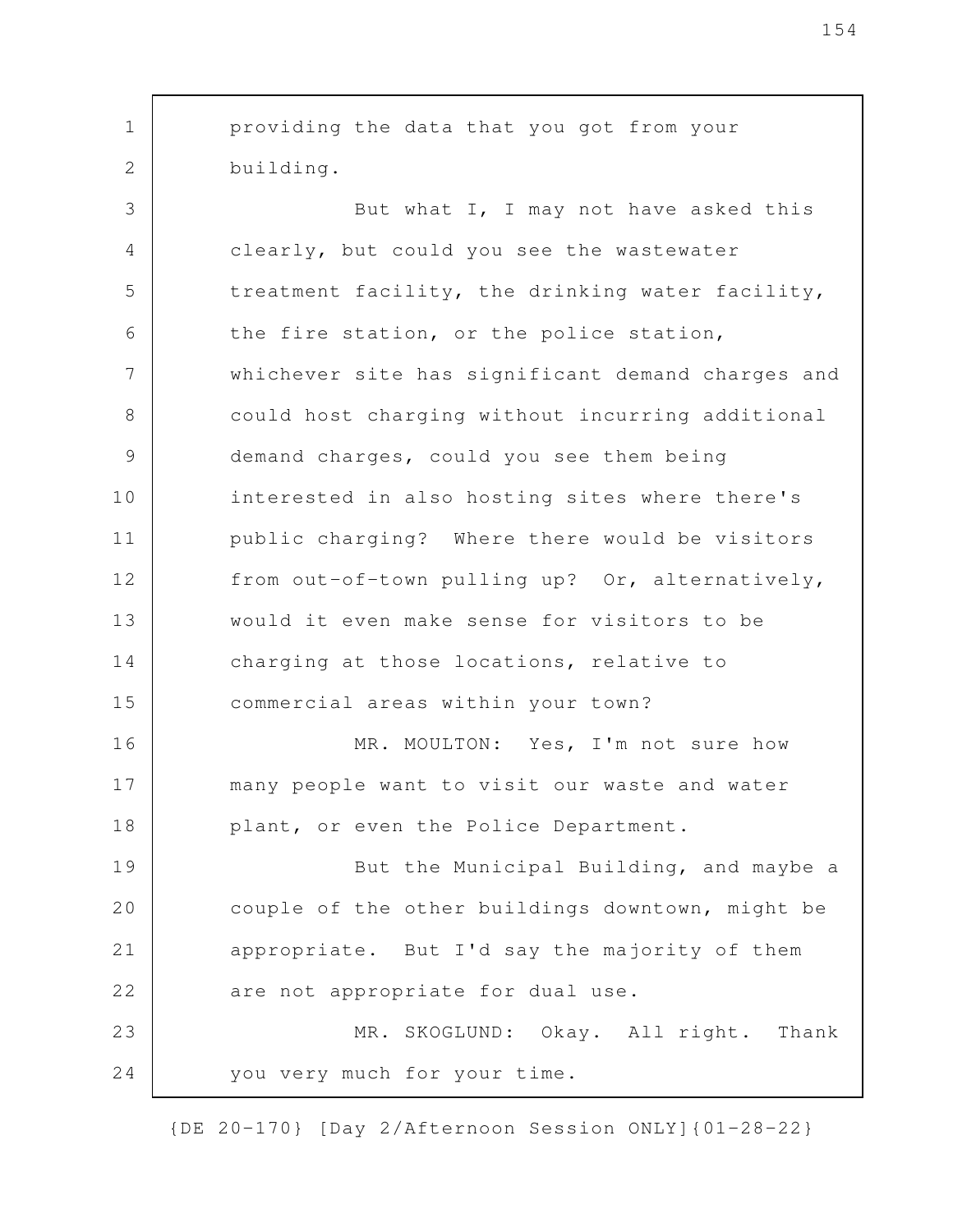providing the data that you got from your building.

But what I, I may not have asked this clearly, but could you see the wastewater treatment facility, the drinking water facility, the fire station, or the police station, whichever site has significant demand charges and could host charging without incurring additional demand charges, could you see them being interested in also hosting sites where there's public charging? Where there would be visitors from out-of-town pulling up? Or, alternatively, would it even make sense for visitors to be charging at those locations, relative to commercial areas within your town?

MR. MOULTON: Yes, I'm not sure how many people want to visit our waste and water plant, or even the Police Department.

But the Municipal Building, and maybe a couple of the other buildings downtown, might be appropriate. But I'd say the majority of them are not appropriate for dual use.

MR. SKOGLUND: Okay. All right. Thank you very much for your time.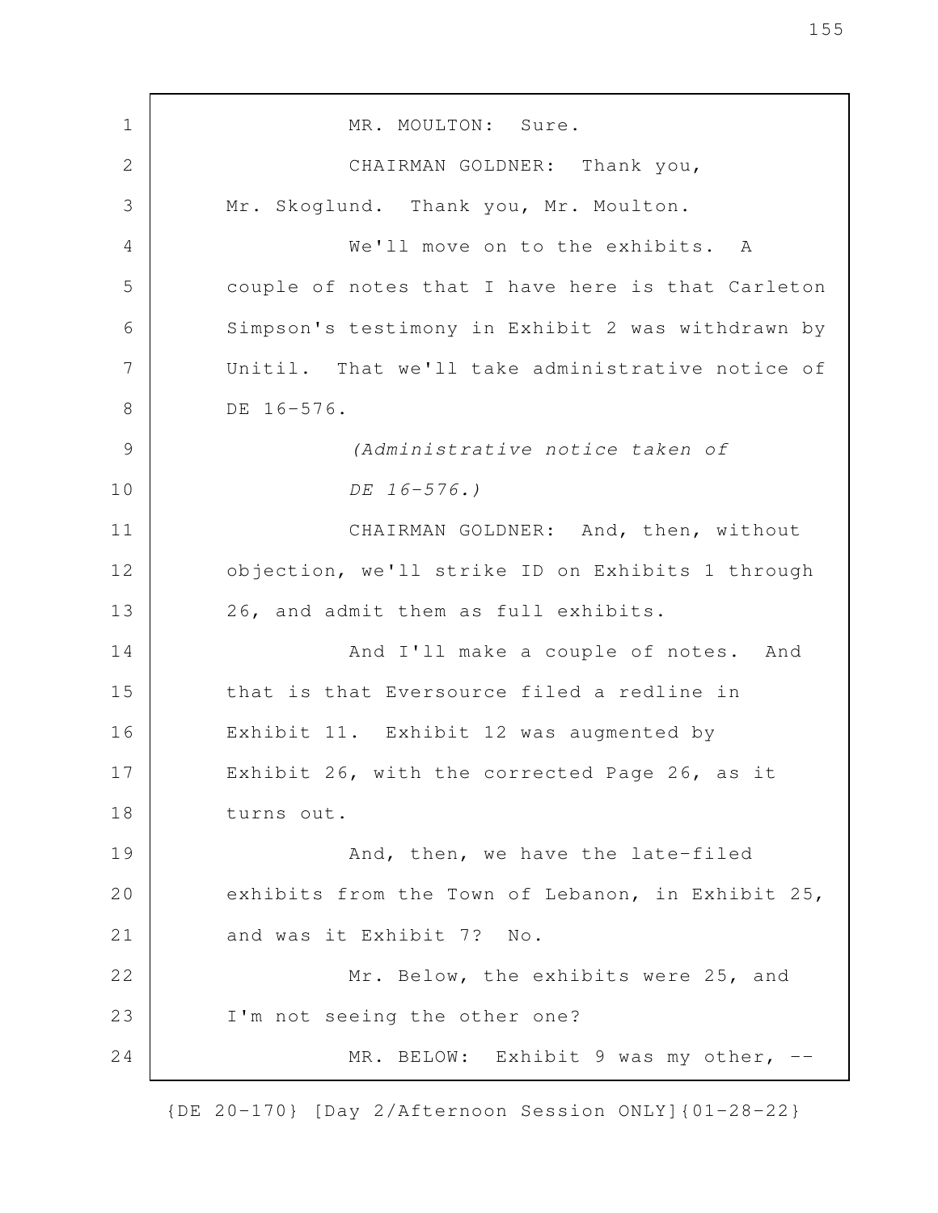MR. MOULTON: Sure.

CHAIRMAN GOLDNER: Thank you, Mr. Skoglund. Thank you, Mr. Moulton.

We'll move on to the exhibits. A couple of notes that I have here is that Carleton Simpson's testimony in Exhibit 2 was withdrawn by Unitil. That we'll take administrative notice of DE 16-576.

*(Administrative notice taken of DE 16-576.)*

CHAIRMAN GOLDNER: And, then, without objection, we'll strike ID on Exhibits 1 through 26, and admit them as full exhibits.

And I'll make a couple of notes. And that is that Eversource filed a redline in Exhibit 11. Exhibit 12 was augmented by Exhibit 26, with the corrected Page 26, as it turns out.

And, then, we have the late-filed exhibits from the Town of Lebanon, in Exhibit 25, and was it Exhibit 7? No.

Mr. Below, the exhibits were 25, and I'm not seeing the other one?

MR. BELOW: Exhibit 9 was my other, --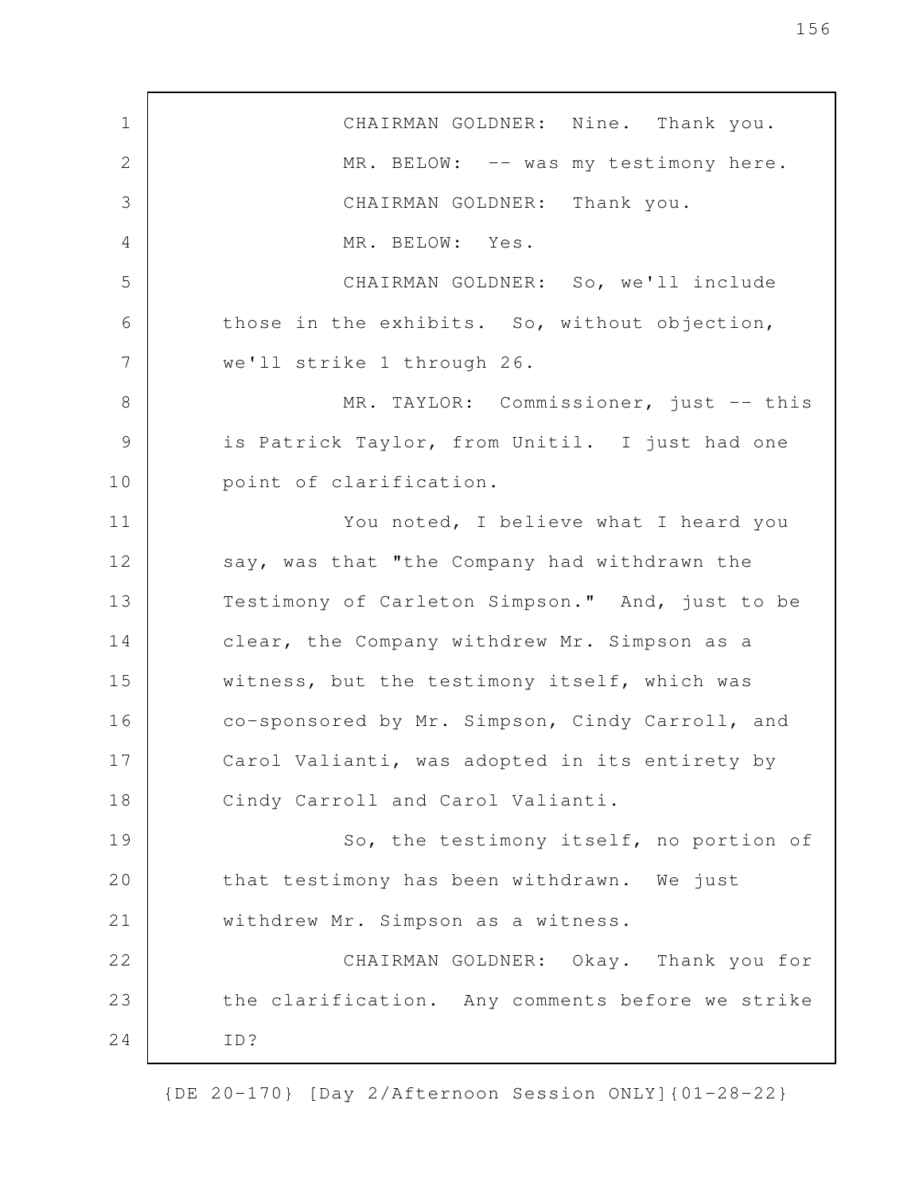CHAIRMAN GOLDNER: Nine. Thank you.

MR. BELOW: -- was my testimony here.

CHAIRMAN GOLDNER: Thank you.

MR. BELOW: Yes.

CHAIRMAN GOLDNER: So, we'll include those in the exhibits. So, without objection, we'll strike 1 through 26.

MR. TAYLOR: Commissioner, just -- this is Patrick Taylor, from Unitil. I just had one point of clarification.

You noted, I believe what I heard you say, was that "the Company had withdrawn the Testimony of Carleton Simpson." And, just to be clear, the Company withdrew Mr. Simpson as a witness, but the testimony itself, which was co-sponsored by Mr. Simpson, Cindy Carroll, and Carol Valianti, was adopted in its entirety by Cindy Carroll and Carol Valianti.

So, the testimony itself, no portion of that testimony has been withdrawn. We just withdrew Mr. Simpson as a witness.

CHAIRMAN GOLDNER: Okay. Thank you for the clarification. Any comments before we strike ID?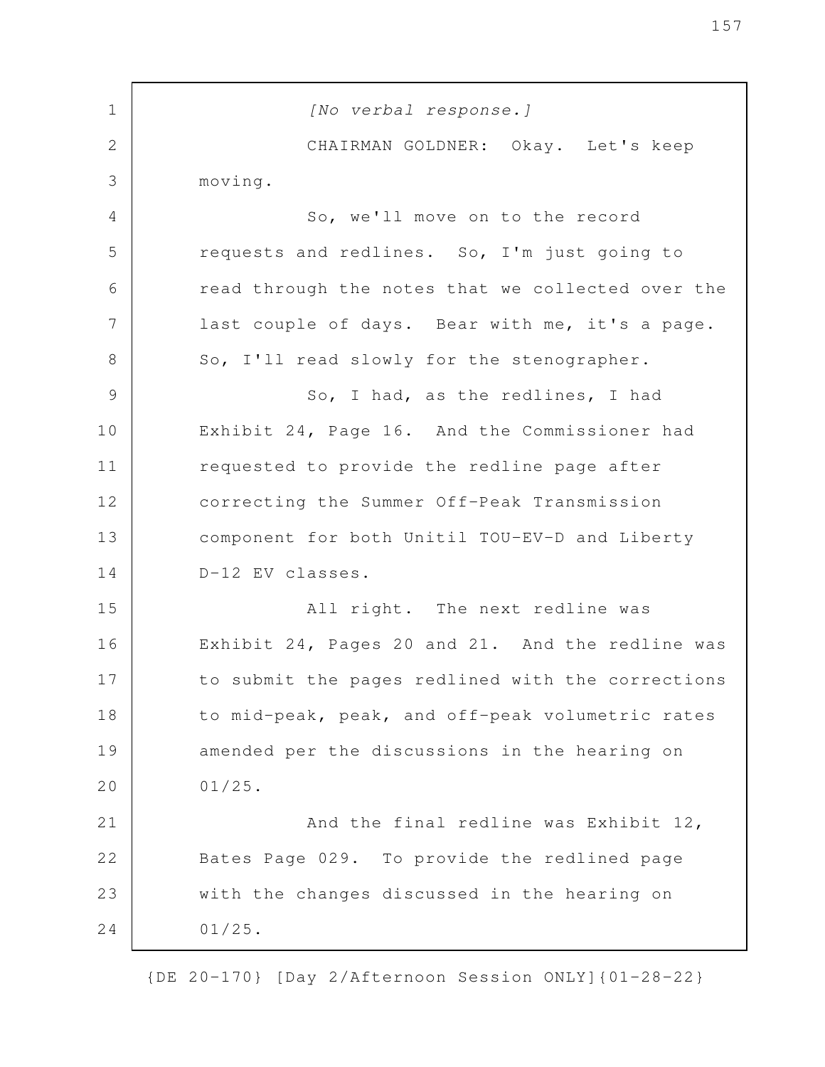*[No verbal response.]*

CHAIRMAN GOLDNER: Okay. Let's keep moving.

So, we'll move on to the record requests and redlines. So, I'm just going to read through the notes that we collected over the last couple of days. Bear with me, it's a page. So, I'll read slowly for the stenographer.

So, I had, as the redlines, I had Exhibit 24, Page 16. And the Commissioner had requested to provide the redline page after correcting the Summer Off-Peak Transmission component for both Unitil TOU-EV-D and Liberty D-12 EV classes.

All right. The next redline was Exhibit 24, Pages 20 and 21. And the redline was to submit the pages redlined with the corrections to mid-peak, peak, and off-peak volumetric rates amended per the discussions in the hearing on 01/25.

And the final redline was Exhibit 12, Bates Page 029. To provide the redlined page with the changes discussed in the hearing on 01/25.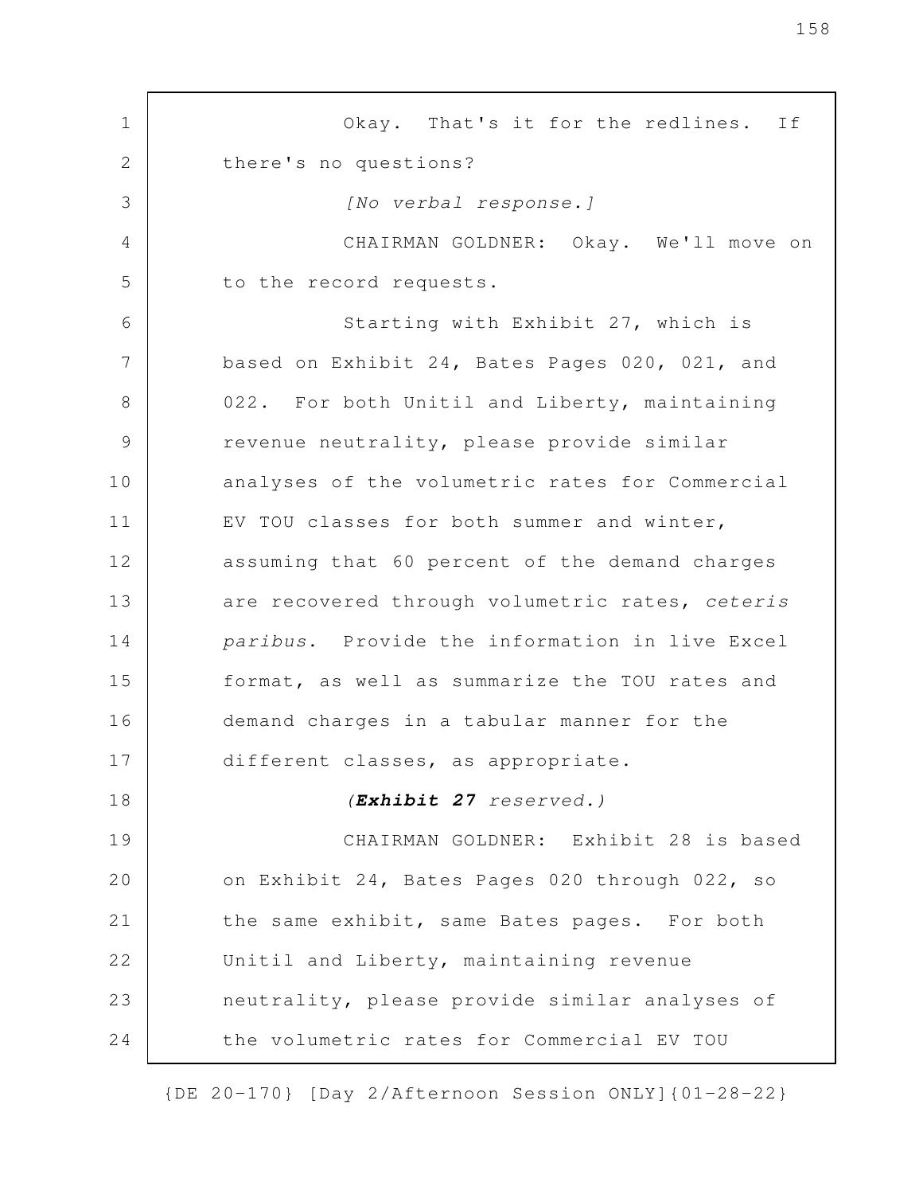Okay. That's it for the redlines. If there's no questions?

*[No verbal response.]*

CHAIRMAN GOLDNER: Okay. We'll move on to the record requests.

Starting with Exhibit 27, which is based on Exhibit 24, Bates Pages 020, 021, and 022. For both Unitil and Liberty, maintaining revenue neutrality, please provide similar analyses of the volumetric rates for Commercial EV TOU classes for both summer and winter, assuming that 60 percent of the demand charges are recovered through volumetric rates, *ceteris paribus*. Provide the information in live Excel format, as well as summarize the TOU rates and demand charges in a tabular manner for the different classes, as appropriate.

*(**Exhibit 27** reserved.)*

CHAIRMAN GOLDNER: Exhibit 28 is based on Exhibit 24, Bates Pages 020 through 022, so the same exhibit, same Bates pages. For both Unitil and Liberty, maintaining revenue neutrality, please provide similar analyses of the volumetric rates for Commercial EV TOU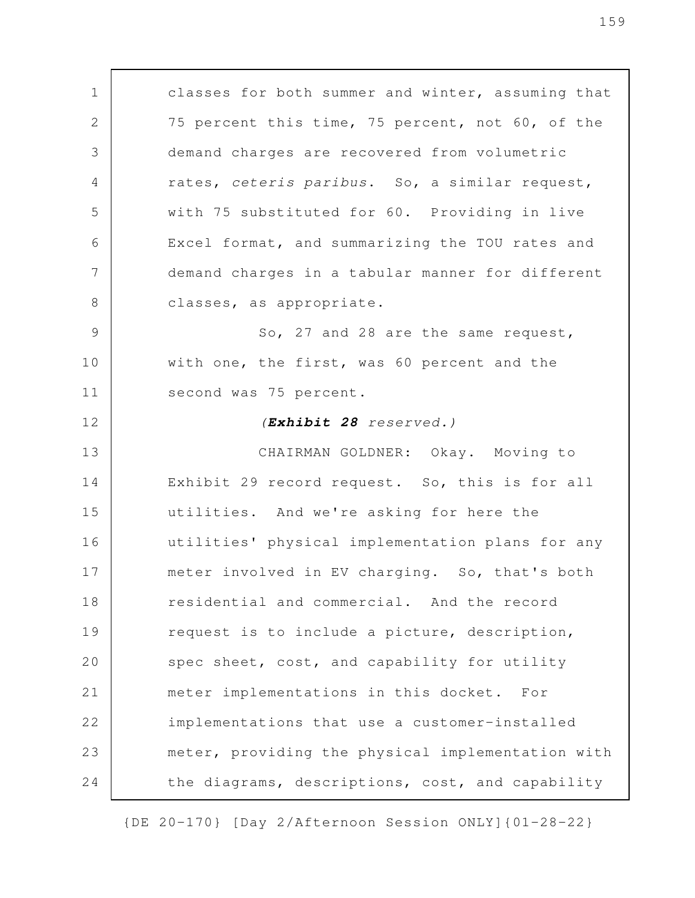classes for both summer and winter, assuming that 75 percent this time, 75 percent, not 60, of the demand charges are recovered from volumetric rates, *ceteris paribus*. So, a similar request, with 75 substituted for 60. Providing in live Excel format, and summarizing the TOU rates and demand charges in a tabular manner for different classes, as appropriate.

So, 27 and 28 are the same request, with one, the first, was 60 percent and the second was 75 percent.

*(**Exhibit 28** reserved.)*

CHAIRMAN GOLDNER: Okay. Moving to Exhibit 29 record request. So, this is for all utilities. And we're asking for here the utilities' physical implementation plans for any meter involved in EV charging. So, that's both residential and commercial. And the record request is to include a picture, description, spec sheet, cost, and capability for utility meter implementations in this docket. For implementations that use a customer-installed meter, providing the physical implementation with the diagrams, descriptions, cost, and capability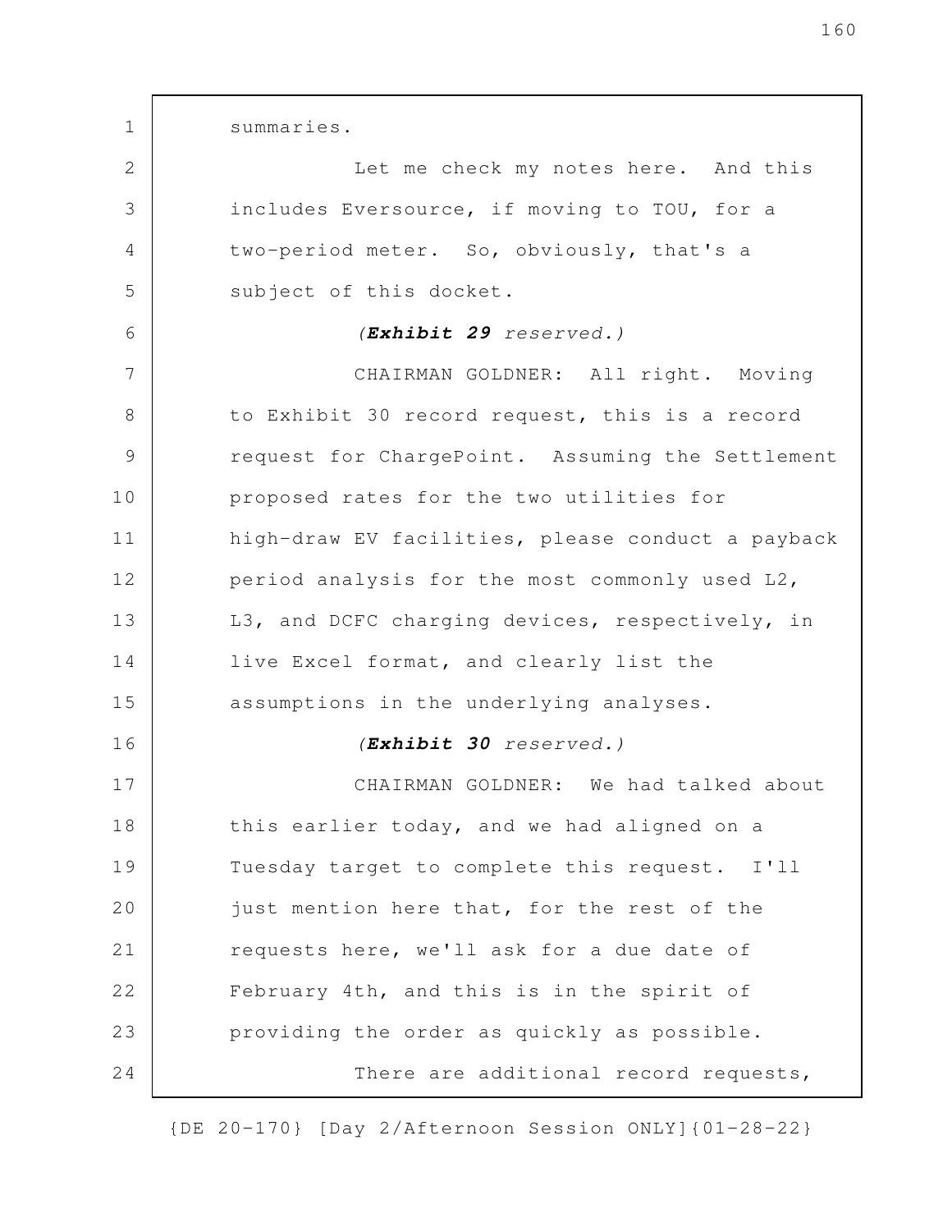summaries.

Let me check my notes here. And this includes Eversource, if moving to TOU, for a two-period meter. So, obviously, that's a subject of this docket.

*(**Exhibit 29** reserved.)*

CHAIRMAN GOLDNER: All right. Moving to Exhibit 30 record request, this is a record request for ChargePoint. Assuming the Settlement proposed rates for the two utilities for high-draw EV facilities, please conduct a payback period analysis for the most commonly used L2, L3, and DCFC charging devices, respectively, in live Excel format, and clearly list the assumptions in the underlying analyses.

*(**Exhibit 30** reserved.)*

CHAIRMAN GOLDNER: We had talked about this earlier today, and we had aligned on a Tuesday target to complete this request. I'll just mention here that, for the rest of the requests here, we'll ask for a due date of February 4th, and this is in the spirit of providing the order as quickly as possible.

There are additional record requests,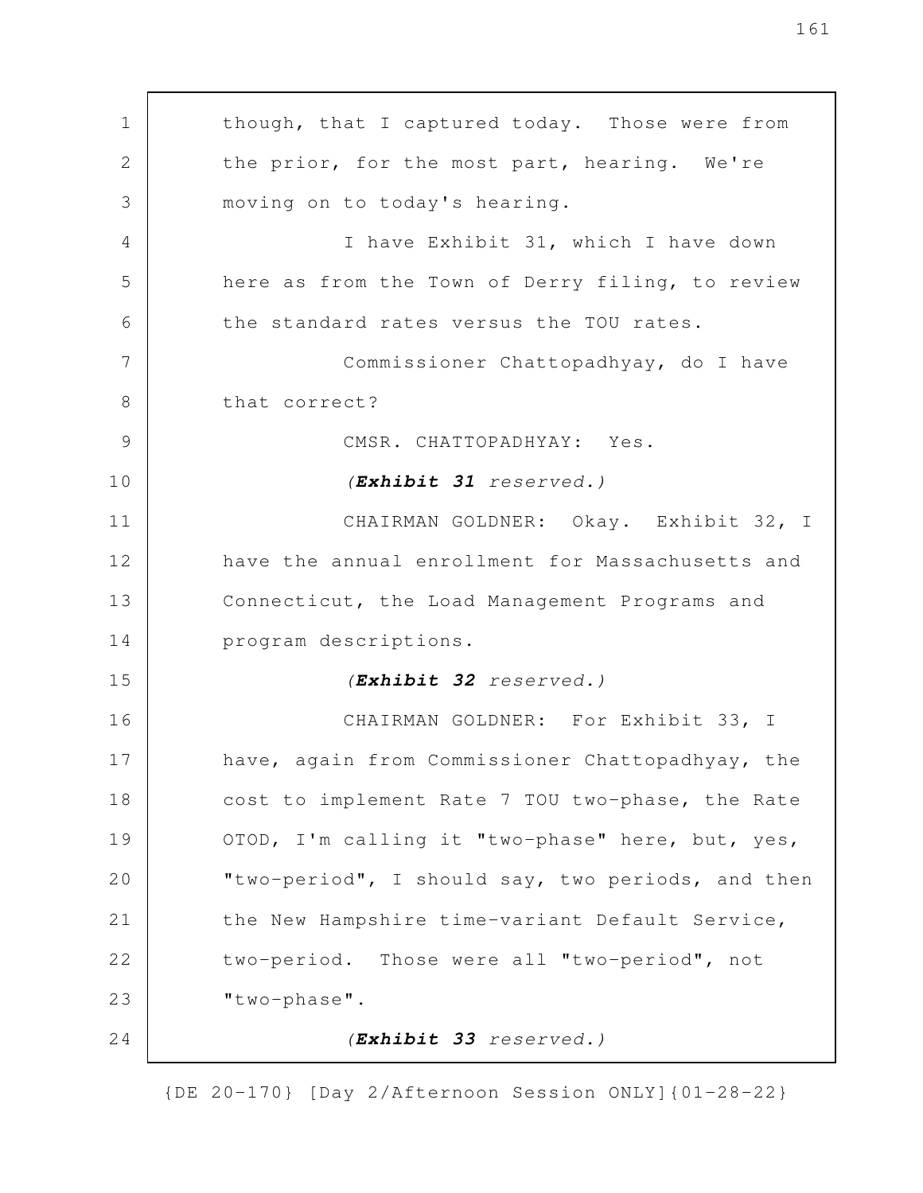though, that I captured today. Those were from the prior, for the most part, hearing. We're moving on to today's hearing.

I have Exhibit 31, which I have down here as from the Town of Derry filing, to review the standard rates versus the TOU rates.

Commissioner Chattopadhyay, do I have that correct?

CMSR. CHATTOPADHYAY: Yes.

*(**Exhibit 31** reserved.)*

CHAIRMAN GOLDNER: Okay. Exhibit 32, I have the annual enrollment for Massachusetts and Connecticut, the Load Management Programs and program descriptions.

*(**Exhibit 32** reserved.)*

CHAIRMAN GOLDNER: For Exhibit 33, I have, again from Commissioner Chattopadhyay, the cost to implement Rate 7 TOU two-phase, the Rate OTOD, I'm calling it "two-phase" here, but, yes, "two-period", I should say, two periods, and then the New Hampshire time-variant Default Service, two-period. Those were all "two-period", not "two-phase".

*(**Exhibit 33** reserved.)*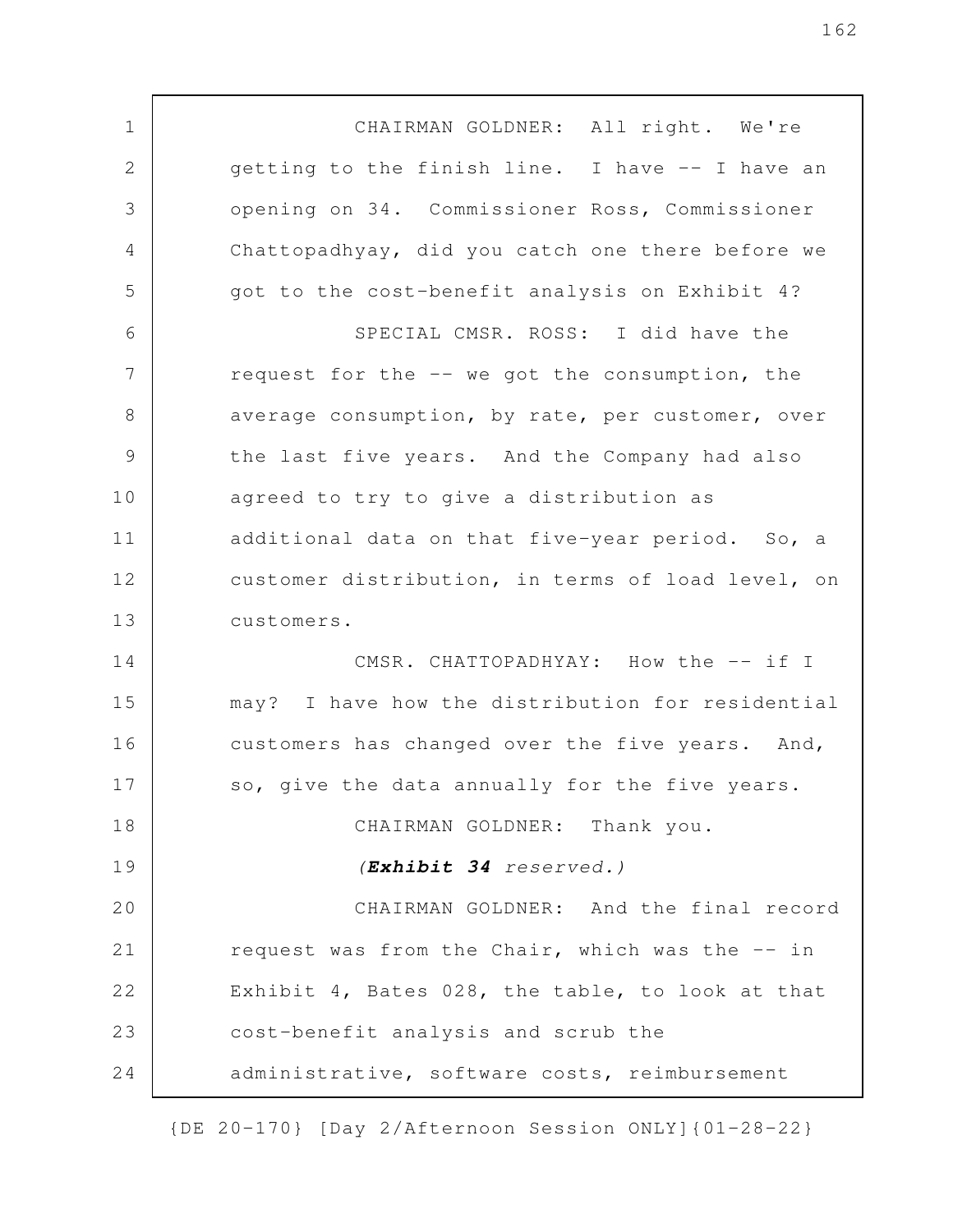CHAIRMAN GOLDNER: All right. We're getting to the finish line. I have -- I have an opening on 34. Commissioner Ross, Commissioner Chattopadhyay, did you catch one there before we got to the cost-benefit analysis on Exhibit 4?

SPECIAL CMSR. ROSS: I did have the request for the -- we got the consumption, the average consumption, by rate, per customer, over the last five years. And the Company had also agreed to try to give a distribution as additional data on that five-year period. So, a customer distribution, in terms of load level, on customers.

CMSR. CHATTOPADHYAY: How the -- if I may? I have how the distribution for residential customers has changed over the five years. And, so, give the data annually for the five years.

CHAIRMAN GOLDNER: Thank you.

*(**Exhibit 34** reserved.)*

CHAIRMAN GOLDNER: And the final record request was from the Chair, which was the -- in Exhibit 4, Bates 028, the table, to look at that cost-benefit analysis and scrub the administrative, software costs, reimbursement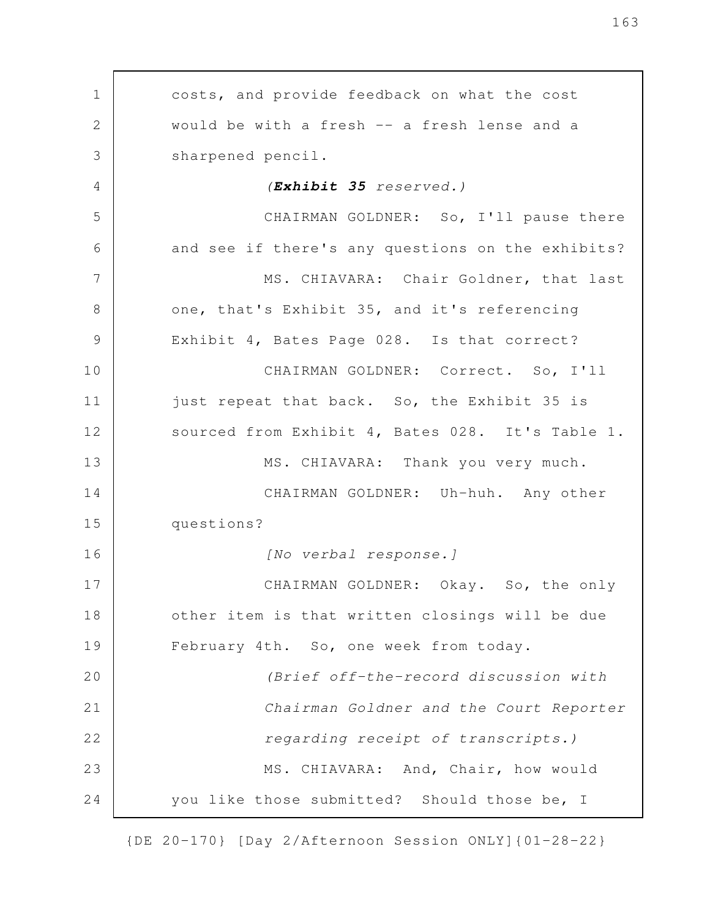costs, and provide feedback on what the cost would be with a fresh -- a fresh lense and a sharpened pencil.

(***Exhibit 35*** *reserved.)*

CHAIRMAN GOLDNER: So, I'll pause there and see if there's any questions on the exhibits?

MS. CHIAVARA: Chair Goldner, that last one, that's Exhibit 35, and it's referencing Exhibit 4, Bates Page 028. Is that correct?

CHAIRMAN GOLDNER: Correct. So, I'll just repeat that back. So, the Exhibit 35 is sourced from Exhibit 4, Bates 028. It's Table 1.

MS. CHIAVARA: Thank you very much.

CHAIRMAN GOLDNER: Uh-huh. Any other questions?

*[No verbal response.]*

CHAIRMAN GOLDNER: Okay. So, the only other item is that written closings will be due February 4th. So, one week from today.

*(Brief off-the-record discussion with Chairman Goldner and the Court Reporter regarding receipt of transcripts.)*

MS. CHIAVARA: And, Chair, how would you like those submitted? Should those be, I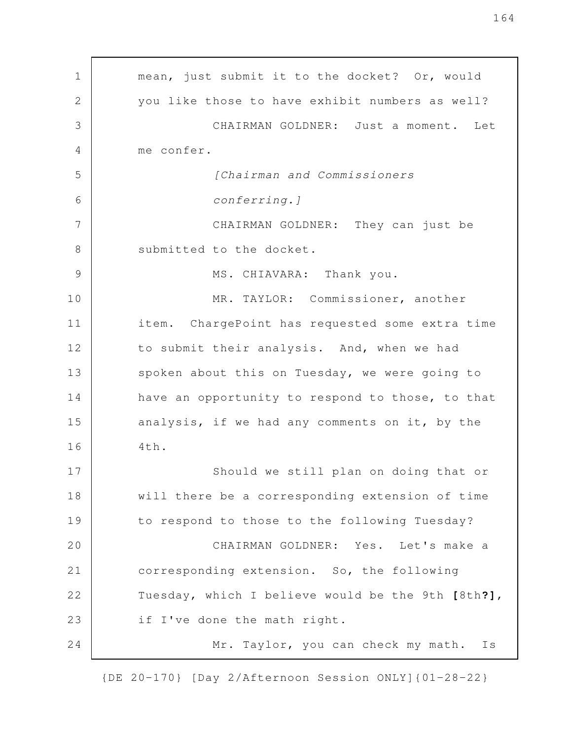mean, just submit it to the docket? Or, would you like those to have exhibit numbers as well?

CHAIRMAN GOLDNER: Just a moment. Let me confer.

*[Chairman and Commissioners conferring.]*

CHAIRMAN GOLDNER: They can just be submitted to the docket.

MS. CHIAVARA: Thank you.

MR. TAYLOR: Commissioner, another item. ChargePoint has requested some extra time to submit their analysis. And, when we had spoken about this on Tuesday, we were going to have an opportunity to respond to those, to that analysis, if we had any comments on it, by the 4th.

Should we still plan on doing that or will there be a corresponding extension of time to respond to those to the following Tuesday?

CHAIRMAN GOLDNER: Yes. Let's make a corresponding extension. So, the following Tuesday, which I believe would be the 9th **[**8th**?]**, if I've done the math right.

Mr. Taylor, you can check my math. Is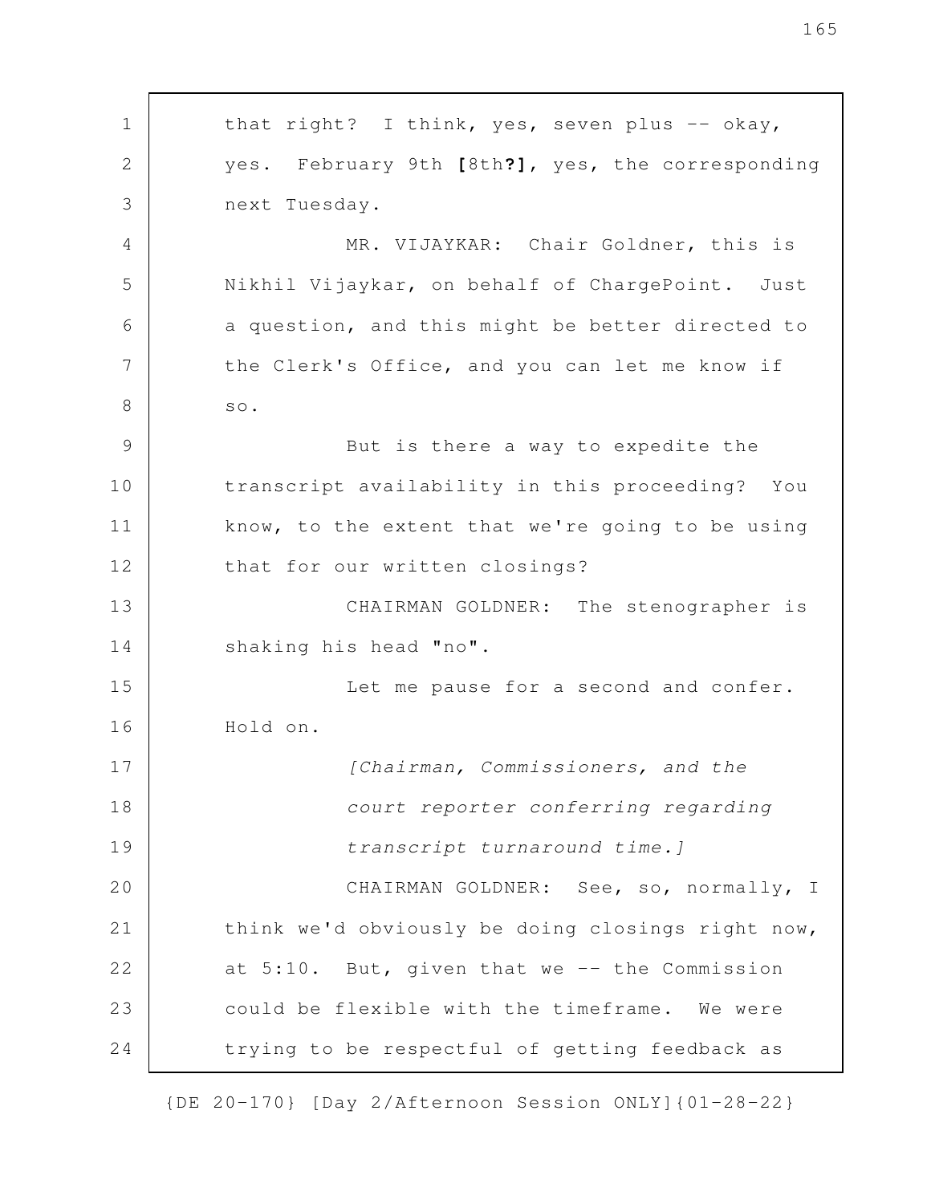that right? I think, yes, seven plus -- okay, yes. February 9th **[**8th**?]**, yes, the corresponding next Tuesday.

MR. VIJAYKAR: Chair Goldner, this is Nikhil Vijaykar, on behalf of ChargePoint. Just a question, and this might be better directed to the Clerk's Office, and you can let me know if so.

But is there a way to expedite the transcript availability in this proceeding? You know, to the extent that we're going to be using that for our written closings?

CHAIRMAN GOLDNER: The stenographer is shaking his head "no".

Let me pause for a second and confer. Hold on.

*[Chairman, Commissioners, and the court reporter conferring regarding transcript turnaround time.]*

CHAIRMAN GOLDNER: See, so, normally, I think we'd obviously be doing closings right now, at 5:10. But, given that we -- the Commission could be flexible with the timeframe. We were trying to be respectful of getting feedback as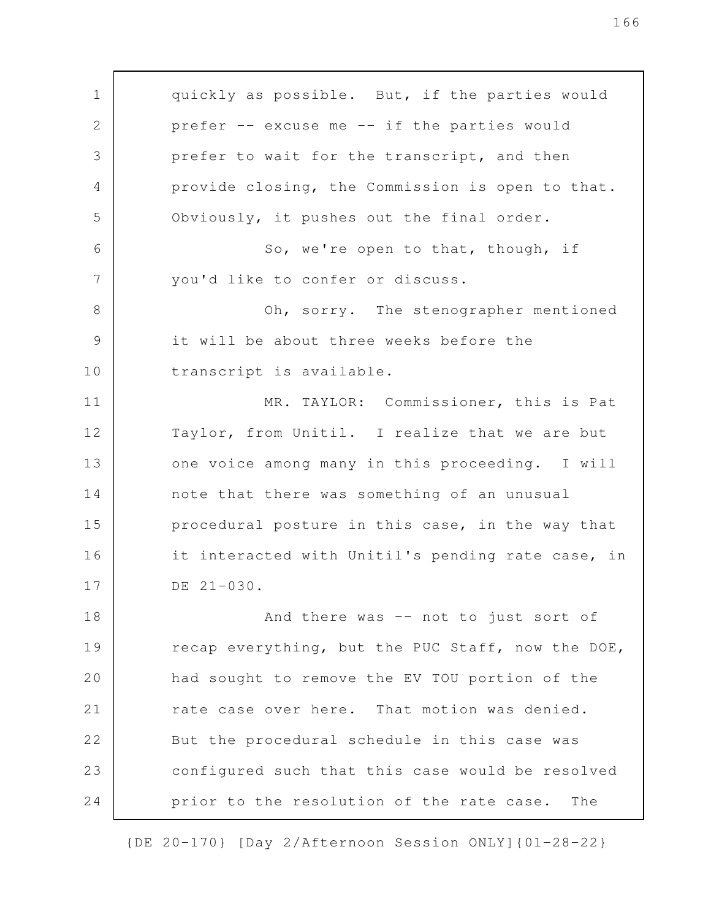quickly as possible. But, if the parties would prefer -- excuse me -- if the parties would prefer to wait for the transcript, and then provide closing, the Commission is open to that. Obviously, it pushes out the final order.

So, we're open to that, though, if you'd like to confer or discuss.

Oh, sorry. The stenographer mentioned it will be about three weeks before the transcript is available.

MR. TAYLOR: Commissioner, this is Pat Taylor, from Unitil. I realize that we are but one voice among many in this proceeding. I will note that there was something of an unusual procedural posture in this case, in the way that it interacted with Unitil's pending rate case, in DE 21-030.

And there was -- not to just sort of recap everything, but the PUC Staff, now the DOE, had sought to remove the EV TOU portion of the rate case over here. That motion was denied. But the procedural schedule in this case was configured such that this case would be resolved prior to the resolution of the rate case. The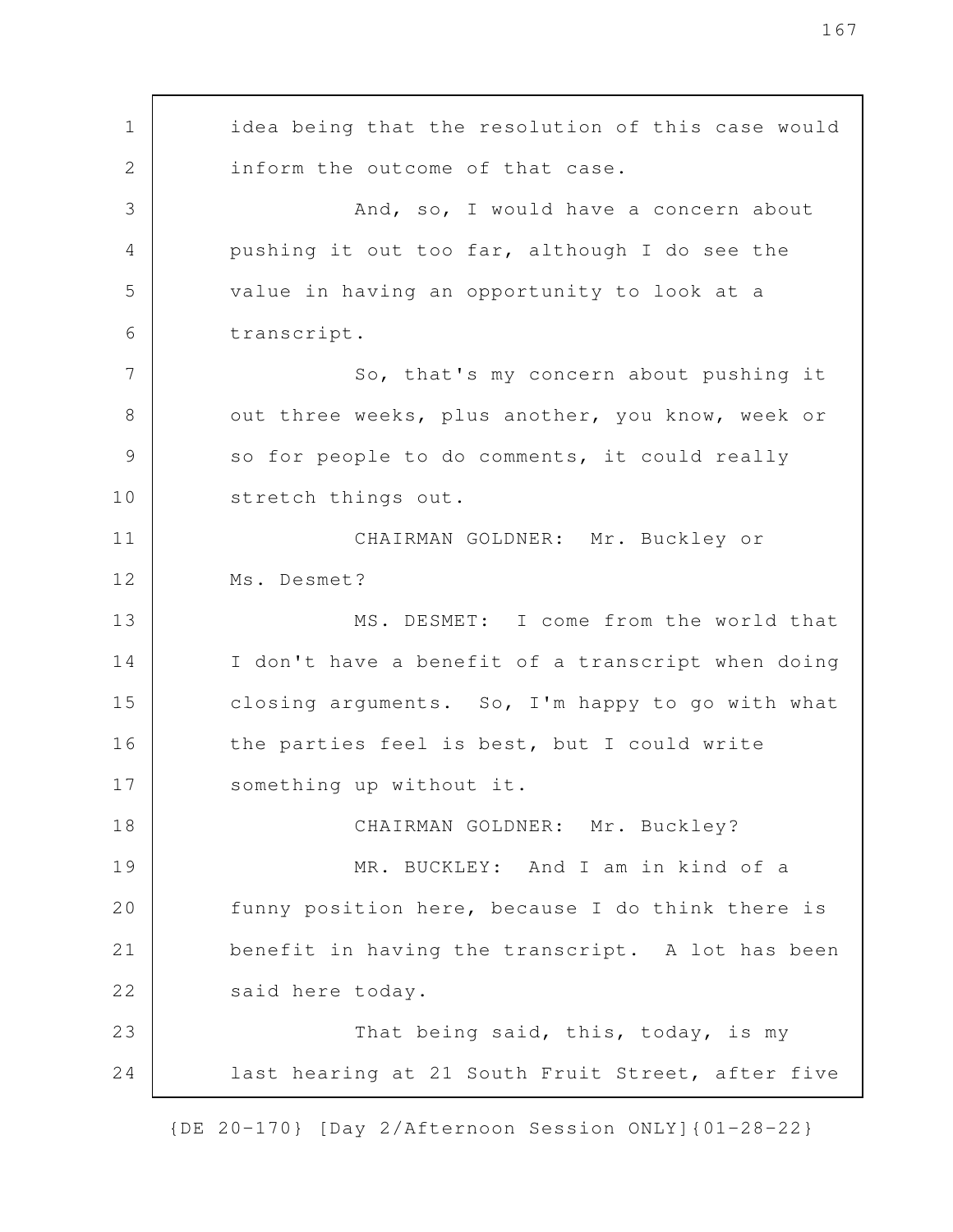idea being that the resolution of this case would inform the outcome of that case.

And, so, I would have a concern about pushing it out too far, although I do see the value in having an opportunity to look at a transcript.

So, that's my concern about pushing it out three weeks, plus another, you know, week or so for people to do comments, it could really stretch things out.

CHAIRMAN GOLDNER: Mr. Buckley or Ms. Desmet?

MS. DESMET: I come from the world that I don't have a benefit of a transcript when doing closing arguments. So, I'm happy to go with what the parties feel is best, but I could write something up without it.

CHAIRMAN GOLDNER: Mr. Buckley?

MR. BUCKLEY: And I am in kind of a funny position here, because I do think there is benefit in having the transcript. A lot has been said here today.

That being said, this, today, is my last hearing at 21 South Fruit Street, after five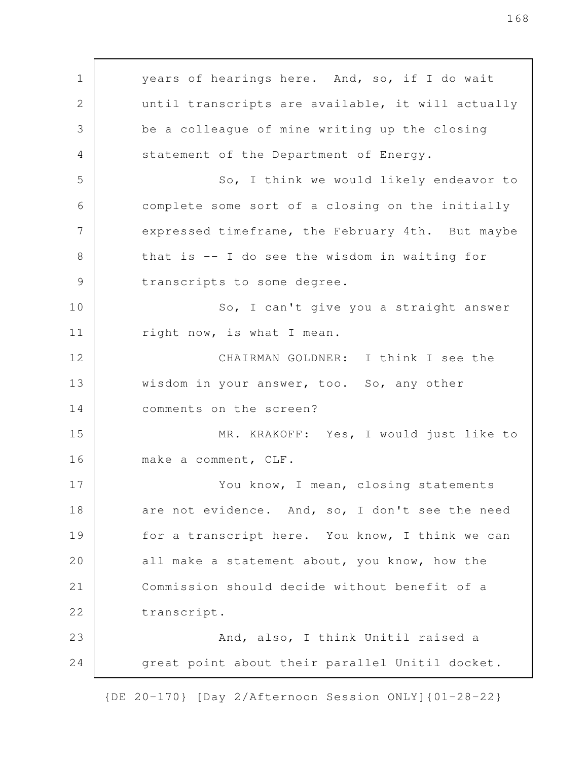years of hearings here. And, so, if I do wait until transcripts are available, it will actually be a colleague of mine writing up the closing statement of the Department of Energy.

So, I think we would likely endeavor to complete some sort of a closing on the initially expressed timeframe, the February 4th. But maybe that is -- I do see the wisdom in waiting for transcripts to some degree.

So, I can't give you a straight answer right now, is what I mean.

CHAIRMAN GOLDNER: I think I see the wisdom in your answer, too. So, any other comments on the screen?

MR. KRAKOFF: Yes, I would just like to make a comment, CLF.

You know, I mean, closing statements are not evidence. And, so, I don't see the need for a transcript here. You know, I think we can all make a statement about, you know, how the Commission should decide without benefit of a transcript.

And, also, I think Unitil raised a great point about their parallel Unitil docket.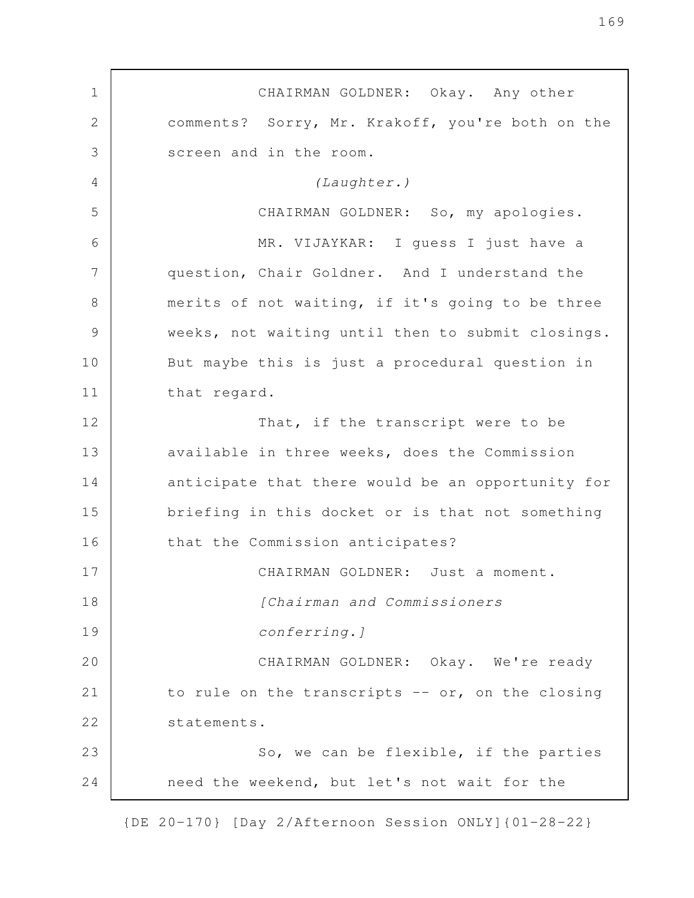CHAIRMAN GOLDNER: Okay. Any other comments? Sorry, Mr. Krakoff, you're both on the screen and in the room.

*(Laughter.)*

CHAIRMAN GOLDNER: So, my apologies.

MR. VIJAYKAR: I guess I just have a question, Chair Goldner. And I understand the merits of not waiting, if it's going to be three weeks, not waiting until then to submit closings. But maybe this is just a procedural question in that regard.

That, if the transcript were to be available in three weeks, does the Commission anticipate that there would be an opportunity for briefing in this docket or is that not something that the Commission anticipates?

CHAIRMAN GOLDNER: Just a moment.

*[Chairman and Commissioners conferring.]*

CHAIRMAN GOLDNER: Okay. We're ready to rule on the transcripts -- or, on the closing statements.

So, we can be flexible, if the parties need the weekend, but let's not wait for the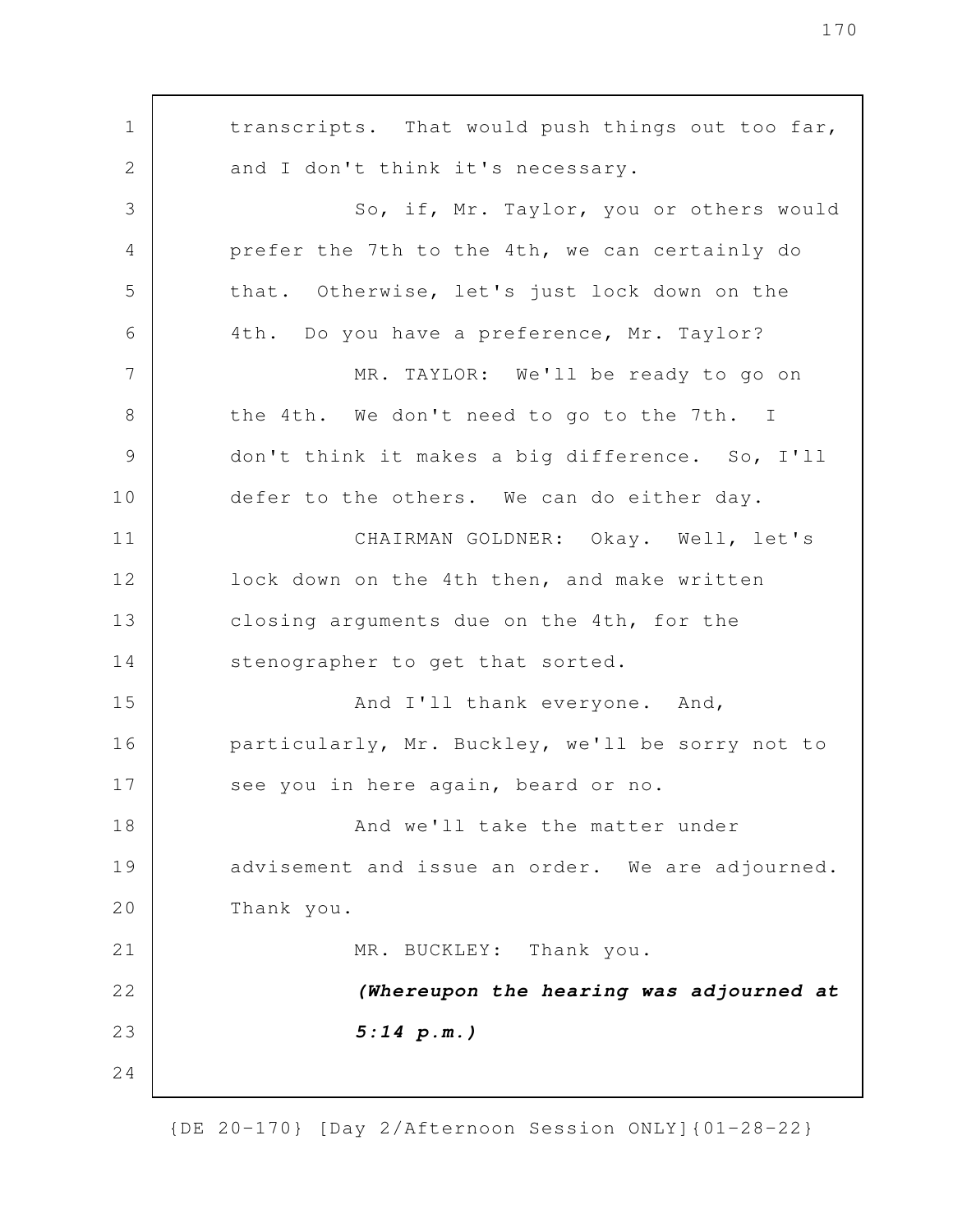transcripts. That would push things out too far, and I don't think it's necessary.

So, if, Mr. Taylor, you or others would prefer the 7th to the 4th, we can certainly do that. Otherwise, let's just lock down on the 4th. Do you have a preference, Mr. Taylor?

MR. TAYLOR: We'll be ready to go on the 4th. We don't need to go to the 7th. I don't think it makes a big difference. So, I'll defer to the others. We can do either day.

CHAIRMAN GOLDNER: Okay. Well, let's lock down on the 4th then, and make written closing arguments due on the 4th, for the stenographer to get that sorted.

And I'll thank everyone. And, particularly, Mr. Buckley, we'll be sorry not to see you in here again, beard or no.

And we'll take the matter under advisement and issue an order. We are adjourned. Thank you.

MR. BUCKLEY: Thank you.

***(Whereupon the hearing was adjourned at 5:14 p.m.)***